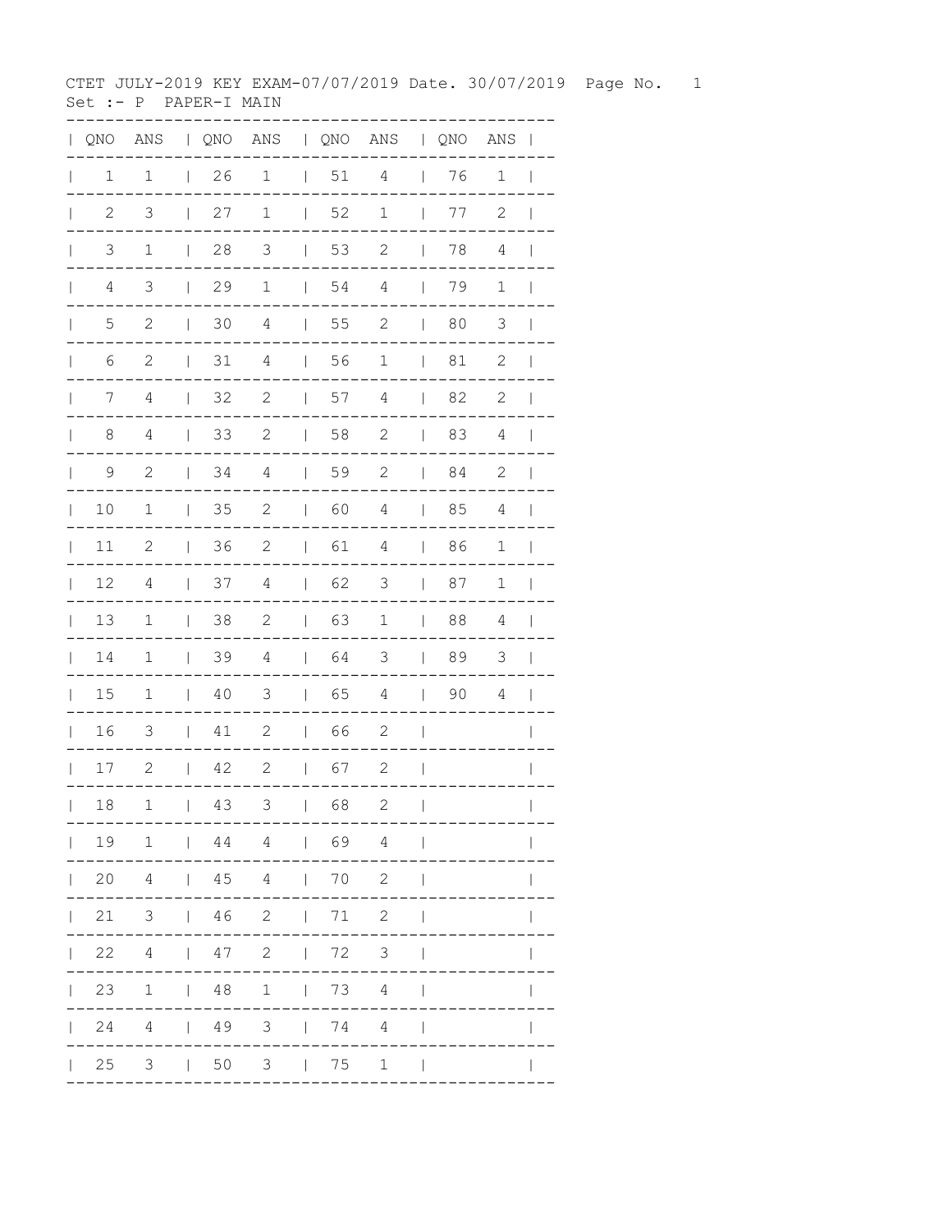CTET JULY-2019 KEY EXAM-07/07/2019 Date. 30/07/2019 Page No. 1

Set :- P PAPER-I MAIN

| QNO | ANS | QNO | ANS | QNO | ANS | QNO | ANS |
|---|---|---|---|---|---|---|---|
| 1 | 1 | 26 | 1 | 51 | 4 | 76 | 1 |
| 2 | 3 | 27 | 1 | 52 | 1 | 77 | 2 |
| 3 | 1 | 28 | 3 | 53 | 2 | 78 | 4 |
| 4 | 3 | 29 | 1 | 54 | 4 | 79 | 1 |
| 5 | 2 | 30 | 4 | 55 | 2 | 80 | 3 |
| 6 | 2 | 31 | 4 | 56 | 1 | 81 | 2 |
| 7 | 4 | 32 | 2 | 57 | 4 | 82 | 2 |
| 8 | 4 | 33 | 2 | 58 | 2 | 83 | 4 |
| 9 | 2 | 34 | 4 | 59 | 2 | 84 | 2 |
| 10 | 1 | 35 | 2 | 60 | 4 | 85 | 4 |
| 11 | 2 | 36 | 2 | 61 | 4 | 86 | 1 |
| 12 | 4 | 37 | 4 | 62 | 3 | 87 | 1 |
| 13 | 1 | 38 | 2 | 63 | 1 | 88 | 4 |
| 14 | 1 | 39 | 4 | 64 | 3 | 89 | 3 |
| 15 | 1 | 40 | 3 | 65 | 4 | 90 | 4 |
| 16 | 3 | 41 | 2 | 66 | 2 | | |
| 17 | 2 | 42 | 2 | 67 | 2 | | |
| 18 | 1 | 43 | 3 | 68 | 2 | | |
| 19 | 1 | 44 | 4 | 69 | 4 | | |
| 20 | 4 | 45 | 4 | 70 | 2 | | |
| 21 | 3 | 46 | 2 | 71 | 2 | | |
| 22 | 4 | 47 | 2 | 72 | 3 | | |
| 23 | 1 | 48 | 1 | 73 | 4 | | |
| 24 | 4 | 49 | 3 | 74 | 4 | | |
| 25 | 3 | 50 | 3 | 75 | 1 | | |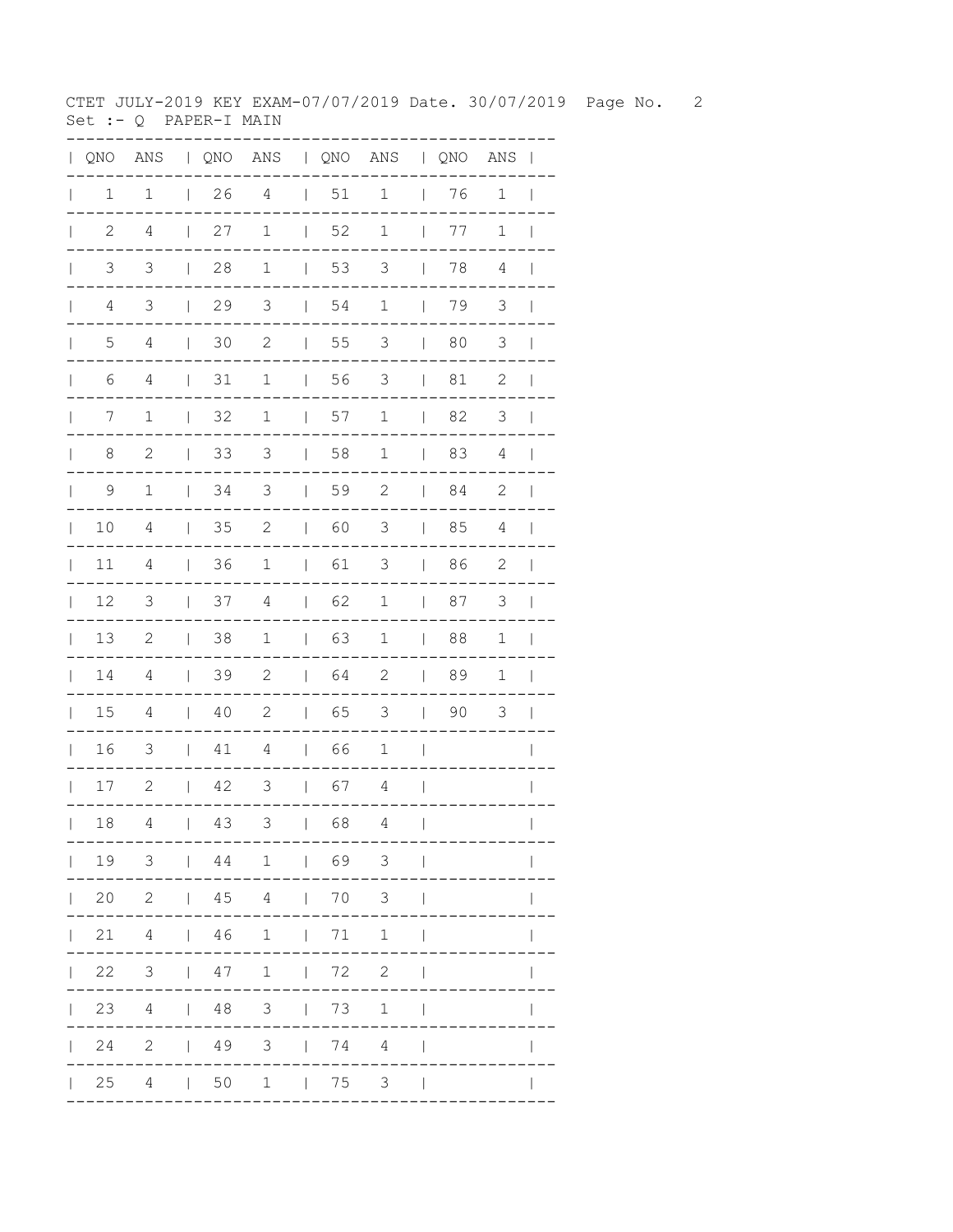CTET JULY-2019 KEY EXAM-07/07/2019 Date. 30/07/2019

Set :- Q  PAPER-I MAIN

| QNO | ANS | QNO | ANS | QNO | ANS | QNO | ANS |
|---|---|---|---|---|---|---|---|
| 1 | 1 | 26 | 4 | 51 | 1 | 76 | 1 |
| 2 | 4 | 27 | 1 | 52 | 1 | 77 | 1 |
| 3 | 3 | 28 | 1 | 53 | 3 | 78 | 4 |
| 4 | 3 | 29 | 3 | 54 | 1 | 79 | 3 |
| 5 | 4 | 30 | 2 | 55 | 3 | 80 | 3 |
| 6 | 4 | 31 | 1 | 56 | 3 | 81 | 2 |
| 7 | 1 | 32 | 1 | 57 | 1 | 82 | 3 |
| 8 | 2 | 33 | 3 | 58 | 1 | 83 | 4 |
| 9 | 1 | 34 | 3 | 59 | 2 | 84 | 2 |
| 10 | 4 | 35 | 2 | 60 | 3 | 85 | 4 |
| 11 | 4 | 36 | 1 | 61 | 3 | 86 | 2 |
| 12 | 3 | 37 | 4 | 62 | 1 | 87 | 3 |
| 13 | 2 | 38 | 1 | 63 | 1 | 88 | 1 |
| 14 | 4 | 39 | 2 | 64 | 2 | 89 | 1 |
| 15 | 4 | 40 | 2 | 65 | 3 | 90 | 3 |
| 16 | 3 | 41 | 4 | 66 | 1 | | |
| 17 | 2 | 42 | 3 | 67 | 4 | | |
| 18 | 4 | 43 | 3 | 68 | 4 | | |
| 19 | 3 | 44 | 1 | 69 | 3 | | |
| 20 | 2 | 45 | 4 | 70 | 3 | | |
| 21 | 4 | 46 | 1 | 71 | 1 | | |
| 22 | 3 | 47 | 1 | 72 | 2 | | |
| 23 | 4 | 48 | 3 | 73 | 1 | | |
| 24 | 2 | 49 | 3 | 74 | 4 | | |
| 25 | 4 | 50 | 1 | 75 | 3 | | |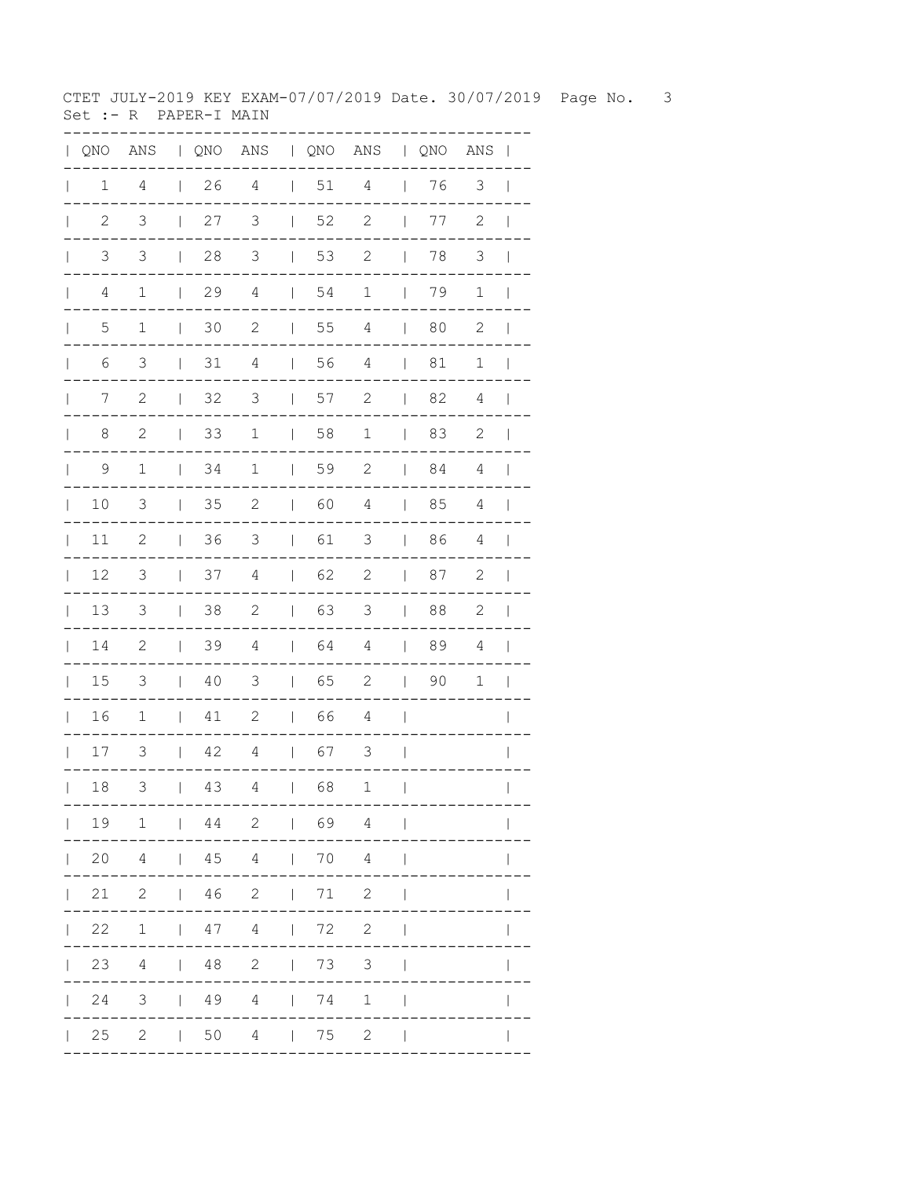CTET JULY-2019 KEY EXAM-07/07/2019 Date. 30/07/2019

Set :- R PAPER-I MAIN

| QNO | ANS | QNO | ANS | QNO | ANS | QNO | ANS |
|---|---|---|---|---|---|---|---|
| 1 | 4 | 26 | 4 | 51 | 4 | 76 | 3 |
| 2 | 3 | 27 | 3 | 52 | 2 | 77 | 2 |
| 3 | 3 | 28 | 3 | 53 | 2 | 78 | 3 |
| 4 | 1 | 29 | 4 | 54 | 1 | 79 | 1 |
| 5 | 1 | 30 | 2 | 55 | 4 | 80 | 2 |
| 6 | 3 | 31 | 4 | 56 | 4 | 81 | 1 |
| 7 | 2 | 32 | 3 | 57 | 2 | 82 | 4 |
| 8 | 2 | 33 | 1 | 58 | 1 | 83 | 2 |
| 9 | 1 | 34 | 1 | 59 | 2 | 84 | 4 |
| 10 | 3 | 35 | 2 | 60 | 4 | 85 | 4 |
| 11 | 2 | 36 | 3 | 61 | 3 | 86 | 4 |
| 12 | 3 | 37 | 4 | 62 | 2 | 87 | 2 |
| 13 | 3 | 38 | 2 | 63 | 3 | 88 | 2 |
| 14 | 2 | 39 | 4 | 64 | 4 | 89 | 4 |
| 15 | 3 | 40 | 3 | 65 | 2 | 90 | 1 |
| 16 | 1 | 41 | 2 | 66 | 4 | | |
| 17 | 3 | 42 | 4 | 67 | 3 | | |
| 18 | 3 | 43 | 4 | 68 | 1 | | |
| 19 | 1 | 44 | 2 | 69 | 4 | | |
| 20 | 4 | 45 | 4 | 70 | 4 | | |
| 21 | 2 | 46 | 2 | 71 | 2 | | |
| 22 | 1 | 47 | 4 | 72 | 2 | | |
| 23 | 4 | 48 | 2 | 73 | 3 | | |
| 24 | 3 | 49 | 4 | 74 | 1 | | |
| 25 | 2 | 50 | 4 | 75 | 2 | | |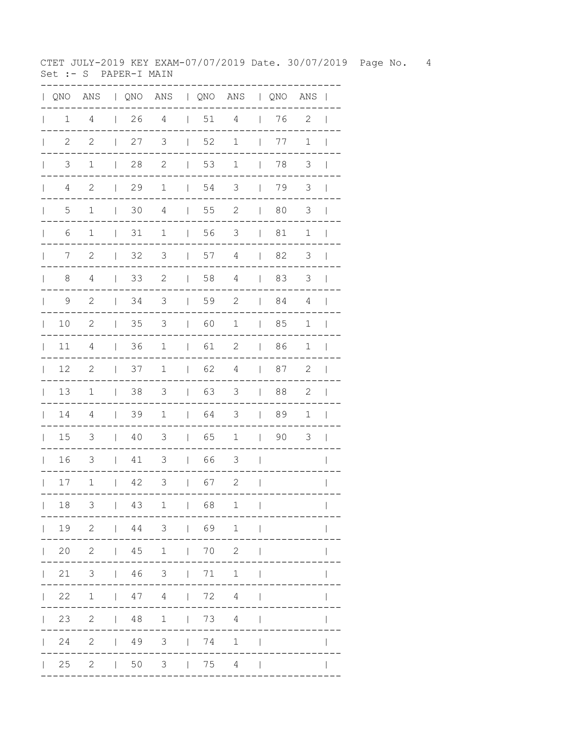CTET JULY-2019 KEY EXAM-07/07/2019 Date. 30/07/2019

Set :- S PAPER-I MAIN

| QNO | ANS | QNO | ANS | QNO | ANS | QNO | ANS |
|---|---|---|---|---|---|---|---|
| 1 | 4 | 26 | 4 | 51 | 4 | 76 | 2 |
| 2 | 2 | 27 | 3 | 52 | 1 | 77 | 1 |
| 3 | 1 | 28 | 2 | 53 | 1 | 78 | 3 |
| 4 | 2 | 29 | 1 | 54 | 3 | 79 | 3 |
| 5 | 1 | 30 | 4 | 55 | 2 | 80 | 3 |
| 6 | 1 | 31 | 1 | 56 | 3 | 81 | 1 |
| 7 | 2 | 32 | 3 | 57 | 4 | 82 | 3 |
| 8 | 4 | 33 | 2 | 58 | 4 | 83 | 3 |
| 9 | 2 | 34 | 3 | 59 | 2 | 84 | 4 |
| 10 | 2 | 35 | 3 | 60 | 1 | 85 | 1 |
| 11 | 4 | 36 | 1 | 61 | 2 | 86 | 1 |
| 12 | 2 | 37 | 1 | 62 | 4 | 87 | 2 |
| 13 | 1 | 38 | 3 | 63 | 3 | 88 | 2 |
| 14 | 4 | 39 | 1 | 64 | 3 | 89 | 1 |
| 15 | 3 | 40 | 3 | 65 | 1 | 90 | 3 |
| 16 | 3 | 41 | 3 | 66 | 3 | | |
| 17 | 1 | 42 | 3 | 67 | 2 | | |
| 18 | 3 | 43 | 1 | 68 | 1 | | |
| 19 | 2 | 44 | 3 | 69 | 1 | | |
| 20 | 2 | 45 | 1 | 70 | 2 | | |
| 21 | 3 | 46 | 3 | 71 | 1 | | |
| 22 | 1 | 47 | 4 | 72 | 4 | | |
| 23 | 2 | 48 | 1 | 73 | 4 | | |
| 24 | 2 | 49 | 3 | 74 | 1 | | |
| 25 | 2 | 50 | 3 | 75 | 4 | | |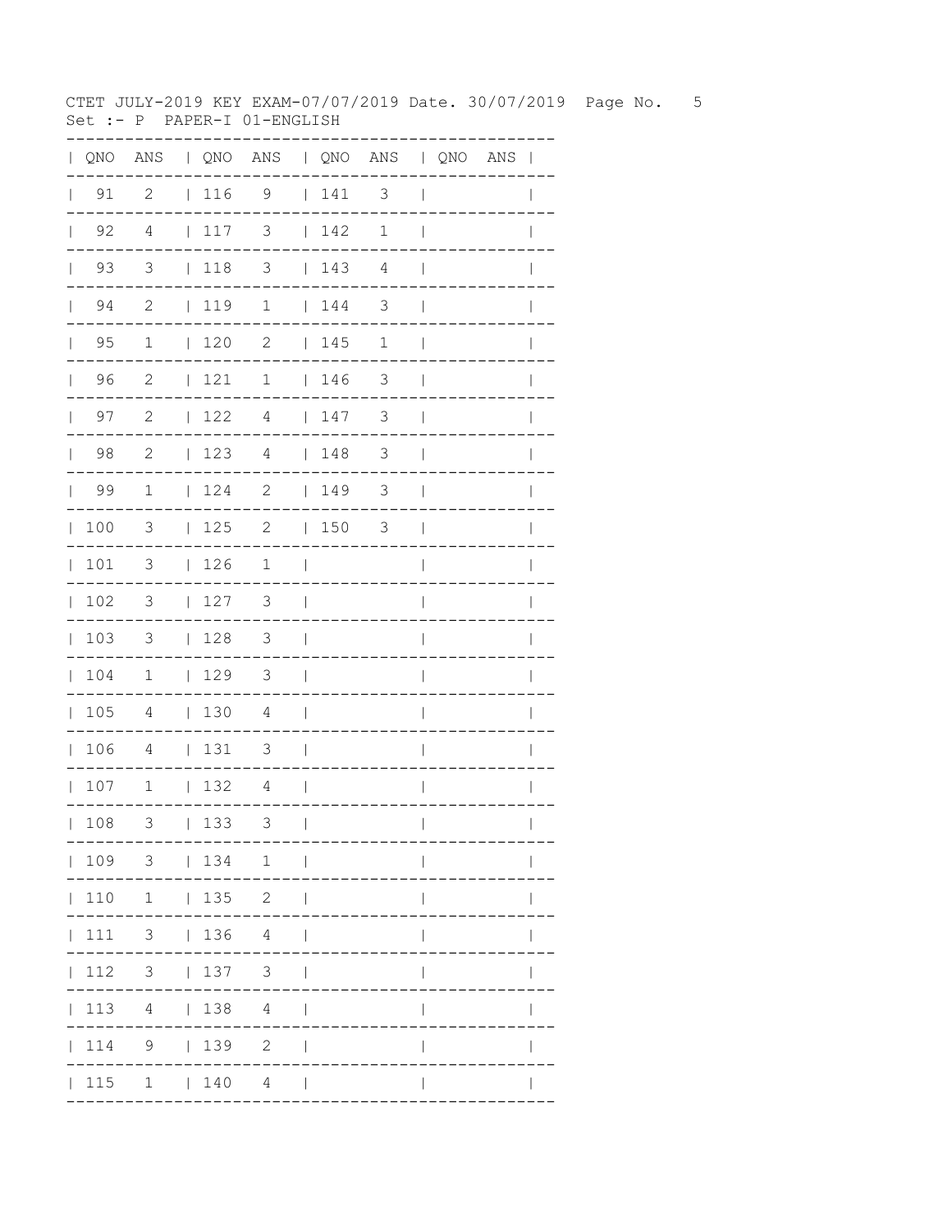CTET JULY-2019 KEY EXAM-07/07/2019 Date. 30/07/2019

Set :- P PAPER-I 01-ENGLISH

| QNO | ANS | QNO | ANS | QNO | ANS | QNO | ANS |
|---|---|---|---|---|---|---|---|
| 91 | 2 | 116 | 9 | 141 | 3 | | |
| 92 | 4 | 117 | 3 | 142 | 1 | | |
| 93 | 3 | 118 | 3 | 143 | 4 | | |
| 94 | 2 | 119 | 1 | 144 | 3 | | |
| 95 | 1 | 120 | 2 | 145 | 1 | | |
| 96 | 2 | 121 | 1 | 146 | 3 | | |
| 97 | 2 | 122 | 4 | 147 | 3 | | |
| 98 | 2 | 123 | 4 | 148 | 3 | | |
| 99 | 1 | 124 | 2 | 149 | 3 | | |
| 100 | 3 | 125 | 2 | 150 | 3 | | |
| 101 | 3 | 126 | 1 | | | | |
| 102 | 3 | 127 | 3 | | | | |
| 103 | 3 | 128 | 3 | | | | |
| 104 | 1 | 129 | 3 | | | | |
| 105 | 4 | 130 | 4 | | | | |
| 106 | 4 | 131 | 3 | | | | |
| 107 | 1 | 132 | 4 | | | | |
| 108 | 3 | 133 | 3 | | | | |
| 109 | 3 | 134 | 1 | | | | |
| 110 | 1 | 135 | 2 | | | | |
| 111 | 3 | 136 | 4 | | | | |
| 112 | 3 | 137 | 3 | | | | |
| 113 | 4 | 138 | 4 | | | | |
| 114 | 9 | 139 | 2 | | | | |
| 115 | 1 | 140 | 4 | | | | |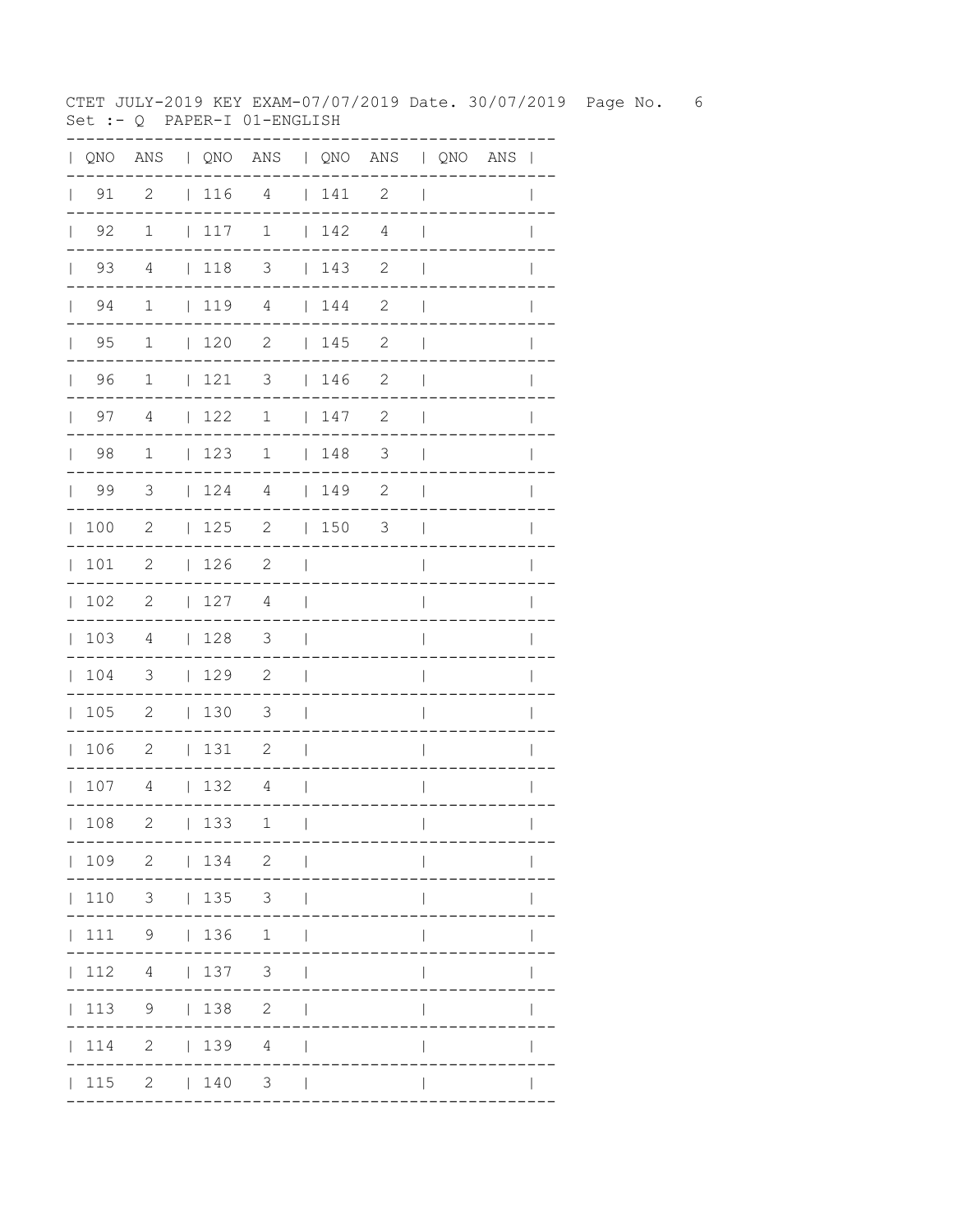CTET JULY-2019 KEY EXAM-07/07/2019 Date. 30/07/2019

Set :- Q PAPER-I 01-ENGLISH

| QNO | ANS | QNO | ANS | QNO | ANS | QNO | ANS |
|---|---|---|---|---|---|---|---|
| 91 | 2 | 116 | 4 | 141 | 2 | | |
| 92 | 1 | 117 | 1 | 142 | 4 | | |
| 93 | 4 | 118 | 3 | 143 | 2 | | |
| 94 | 1 | 119 | 4 | 144 | 2 | | |
| 95 | 1 | 120 | 2 | 145 | 2 | | |
| 96 | 1 | 121 | 3 | 146 | 2 | | |
| 97 | 4 | 122 | 1 | 147 | 2 | | |
| 98 | 1 | 123 | 1 | 148 | 3 | | |
| 99 | 3 | 124 | 4 | 149 | 2 | | |
| 100 | 2 | 125 | 2 | 150 | 3 | | |
| 101 | 2 | 126 | 2 | | | | |
| 102 | 2 | 127 | 4 | | | | |
| 103 | 4 | 128 | 3 | | | | |
| 104 | 3 | 129 | 2 | | | | |
| 105 | 2 | 130 | 3 | | | | |
| 106 | 2 | 131 | 2 | | | | |
| 107 | 4 | 132 | 4 | | | | |
| 108 | 2 | 133 | 1 | | | | |
| 109 | 2 | 134 | 2 | | | | |
| 110 | 3 | 135 | 3 | | | | |
| 111 | 9 | 136 | 1 | | | | |
| 112 | 4 | 137 | 3 | | | | |
| 113 | 9 | 138 | 2 | | | | |
| 114 | 2 | 139 | 4 | | | | |
| 115 | 2 | 140 | 3 | | | | |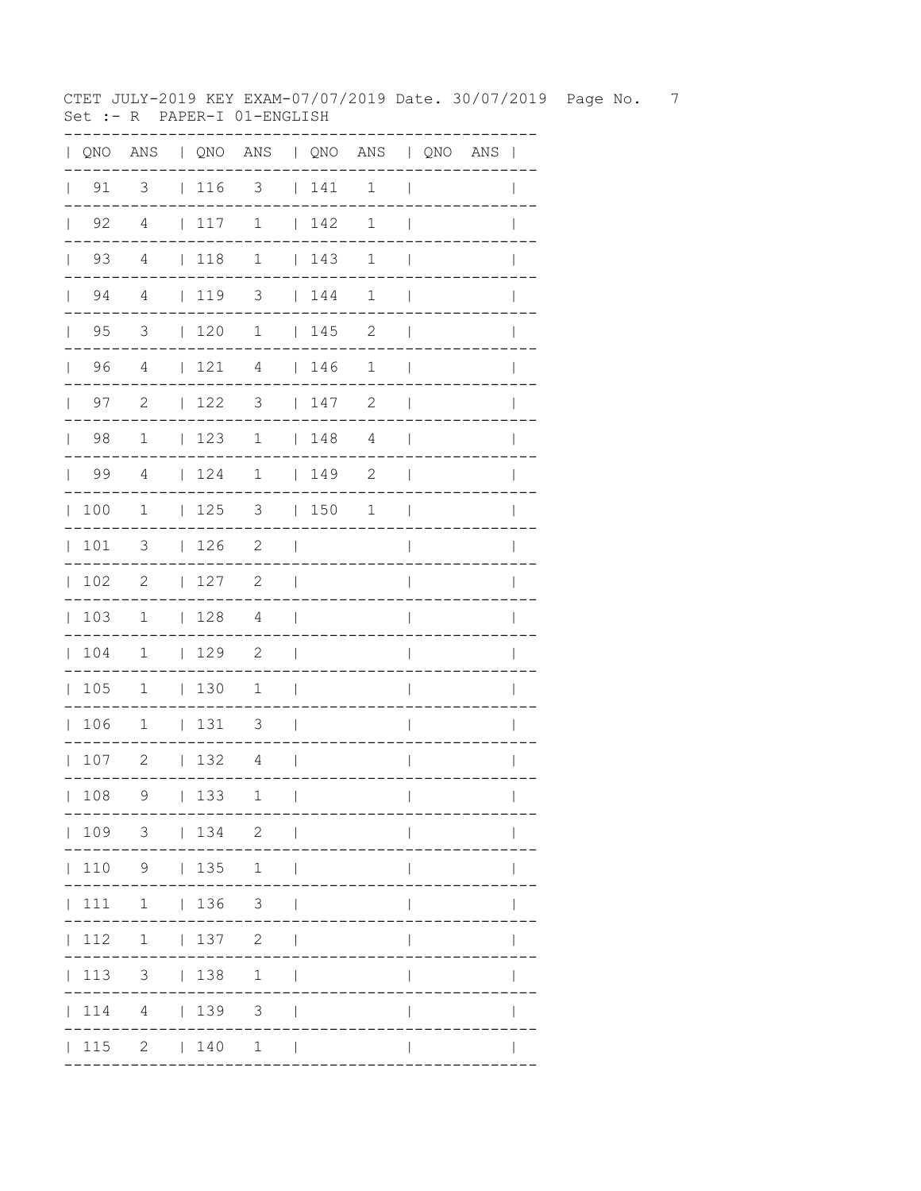CTET JULY-2019 KEY EXAM-07/07/2019 Date. 30/07/2019

Set :- R PAPER-I 01-ENGLISH

| QNO | ANS | QNO | ANS | QNO | ANS | QNO | ANS |
|---|---|---|---|---|---|---|---|
| 91 | 3 | 116 | 3 | 141 | 1 | | |
| 92 | 4 | 117 | 1 | 142 | 1 | | |
| 93 | 4 | 118 | 1 | 143 | 1 | | |
| 94 | 4 | 119 | 3 | 144 | 1 | | |
| 95 | 3 | 120 | 1 | 145 | 2 | | |
| 96 | 4 | 121 | 4 | 146 | 1 | | |
| 97 | 2 | 122 | 3 | 147 | 2 | | |
| 98 | 1 | 123 | 1 | 148 | 4 | | |
| 99 | 4 | 124 | 1 | 149 | 2 | | |
| 100 | 1 | 125 | 3 | 150 | 1 | | |
| 101 | 3 | 126 | 2 | | | | |
| 102 | 2 | 127 | 2 | | | | |
| 103 | 1 | 128 | 4 | | | | |
| 104 | 1 | 129 | 2 | | | | |
| 105 | 1 | 130 | 1 | | | | |
| 106 | 1 | 131 | 3 | | | | |
| 107 | 2 | 132 | 4 | | | | |
| 108 | 9 | 133 | 1 | | | | |
| 109 | 3 | 134 | 2 | | | | |
| 110 | 9 | 135 | 1 | | | | |
| 111 | 1 | 136 | 3 | | | | |
| 112 | 1 | 137 | 2 | | | | |
| 113 | 3 | 138 | 1 | | | | |
| 114 | 4 | 139 | 3 | | | | |
| 115 | 2 | 140 | 1 | | | | |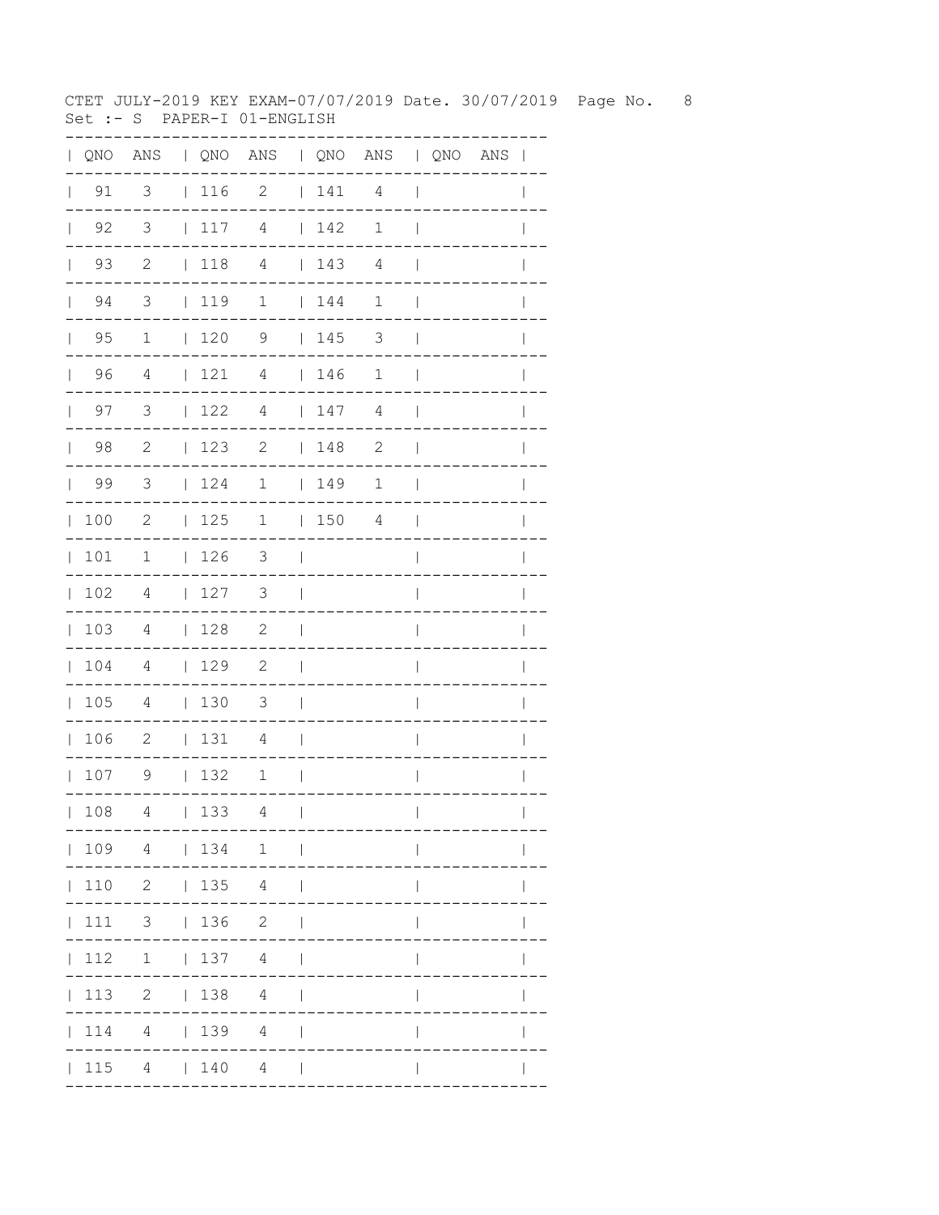CTET JULY-2019 KEY EXAM-07/07/2019 Date. 30/07/2019

Set :- S PAPER-I 01-ENGLISH

| QNO | ANS | QNO | ANS | QNO | ANS | QNO | ANS |
|---|---|---|---|---|---|---|---|
| 91 | 3 | 116 | 2 | 141 | 4 | | |
| 92 | 3 | 117 | 4 | 142 | 1 | | |
| 93 | 2 | 118 | 4 | 143 | 4 | | |
| 94 | 3 | 119 | 1 | 144 | 1 | | |
| 95 | 1 | 120 | 9 | 145 | 3 | | |
| 96 | 4 | 121 | 4 | 146 | 1 | | |
| 97 | 3 | 122 | 4 | 147 | 4 | | |
| 98 | 2 | 123 | 2 | 148 | 2 | | |
| 99 | 3 | 124 | 1 | 149 | 1 | | |
| 100 | 2 | 125 | 1 | 150 | 4 | | |
| 101 | 1 | 126 | 3 | | | | |
| 102 | 4 | 127 | 3 | | | | |
| 103 | 4 | 128 | 2 | | | | |
| 104 | 4 | 129 | 2 | | | | |
| 105 | 4 | 130 | 3 | | | | |
| 106 | 2 | 131 | 4 | | | | |
| 107 | 9 | 132 | 1 | | | | |
| 108 | 4 | 133 | 4 | | | | |
| 109 | 4 | 134 | 1 | | | | |
| 110 | 2 | 135 | 4 | | | | |
| 111 | 3 | 136 | 2 | | | | |
| 112 | 1 | 137 | 4 | | | | |
| 113 | 2 | 138 | 4 | | | | |
| 114 | 4 | 139 | 4 | | | | |
| 115 | 4 | 140 | 4 | | | | |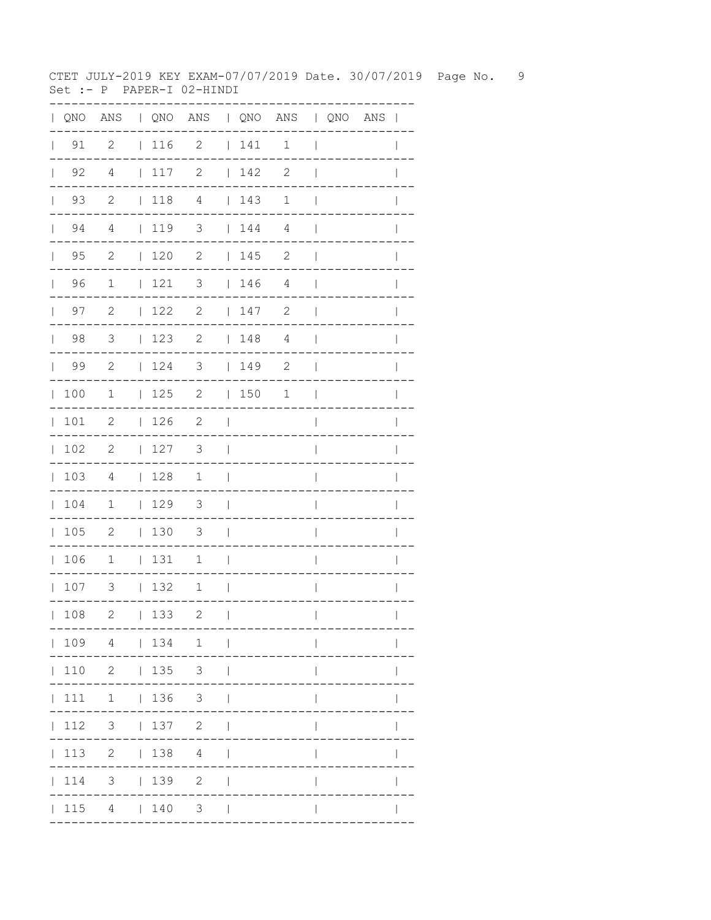CTET JULY-2019 KEY EXAM-07/07/2019 Date. 30/07/2019

Set :- P PAPER-I 02-HINDI

| QNO | ANS | QNO | ANS | QNO | ANS | QNO | ANS |
|---|---|---|---|---|---|---|---|
| 91 | 2 | 116 | 2 | 141 | 1 | | |
| 92 | 4 | 117 | 2 | 142 | 2 | | |
| 93 | 2 | 118 | 4 | 143 | 1 | | |
| 94 | 4 | 119 | 3 | 144 | 4 | | |
| 95 | 2 | 120 | 2 | 145 | 2 | | |
| 96 | 1 | 121 | 3 | 146 | 4 | | |
| 97 | 2 | 122 | 2 | 147 | 2 | | |
| 98 | 3 | 123 | 2 | 148 | 4 | | |
| 99 | 2 | 124 | 3 | 149 | 2 | | |
| 100 | 1 | 125 | 2 | 150 | 1 | | |
| 101 | 2 | 126 | 2 | | | | |
| 102 | 2 | 127 | 3 | | | | |
| 103 | 4 | 128 | 1 | | | | |
| 104 | 1 | 129 | 3 | | | | |
| 105 | 2 | 130 | 3 | | | | |
| 106 | 1 | 131 | 1 | | | | |
| 107 | 3 | 132 | 1 | | | | |
| 108 | 2 | 133 | 2 | | | | |
| 109 | 4 | 134 | 1 | | | | |
| 110 | 2 | 135 | 3 | | | | |
| 111 | 1 | 136 | 3 | | | | |
| 112 | 3 | 137 | 2 | | | | |
| 113 | 2 | 138 | 4 | | | | |
| 114 | 3 | 139 | 2 | | | | |
| 115 | 4 | 140 | 3 | | | | |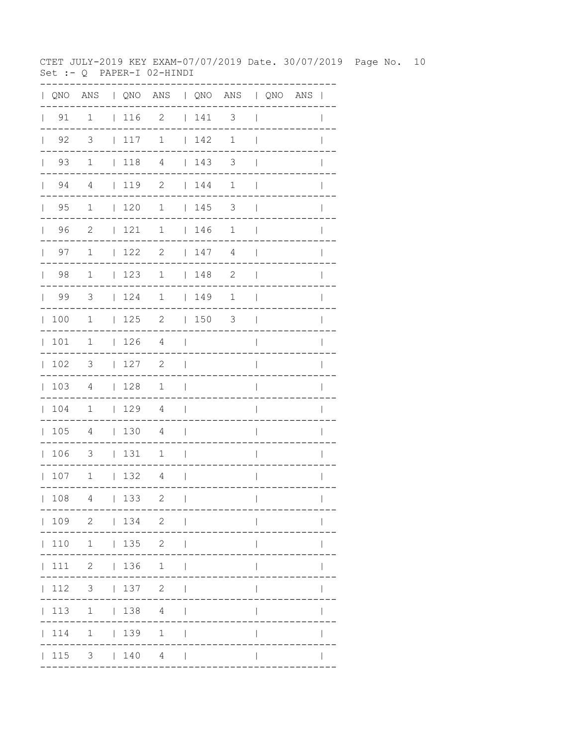CTET JULY-2019 KEY EXAM-07/07/2019 Date. 30/07/2019 Page No. 10
Set :- Q PAPER-I 02-HINDI

| QNO | ANS | QNO | ANS | QNO | ANS | QNO | ANS |
|---|---|---|---|---|---|---|---|
| 91 | 1 | 116 | 2 | 141 | 3 | | |
| 92 | 3 | 117 | 1 | 142 | 1 | | |
| 93 | 1 | 118 | 4 | 143 | 3 | | |
| 94 | 4 | 119 | 2 | 144 | 1 | | |
| 95 | 1 | 120 | 1 | 145 | 3 | | |
| 96 | 2 | 121 | 1 | 146 | 1 | | |
| 97 | 1 | 122 | 2 | 147 | 4 | | |
| 98 | 1 | 123 | 1 | 148 | 2 | | |
| 99 | 3 | 124 | 1 | 149 | 1 | | |
| 100 | 1 | 125 | 2 | 150 | 3 | | |
| 101 | 1 | 126 | 4 | | | | |
| 102 | 3 | 127 | 2 | | | | |
| 103 | 4 | 128 | 1 | | | | |
| 104 | 1 | 129 | 4 | | | | |
| 105 | 4 | 130 | 4 | | | | |
| 106 | 3 | 131 | 1 | | | | |
| 107 | 1 | 132 | 4 | | | | |
| 108 | 4 | 133 | 2 | | | | |
| 109 | 2 | 134 | 2 | | | | |
| 110 | 1 | 135 | 2 | | | | |
| 111 | 2 | 136 | 1 | | | | |
| 112 | 3 | 137 | 2 | | | | |
| 113 | 1 | 138 | 4 | | | | |
| 114 | 1 | 139 | 1 | | | | |
| 115 | 3 | 140 | 4 | | | | |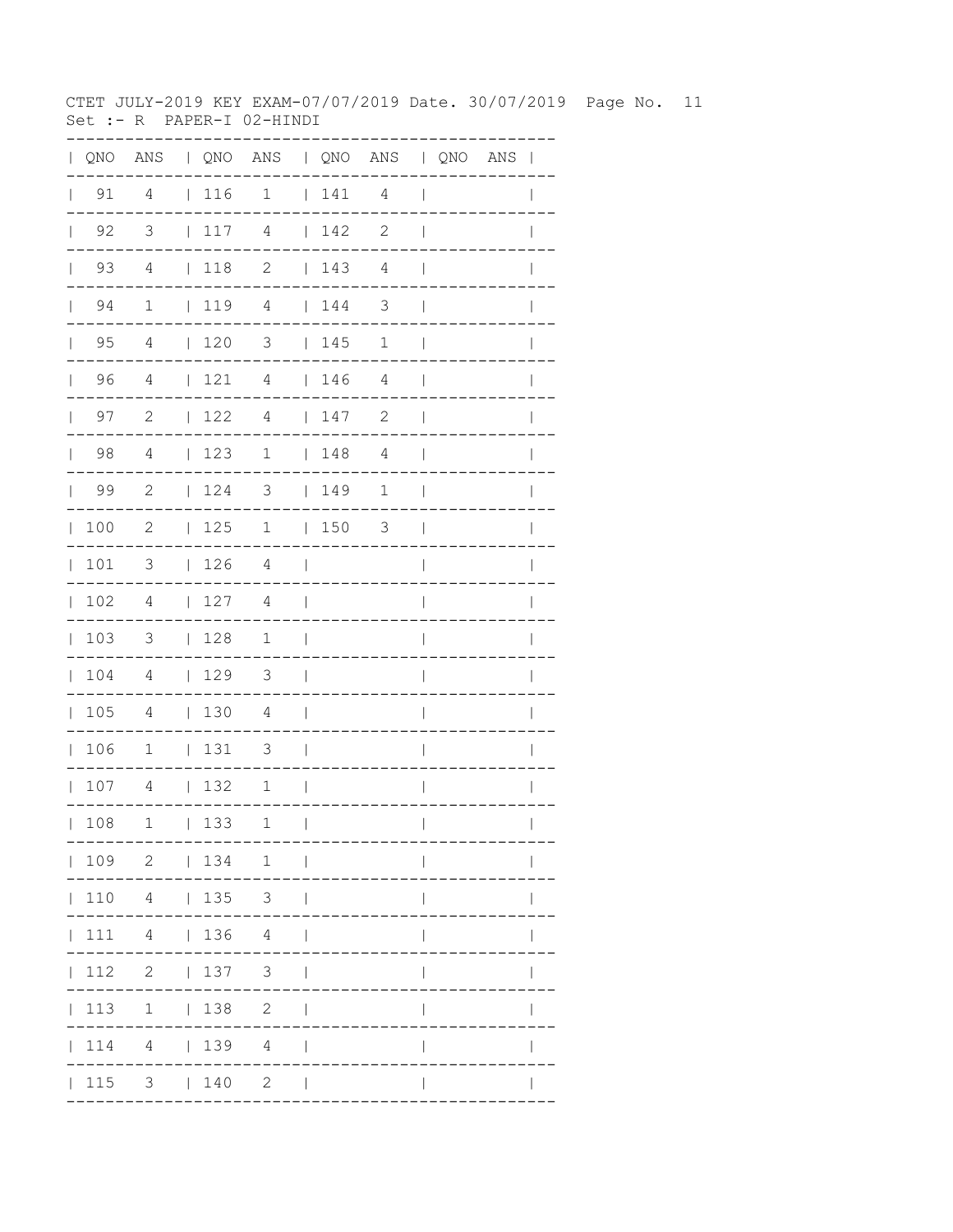CTET JULY-2019 KEY EXAM-07/07/2019 Date. 30/07/2019 Page No. 11
Set :- R PAPER-I 02-HINDI

| QNO | ANS | QNO | ANS | QNO | ANS | QNO | ANS |
|---|---|---|---|---|---|---|---|
| 91 | 4 | 116 | 1 | 141 | 4 | | |
| 92 | 3 | 117 | 4 | 142 | 2 | | |
| 93 | 4 | 118 | 2 | 143 | 4 | | |
| 94 | 1 | 119 | 4 | 144 | 3 | | |
| 95 | 4 | 120 | 3 | 145 | 1 | | |
| 96 | 4 | 121 | 4 | 146 | 4 | | |
| 97 | 2 | 122 | 4 | 147 | 2 | | |
| 98 | 4 | 123 | 1 | 148 | 4 | | |
| 99 | 2 | 124 | 3 | 149 | 1 | | |
| 100 | 2 | 125 | 1 | 150 | 3 | | |
| 101 | 3 | 126 | 4 | | | | |
| 102 | 4 | 127 | 4 | | | | |
| 103 | 3 | 128 | 1 | | | | |
| 104 | 4 | 129 | 3 | | | | |
| 105 | 4 | 130 | 4 | | | | |
| 106 | 1 | 131 | 3 | | | | |
| 107 | 4 | 132 | 1 | | | | |
| 108 | 1 | 133 | 1 | | | | |
| 109 | 2 | 134 | 1 | | | | |
| 110 | 4 | 135 | 3 | | | | |
| 111 | 4 | 136 | 4 | | | | |
| 112 | 2 | 137 | 3 | | | | |
| 113 | 1 | 138 | 2 | | | | |
| 114 | 4 | 139 | 4 | | | | |
| 115 | 3 | 140 | 2 | | | | |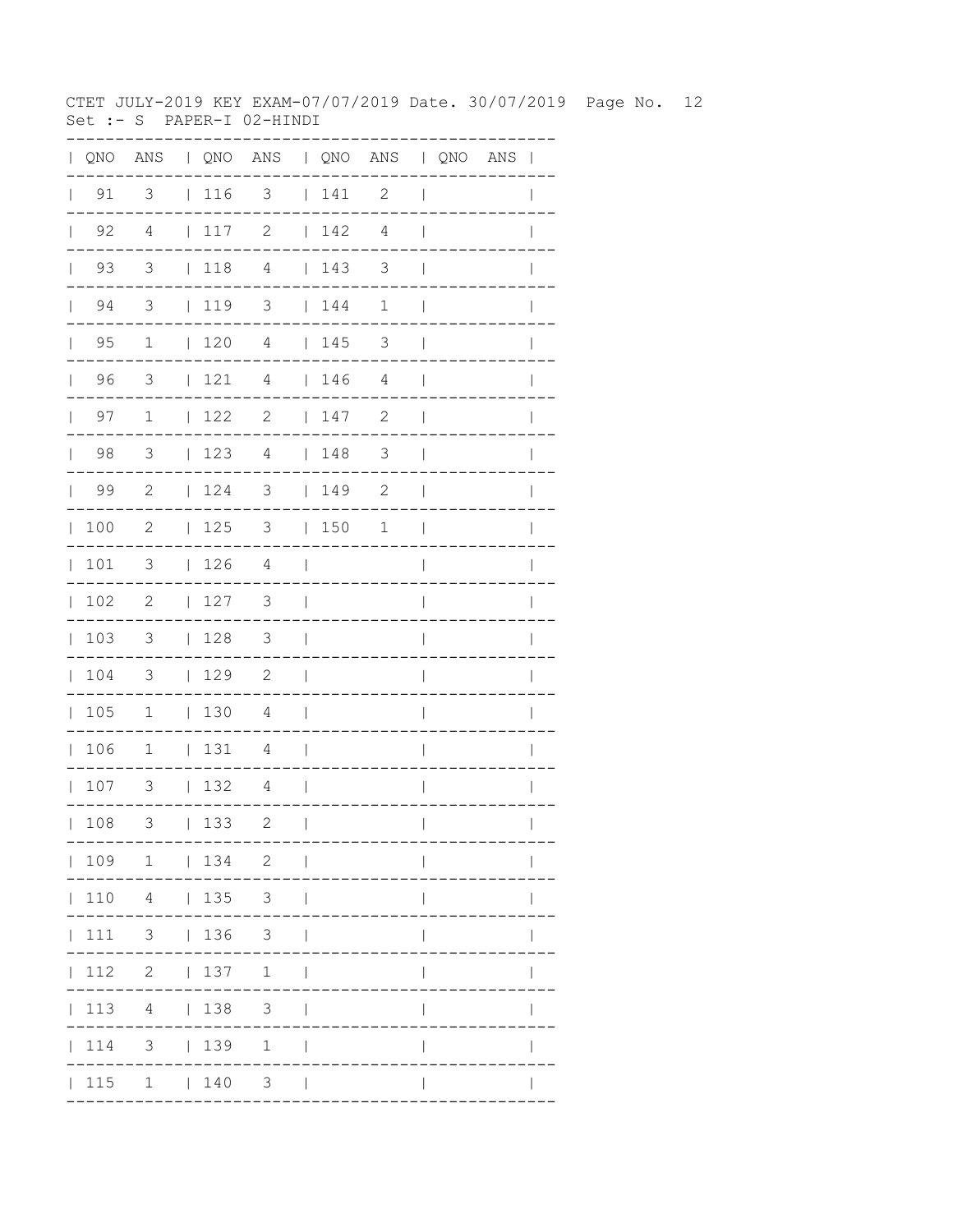CTET JULY-2019 KEY EXAM-07/07/2019 Date. 30/07/2019 Page No. 12
Set :- S PAPER-I 02-HINDI

| QNO | ANS | QNO | ANS | QNO | ANS | QNO | ANS |
|---|---|---|---|---|---|---|---|
| 91 | 3 | 116 | 3 | 141 | 2 | | |
| 92 | 4 | 117 | 2 | 142 | 4 | | |
| 93 | 3 | 118 | 4 | 143 | 3 | | |
| 94 | 3 | 119 | 3 | 144 | 1 | | |
| 95 | 1 | 120 | 4 | 145 | 3 | | |
| 96 | 3 | 121 | 4 | 146 | 4 | | |
| 97 | 1 | 122 | 2 | 147 | 2 | | |
| 98 | 3 | 123 | 4 | 148 | 3 | | |
| 99 | 2 | 124 | 3 | 149 | 2 | | |
| 100 | 2 | 125 | 3 | 150 | 1 | | |
| 101 | 3 | 126 | 4 | | | | |
| 102 | 2 | 127 | 3 | | | | |
| 103 | 3 | 128 | 3 | | | | |
| 104 | 3 | 129 | 2 | | | | |
| 105 | 1 | 130 | 4 | | | | |
| 106 | 1 | 131 | 4 | | | | |
| 107 | 3 | 132 | 4 | | | | |
| 108 | 3 | 133 | 2 | | | | |
| 109 | 1 | 134 | 2 | | | | |
| 110 | 4 | 135 | 3 | | | | |
| 111 | 3 | 136 | 3 | | | | |
| 112 | 2 | 137 | 1 | | | | |
| 113 | 4 | 138 | 3 | | | | |
| 114 | 3 | 139 | 1 | | | | |
| 115 | 1 | 140 | 3 | | | | |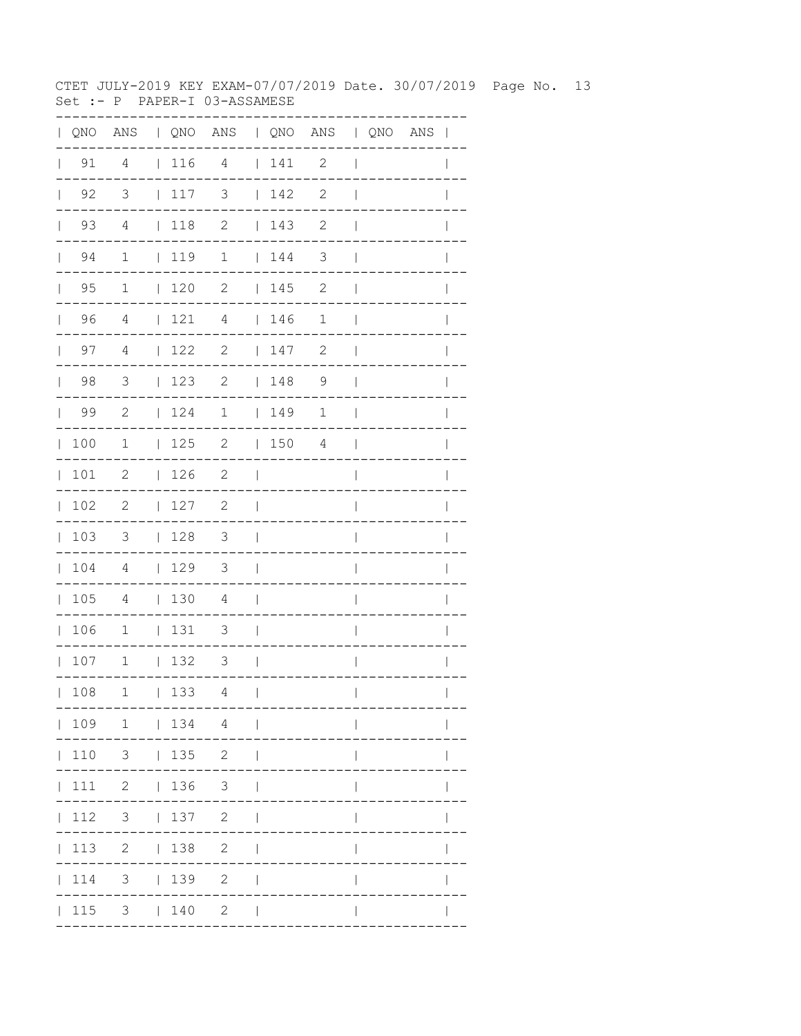CTET JULY-2019 KEY EXAM-07/07/2019 Date. 30/07/2019

Set :- P PAPER-I 03-ASSAMESE

| QNO | ANS | QNO | ANS | QNO | ANS | QNO | ANS |
|---|---|---|---|---|---|---|---|
| 91 | 4 | 116 | 4 | 141 | 2 | | |
| 92 | 3 | 117 | 3 | 142 | 2 | | |
| 93 | 4 | 118 | 2 | 143 | 2 | | |
| 94 | 1 | 119 | 1 | 144 | 3 | | |
| 95 | 1 | 120 | 2 | 145 | 2 | | |
| 96 | 4 | 121 | 4 | 146 | 1 | | |
| 97 | 4 | 122 | 2 | 147 | 2 | | |
| 98 | 3 | 123 | 2 | 148 | 9 | | |
| 99 | 2 | 124 | 1 | 149 | 1 | | |
| 100 | 1 | 125 | 2 | 150 | 4 | | |
| 101 | 2 | 126 | 2 | | | | |
| 102 | 2 | 127 | 2 | | | | |
| 103 | 3 | 128 | 3 | | | | |
| 104 | 4 | 129 | 3 | | | | |
| 105 | 4 | 130 | 4 | | | | |
| 106 | 1 | 131 | 3 | | | | |
| 107 | 1 | 132 | 3 | | | | |
| 108 | 1 | 133 | 4 | | | | |
| 109 | 1 | 134 | 4 | | | | |
| 110 | 3 | 135 | 2 | | | | |
| 111 | 2 | 136 | 3 | | | | |
| 112 | 3 | 137 | 2 | | | | |
| 113 | 2 | 138 | 2 | | | | |
| 114 | 3 | 139 | 2 | | | | |
| 115 | 3 | 140 | 2 | | | | |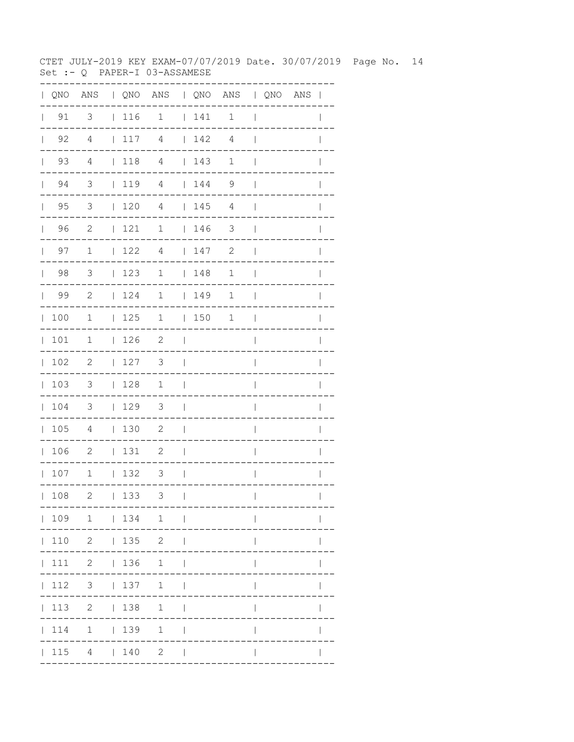CTET JULY-2019 KEY EXAM-07/07/2019 Date. 30/07/2019

Set :- Q PAPER-I 03-ASSAMESE

| QNO | ANS | QNO | ANS | QNO | ANS | QNO | ANS |
|---|---|---|---|---|---|---|---|
| 91 | 3 | 116 | 1 | 141 | 1 | | |
| 92 | 4 | 117 | 4 | 142 | 4 | | |
| 93 | 4 | 118 | 4 | 143 | 1 | | |
| 94 | 3 | 119 | 4 | 144 | 9 | | |
| 95 | 3 | 120 | 4 | 145 | 4 | | |
| 96 | 2 | 121 | 1 | 146 | 3 | | |
| 97 | 1 | 122 | 4 | 147 | 2 | | |
| 98 | 3 | 123 | 1 | 148 | 1 | | |
| 99 | 2 | 124 | 1 | 149 | 1 | | |
| 100 | 1 | 125 | 1 | 150 | 1 | | |
| 101 | 1 | 126 | 2 | | | | |
| 102 | 2 | 127 | 3 | | | | |
| 103 | 3 | 128 | 1 | | | | |
| 104 | 3 | 129 | 3 | | | | |
| 105 | 4 | 130 | 2 | | | | |
| 106 | 2 | 131 | 2 | | | | |
| 107 | 1 | 132 | 3 | | | | |
| 108 | 2 | 133 | 3 | | | | |
| 109 | 1 | 134 | 1 | | | | |
| 110 | 2 | 135 | 2 | | | | |
| 111 | 2 | 136 | 1 | | | | |
| 112 | 3 | 137 | 1 | | | | |
| 113 | 2 | 138 | 1 | | | | |
| 114 | 1 | 139 | 1 | | | | |
| 115 | 4 | 140 | 2 | | | | |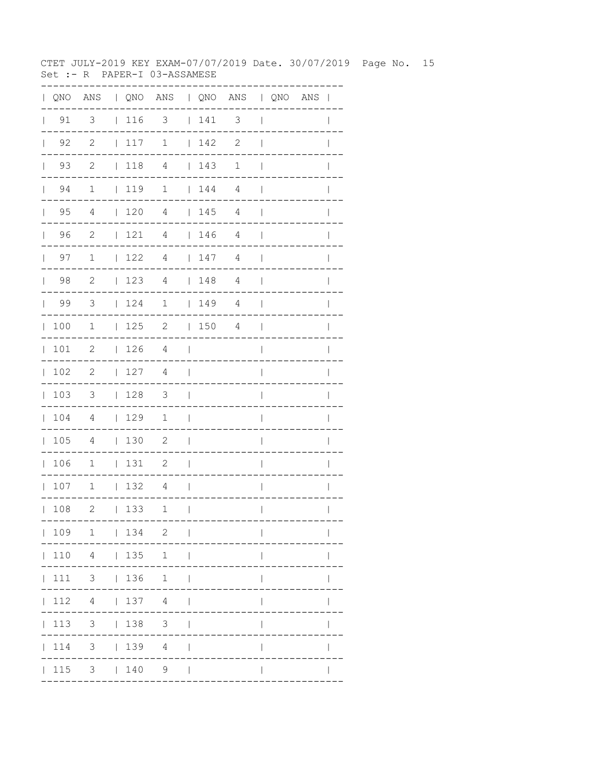CTET JULY-2019 KEY EXAM-07/07/2019 Date. 30/07/2019 Page No. 15
Set :- R PAPER-I 03-ASSAMESE

| QNO | ANS | QNO | ANS | QNO | ANS | QNO | ANS |
|---|---|---|---|---|---|---|---|
| 91 | 3 | 116 | 3 | 141 | 3 | | |
| 92 | 2 | 117 | 1 | 142 | 2 | | |
| 93 | 2 | 118 | 4 | 143 | 1 | | |
| 94 | 1 | 119 | 1 | 144 | 4 | | |
| 95 | 4 | 120 | 4 | 145 | 4 | | |
| 96 | 2 | 121 | 4 | 146 | 4 | | |
| 97 | 1 | 122 | 4 | 147 | 4 | | |
| 98 | 2 | 123 | 4 | 148 | 4 | | |
| 99 | 3 | 124 | 1 | 149 | 4 | | |
| 100 | 1 | 125 | 2 | 150 | 4 | | |
| 101 | 2 | 126 | 4 | | | | |
| 102 | 2 | 127 | 4 | | | | |
| 103 | 3 | 128 | 3 | | | | |
| 104 | 4 | 129 | 1 | | | | |
| 105 | 4 | 130 | 2 | | | | |
| 106 | 1 | 131 | 2 | | | | |
| 107 | 1 | 132 | 4 | | | | |
| 108 | 2 | 133 | 1 | | | | |
| 109 | 1 | 134 | 2 | | | | |
| 110 | 4 | 135 | 1 | | | | |
| 111 | 3 | 136 | 1 | | | | |
| 112 | 4 | 137 | 4 | | | | |
| 113 | 3 | 138 | 3 | | | | |
| 114 | 3 | 139 | 4 | | | | |
| 115 | 3 | 140 | 9 | | | | |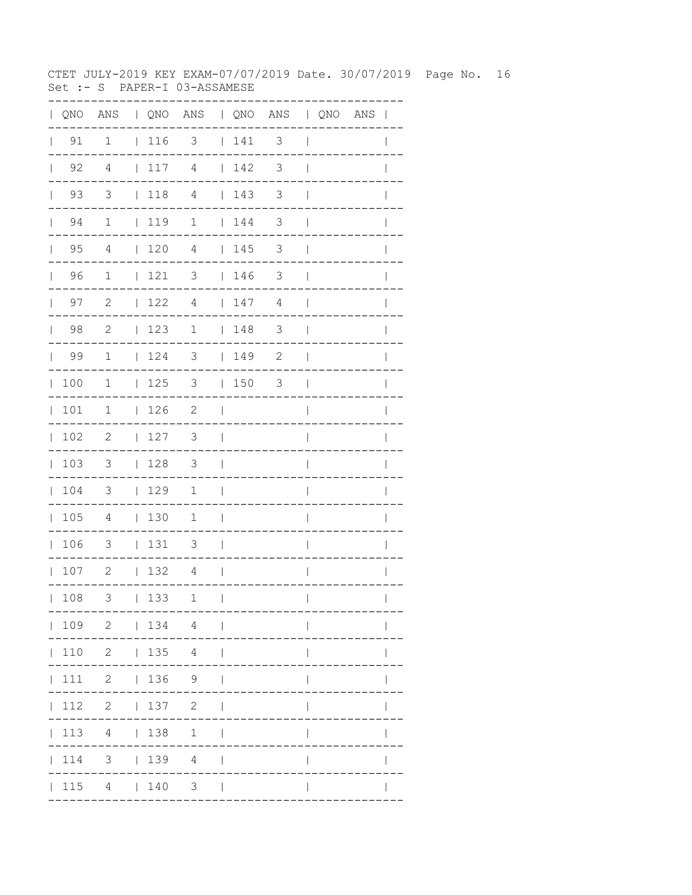CTET JULY-2019 KEY EXAM-07/07/2019 Date. 30/07/2019

Set :- S PAPER-I 03-ASSAMESE

| QNO | ANS | QNO | ANS | QNO | ANS | QNO | ANS |
|---|---|---|---|---|---|---|---|
| 91 | 1 | 116 | 3 | 141 | 3 | | |
| 92 | 4 | 117 | 4 | 142 | 3 | | |
| 93 | 3 | 118 | 4 | 143 | 3 | | |
| 94 | 1 | 119 | 1 | 144 | 3 | | |
| 95 | 4 | 120 | 4 | 145 | 3 | | |
| 96 | 1 | 121 | 3 | 146 | 3 | | |
| 97 | 2 | 122 | 4 | 147 | 4 | | |
| 98 | 2 | 123 | 1 | 148 | 3 | | |
| 99 | 1 | 124 | 3 | 149 | 2 | | |
| 100 | 1 | 125 | 3 | 150 | 3 | | |
| 101 | 1 | 126 | 2 | | | | |
| 102 | 2 | 127 | 3 | | | | |
| 103 | 3 | 128 | 3 | | | | |
| 104 | 3 | 129 | 1 | | | | |
| 105 | 4 | 130 | 1 | | | | |
| 106 | 3 | 131 | 3 | | | | |
| 107 | 2 | 132 | 4 | | | | |
| 108 | 3 | 133 | 1 | | | | |
| 109 | 2 | 134 | 4 | | | | |
| 110 | 2 | 135 | 4 | | | | |
| 111 | 2 | 136 | 9 | | | | |
| 112 | 2 | 137 | 2 | | | | |
| 113 | 4 | 138 | 1 | | | | |
| 114 | 3 | 139 | 4 | | | | |
| 115 | 4 | 140 | 3 | | | | |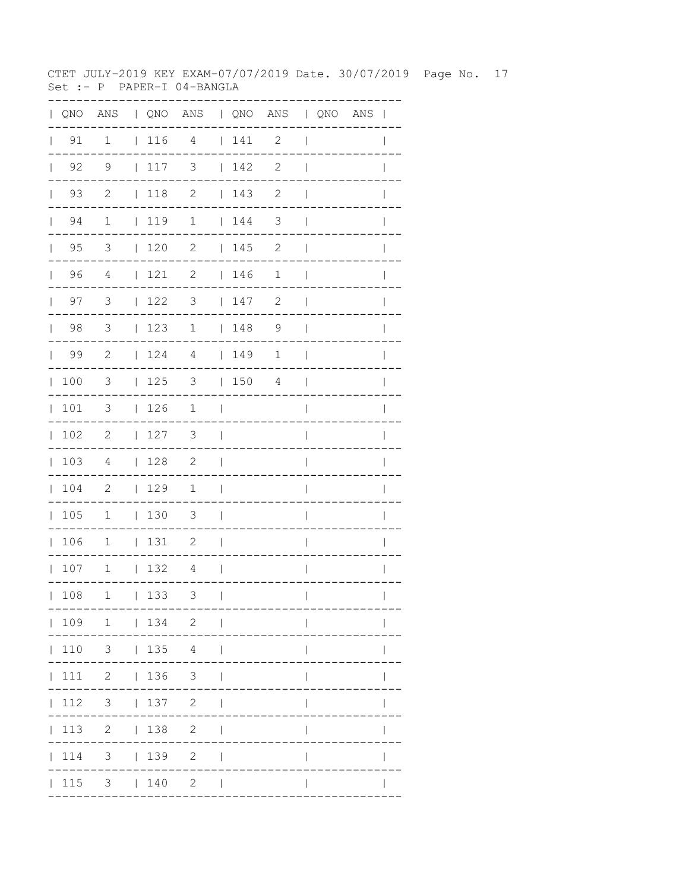CTET JULY-2019 KEY EXAM-07/07/2019 Date. 30/07/2019 Page No. 17
Set :- P PAPER-I 04-BANGLA

| QNO | ANS | QNO | ANS | QNO | ANS | QNO | ANS |
|---|---|---|---|---|---|---|---|
| 91 | 1 | 116 | 4 | 141 | 2 | | |
| 92 | 9 | 117 | 3 | 142 | 2 | | |
| 93 | 2 | 118 | 2 | 143 | 2 | | |
| 94 | 1 | 119 | 1 | 144 | 3 | | |
| 95 | 3 | 120 | 2 | 145 | 2 | | |
| 96 | 4 | 121 | 2 | 146 | 1 | | |
| 97 | 3 | 122 | 3 | 147 | 2 | | |
| 98 | 3 | 123 | 1 | 148 | 9 | | |
| 99 | 2 | 124 | 4 | 149 | 1 | | |
| 100 | 3 | 125 | 3 | 150 | 4 | | |
| 101 | 3 | 126 | 1 | | | | |
| 102 | 2 | 127 | 3 | | | | |
| 103 | 4 | 128 | 2 | | | | |
| 104 | 2 | 129 | 1 | | | | |
| 105 | 1 | 130 | 3 | | | | |
| 106 | 1 | 131 | 2 | | | | |
| 107 | 1 | 132 | 4 | | | | |
| 108 | 1 | 133 | 3 | | | | |
| 109 | 1 | 134 | 2 | | | | |
| 110 | 3 | 135 | 4 | | | | |
| 111 | 2 | 136 | 3 | | | | |
| 112 | 3 | 137 | 2 | | | | |
| 113 | 2 | 138 | 2 | | | | |
| 114 | 3 | 139 | 2 | | | | |
| 115 | 3 | 140 | 2 | | | | |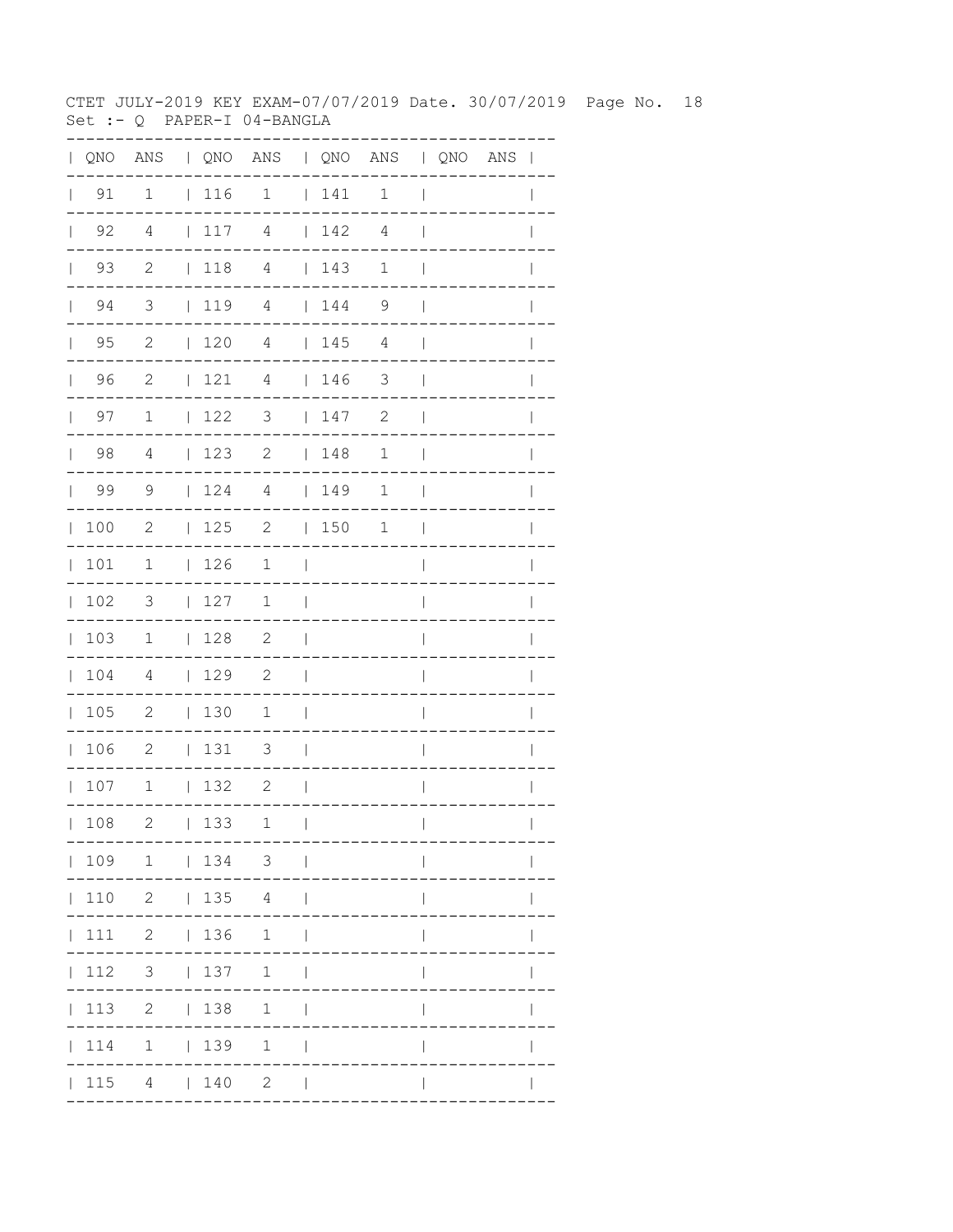CTET JULY-2019 KEY EXAM-07/07/2019 Date. 30/07/2019

Set :- Q PAPER-I 04-BANGLA

| QNO | ANS | QNO | ANS | QNO | ANS | QNO | ANS |
|---|---|---|---|---|---|---|---|
| 91 | 1 | 116 | 1 | 141 | 1 | | |
| 92 | 4 | 117 | 4 | 142 | 4 | | |
| 93 | 2 | 118 | 4 | 143 | 1 | | |
| 94 | 3 | 119 | 4 | 144 | 9 | | |
| 95 | 2 | 120 | 4 | 145 | 4 | | |
| 96 | 2 | 121 | 4 | 146 | 3 | | |
| 97 | 1 | 122 | 3 | 147 | 2 | | |
| 98 | 4 | 123 | 2 | 148 | 1 | | |
| 99 | 9 | 124 | 4 | 149 | 1 | | |
| 100 | 2 | 125 | 2 | 150 | 1 | | |
| 101 | 1 | 126 | 1 | | | | |
| 102 | 3 | 127 | 1 | | | | |
| 103 | 1 | 128 | 2 | | | | |
| 104 | 4 | 129 | 2 | | | | |
| 105 | 2 | 130 | 1 | | | | |
| 106 | 2 | 131 | 3 | | | | |
| 107 | 1 | 132 | 2 | | | | |
| 108 | 2 | 133 | 1 | | | | |
| 109 | 1 | 134 | 3 | | | | |
| 110 | 2 | 135 | 4 | | | | |
| 111 | 2 | 136 | 1 | | | | |
| 112 | 3 | 137 | 1 | | | | |
| 113 | 2 | 138 | 1 | | | | |
| 114 | 1 | 139 | 1 | | | | |
| 115 | 4 | 140 | 2 | | | | |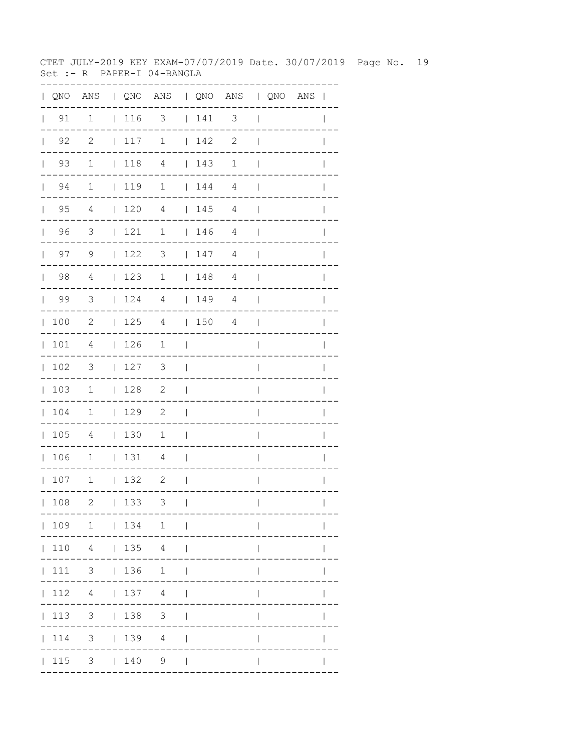CTET JULY-2019 KEY EXAM-07/07/2019 Date. 30/07/2019 Page No. 19
Set :- R PAPER-I 04-BANGLA

| QNO | ANS | QNO | ANS | QNO | ANS | QNO | ANS |
|---|---|---|---|---|---|---|---|
| 91 | 1 | 116 | 3 | 141 | 3 | | |
| 92 | 2 | 117 | 1 | 142 | 2 | | |
| 93 | 1 | 118 | 4 | 143 | 1 | | |
| 94 | 1 | 119 | 1 | 144 | 4 | | |
| 95 | 4 | 120 | 4 | 145 | 4 | | |
| 96 | 3 | 121 | 1 | 146 | 4 | | |
| 97 | 9 | 122 | 3 | 147 | 4 | | |
| 98 | 4 | 123 | 1 | 148 | 4 | | |
| 99 | 3 | 124 | 4 | 149 | 4 | | |
| 100 | 2 | 125 | 4 | 150 | 4 | | |
| 101 | 4 | 126 | 1 | | | | |
| 102 | 3 | 127 | 3 | | | | |
| 103 | 1 | 128 | 2 | | | | |
| 104 | 1 | 129 | 2 | | | | |
| 105 | 4 | 130 | 1 | | | | |
| 106 | 1 | 131 | 4 | | | | |
| 107 | 1 | 132 | 2 | | | | |
| 108 | 2 | 133 | 3 | | | | |
| 109 | 1 | 134 | 1 | | | | |
| 110 | 4 | 135 | 4 | | | | |
| 111 | 3 | 136 | 1 | | | | |
| 112 | 4 | 137 | 4 | | | | |
| 113 | 3 | 138 | 3 | | | | |
| 114 | 3 | 139 | 4 | | | | |
| 115 | 3 | 140 | 9 | | | | |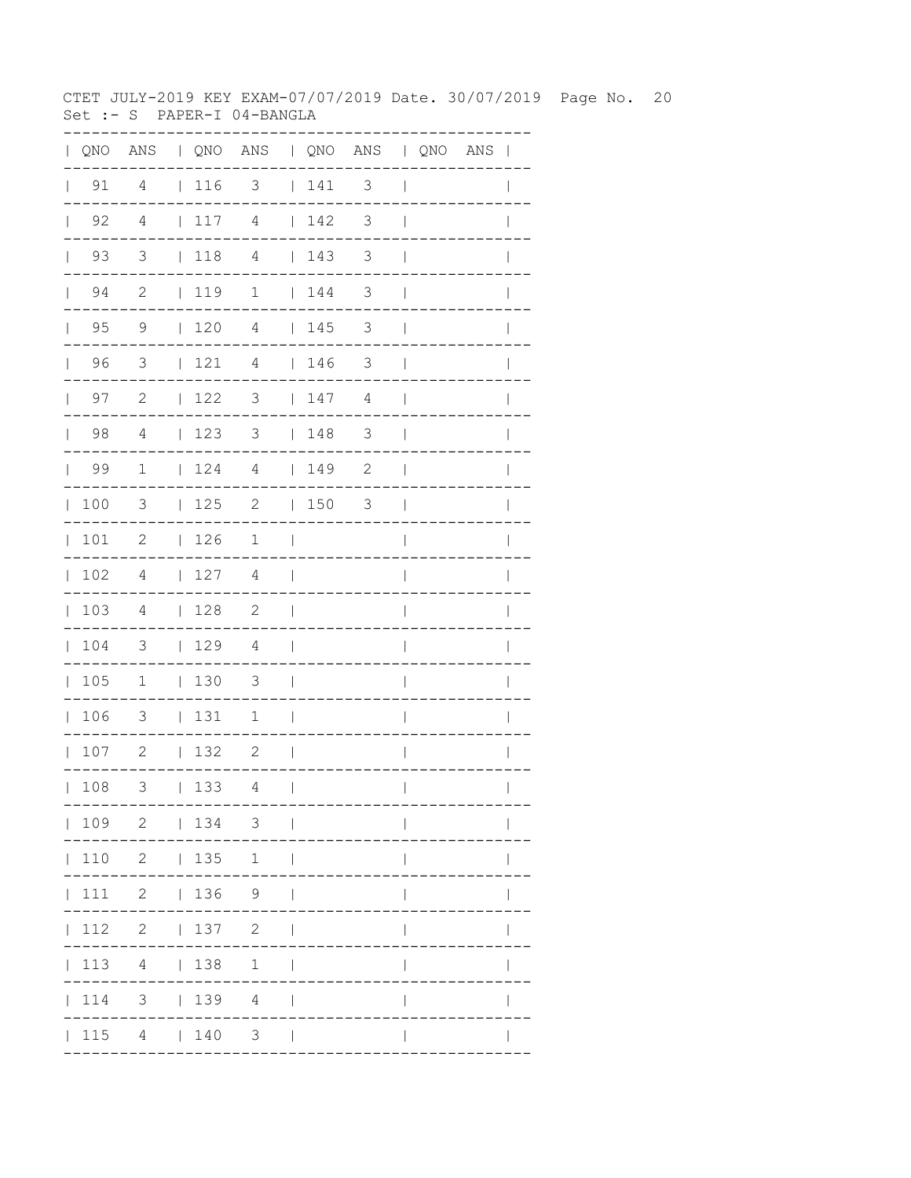CTET JULY-2019 KEY EXAM-07/07/2019 Date. 30/07/2019

Set :- S PAPER-I 04-BANGLA

| QNO | ANS | QNO | ANS | QNO | ANS | QNO | ANS |
|---|---|---|---|---|---|---|---|
| 91 | 4 | 116 | 3 | 141 | 3 | | |
| 92 | 4 | 117 | 4 | 142 | 3 | | |
| 93 | 3 | 118 | 4 | 143 | 3 | | |
| 94 | 2 | 119 | 1 | 144 | 3 | | |
| 95 | 9 | 120 | 4 | 145 | 3 | | |
| 96 | 3 | 121 | 4 | 146 | 3 | | |
| 97 | 2 | 122 | 3 | 147 | 4 | | |
| 98 | 4 | 123 | 3 | 148 | 3 | | |
| 99 | 1 | 124 | 4 | 149 | 2 | | |
| 100 | 3 | 125 | 2 | 150 | 3 | | |
| 101 | 2 | 126 | 1 | | | | |
| 102 | 4 | 127 | 4 | | | | |
| 103 | 4 | 128 | 2 | | | | |
| 104 | 3 | 129 | 4 | | | | |
| 105 | 1 | 130 | 3 | | | | |
| 106 | 3 | 131 | 1 | | | | |
| 107 | 2 | 132 | 2 | | | | |
| 108 | 3 | 133 | 4 | | | | |
| 109 | 2 | 134 | 3 | | | | |
| 110 | 2 | 135 | 1 | | | | |
| 111 | 2 | 136 | 9 | | | | |
| 112 | 2 | 137 | 2 | | | | |
| 113 | 4 | 138 | 1 | | | | |
| 114 | 3 | 139 | 4 | | | | |
| 115 | 4 | 140 | 3 | | | | |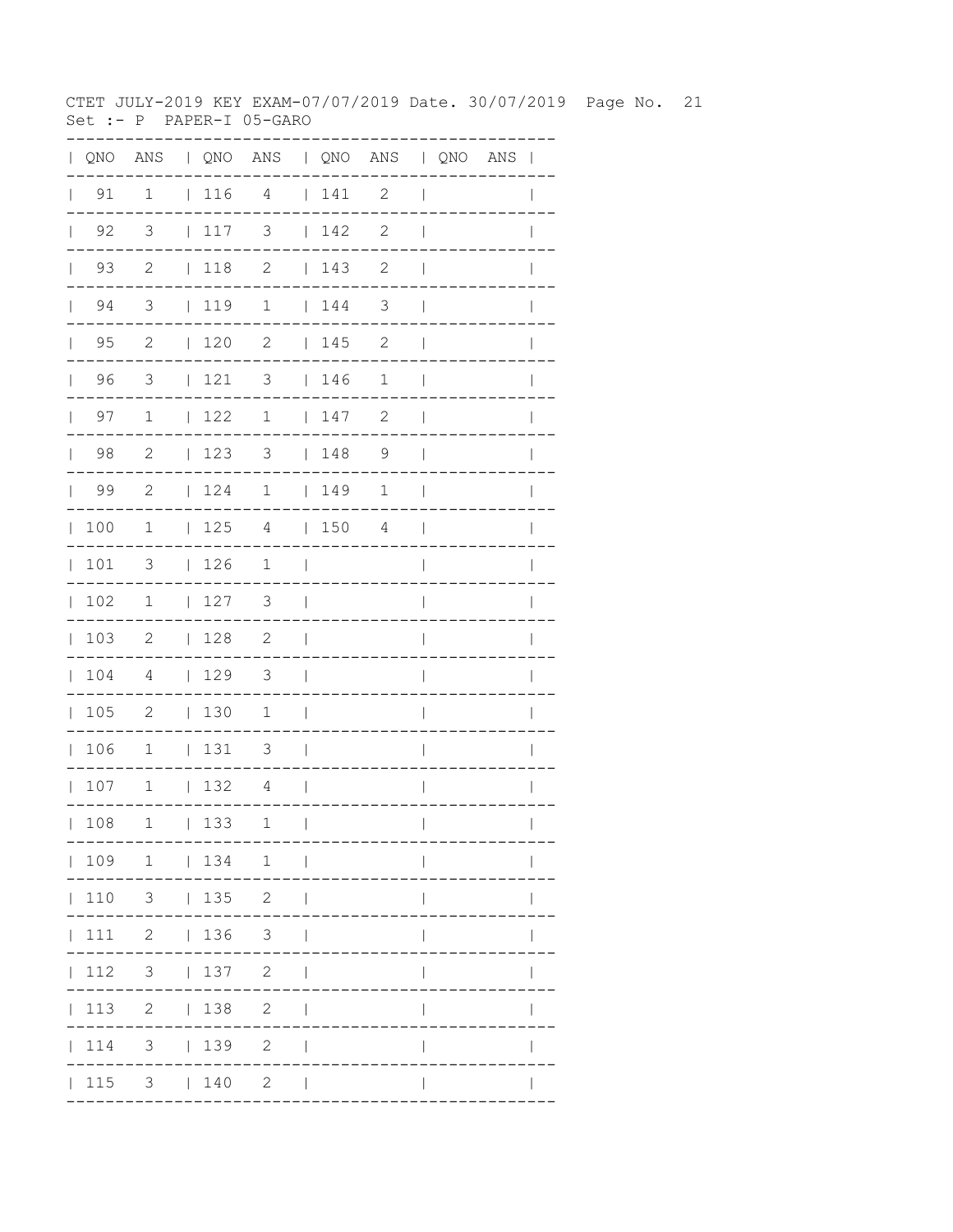CTET JULY-2019 KEY EXAM-07/07/2019 Date. 30/07/2019 Page No. 21
Set :- P PAPER-I 05-GARO

| QNO | ANS | QNO | ANS | QNO | ANS | QNO | ANS |
|---|---|---|---|---|---|---|---|
| 91 | 1 | 116 | 4 | 141 | 2 | | |
| 92 | 3 | 117 | 3 | 142 | 2 | | |
| 93 | 2 | 118 | 2 | 143 | 2 | | |
| 94 | 3 | 119 | 1 | 144 | 3 | | |
| 95 | 2 | 120 | 2 | 145 | 2 | | |
| 96 | 3 | 121 | 3 | 146 | 1 | | |
| 97 | 1 | 122 | 1 | 147 | 2 | | |
| 98 | 2 | 123 | 3 | 148 | 9 | | |
| 99 | 2 | 124 | 1 | 149 | 1 | | |
| 100 | 1 | 125 | 4 | 150 | 4 | | |
| 101 | 3 | 126 | 1 | | | | |
| 102 | 1 | 127 | 3 | | | | |
| 103 | 2 | 128 | 2 | | | | |
| 104 | 4 | 129 | 3 | | | | |
| 105 | 2 | 130 | 1 | | | | |
| 106 | 1 | 131 | 3 | | | | |
| 107 | 1 | 132 | 4 | | | | |
| 108 | 1 | 133 | 1 | | | | |
| 109 | 1 | 134 | 1 | | | | |
| 110 | 3 | 135 | 2 | | | | |
| 111 | 2 | 136 | 3 | | | | |
| 112 | 3 | 137 | 2 | | | | |
| 113 | 2 | 138 | 2 | | | | |
| 114 | 3 | 139 | 2 | | | | |
| 115 | 3 | 140 | 2 | | | | |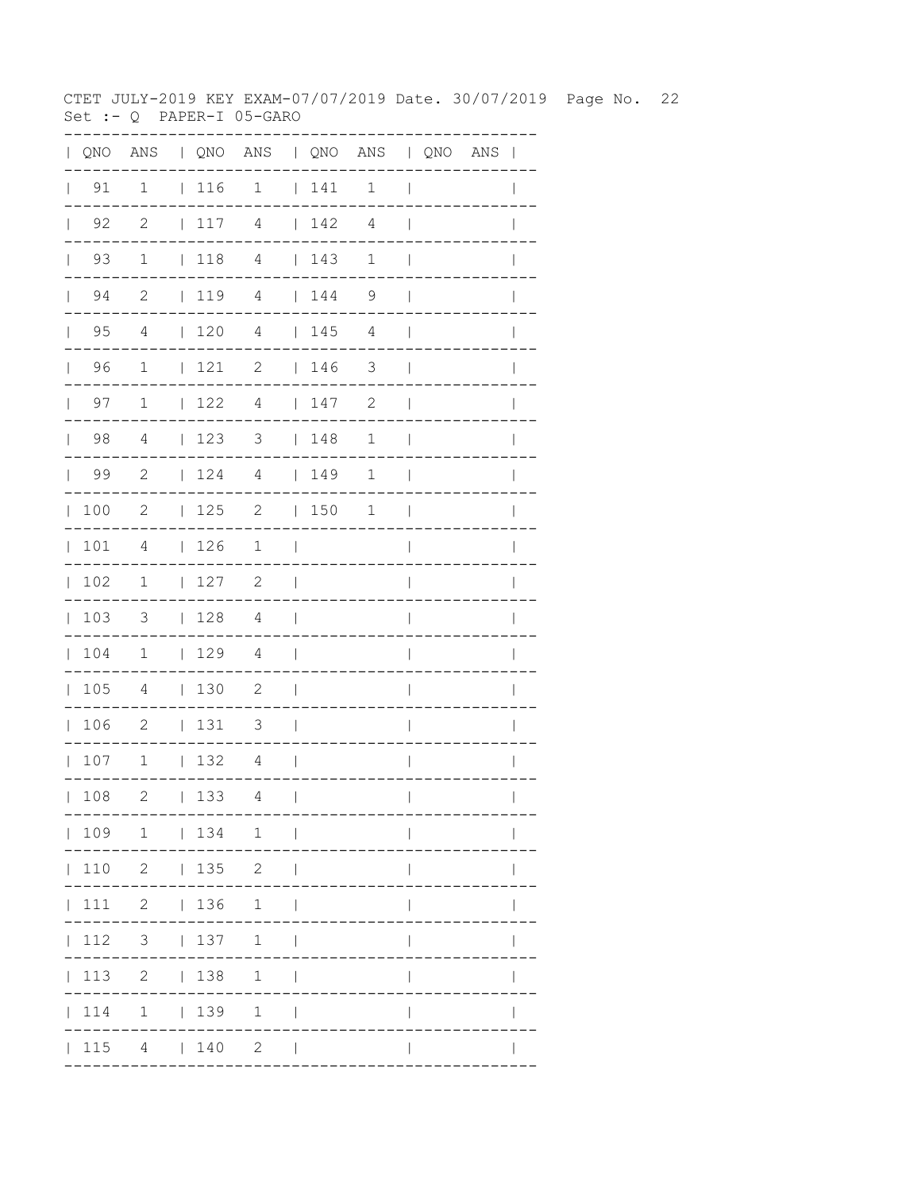CTET JULY-2019 KEY EXAM-07/07/2019 Date. 30/07/2019

Set :- Q PAPER-I 05-GARO

| QNO | ANS | QNO | ANS | QNO | ANS | QNO | ANS |
|---|---|---|---|---|---|---|---|
| 91 | 1 | 116 | 1 | 141 | 1 | | |
| 92 | 2 | 117 | 4 | 142 | 4 | | |
| 93 | 1 | 118 | 4 | 143 | 1 | | |
| 94 | 2 | 119 | 4 | 144 | 9 | | |
| 95 | 4 | 120 | 4 | 145 | 4 | | |
| 96 | 1 | 121 | 2 | 146 | 3 | | |
| 97 | 1 | 122 | 4 | 147 | 2 | | |
| 98 | 4 | 123 | 3 | 148 | 1 | | |
| 99 | 2 | 124 | 4 | 149 | 1 | | |
| 100 | 2 | 125 | 2 | 150 | 1 | | |
| 101 | 4 | 126 | 1 | | | | |
| 102 | 1 | 127 | 2 | | | | |
| 103 | 3 | 128 | 4 | | | | |
| 104 | 1 | 129 | 4 | | | | |
| 105 | 4 | 130 | 2 | | | | |
| 106 | 2 | 131 | 3 | | | | |
| 107 | 1 | 132 | 4 | | | | |
| 108 | 2 | 133 | 4 | | | | |
| 109 | 1 | 134 | 1 | | | | |
| 110 | 2 | 135 | 2 | | | | |
| 111 | 2 | 136 | 1 | | | | |
| 112 | 3 | 137 | 1 | | | | |
| 113 | 2 | 138 | 1 | | | | |
| 114 | 1 | 139 | 1 | | | | |
| 115 | 4 | 140 | 2 | | | | |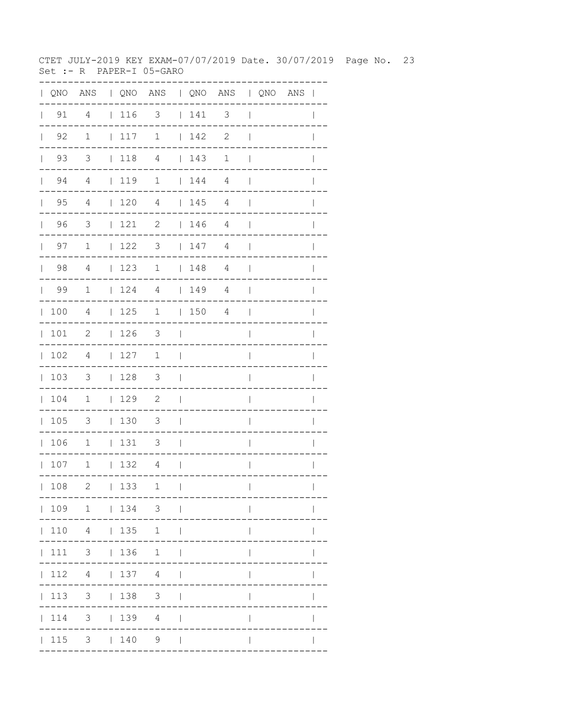CTET JULY-2019 KEY EXAM-07/07/2019 Date. 30/07/2019 Page No. 23
Set :- R PAPER-I 05-GARO

| QNO | ANS | QNO | ANS | QNO | ANS | QNO | ANS |
|---|---|---|---|---|---|---|---|
| 91 | 4 | 116 | 3 | 141 | 3 | | |
| 92 | 1 | 117 | 1 | 142 | 2 | | |
| 93 | 3 | 118 | 4 | 143 | 1 | | |
| 94 | 4 | 119 | 1 | 144 | 4 | | |
| 95 | 4 | 120 | 4 | 145 | 4 | | |
| 96 | 3 | 121 | 2 | 146 | 4 | | |
| 97 | 1 | 122 | 3 | 147 | 4 | | |
| 98 | 4 | 123 | 1 | 148 | 4 | | |
| 99 | 1 | 124 | 4 | 149 | 4 | | |
| 100 | 4 | 125 | 1 | 150 | 4 | | |
| 101 | 2 | 126 | 3 | | | | |
| 102 | 4 | 127 | 1 | | | | |
| 103 | 3 | 128 | 3 | | | | |
| 104 | 1 | 129 | 2 | | | | |
| 105 | 3 | 130 | 3 | | | | |
| 106 | 1 | 131 | 3 | | | | |
| 107 | 1 | 132 | 4 | | | | |
| 108 | 2 | 133 | 1 | | | | |
| 109 | 1 | 134 | 3 | | | | |
| 110 | 4 | 135 | 1 | | | | |
| 111 | 3 | 136 | 1 | | | | |
| 112 | 4 | 137 | 4 | | | | |
| 113 | 3 | 138 | 3 | | | | |
| 114 | 3 | 139 | 4 | | | | |
| 115 | 3 | 140 | 9 | | | | |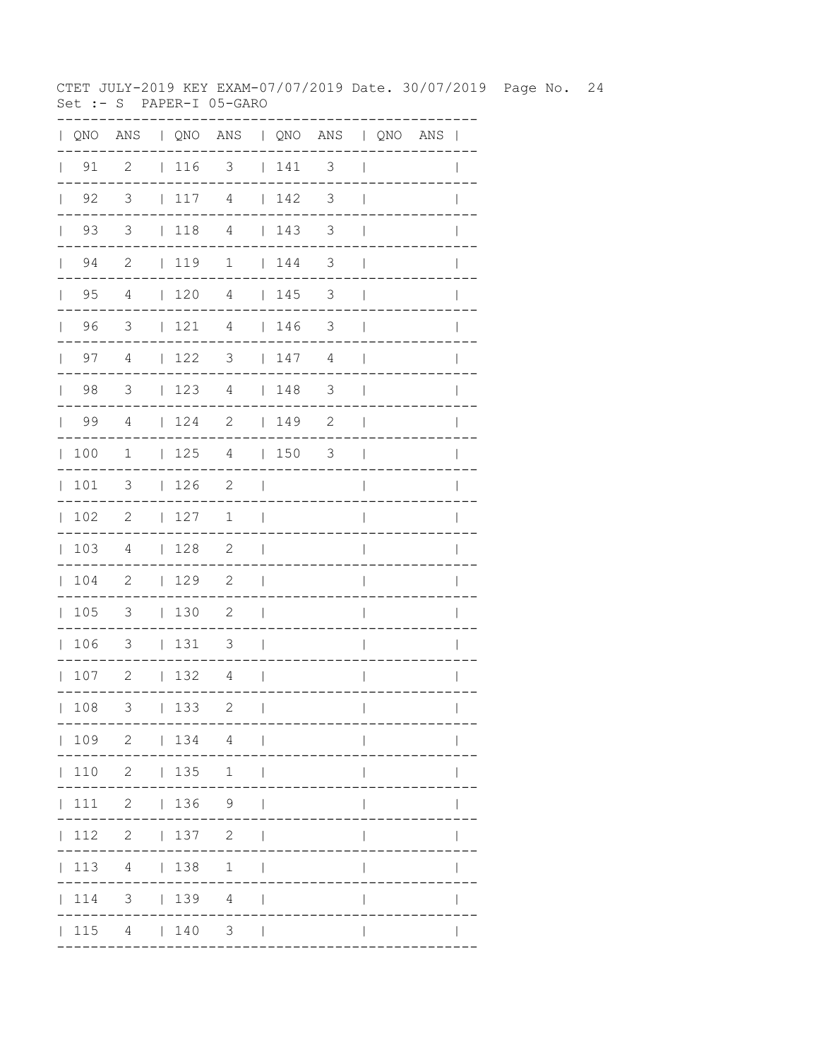CTET JULY-2019 KEY EXAM-07/07/2019 Date. 30/07/2019

Set :- S PAPER-I 05-GARO

| QNO | ANS | QNO | ANS | QNO | ANS | QNO | ANS |
|---|---|---|---|---|---|---|---|
| 91 | 2 | 116 | 3 | 141 | 3 | | |
| 92 | 3 | 117 | 4 | 142 | 3 | | |
| 93 | 3 | 118 | 4 | 143 | 3 | | |
| 94 | 2 | 119 | 1 | 144 | 3 | | |
| 95 | 4 | 120 | 4 | 145 | 3 | | |
| 96 | 3 | 121 | 4 | 146 | 3 | | |
| 97 | 4 | 122 | 3 | 147 | 4 | | |
| 98 | 3 | 123 | 4 | 148 | 3 | | |
| 99 | 4 | 124 | 2 | 149 | 2 | | |
| 100 | 1 | 125 | 4 | 150 | 3 | | |
| 101 | 3 | 126 | 2 | | | | |
| 102 | 2 | 127 | 1 | | | | |
| 103 | 4 | 128 | 2 | | | | |
| 104 | 2 | 129 | 2 | | | | |
| 105 | 3 | 130 | 2 | | | | |
| 106 | 3 | 131 | 3 | | | | |
| 107 | 2 | 132 | 4 | | | | |
| 108 | 3 | 133 | 2 | | | | |
| 109 | 2 | 134 | 4 | | | | |
| 110 | 2 | 135 | 1 | | | | |
| 111 | 2 | 136 | 9 | | | | |
| 112 | 2 | 137 | 2 | | | | |
| 113 | 4 | 138 | 1 | | | | |
| 114 | 3 | 139 | 4 | | | | |
| 115 | 4 | 140 | 3 | | | | |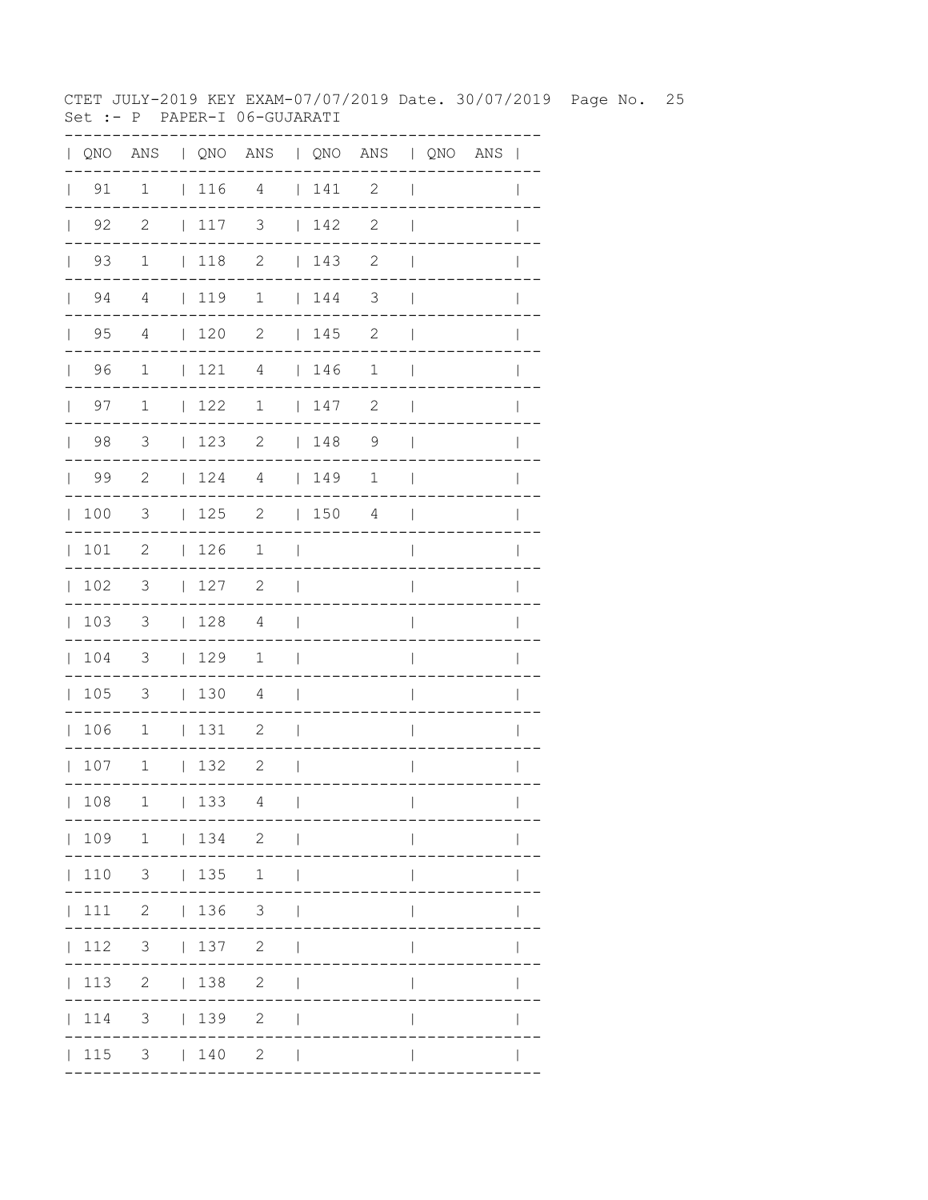CTET JULY-2019 KEY EXAM-07/07/2019 Date. 30/07/2019

Set :- P PAPER-I 06-GUJARATI

| QNO | ANS | QNO | ANS | QNO | ANS | QNO | ANS |
|---|---|---|---|---|---|---|---|
| 91 | 1 | 116 | 4 | 141 | 2 | | |
| 92 | 2 | 117 | 3 | 142 | 2 | | |
| 93 | 1 | 118 | 2 | 143 | 2 | | |
| 94 | 4 | 119 | 1 | 144 | 3 | | |
| 95 | 4 | 120 | 2 | 145 | 2 | | |
| 96 | 1 | 121 | 4 | 146 | 1 | | |
| 97 | 1 | 122 | 1 | 147 | 2 | | |
| 98 | 3 | 123 | 2 | 148 | 9 | | |
| 99 | 2 | 124 | 4 | 149 | 1 | | |
| 100 | 3 | 125 | 2 | 150 | 4 | | |
| 101 | 2 | 126 | 1 | | | | |
| 102 | 3 | 127 | 2 | | | | |
| 103 | 3 | 128 | 4 | | | | |
| 104 | 3 | 129 | 1 | | | | |
| 105 | 3 | 130 | 4 | | | | |
| 106 | 1 | 131 | 2 | | | | |
| 107 | 1 | 132 | 2 | | | | |
| 108 | 1 | 133 | 4 | | | | |
| 109 | 1 | 134 | 2 | | | | |
| 110 | 3 | 135 | 1 | | | | |
| 111 | 2 | 136 | 3 | | | | |
| 112 | 3 | 137 | 2 | | | | |
| 113 | 2 | 138 | 2 | | | | |
| 114 | 3 | 139 | 2 | | | | |
| 115 | 3 | 140 | 2 | | | | |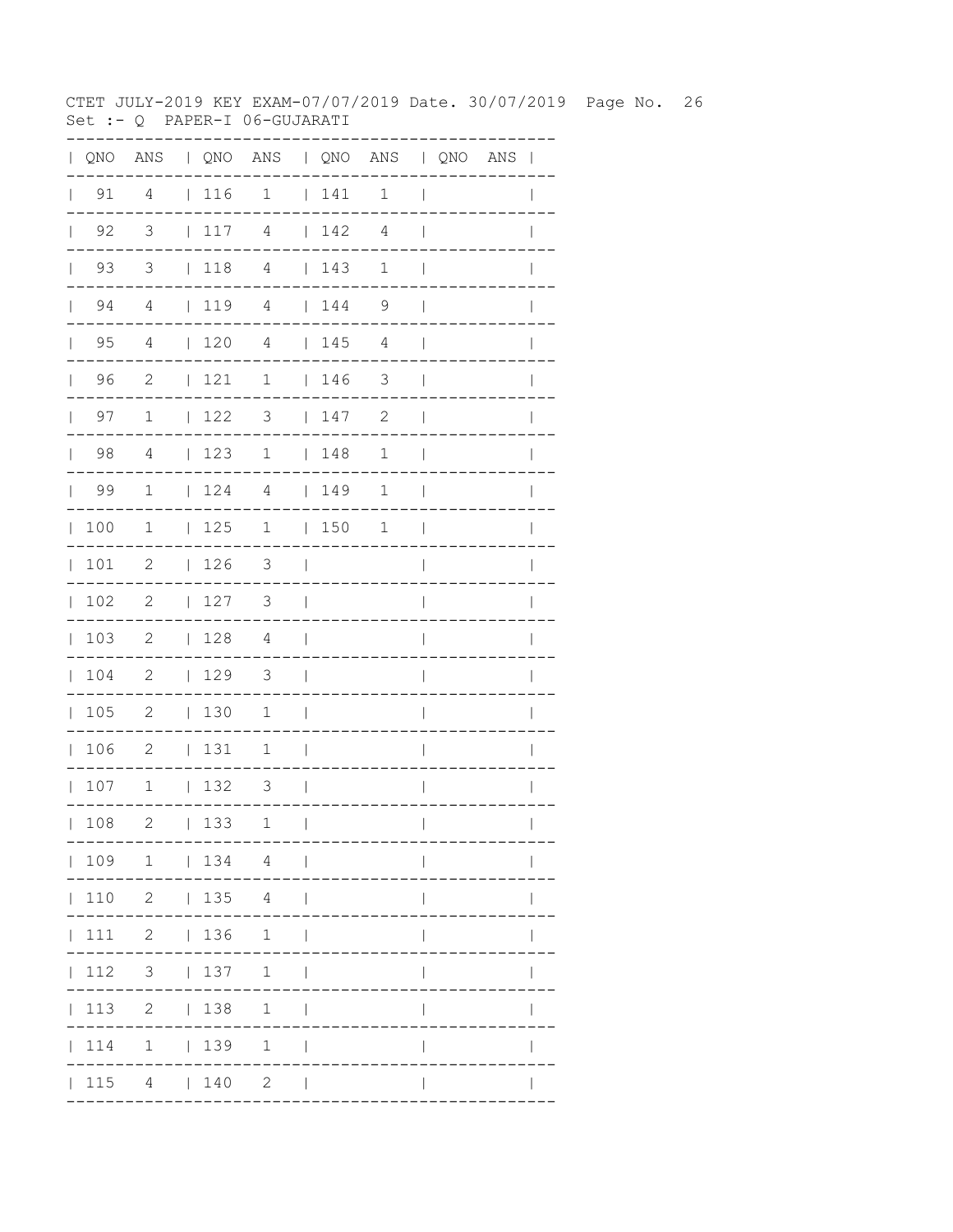CTET JULY-2019 KEY EXAM-07/07/2019 Date. 30/07/2019

Set :- Q PAPER-I 06-GUJARATI

| QNO | ANS | QNO | ANS | QNO | ANS | QNO | ANS |
|---|---|---|---|---|---|---|---|
| 91 | 4 | 116 | 1 | 141 | 1 | | |
| 92 | 3 | 117 | 4 | 142 | 4 | | |
| 93 | 3 | 118 | 4 | 143 | 1 | | |
| 94 | 4 | 119 | 4 | 144 | 9 | | |
| 95 | 4 | 120 | 4 | 145 | 4 | | |
| 96 | 2 | 121 | 1 | 146 | 3 | | |
| 97 | 1 | 122 | 3 | 147 | 2 | | |
| 98 | 4 | 123 | 1 | 148 | 1 | | |
| 99 | 1 | 124 | 4 | 149 | 1 | | |
| 100 | 1 | 125 | 1 | 150 | 1 | | |
| 101 | 2 | 126 | 3 | | | | |
| 102 | 2 | 127 | 3 | | | | |
| 103 | 2 | 128 | 4 | | | | |
| 104 | 2 | 129 | 3 | | | | |
| 105 | 2 | 130 | 1 | | | | |
| 106 | 2 | 131 | 1 | | | | |
| 107 | 1 | 132 | 3 | | | | |
| 108 | 2 | 133 | 1 | | | | |
| 109 | 1 | 134 | 4 | | | | |
| 110 | 2 | 135 | 4 | | | | |
| 111 | 2 | 136 | 1 | | | | |
| 112 | 3 | 137 | 1 | | | | |
| 113 | 2 | 138 | 1 | | | | |
| 114 | 1 | 139 | 1 | | | | |
| 115 | 4 | 140 | 2 | | | | |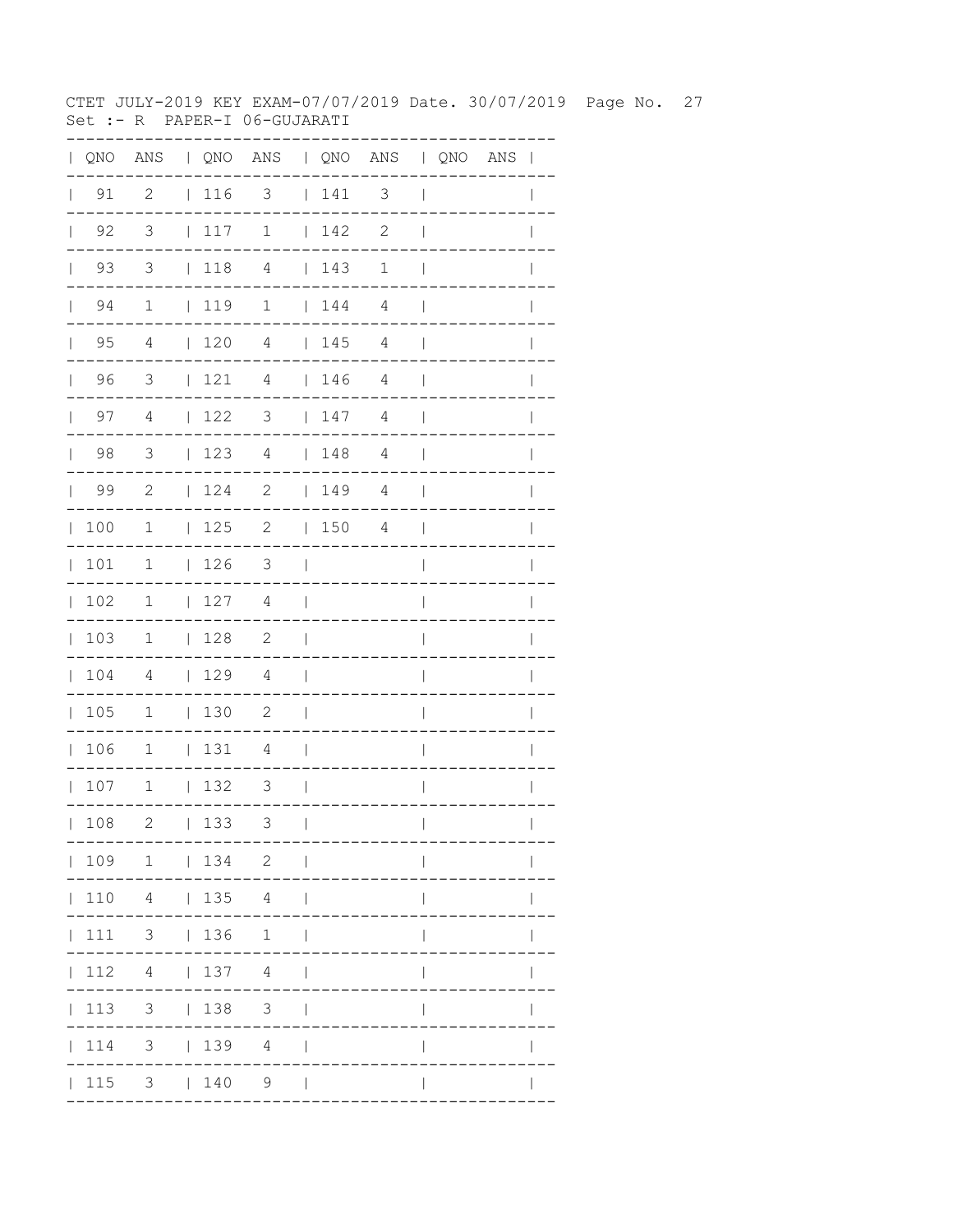CTET JULY-2019 KEY EXAM-07/07/2019 Date. 30/07/2019 Page No. 27
Set :- R PAPER-I 06-GUJARATI

| QNO | ANS | QNO | ANS | QNO | ANS | QNO | ANS |
|---|---|---|---|---|---|---|---|
| 91 | 2 | 116 | 3 | 141 | 3 | | |
| 92 | 3 | 117 | 1 | 142 | 2 | | |
| 93 | 3 | 118 | 4 | 143 | 1 | | |
| 94 | 1 | 119 | 1 | 144 | 4 | | |
| 95 | 4 | 120 | 4 | 145 | 4 | | |
| 96 | 3 | 121 | 4 | 146 | 4 | | |
| 97 | 4 | 122 | 3 | 147 | 4 | | |
| 98 | 3 | 123 | 4 | 148 | 4 | | |
| 99 | 2 | 124 | 2 | 149 | 4 | | |
| 100 | 1 | 125 | 2 | 150 | 4 | | |
| 101 | 1 | 126 | 3 | | | | |
| 102 | 1 | 127 | 4 | | | | |
| 103 | 1 | 128 | 2 | | | | |
| 104 | 4 | 129 | 4 | | | | |
| 105 | 1 | 130 | 2 | | | | |
| 106 | 1 | 131 | 4 | | | | |
| 107 | 1 | 132 | 3 | | | | |
| 108 | 2 | 133 | 3 | | | | |
| 109 | 1 | 134 | 2 | | | | |
| 110 | 4 | 135 | 4 | | | | |
| 111 | 3 | 136 | 1 | | | | |
| 112 | 4 | 137 | 4 | | | | |
| 113 | 3 | 138 | 3 | | | | |
| 114 | 3 | 139 | 4 | | | | |
| 115 | 3 | 140 | 9 | | | | |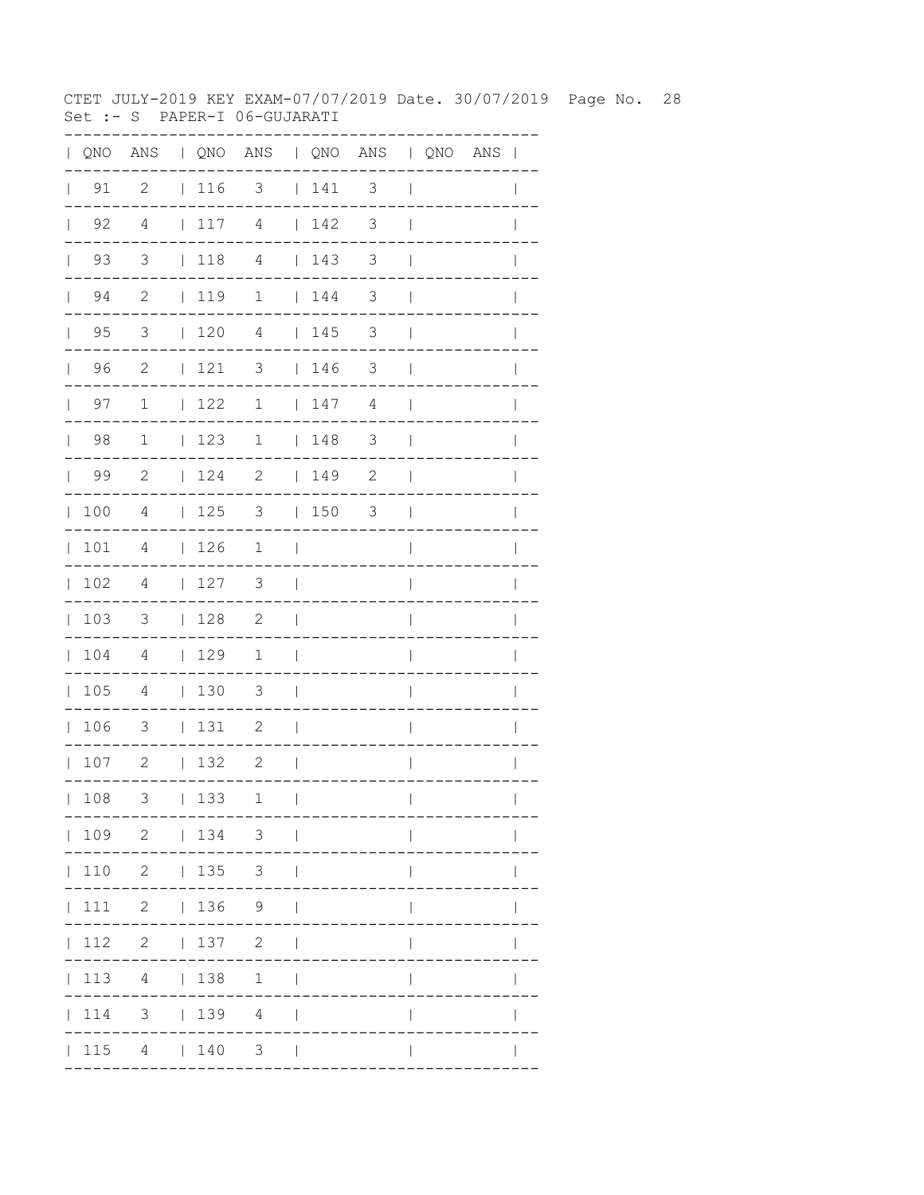CTET JULY-2019 KEY EXAM-07/07/2019 Date. 30/07/2019

Set :- S PAPER-I 06-GUJARATI

| QNO | ANS | QNO | ANS | QNO | ANS | QNO | ANS |
|---|---|---|---|---|---|---|---|
| 91 | 2 | 116 | 3 | 141 | 3 | | |
| 92 | 4 | 117 | 4 | 142 | 3 | | |
| 93 | 3 | 118 | 4 | 143 | 3 | | |
| 94 | 2 | 119 | 1 | 144 | 3 | | |
| 95 | 3 | 120 | 4 | 145 | 3 | | |
| 96 | 2 | 121 | 3 | 146 | 3 | | |
| 97 | 1 | 122 | 1 | 147 | 4 | | |
| 98 | 1 | 123 | 1 | 148 | 3 | | |
| 99 | 2 | 124 | 2 | 149 | 2 | | |
| 100 | 4 | 125 | 3 | 150 | 3 | | |
| 101 | 4 | 126 | 1 | | | | |
| 102 | 4 | 127 | 3 | | | | |
| 103 | 3 | 128 | 2 | | | | |
| 104 | 4 | 129 | 1 | | | | |
| 105 | 4 | 130 | 3 | | | | |
| 106 | 3 | 131 | 2 | | | | |
| 107 | 2 | 132 | 2 | | | | |
| 108 | 3 | 133 | 1 | | | | |
| 109 | 2 | 134 | 3 | | | | |
| 110 | 2 | 135 | 3 | | | | |
| 111 | 2 | 136 | 9 | | | | |
| 112 | 2 | 137 | 2 | | | | |
| 113 | 4 | 138 | 1 | | | | |
| 114 | 3 | 139 | 4 | | | | |
| 115 | 4 | 140 | 3 | | | | |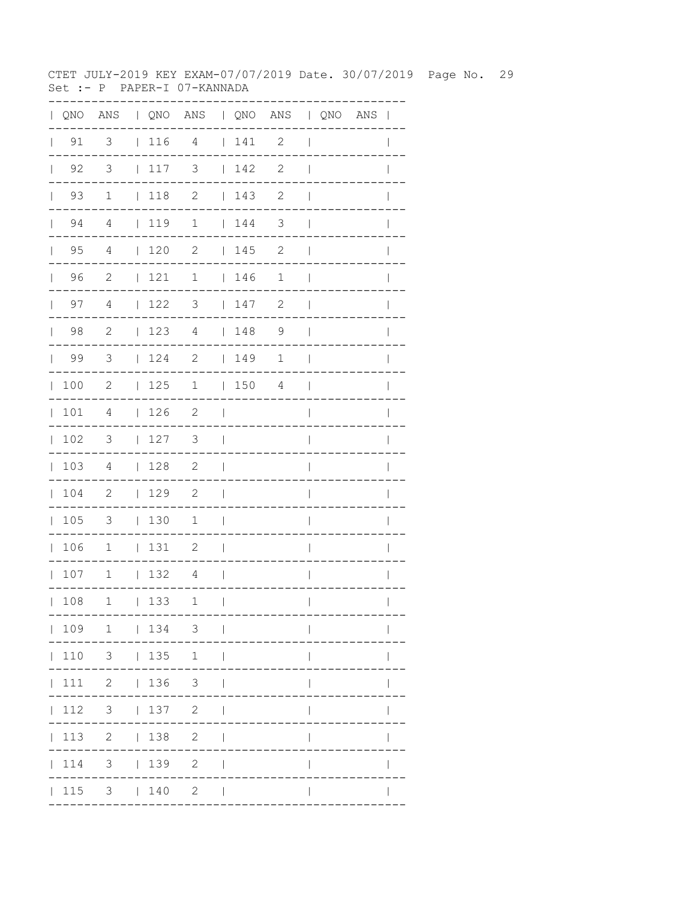CTET JULY-2019 KEY EXAM-07/07/2019 Date. 30/07/2019

Set :- P PAPER-I 07-KANNADA

| QNO | ANS | QNO | ANS | QNO | ANS | QNO | ANS |
|---|---|---|---|---|---|---|---|
| 91 | 3 | 116 | 4 | 141 | 2 | | |
| 92 | 3 | 117 | 3 | 142 | 2 | | |
| 93 | 1 | 118 | 2 | 143 | 2 | | |
| 94 | 4 | 119 | 1 | 144 | 3 | | |
| 95 | 4 | 120 | 2 | 145 | 2 | | |
| 96 | 2 | 121 | 1 | 146 | 1 | | |
| 97 | 4 | 122 | 3 | 147 | 2 | | |
| 98 | 2 | 123 | 4 | 148 | 9 | | |
| 99 | 3 | 124 | 2 | 149 | 1 | | |
| 100 | 2 | 125 | 1 | 150 | 4 | | |
| 101 | 4 | 126 | 2 | | | | |
| 102 | 3 | 127 | 3 | | | | |
| 103 | 4 | 128 | 2 | | | | |
| 104 | 2 | 129 | 2 | | | | |
| 105 | 3 | 130 | 1 | | | | |
| 106 | 1 | 131 | 2 | | | | |
| 107 | 1 | 132 | 4 | | | | |
| 108 | 1 | 133 | 1 | | | | |
| 109 | 1 | 134 | 3 | | | | |
| 110 | 3 | 135 | 1 | | | | |
| 111 | 2 | 136 | 3 | | | | |
| 112 | 3 | 137 | 2 | | | | |
| 113 | 2 | 138 | 2 | | | | |
| 114 | 3 | 139 | 2 | | | | |
| 115 | 3 | 140 | 2 | | | | |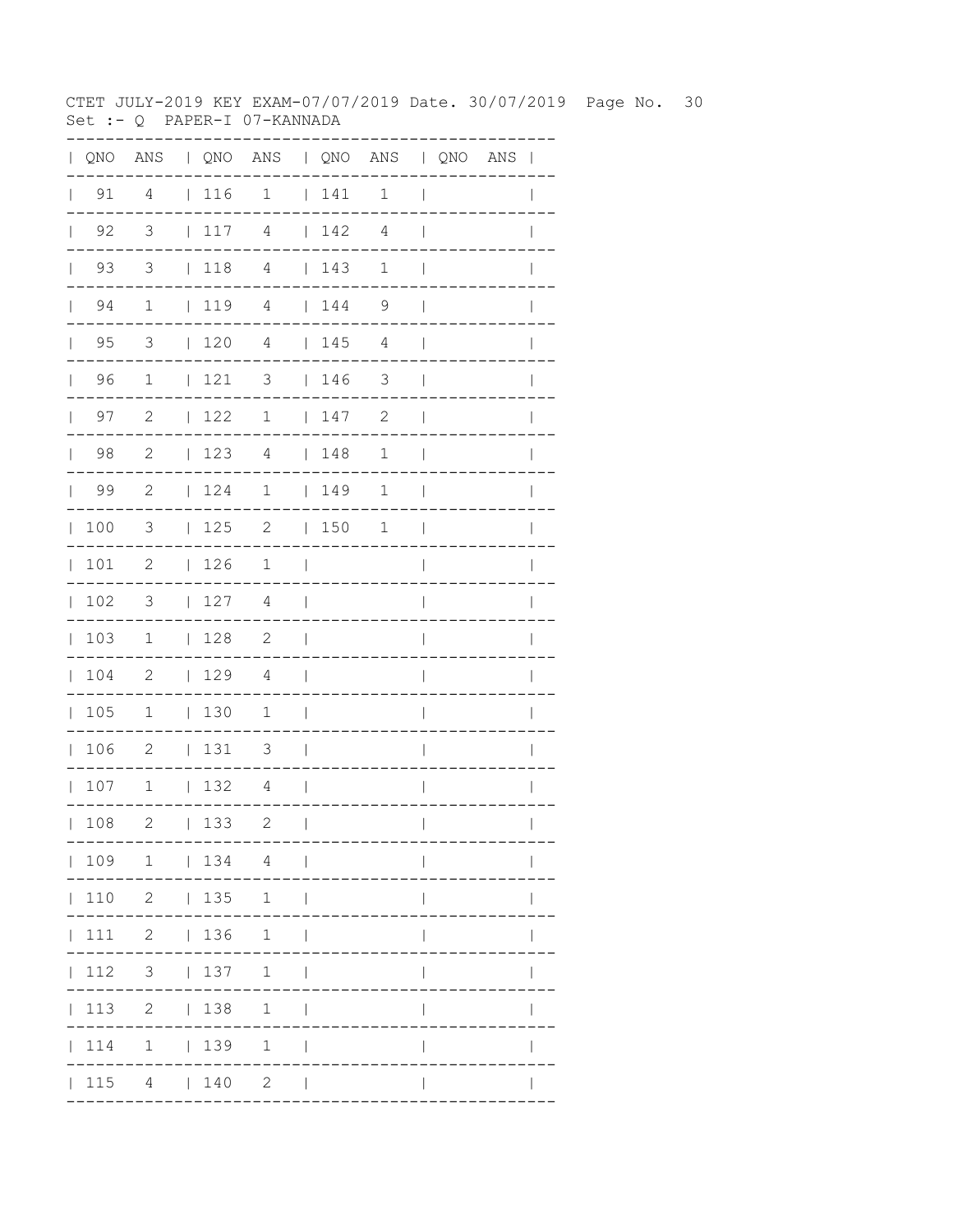CTET JULY-2019 KEY EXAM-07/07/2019 Date. 30/07/2019
Set :- Q PAPER-I 07-KANNADA

| QNO | ANS | QNO | ANS | QNO | ANS | QNO | ANS |
|---|---|---|---|---|---|---|---|
| 91 | 4 | 116 | 1 | 141 | 1 | | |
| 92 | 3 | 117 | 4 | 142 | 4 | | |
| 93 | 3 | 118 | 4 | 143 | 1 | | |
| 94 | 1 | 119 | 4 | 144 | 9 | | |
| 95 | 3 | 120 | 4 | 145 | 4 | | |
| 96 | 1 | 121 | 3 | 146 | 3 | | |
| 97 | 2 | 122 | 1 | 147 | 2 | | |
| 98 | 2 | 123 | 4 | 148 | 1 | | |
| 99 | 2 | 124 | 1 | 149 | 1 | | |
| 100 | 3 | 125 | 2 | 150 | 1 | | |
| 101 | 2 | 126 | 1 | | | | |
| 102 | 3 | 127 | 4 | | | | |
| 103 | 1 | 128 | 2 | | | | |
| 104 | 2 | 129 | 4 | | | | |
| 105 | 1 | 130 | 1 | | | | |
| 106 | 2 | 131 | 3 | | | | |
| 107 | 1 | 132 | 4 | | | | |
| 108 | 2 | 133 | 2 | | | | |
| 109 | 1 | 134 | 4 | | | | |
| 110 | 2 | 135 | 1 | | | | |
| 111 | 2 | 136 | 1 | | | | |
| 112 | 3 | 137 | 1 | | | | |
| 113 | 2 | 138 | 1 | | | | |
| 114 | 1 | 139 | 1 | | | | |
| 115 | 4 | 140 | 2 | | | | |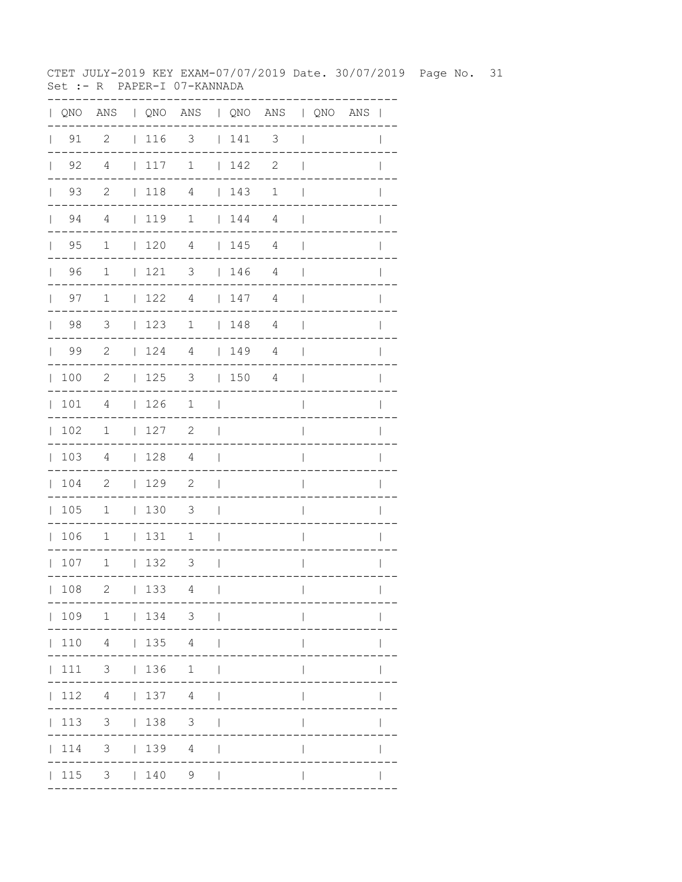CTET JULY-2019 KEY EXAM-07/07/2019 Date. 30/07/2019

Set :- R PAPER-I 07-KANNADA

| QNO | ANS | QNO | ANS | QNO | ANS | QNO | ANS |
|---|---|---|---|---|---|---|---|
| 91 | 2 | 116 | 3 | 141 | 3 | | |
| 92 | 4 | 117 | 1 | 142 | 2 | | |
| 93 | 2 | 118 | 4 | 143 | 1 | | |
| 94 | 4 | 119 | 1 | 144 | 4 | | |
| 95 | 1 | 120 | 4 | 145 | 4 | | |
| 96 | 1 | 121 | 3 | 146 | 4 | | |
| 97 | 1 | 122 | 4 | 147 | 4 | | |
| 98 | 3 | 123 | 1 | 148 | 4 | | |
| 99 | 2 | 124 | 4 | 149 | 4 | | |
| 100 | 2 | 125 | 3 | 150 | 4 | | |
| 101 | 4 | 126 | 1 | | | | |
| 102 | 1 | 127 | 2 | | | | |
| 103 | 4 | 128 | 4 | | | | |
| 104 | 2 | 129 | 2 | | | | |
| 105 | 1 | 130 | 3 | | | | |
| 106 | 1 | 131 | 1 | | | | |
| 107 | 1 | 132 | 3 | | | | |
| 108 | 2 | 133 | 4 | | | | |
| 109 | 1 | 134 | 3 | | | | |
| 110 | 4 | 135 | 4 | | | | |
| 111 | 3 | 136 | 1 | | | | |
| 112 | 4 | 137 | 4 | | | | |
| 113 | 3 | 138 | 3 | | | | |
| 114 | 3 | 139 | 4 | | | | |
| 115 | 3 | 140 | 9 | | | | |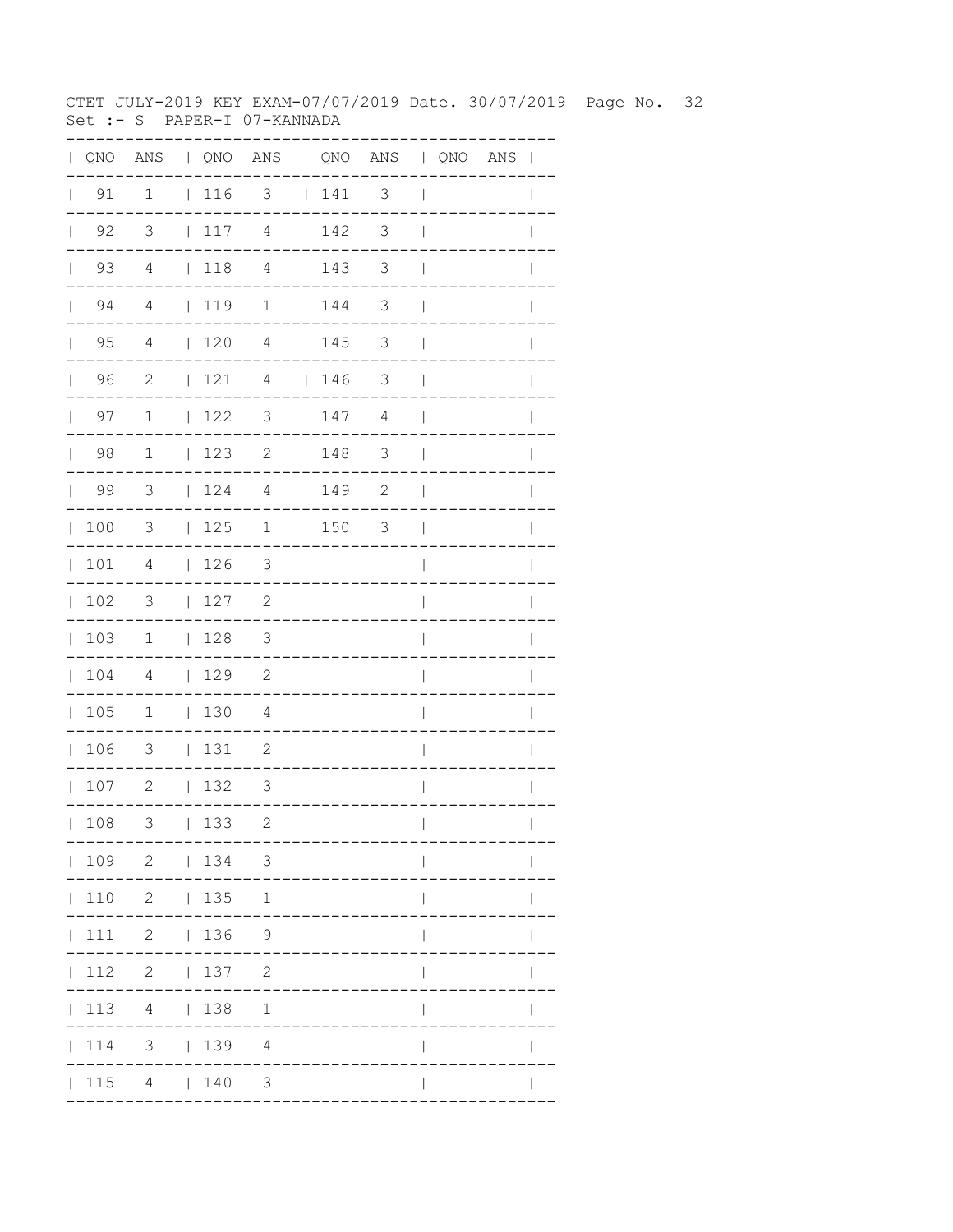CTET JULY-2019 KEY EXAM-07/07/2019 Date. 30/07/2019 Page No. 32
Set :- S PAPER-I 07-KANNADA

| QNO | ANS | QNO | ANS | QNO | ANS | QNO | ANS |
|---|---|---|---|---|---|---|---|
| 91 | 1 | 116 | 3 | 141 | 3 | | |
| 92 | 3 | 117 | 4 | 142 | 3 | | |
| 93 | 4 | 118 | 4 | 143 | 3 | | |
| 94 | 4 | 119 | 1 | 144 | 3 | | |
| 95 | 4 | 120 | 4 | 145 | 3 | | |
| 96 | 2 | 121 | 4 | 146 | 3 | | |
| 97 | 1 | 122 | 3 | 147 | 4 | | |
| 98 | 1 | 123 | 2 | 148 | 3 | | |
| 99 | 3 | 124 | 4 | 149 | 2 | | |
| 100 | 3 | 125 | 1 | 150 | 3 | | |
| 101 | 4 | 126 | 3 | | | | |
| 102 | 3 | 127 | 2 | | | | |
| 103 | 1 | 128 | 3 | | | | |
| 104 | 4 | 129 | 2 | | | | |
| 105 | 1 | 130 | 4 | | | | |
| 106 | 3 | 131 | 2 | | | | |
| 107 | 2 | 132 | 3 | | | | |
| 108 | 3 | 133 | 2 | | | | |
| 109 | 2 | 134 | 3 | | | | |
| 110 | 2 | 135 | 1 | | | | |
| 111 | 2 | 136 | 9 | | | | |
| 112 | 2 | 137 | 2 | | | | |
| 113 | 4 | 138 | 1 | | | | |
| 114 | 3 | 139 | 4 | | | | |
| 115 | 4 | 140 | 3 | | | | |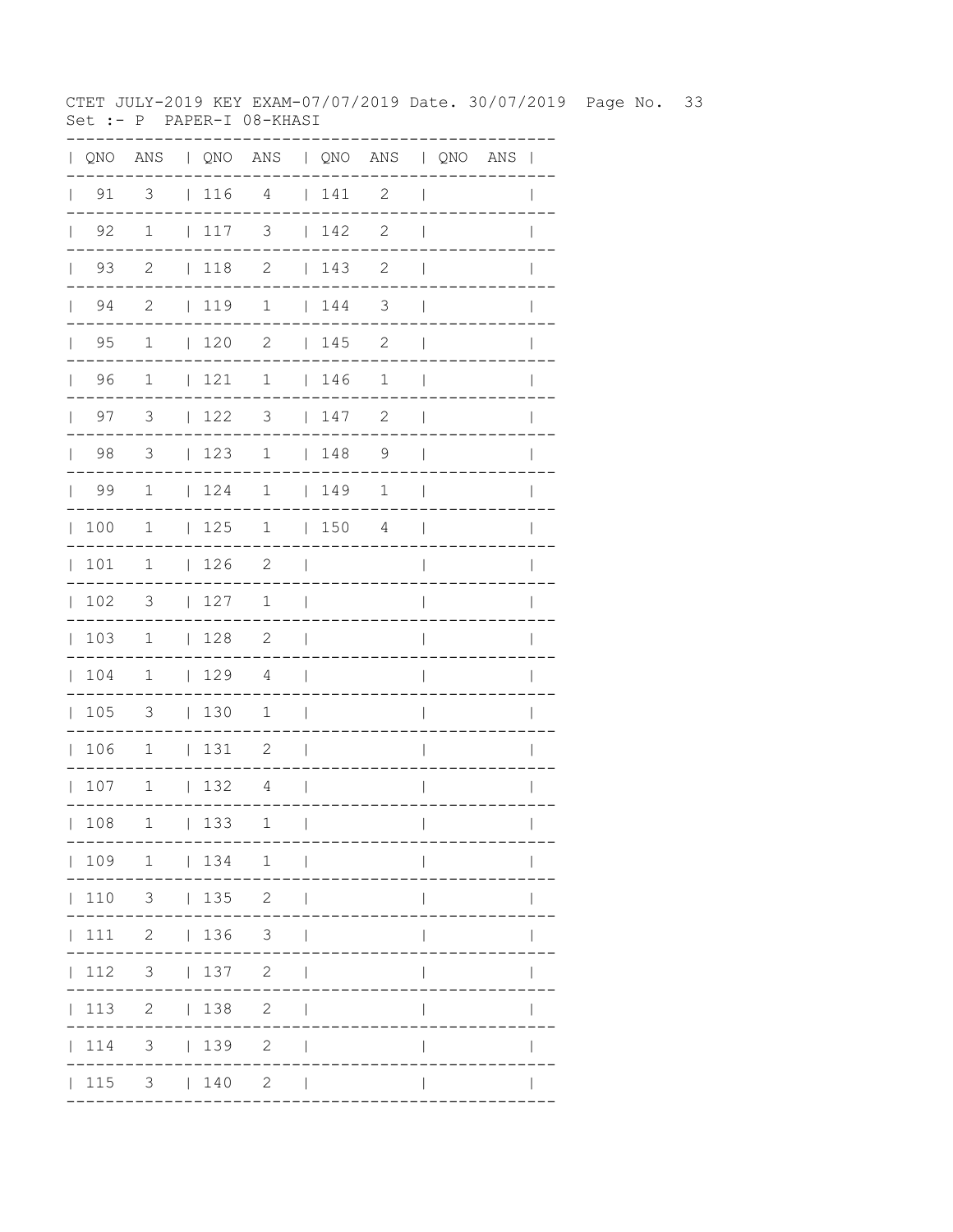CTET JULY-2019 KEY EXAM-07/07/2019 Date. 30/07/2019 Page No. 33
Set :- P PAPER-I 08-KHASI

| QNO | ANS | QNO | ANS | QNO | ANS | QNO | ANS |
|---|---|---|---|---|---|---|---|
| 91 | 3 | 116 | 4 | 141 | 2 | | |
| 92 | 1 | 117 | 3 | 142 | 2 | | |
| 93 | 2 | 118 | 2 | 143 | 2 | | |
| 94 | 2 | 119 | 1 | 144 | 3 | | |
| 95 | 1 | 120 | 2 | 145 | 2 | | |
| 96 | 1 | 121 | 1 | 146 | 1 | | |
| 97 | 3 | 122 | 3 | 147 | 2 | | |
| 98 | 3 | 123 | 1 | 148 | 9 | | |
| 99 | 1 | 124 | 1 | 149 | 1 | | |
| 100 | 1 | 125 | 1 | 150 | 4 | | |
| 101 | 1 | 126 | 2 | | | | |
| 102 | 3 | 127 | 1 | | | | |
| 103 | 1 | 128 | 2 | | | | |
| 104 | 1 | 129 | 4 | | | | |
| 105 | 3 | 130 | 1 | | | | |
| 106 | 1 | 131 | 2 | | | | |
| 107 | 1 | 132 | 4 | | | | |
| 108 | 1 | 133 | 1 | | | | |
| 109 | 1 | 134 | 1 | | | | |
| 110 | 3 | 135 | 2 | | | | |
| 111 | 2 | 136 | 3 | | | | |
| 112 | 3 | 137 | 2 | | | | |
| 113 | 2 | 138 | 2 | | | | |
| 114 | 3 | 139 | 2 | | | | |
| 115 | 3 | 140 | 2 | | | | |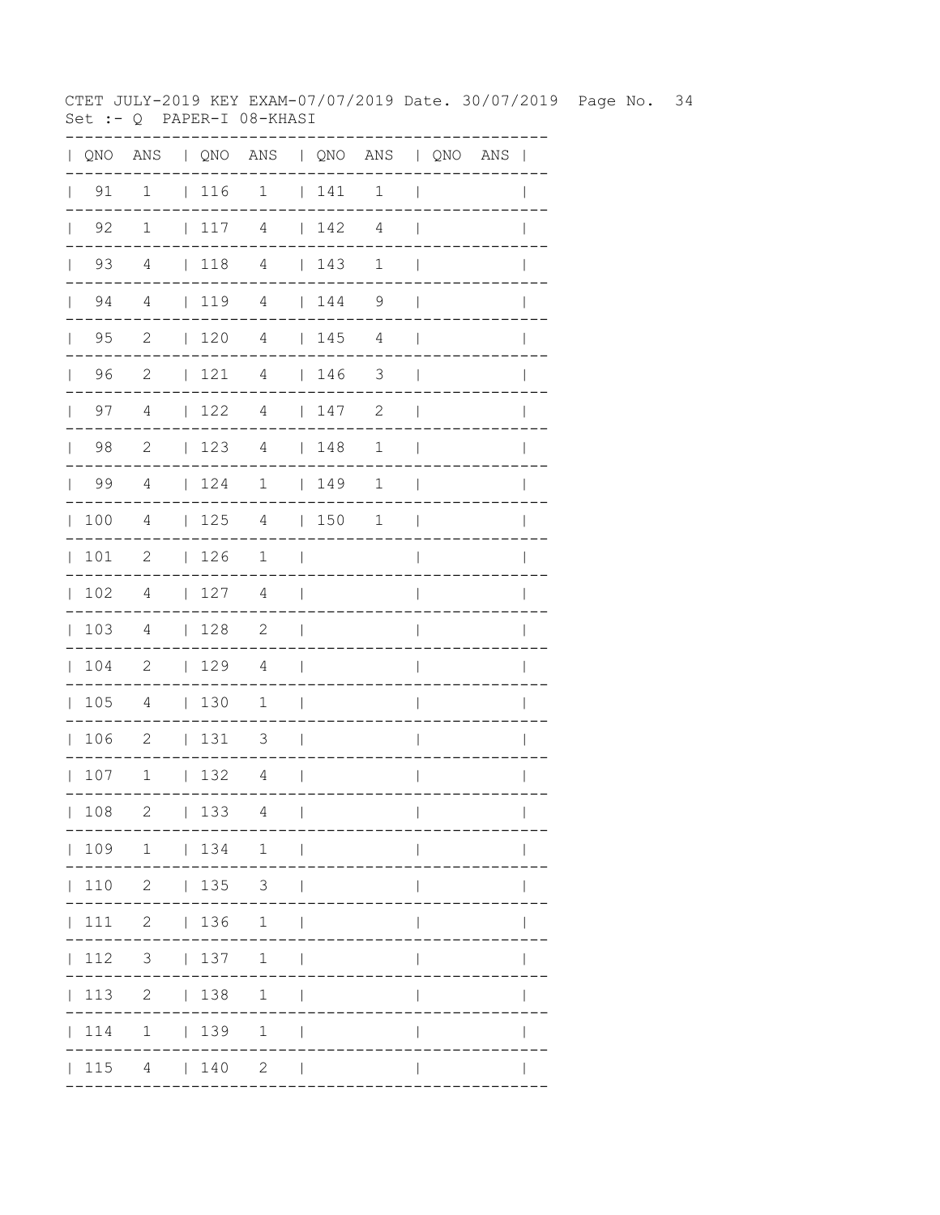CTET JULY-2019 KEY EXAM-07/07/2019 Date. 30/07/2019

Set :- Q PAPER-I 08-KHASI

| QNO | ANS | QNO | ANS | QNO | ANS | QNO | ANS |
|---|---|---|---|---|---|---|---|
| 91 | 1 | 116 | 1 | 141 | 1 | | |
| 92 | 1 | 117 | 4 | 142 | 4 | | |
| 93 | 4 | 118 | 4 | 143 | 1 | | |
| 94 | 4 | 119 | 4 | 144 | 9 | | |
| 95 | 2 | 120 | 4 | 145 | 4 | | |
| 96 | 2 | 121 | 4 | 146 | 3 | | |
| 97 | 4 | 122 | 4 | 147 | 2 | | |
| 98 | 2 | 123 | 4 | 148 | 1 | | |
| 99 | 4 | 124 | 1 | 149 | 1 | | |
| 100 | 4 | 125 | 4 | 150 | 1 | | |
| 101 | 2 | 126 | 1 | | | | |
| 102 | 4 | 127 | 4 | | | | |
| 103 | 4 | 128 | 2 | | | | |
| 104 | 2 | 129 | 4 | | | | |
| 105 | 4 | 130 | 1 | | | | |
| 106 | 2 | 131 | 3 | | | | |
| 107 | 1 | 132 | 4 | | | | |
| 108 | 2 | 133 | 4 | | | | |
| 109 | 1 | 134 | 1 | | | | |
| 110 | 2 | 135 | 3 | | | | |
| 111 | 2 | 136 | 1 | | | | |
| 112 | 3 | 137 | 1 | | | | |
| 113 | 2 | 138 | 1 | | | | |
| 114 | 1 | 139 | 1 | | | | |
| 115 | 4 | 140 | 2 | | | | |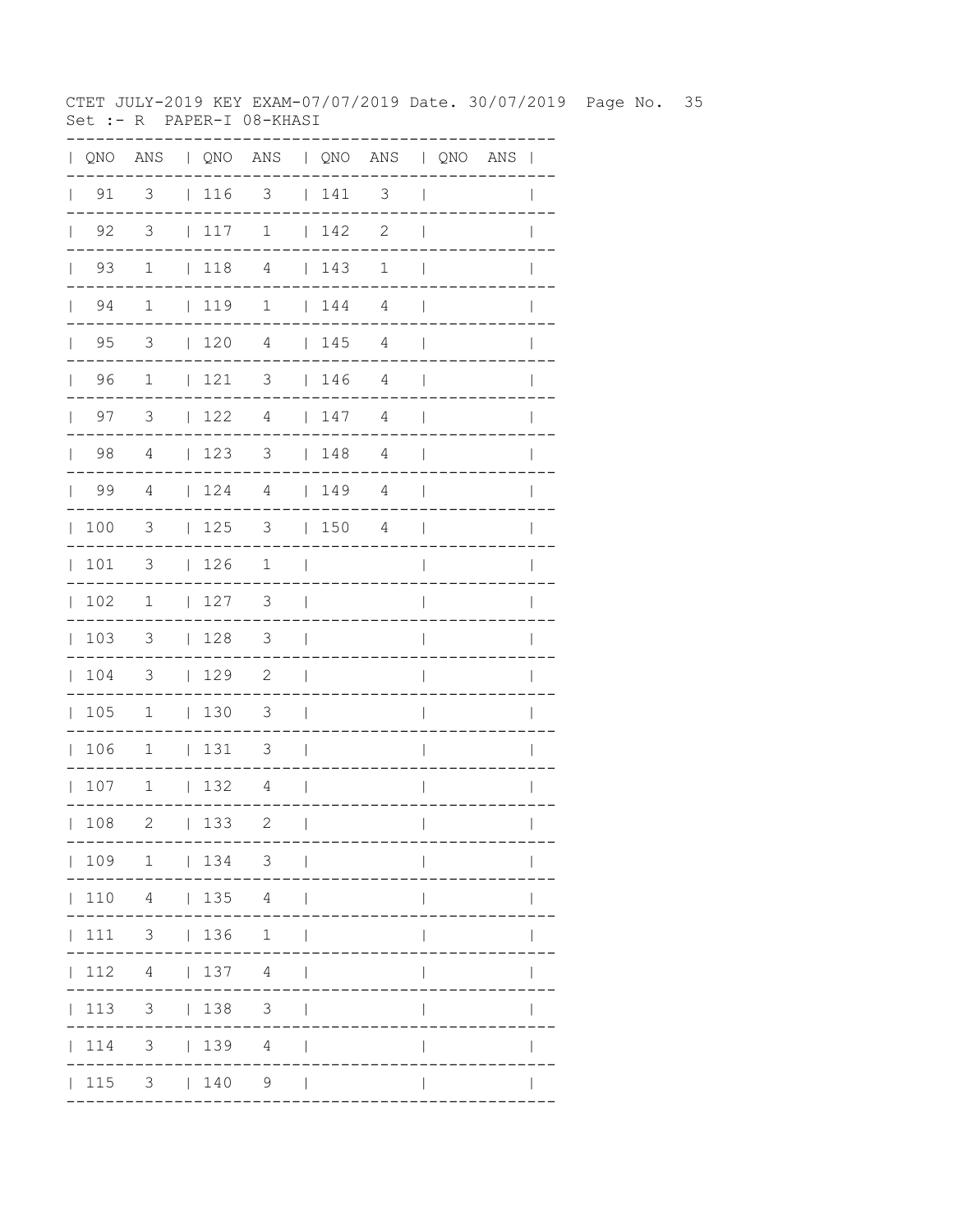CTET JULY-2019 KEY EXAM-07/07/2019 Date. 30/07/2019 Page No. 35
Set :- R PAPER-I 08-KHASI

| QNO | ANS | QNO | ANS | QNO | ANS | QNO | ANS |
|---|---|---|---|---|---|---|---|
| 91 | 3 | 116 | 3 | 141 | 3 | | |
| 92 | 3 | 117 | 1 | 142 | 2 | | |
| 93 | 1 | 118 | 4 | 143 | 1 | | |
| 94 | 1 | 119 | 1 | 144 | 4 | | |
| 95 | 3 | 120 | 4 | 145 | 4 | | |
| 96 | 1 | 121 | 3 | 146 | 4 | | |
| 97 | 3 | 122 | 4 | 147 | 4 | | |
| 98 | 4 | 123 | 3 | 148 | 4 | | |
| 99 | 4 | 124 | 4 | 149 | 4 | | |
| 100 | 3 | 125 | 3 | 150 | 4 | | |
| 101 | 3 | 126 | 1 | | | | |
| 102 | 1 | 127 | 3 | | | | |
| 103 | 3 | 128 | 3 | | | | |
| 104 | 3 | 129 | 2 | | | | |
| 105 | 1 | 130 | 3 | | | | |
| 106 | 1 | 131 | 3 | | | | |
| 107 | 1 | 132 | 4 | | | | |
| 108 | 2 | 133 | 2 | | | | |
| 109 | 1 | 134 | 3 | | | | |
| 110 | 4 | 135 | 4 | | | | |
| 111 | 3 | 136 | 1 | | | | |
| 112 | 4 | 137 | 4 | | | | |
| 113 | 3 | 138 | 3 | | | | |
| 114 | 3 | 139 | 4 | | | | |
| 115 | 3 | 140 | 9 | | | | |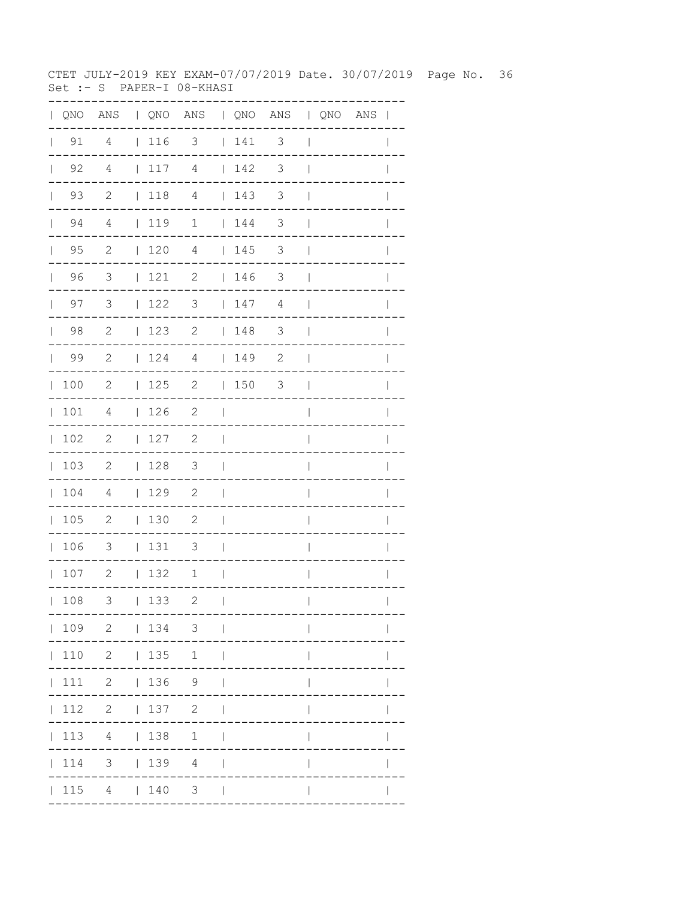CTET JULY-2019 KEY EXAM-07/07/2019 Date. 30/07/2019 Page No. 36
Set :- S PAPER-I 08-KHASI

| QNO | ANS | QNO | ANS | QNO | ANS | QNO | ANS |
|---|---|---|---|---|---|---|---|
| 91 | 4 | 116 | 3 | 141 | 3 | | |
| 92 | 4 | 117 | 4 | 142 | 3 | | |
| 93 | 2 | 118 | 4 | 143 | 3 | | |
| 94 | 4 | 119 | 1 | 144 | 3 | | |
| 95 | 2 | 120 | 4 | 145 | 3 | | |
| 96 | 3 | 121 | 2 | 146 | 3 | | |
| 97 | 3 | 122 | 3 | 147 | 4 | | |
| 98 | 2 | 123 | 2 | 148 | 3 | | |
| 99 | 2 | 124 | 4 | 149 | 2 | | |
| 100 | 2 | 125 | 2 | 150 | 3 | | |
| 101 | 4 | 126 | 2 | | | | |
| 102 | 2 | 127 | 2 | | | | |
| 103 | 2 | 128 | 3 | | | | |
| 104 | 4 | 129 | 2 | | | | |
| 105 | 2 | 130 | 2 | | | | |
| 106 | 3 | 131 | 3 | | | | |
| 107 | 2 | 132 | 1 | | | | |
| 108 | 3 | 133 | 2 | | | | |
| 109 | 2 | 134 | 3 | | | | |
| 110 | 2 | 135 | 1 | | | | |
| 111 | 2 | 136 | 9 | | | | |
| 112 | 2 | 137 | 2 | | | | |
| 113 | 4 | 138 | 1 | | | | |
| 114 | 3 | 139 | 4 | | | | |
| 115 | 4 | 140 | 3 | | | | |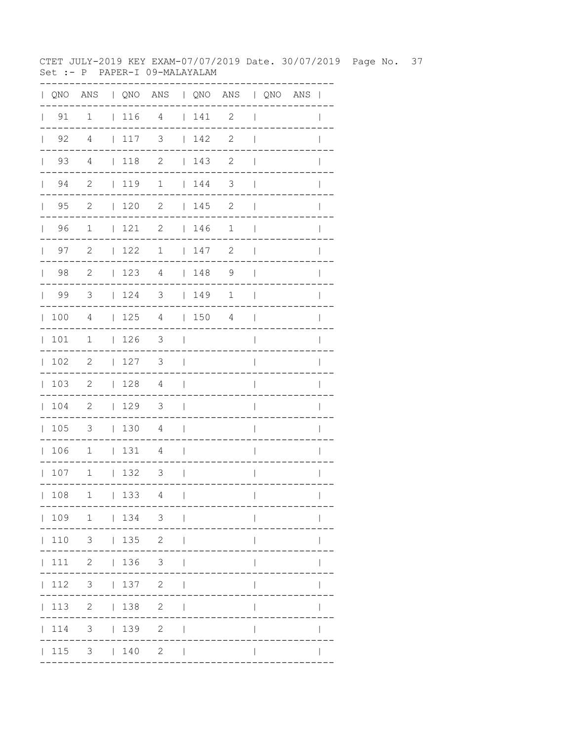CTET JULY-2019 KEY EXAM-07/07/2019 Date. 30/07/2019

Set :- P PAPER-I 09-MALAYALAM

| QNO | ANS | QNO | ANS | QNO | ANS | QNO | ANS |
|---|---|---|---|---|---|---|---|
| 91 | 1 | 116 | 4 | 141 | 2 | | |
| 92 | 4 | 117 | 3 | 142 | 2 | | |
| 93 | 4 | 118 | 2 | 143 | 2 | | |
| 94 | 2 | 119 | 1 | 144 | 3 | | |
| 95 | 2 | 120 | 2 | 145 | 2 | | |
| 96 | 1 | 121 | 2 | 146 | 1 | | |
| 97 | 2 | 122 | 1 | 147 | 2 | | |
| 98 | 2 | 123 | 4 | 148 | 9 | | |
| 99 | 3 | 124 | 3 | 149 | 1 | | |
| 100 | 4 | 125 | 4 | 150 | 4 | | |
| 101 | 1 | 126 | 3 | | | | |
| 102 | 2 | 127 | 3 | | | | |
| 103 | 2 | 128 | 4 | | | | |
| 104 | 2 | 129 | 3 | | | | |
| 105 | 3 | 130 | 4 | | | | |
| 106 | 1 | 131 | 4 | | | | |
| 107 | 1 | 132 | 3 | | | | |
| 108 | 1 | 133 | 4 | | | | |
| 109 | 1 | 134 | 3 | | | | |
| 110 | 3 | 135 | 2 | | | | |
| 111 | 2 | 136 | 3 | | | | |
| 112 | 3 | 137 | 2 | | | | |
| 113 | 2 | 138 | 2 | | | | |
| 114 | 3 | 139 | 2 | | | | |
| 115 | 3 | 140 | 2 | | | | |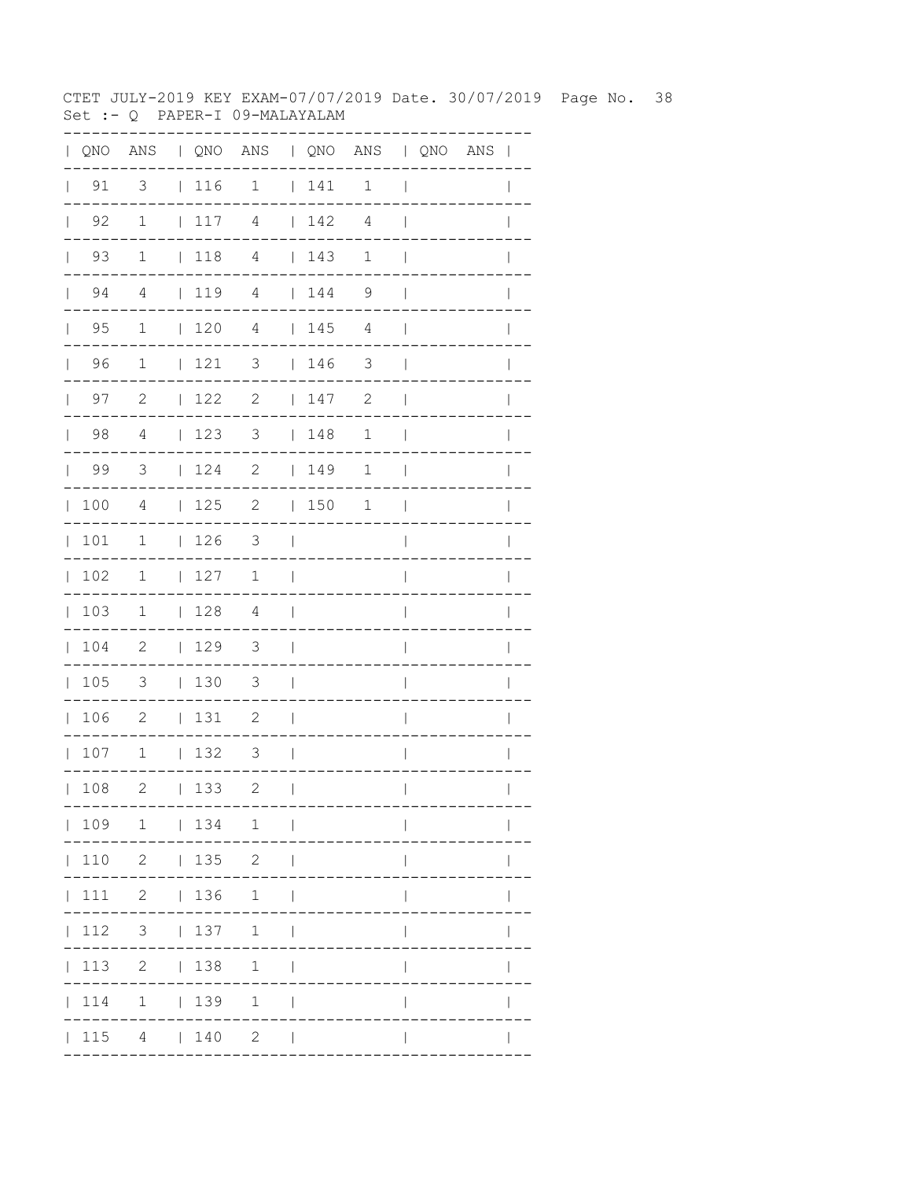CTET JULY-2019 KEY EXAM-07/07/2019 Date. 30/07/2019

Set :- Q PAPER-I 09-MALAYALAM

| QNO | ANS | QNO | ANS | QNO | ANS | QNO | ANS |
|---|---|---|---|---|---|---|---|
| 91 | 3 | 116 | 1 | 141 | 1 | | |
| 92 | 1 | 117 | 4 | 142 | 4 | | |
| 93 | 1 | 118 | 4 | 143 | 1 | | |
| 94 | 4 | 119 | 4 | 144 | 9 | | |
| 95 | 1 | 120 | 4 | 145 | 4 | | |
| 96 | 1 | 121 | 3 | 146 | 3 | | |
| 97 | 2 | 122 | 2 | 147 | 2 | | |
| 98 | 4 | 123 | 3 | 148 | 1 | | |
| 99 | 3 | 124 | 2 | 149 | 1 | | |
| 100 | 4 | 125 | 2 | 150 | 1 | | |
| 101 | 1 | 126 | 3 | | | | |
| 102 | 1 | 127 | 1 | | | | |
| 103 | 1 | 128 | 4 | | | | |
| 104 | 2 | 129 | 3 | | | | |
| 105 | 3 | 130 | 3 | | | | |
| 106 | 2 | 131 | 2 | | | | |
| 107 | 1 | 132 | 3 | | | | |
| 108 | 2 | 133 | 2 | | | | |
| 109 | 1 | 134 | 1 | | | | |
| 110 | 2 | 135 | 2 | | | | |
| 111 | 2 | 136 | 1 | | | | |
| 112 | 3 | 137 | 1 | | | | |
| 113 | 2 | 138 | 1 | | | | |
| 114 | 1 | 139 | 1 | | | | |
| 115 | 4 | 140 | 2 | | | | |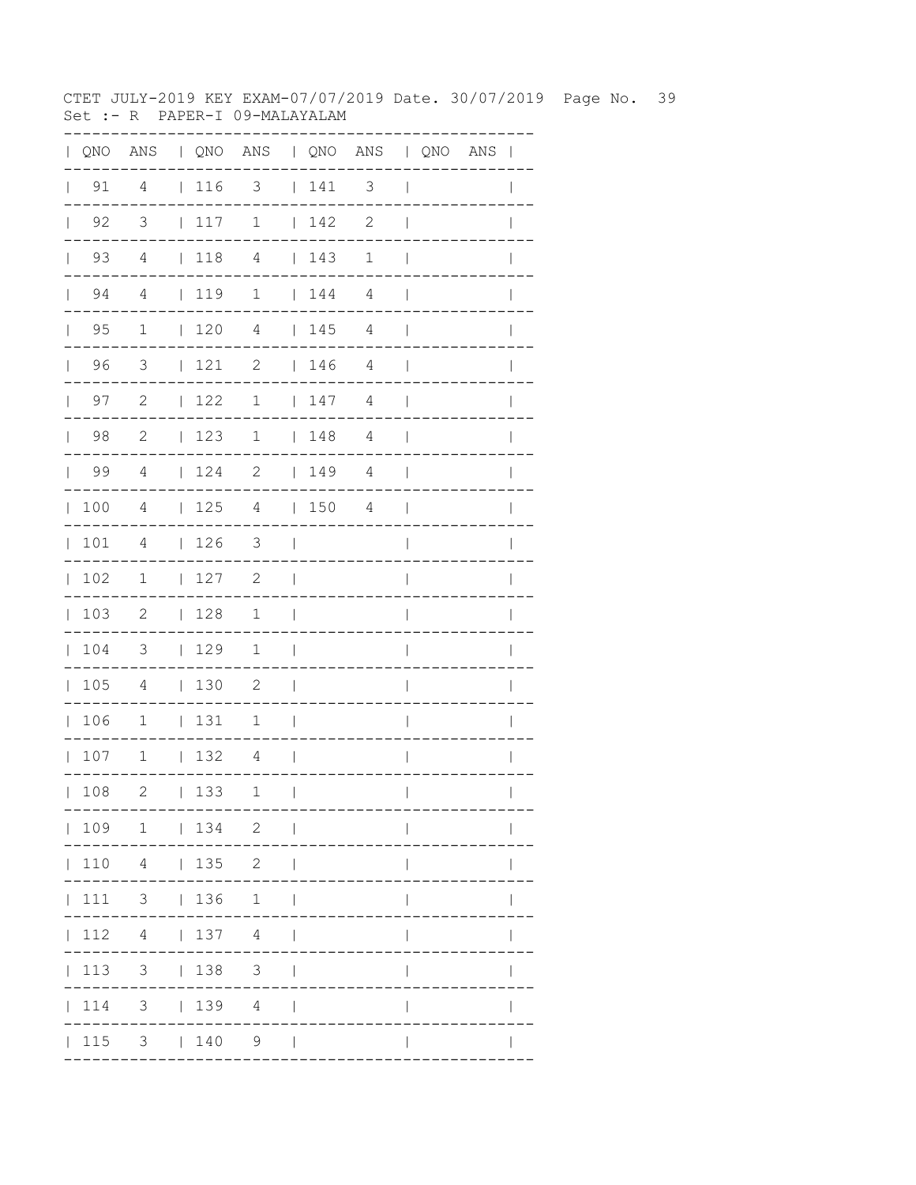CTET JULY-2019 KEY EXAM-07/07/2019 Date. 30/07/2019 Page No. 39
Set :- R PAPER-I 09-MALAYALAM

| QNO | ANS | QNO | ANS | QNO | ANS | QNO | ANS |
|---|---|---|---|---|---|---|---|
| 91 | 4 | 116 | 3 | 141 | 3 | | |
| 92 | 3 | 117 | 1 | 142 | 2 | | |
| 93 | 4 | 118 | 4 | 143 | 1 | | |
| 94 | 4 | 119 | 1 | 144 | 4 | | |
| 95 | 1 | 120 | 4 | 145 | 4 | | |
| 96 | 3 | 121 | 2 | 146 | 4 | | |
| 97 | 2 | 122 | 1 | 147 | 4 | | |
| 98 | 2 | 123 | 1 | 148 | 4 | | |
| 99 | 4 | 124 | 2 | 149 | 4 | | |
| 100 | 4 | 125 | 4 | 150 | 4 | | |
| 101 | 4 | 126 | 3 | | | | |
| 102 | 1 | 127 | 2 | | | | |
| 103 | 2 | 128 | 1 | | | | |
| 104 | 3 | 129 | 1 | | | | |
| 105 | 4 | 130 | 2 | | | | |
| 106 | 1 | 131 | 1 | | | | |
| 107 | 1 | 132 | 4 | | | | |
| 108 | 2 | 133 | 1 | | | | |
| 109 | 1 | 134 | 2 | | | | |
| 110 | 4 | 135 | 2 | | | | |
| 111 | 3 | 136 | 1 | | | | |
| 112 | 4 | 137 | 4 | | | | |
| 113 | 3 | 138 | 3 | | | | |
| 114 | 3 | 139 | 4 | | | | |
| 115 | 3 | 140 | 9 | | | | |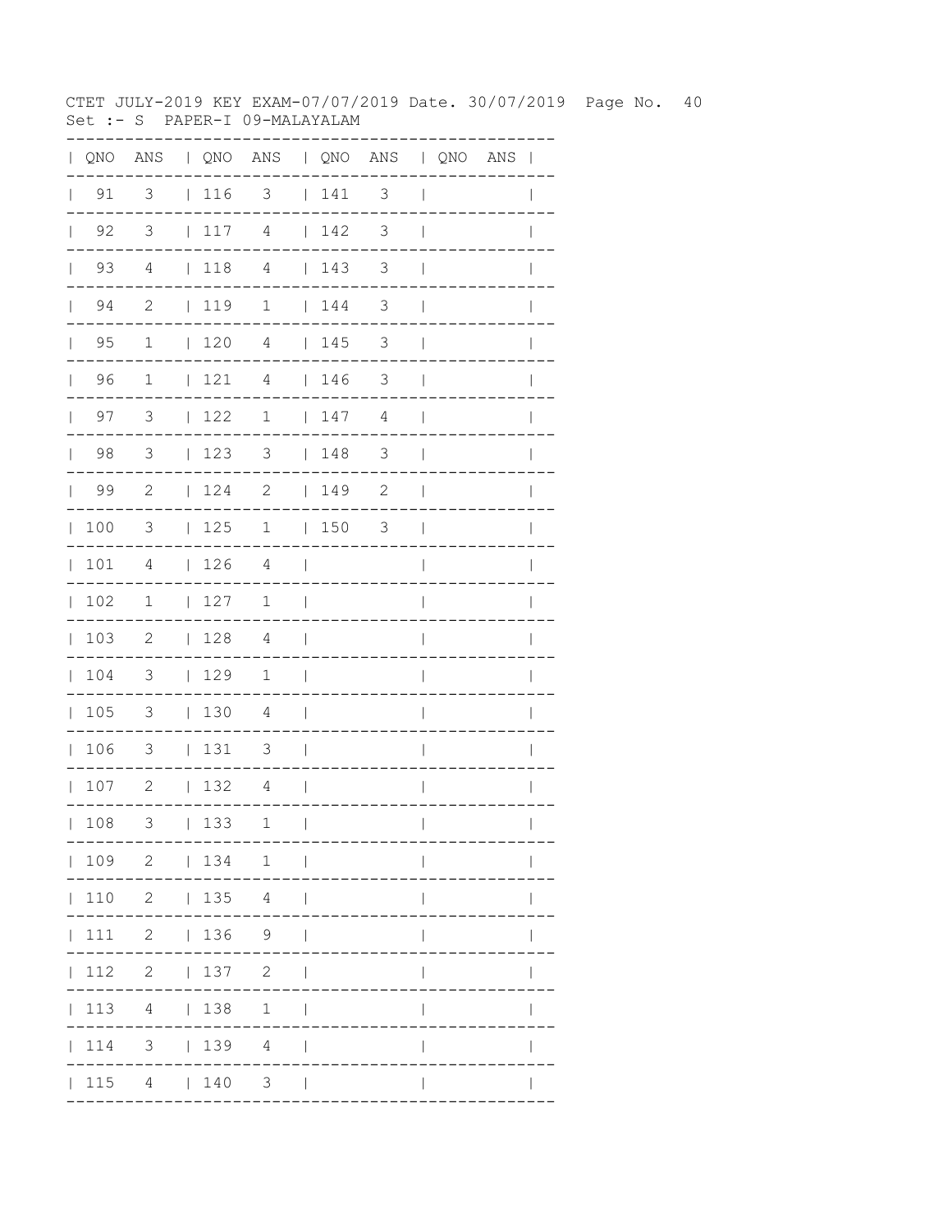CTET JULY-2019 KEY EXAM-07/07/2019 Date. 30/07/2019 Page No. 40
Set :- S PAPER-I 09-MALAYALAM

| QNO | ANS | QNO | ANS | QNO | ANS | QNO | ANS |
|---|---|---|---|---|---|---|---|
| 91 | 3 | 116 | 3 | 141 | 3 | | |
| 92 | 3 | 117 | 4 | 142 | 3 | | |
| 93 | 4 | 118 | 4 | 143 | 3 | | |
| 94 | 2 | 119 | 1 | 144 | 3 | | |
| 95 | 1 | 120 | 4 | 145 | 3 | | |
| 96 | 1 | 121 | 4 | 146 | 3 | | |
| 97 | 3 | 122 | 1 | 147 | 4 | | |
| 98 | 3 | 123 | 3 | 148 | 3 | | |
| 99 | 2 | 124 | 2 | 149 | 2 | | |
| 100 | 3 | 125 | 1 | 150 | 3 | | |
| 101 | 4 | 126 | 4 | | | | |
| 102 | 1 | 127 | 1 | | | | |
| 103 | 2 | 128 | 4 | | | | |
| 104 | 3 | 129 | 1 | | | | |
| 105 | 3 | 130 | 4 | | | | |
| 106 | 3 | 131 | 3 | | | | |
| 107 | 2 | 132 | 4 | | | | |
| 108 | 3 | 133 | 1 | | | | |
| 109 | 2 | 134 | 1 | | | | |
| 110 | 2 | 135 | 4 | | | | |
| 111 | 2 | 136 | 9 | | | | |
| 112 | 2 | 137 | 2 | | | | |
| 113 | 4 | 138 | 1 | | | | |
| 114 | 3 | 139 | 4 | | | | |
| 115 | 4 | 140 | 3 | | | | |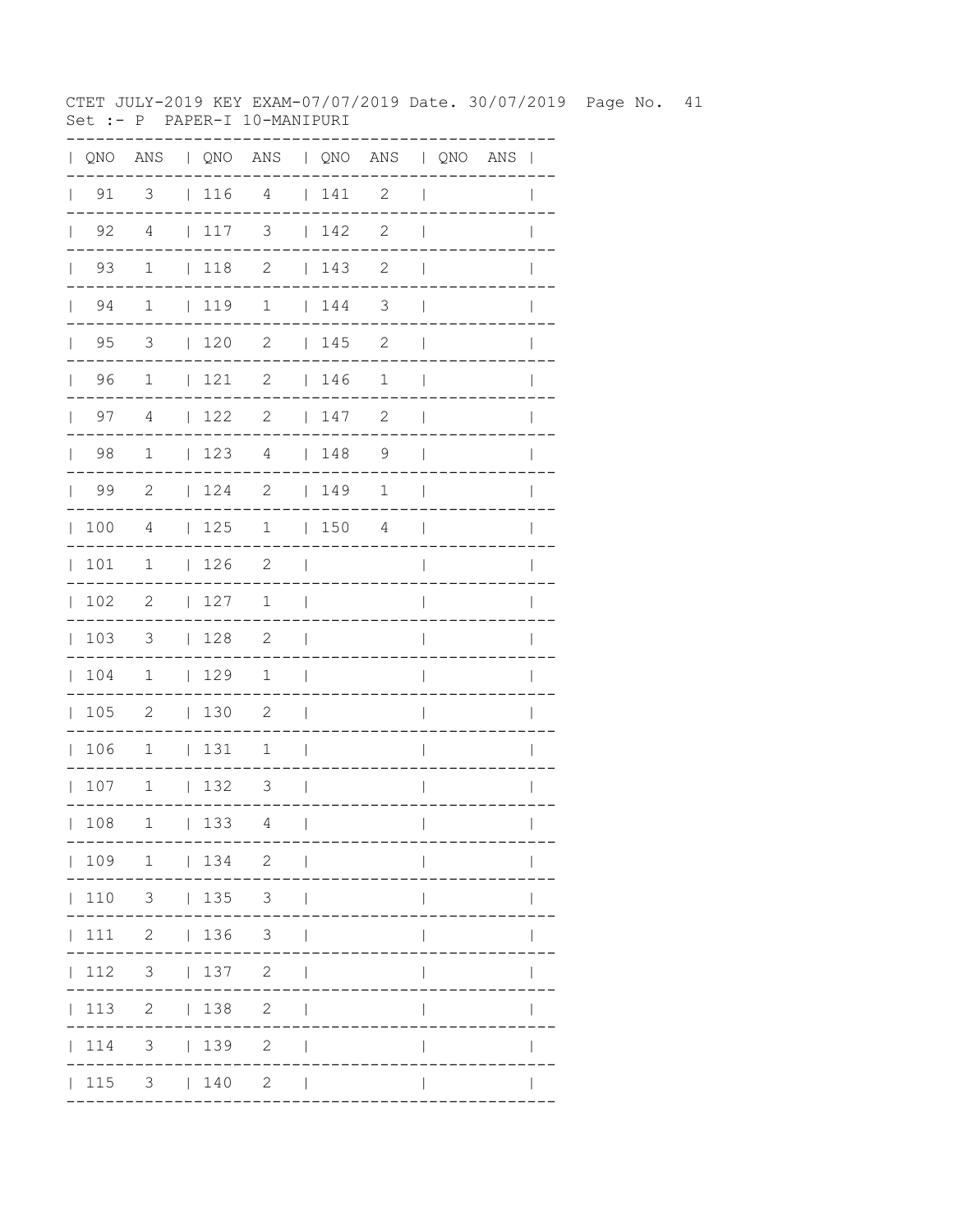CTET JULY-2019 KEY EXAM-07/07/2019 Date. 30/07/2019

Set :- P PAPER-I 10-MANIPURI

| QNO | ANS | QNO | ANS | QNO | ANS | QNO | ANS |
|---|---|---|---|---|---|---|---|
| 91 | 3 | 116 | 4 | 141 | 2 | | |
| 92 | 4 | 117 | 3 | 142 | 2 | | |
| 93 | 1 | 118 | 2 | 143 | 2 | | |
| 94 | 1 | 119 | 1 | 144 | 3 | | |
| 95 | 3 | 120 | 2 | 145 | 2 | | |
| 96 | 1 | 121 | 2 | 146 | 1 | | |
| 97 | 4 | 122 | 2 | 147 | 2 | | |
| 98 | 1 | 123 | 4 | 148 | 9 | | |
| 99 | 2 | 124 | 2 | 149 | 1 | | |
| 100 | 4 | 125 | 1 | 150 | 4 | | |
| 101 | 1 | 126 | 2 | | | | |
| 102 | 2 | 127 | 1 | | | | |
| 103 | 3 | 128 | 2 | | | | |
| 104 | 1 | 129 | 1 | | | | |
| 105 | 2 | 130 | 2 | | | | |
| 106 | 1 | 131 | 1 | | | | |
| 107 | 1 | 132 | 3 | | | | |
| 108 | 1 | 133 | 4 | | | | |
| 109 | 1 | 134 | 2 | | | | |
| 110 | 3 | 135 | 3 | | | | |
| 111 | 2 | 136 | 3 | | | | |
| 112 | 3 | 137 | 2 | | | | |
| 113 | 2 | 138 | 2 | | | | |
| 114 | 3 | 139 | 2 | | | | |
| 115 | 3 | 140 | 2 | | | | |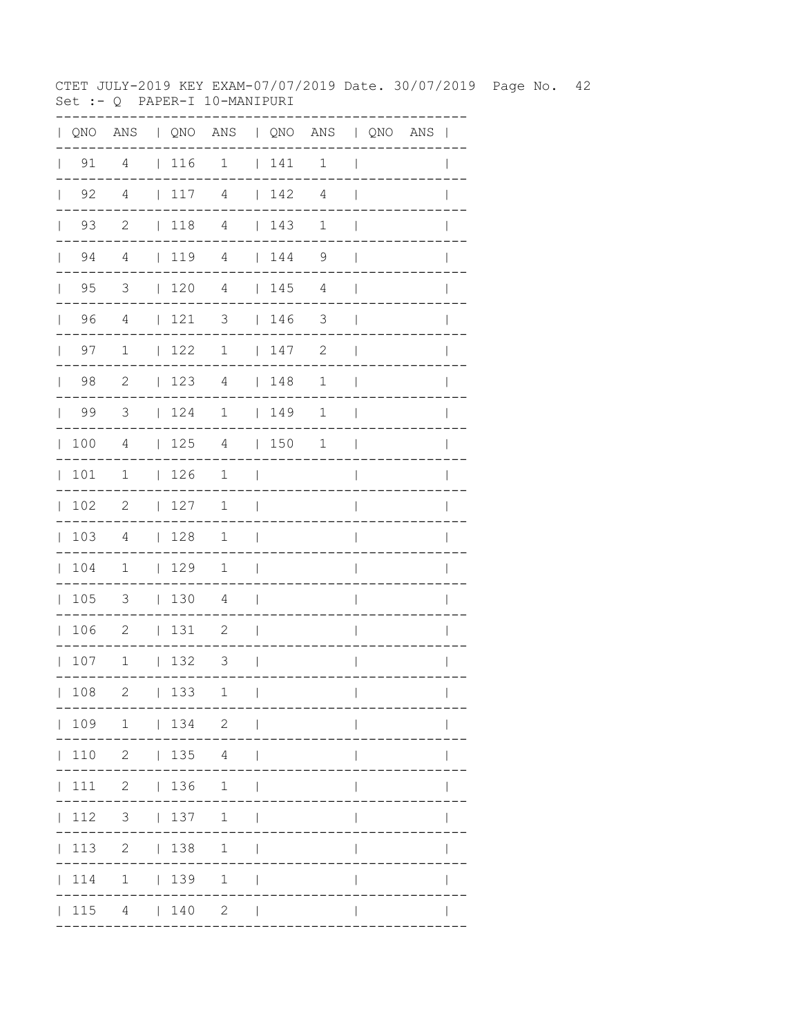CTET JULY-2019 KEY EXAM-07/07/2019 Date. 30/07/2019 Page No. 42
Set :- Q PAPER-I 10-MANIPURI

| QNO | ANS | QNO | ANS | QNO | ANS | QNO | ANS |
|---|---|---|---|---|---|---|---|
| 91 | 4 | 116 | 1 | 141 | 1 | | |
| 92 | 4 | 117 | 4 | 142 | 4 | | |
| 93 | 2 | 118 | 4 | 143 | 1 | | |
| 94 | 4 | 119 | 4 | 144 | 9 | | |
| 95 | 3 | 120 | 4 | 145 | 4 | | |
| 96 | 4 | 121 | 3 | 146 | 3 | | |
| 97 | 1 | 122 | 1 | 147 | 2 | | |
| 98 | 2 | 123 | 4 | 148 | 1 | | |
| 99 | 3 | 124 | 1 | 149 | 1 | | |
| 100 | 4 | 125 | 4 | 150 | 1 | | |
| 101 | 1 | 126 | 1 | | | | |
| 102 | 2 | 127 | 1 | | | | |
| 103 | 4 | 128 | 1 | | | | |
| 104 | 1 | 129 | 1 | | | | |
| 105 | 3 | 130 | 4 | | | | |
| 106 | 2 | 131 | 2 | | | | |
| 107 | 1 | 132 | 3 | | | | |
| 108 | 2 | 133 | 1 | | | | |
| 109 | 1 | 134 | 2 | | | | |
| 110 | 2 | 135 | 4 | | | | |
| 111 | 2 | 136 | 1 | | | | |
| 112 | 3 | 137 | 1 | | | | |
| 113 | 2 | 138 | 1 | | | | |
| 114 | 1 | 139 | 1 | | | | |
| 115 | 4 | 140 | 2 | | | | |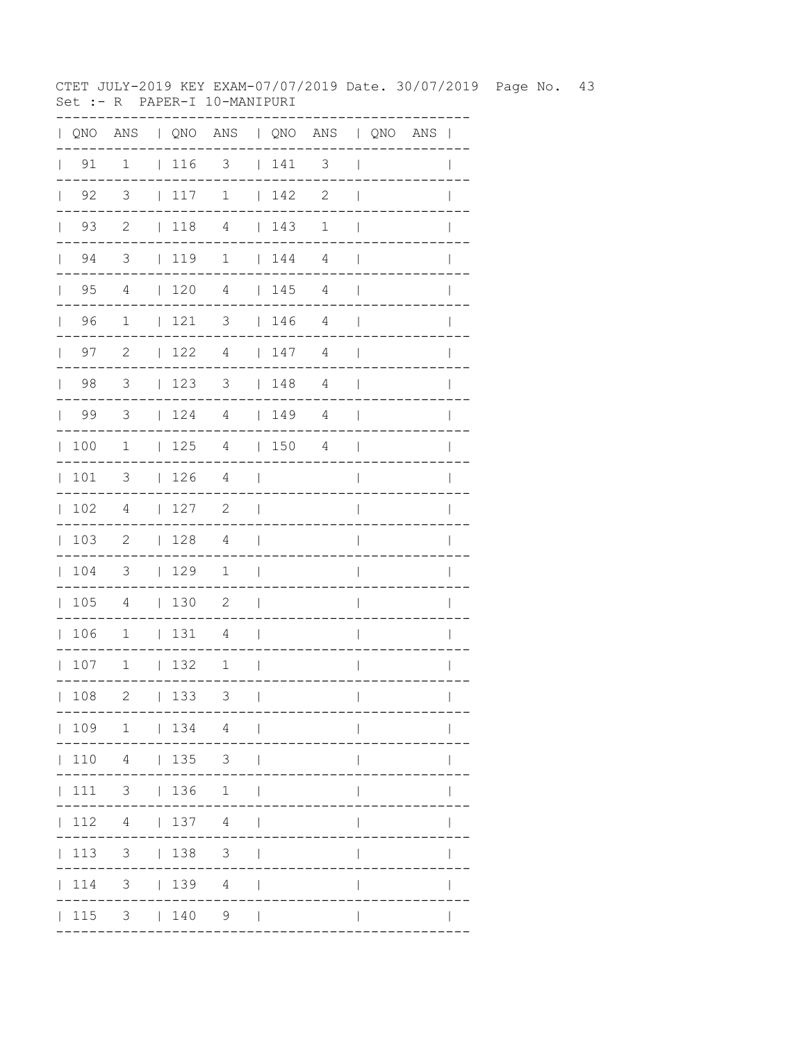CTET JULY-2019 KEY EXAM-07/07/2019 Date. 30/07/2019 Page No. 43
Set :- R PAPER-I 10-MANIPURI

| QNO | ANS | QNO | ANS | QNO | ANS | QNO | ANS |
|---|---|---|---|---|---|---|---|
| 91 | 1 | 116 | 3 | 141 | 3 | | |
| 92 | 3 | 117 | 1 | 142 | 2 | | |
| 93 | 2 | 118 | 4 | 143 | 1 | | |
| 94 | 3 | 119 | 1 | 144 | 4 | | |
| 95 | 4 | 120 | 4 | 145 | 4 | | |
| 96 | 1 | 121 | 3 | 146 | 4 | | |
| 97 | 2 | 122 | 4 | 147 | 4 | | |
| 98 | 3 | 123 | 3 | 148 | 4 | | |
| 99 | 3 | 124 | 4 | 149 | 4 | | |
| 100 | 1 | 125 | 4 | 150 | 4 | | |
| 101 | 3 | 126 | 4 | | | | |
| 102 | 4 | 127 | 2 | | | | |
| 103 | 2 | 128 | 4 | | | | |
| 104 | 3 | 129 | 1 | | | | |
| 105 | 4 | 130 | 2 | | | | |
| 106 | 1 | 131 | 4 | | | | |
| 107 | 1 | 132 | 1 | | | | |
| 108 | 2 | 133 | 3 | | | | |
| 109 | 1 | 134 | 4 | | | | |
| 110 | 4 | 135 | 3 | | | | |
| 111 | 3 | 136 | 1 | | | | |
| 112 | 4 | 137 | 4 | | | | |
| 113 | 3 | 138 | 3 | | | | |
| 114 | 3 | 139 | 4 | | | | |
| 115 | 3 | 140 | 9 | | | | |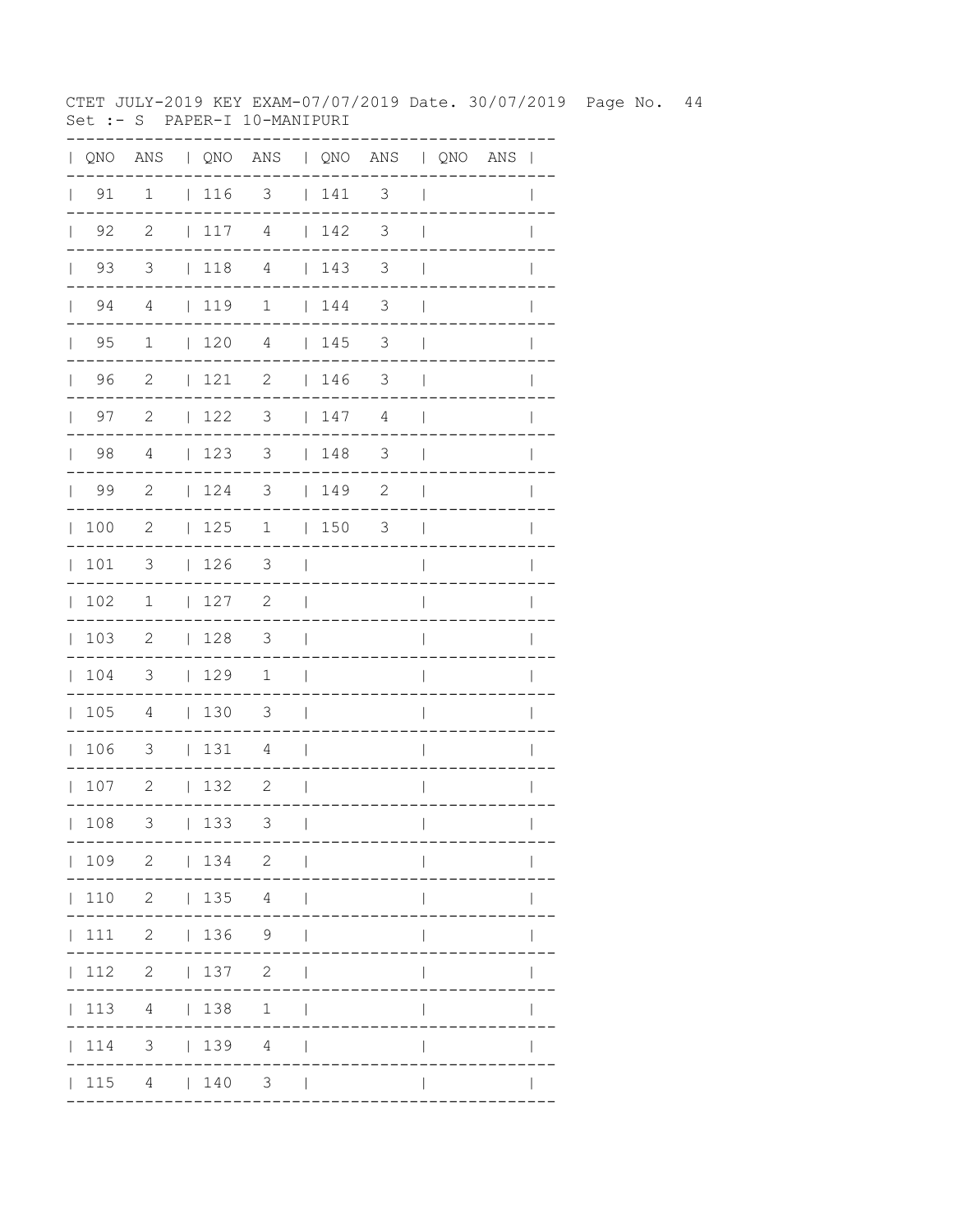CTET JULY-2019 KEY EXAM-07/07/2019 Date. 30/07/2019 Page No. 44
Set :- S PAPER-I 10-MANIPURI

| QNO | ANS | QNO | ANS | QNO | ANS | QNO | ANS |
|---|---|---|---|---|---|---|---|
| 91 | 1 | 116 | 3 | 141 | 3 | | |
| 92 | 2 | 117 | 4 | 142 | 3 | | |
| 93 | 3 | 118 | 4 | 143 | 3 | | |
| 94 | 4 | 119 | 1 | 144 | 3 | | |
| 95 | 1 | 120 | 4 | 145 | 3 | | |
| 96 | 2 | 121 | 2 | 146 | 3 | | |
| 97 | 2 | 122 | 3 | 147 | 4 | | |
| 98 | 4 | 123 | 3 | 148 | 3 | | |
| 99 | 2 | 124 | 3 | 149 | 2 | | |
| 100 | 2 | 125 | 1 | 150 | 3 | | |
| 101 | 3 | 126 | 3 | | | | |
| 102 | 1 | 127 | 2 | | | | |
| 103 | 2 | 128 | 3 | | | | |
| 104 | 3 | 129 | 1 | | | | |
| 105 | 4 | 130 | 3 | | | | |
| 106 | 3 | 131 | 4 | | | | |
| 107 | 2 | 132 | 2 | | | | |
| 108 | 3 | 133 | 3 | | | | |
| 109 | 2 | 134 | 2 | | | | |
| 110 | 2 | 135 | 4 | | | | |
| 111 | 2 | 136 | 9 | | | | |
| 112 | 2 | 137 | 2 | | | | |
| 113 | 4 | 138 | 1 | | | | |
| 114 | 3 | 139 | 4 | | | | |
| 115 | 4 | 140 | 3 | | | | |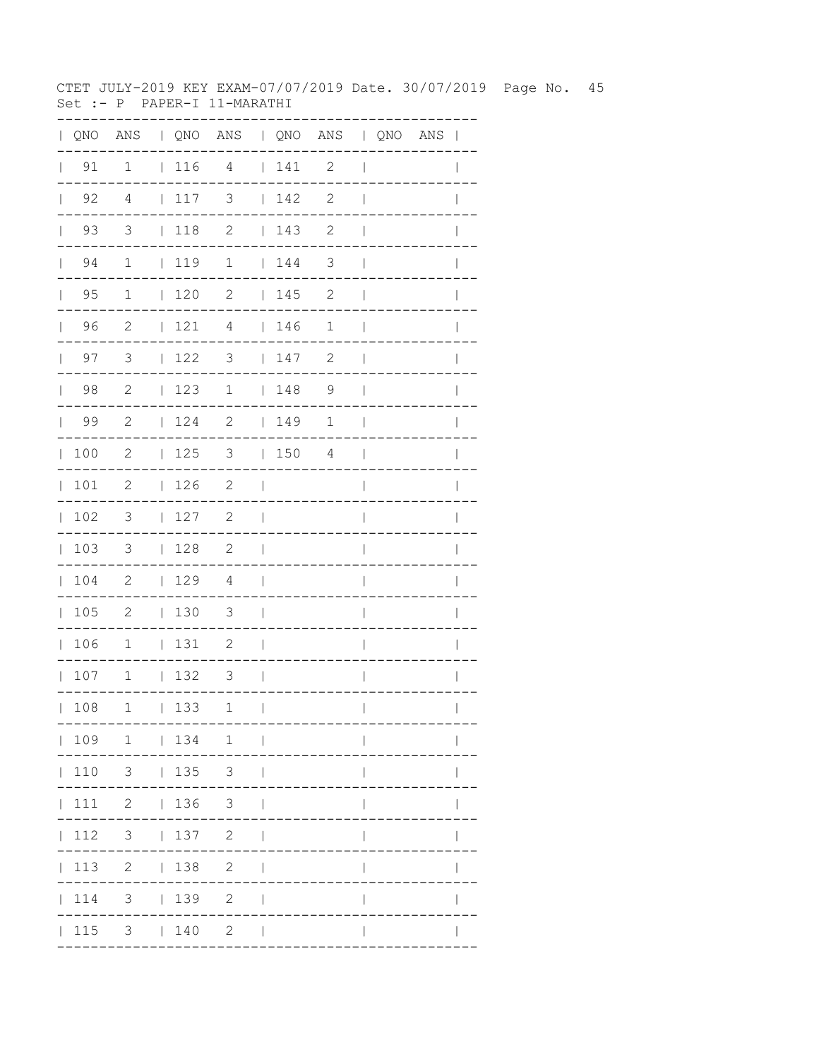CTET JULY-2019 KEY EXAM-07/07/2019 Date. 30/07/2019

Set :- P PAPER-I 11-MARATHI

| QNO | ANS | QNO | ANS | QNO | ANS | QNO | ANS |
|---|---|---|---|---|---|---|---|
| 91 | 1 | 116 | 4 | 141 | 2 | | |
| 92 | 4 | 117 | 3 | 142 | 2 | | |
| 93 | 3 | 118 | 2 | 143 | 2 | | |
| 94 | 1 | 119 | 1 | 144 | 3 | | |
| 95 | 1 | 120 | 2 | 145 | 2 | | |
| 96 | 2 | 121 | 4 | 146 | 1 | | |
| 97 | 3 | 122 | 3 | 147 | 2 | | |
| 98 | 2 | 123 | 1 | 148 | 9 | | |
| 99 | 2 | 124 | 2 | 149 | 1 | | |
| 100 | 2 | 125 | 3 | 150 | 4 | | |
| 101 | 2 | 126 | 2 | | | | |
| 102 | 3 | 127 | 2 | | | | |
| 103 | 3 | 128 | 2 | | | | |
| 104 | 2 | 129 | 4 | | | | |
| 105 | 2 | 130 | 3 | | | | |
| 106 | 1 | 131 | 2 | | | | |
| 107 | 1 | 132 | 3 | | | | |
| 108 | 1 | 133 | 1 | | | | |
| 109 | 1 | 134 | 1 | | | | |
| 110 | 3 | 135 | 3 | | | | |
| 111 | 2 | 136 | 3 | | | | |
| 112 | 3 | 137 | 2 | | | | |
| 113 | 2 | 138 | 2 | | | | |
| 114 | 3 | 139 | 2 | | | | |
| 115 | 3 | 140 | 2 | | | | |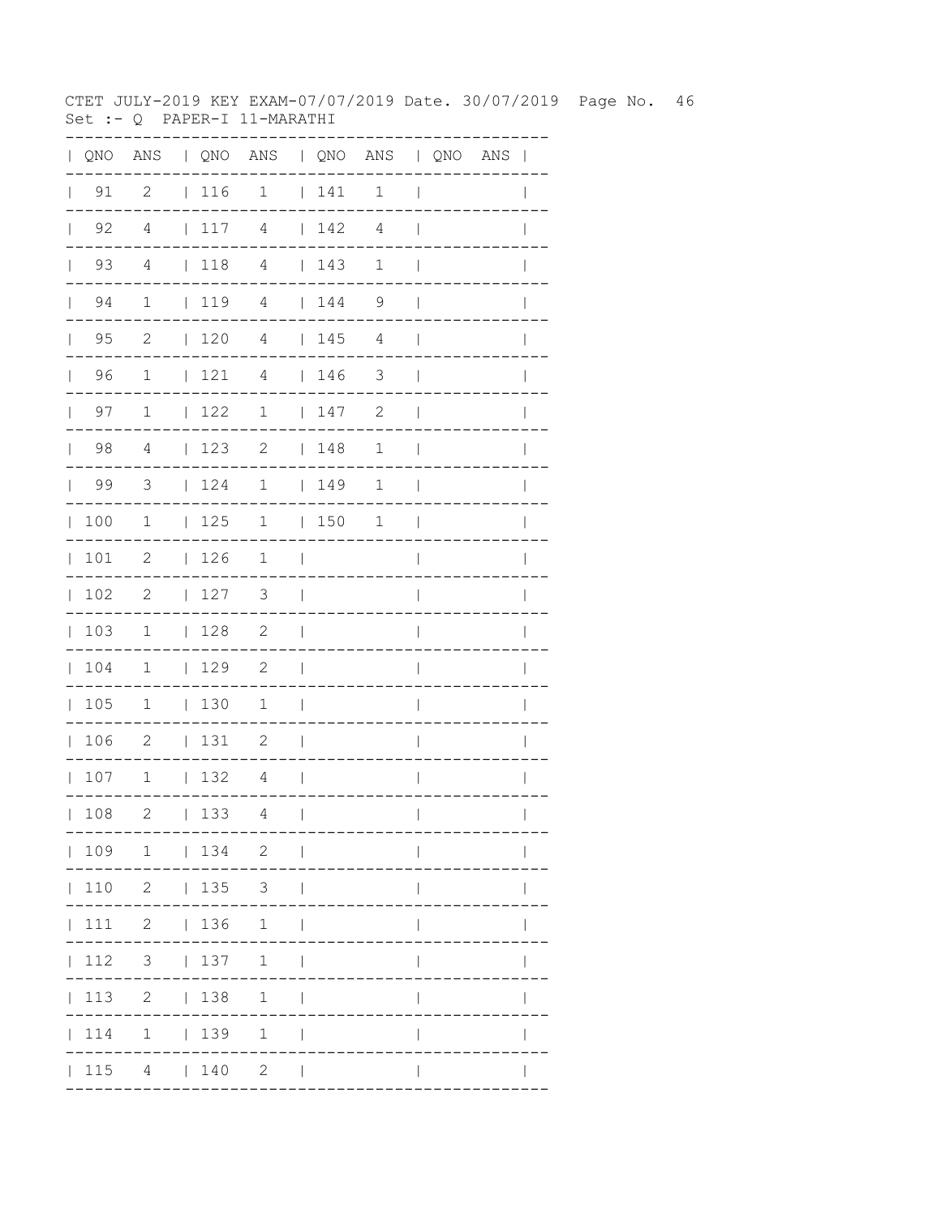CTET JULY-2019 KEY EXAM-07/07/2019 Date. 30/07/2019 Page No. 46
Set :- Q PAPER-I 11-MARATHI

| QNO | ANS | QNO | ANS | QNO | ANS | QNO | ANS |
|---|---|---|---|---|---|---|---|
| 91 | 2 | 116 | 1 | 141 | 1 | | |
| 92 | 4 | 117 | 4 | 142 | 4 | | |
| 93 | 4 | 118 | 4 | 143 | 1 | | |
| 94 | 1 | 119 | 4 | 144 | 9 | | |
| 95 | 2 | 120 | 4 | 145 | 4 | | |
| 96 | 1 | 121 | 4 | 146 | 3 | | |
| 97 | 1 | 122 | 1 | 147 | 2 | | |
| 98 | 4 | 123 | 2 | 148 | 1 | | |
| 99 | 3 | 124 | 1 | 149 | 1 | | |
| 100 | 1 | 125 | 1 | 150 | 1 | | |
| 101 | 2 | 126 | 1 | | | | |
| 102 | 2 | 127 | 3 | | | | |
| 103 | 1 | 128 | 2 | | | | |
| 104 | 1 | 129 | 2 | | | | |
| 105 | 1 | 130 | 1 | | | | |
| 106 | 2 | 131 | 2 | | | | |
| 107 | 1 | 132 | 4 | | | | |
| 108 | 2 | 133 | 4 | | | | |
| 109 | 1 | 134 | 2 | | | | |
| 110 | 2 | 135 | 3 | | | | |
| 111 | 2 | 136 | 1 | | | | |
| 112 | 3 | 137 | 1 | | | | |
| 113 | 2 | 138 | 1 | | | | |
| 114 | 1 | 139 | 1 | | | | |
| 115 | 4 | 140 | 2 | | | | |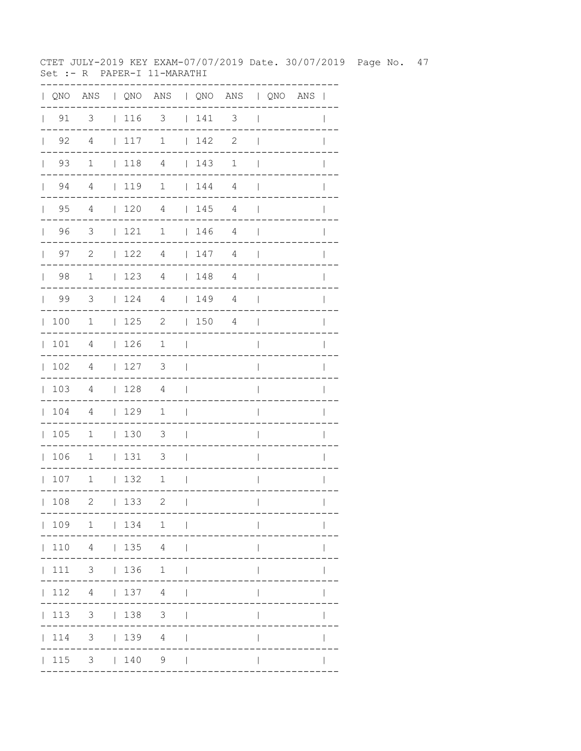CTET JULY-2019 KEY EXAM-07/07/2019 Date. 30/07/2019 Page No. 47
Set :- R PAPER-I 11-MARATHI

| QNO | ANS | QNO | ANS | QNO | ANS | QNO | ANS |
|---|---|---|---|---|---|---|---|
| 91 | 3 | 116 | 3 | 141 | 3 | | |
| 92 | 4 | 117 | 1 | 142 | 2 | | |
| 93 | 1 | 118 | 4 | 143 | 1 | | |
| 94 | 4 | 119 | 1 | 144 | 4 | | |
| 95 | 4 | 120 | 4 | 145 | 4 | | |
| 96 | 3 | 121 | 1 | 146 | 4 | | |
| 97 | 2 | 122 | 4 | 147 | 4 | | |
| 98 | 1 | 123 | 4 | 148 | 4 | | |
| 99 | 3 | 124 | 4 | 149 | 4 | | |
| 100 | 1 | 125 | 2 | 150 | 4 | | |
| 101 | 4 | 126 | 1 | | | | |
| 102 | 4 | 127 | 3 | | | | |
| 103 | 4 | 128 | 4 | | | | |
| 104 | 4 | 129 | 1 | | | | |
| 105 | 1 | 130 | 3 | | | | |
| 106 | 1 | 131 | 3 | | | | |
| 107 | 1 | 132 | 1 | | | | |
| 108 | 2 | 133 | 2 | | | | |
| 109 | 1 | 134 | 1 | | | | |
| 110 | 4 | 135 | 4 | | | | |
| 111 | 3 | 136 | 1 | | | | |
| 112 | 4 | 137 | 4 | | | | |
| 113 | 3 | 138 | 3 | | | | |
| 114 | 3 | 139 | 4 | | | | |
| 115 | 3 | 140 | 9 | | | | |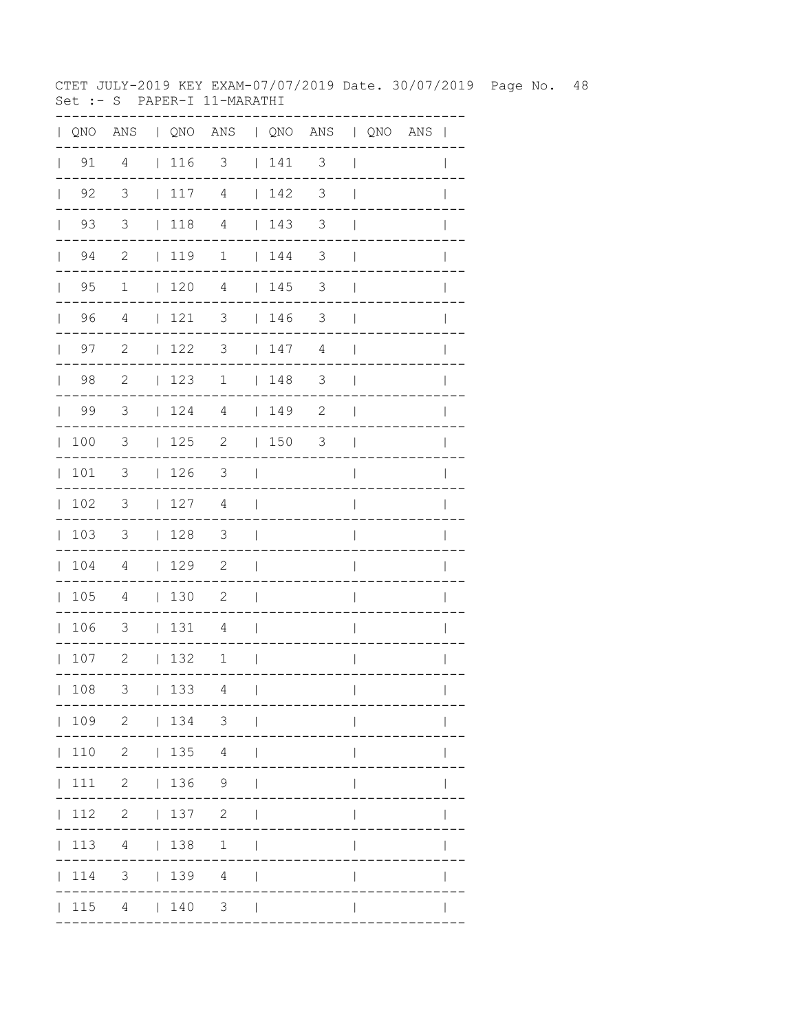CTET JULY-2019 KEY EXAM-07/07/2019 Date. 30/07/2019 Page No. 48
Set :- S PAPER-I 11-MARATHI

| QNO | ANS | QNO | ANS | QNO | ANS | QNO | ANS |
|---|---|---|---|---|---|---|---|
| 91 | 4 | 116 | 3 | 141 | 3 | | |
| 92 | 3 | 117 | 4 | 142 | 3 | | |
| 93 | 3 | 118 | 4 | 143 | 3 | | |
| 94 | 2 | 119 | 1 | 144 | 3 | | |
| 95 | 1 | 120 | 4 | 145 | 3 | | |
| 96 | 4 | 121 | 3 | 146 | 3 | | |
| 97 | 2 | 122 | 3 | 147 | 4 | | |
| 98 | 2 | 123 | 1 | 148 | 3 | | |
| 99 | 3 | 124 | 4 | 149 | 2 | | |
| 100 | 3 | 125 | 2 | 150 | 3 | | |
| 101 | 3 | 126 | 3 | | | | |
| 102 | 3 | 127 | 4 | | | | |
| 103 | 3 | 128 | 3 | | | | |
| 104 | 4 | 129 | 2 | | | | |
| 105 | 4 | 130 | 2 | | | | |
| 106 | 3 | 131 | 4 | | | | |
| 107 | 2 | 132 | 1 | | | | |
| 108 | 3 | 133 | 4 | | | | |
| 109 | 2 | 134 | 3 | | | | |
| 110 | 2 | 135 | 4 | | | | |
| 111 | 2 | 136 | 9 | | | | |
| 112 | 2 | 137 | 2 | | | | |
| 113 | 4 | 138 | 1 | | | | |
| 114 | 3 | 139 | 4 | | | | |
| 115 | 4 | 140 | 3 | | | | |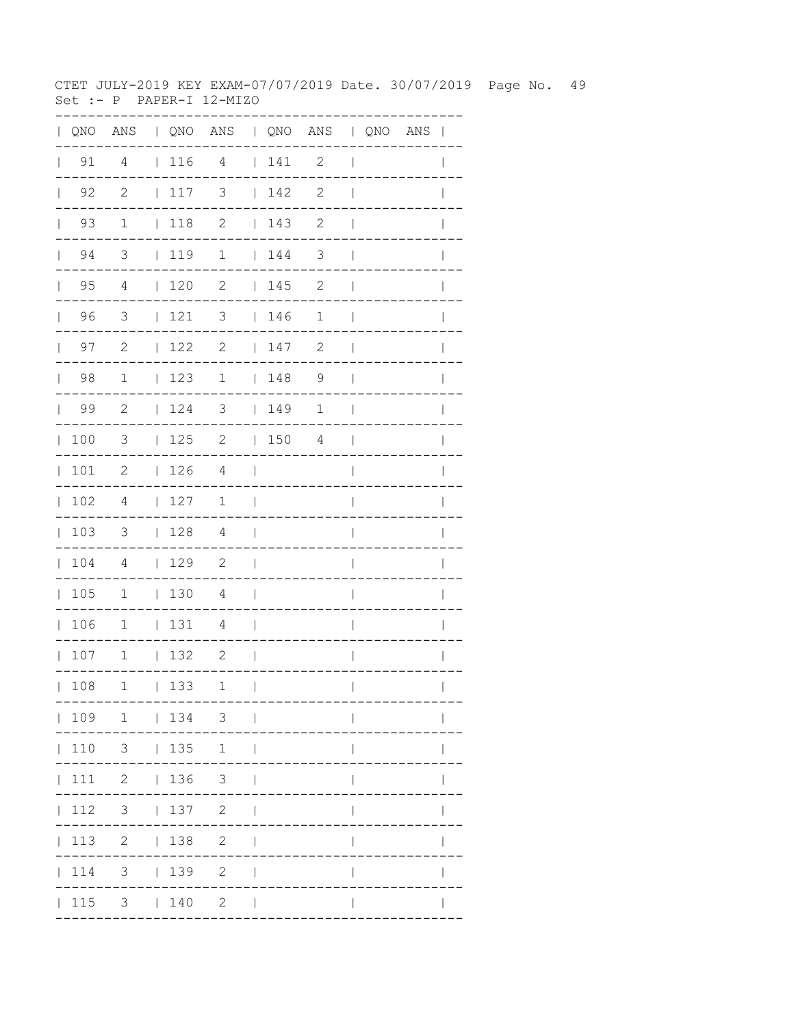CTET JULY-2019 KEY EXAM-07/07/2019 Date. 30/07/2019 Page No. 49
Set :- P PAPER-I 12-MIZO

| QNO | ANS | QNO | ANS | QNO | ANS | QNO | ANS |
|---|---|---|---|---|---|---|---|
| 91 | 4 | 116 | 4 | 141 | 2 | | |
| 92 | 2 | 117 | 3 | 142 | 2 | | |
| 93 | 1 | 118 | 2 | 143 | 2 | | |
| 94 | 3 | 119 | 1 | 144 | 3 | | |
| 95 | 4 | 120 | 2 | 145 | 2 | | |
| 96 | 3 | 121 | 3 | 146 | 1 | | |
| 97 | 2 | 122 | 2 | 147 | 2 | | |
| 98 | 1 | 123 | 1 | 148 | 9 | | |
| 99 | 2 | 124 | 3 | 149 | 1 | | |
| 100 | 3 | 125 | 2 | 150 | 4 | | |
| 101 | 2 | 126 | 4 | | | | |
| 102 | 4 | 127 | 1 | | | | |
| 103 | 3 | 128 | 4 | | | | |
| 104 | 4 | 129 | 2 | | | | |
| 105 | 1 | 130 | 4 | | | | |
| 106 | 1 | 131 | 4 | | | | |
| 107 | 1 | 132 | 2 | | | | |
| 108 | 1 | 133 | 1 | | | | |
| 109 | 1 | 134 | 3 | | | | |
| 110 | 3 | 135 | 1 | | | | |
| 111 | 2 | 136 | 3 | | | | |
| 112 | 3 | 137 | 2 | | | | |
| 113 | 2 | 138 | 2 | | | | |
| 114 | 3 | 139 | 2 | | | | |
| 115 | 3 | 140 | 2 | | | | |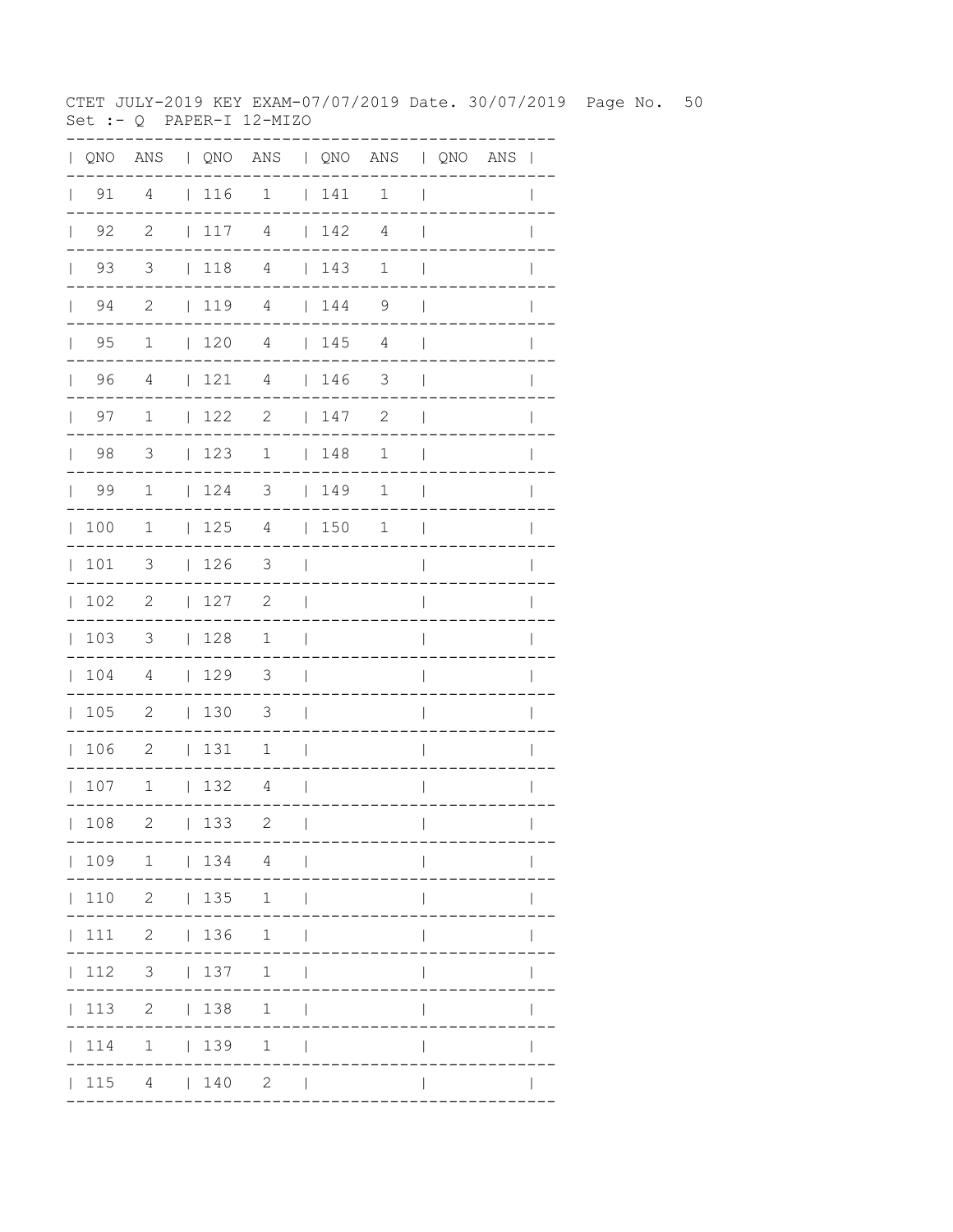CTET JULY-2019 KEY EXAM-07/07/2019 Date. 30/07/2019

Set :- Q PAPER-I 12-MIZO

| QNO | ANS | QNO | ANS | QNO | ANS | QNO | ANS |
|---|---|---|---|---|---|---|---|
| 91 | 4 | 116 | 1 | 141 | 1 | | |
| 92 | 2 | 117 | 4 | 142 | 4 | | |
| 93 | 3 | 118 | 4 | 143 | 1 | | |
| 94 | 2 | 119 | 4 | 144 | 9 | | |
| 95 | 1 | 120 | 4 | 145 | 4 | | |
| 96 | 4 | 121 | 4 | 146 | 3 | | |
| 97 | 1 | 122 | 2 | 147 | 2 | | |
| 98 | 3 | 123 | 1 | 148 | 1 | | |
| 99 | 1 | 124 | 3 | 149 | 1 | | |
| 100 | 1 | 125 | 4 | 150 | 1 | | |
| 101 | 3 | 126 | 3 | | | | |
| 102 | 2 | 127 | 2 | | | | |
| 103 | 3 | 128 | 1 | | | | |
| 104 | 4 | 129 | 3 | | | | |
| 105 | 2 | 130 | 3 | | | | |
| 106 | 2 | 131 | 1 | | | | |
| 107 | 1 | 132 | 4 | | | | |
| 108 | 2 | 133 | 2 | | | | |
| 109 | 1 | 134 | 4 | | | | |
| 110 | 2 | 135 | 1 | | | | |
| 111 | 2 | 136 | 1 | | | | |
| 112 | 3 | 137 | 1 | | | | |
| 113 | 2 | 138 | 1 | | | | |
| 114 | 1 | 139 | 1 | | | | |
| 115 | 4 | 140 | 2 | | | | |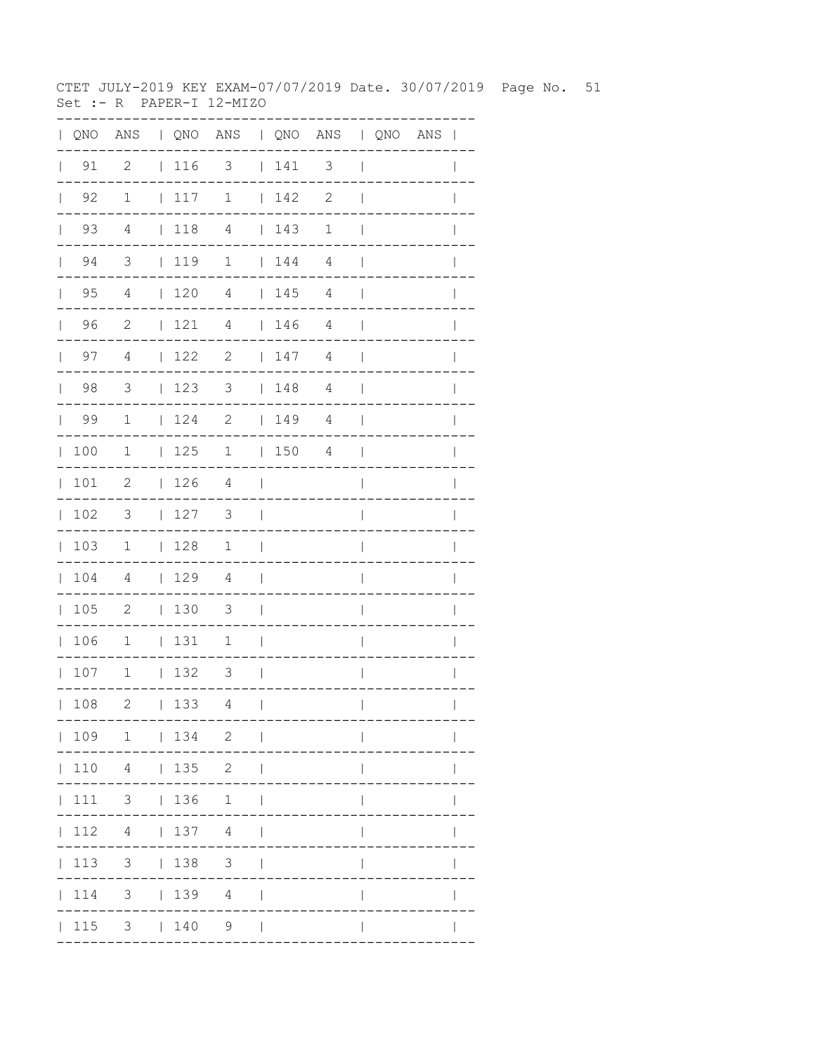CTET JULY-2019 KEY EXAM-07/07/2019 Date. 30/07/2019 Page No. 51
Set :- R PAPER-I 12-MIZO

| QNO | ANS | QNO | ANS | QNO | ANS | QNO | ANS |
|---|---|---|---|---|---|---|---|
| 91 | 2 | 116 | 3 | 141 | 3 | | |
| 92 | 1 | 117 | 1 | 142 | 2 | | |
| 93 | 4 | 118 | 4 | 143 | 1 | | |
| 94 | 3 | 119 | 1 | 144 | 4 | | |
| 95 | 4 | 120 | 4 | 145 | 4 | | |
| 96 | 2 | 121 | 4 | 146 | 4 | | |
| 97 | 4 | 122 | 2 | 147 | 4 | | |
| 98 | 3 | 123 | 3 | 148 | 4 | | |
| 99 | 1 | 124 | 2 | 149 | 4 | | |
| 100 | 1 | 125 | 1 | 150 | 4 | | |
| 101 | 2 | 126 | 4 | | | | |
| 102 | 3 | 127 | 3 | | | | |
| 103 | 1 | 128 | 1 | | | | |
| 104 | 4 | 129 | 4 | | | | |
| 105 | 2 | 130 | 3 | | | | |
| 106 | 1 | 131 | 1 | | | | |
| 107 | 1 | 132 | 3 | | | | |
| 108 | 2 | 133 | 4 | | | | |
| 109 | 1 | 134 | 2 | | | | |
| 110 | 4 | 135 | 2 | | | | |
| 111 | 3 | 136 | 1 | | | | |
| 112 | 4 | 137 | 4 | | | | |
| 113 | 3 | 138 | 3 | | | | |
| 114 | 3 | 139 | 4 | | | | |
| 115 | 3 | 140 | 9 | | | | |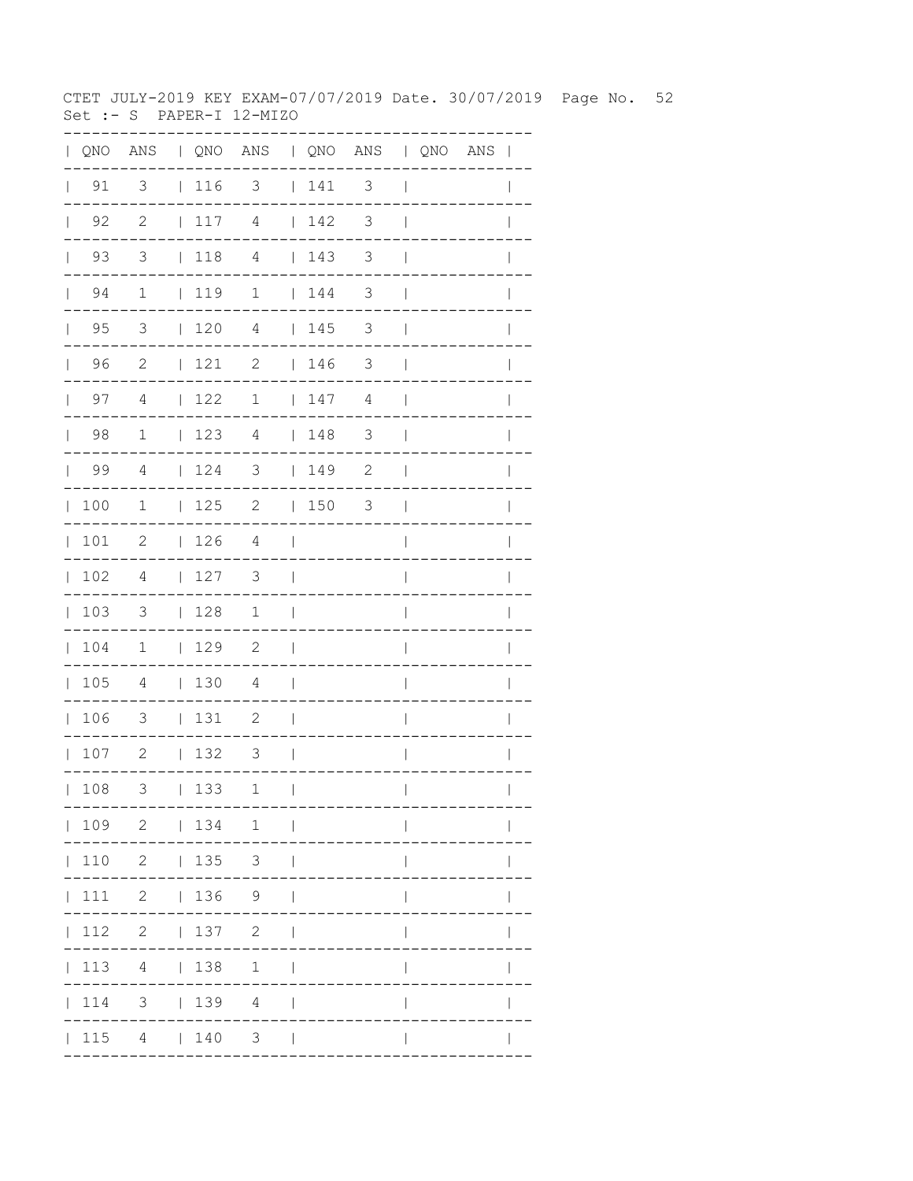CTET JULY-2019 KEY EXAM-07/07/2019 Date. 30/07/2019

Set :- S PAPER-I 12-MIZO

| QNO | ANS | QNO | ANS | QNO | ANS | QNO | ANS |
|---|---|---|---|---|---|---|---|
| 91 | 3 | 116 | 3 | 141 | 3 | | |
| 92 | 2 | 117 | 4 | 142 | 3 | | |
| 93 | 3 | 118 | 4 | 143 | 3 | | |
| 94 | 1 | 119 | 1 | 144 | 3 | | |
| 95 | 3 | 120 | 4 | 145 | 3 | | |
| 96 | 2 | 121 | 2 | 146 | 3 | | |
| 97 | 4 | 122 | 1 | 147 | 4 | | |
| 98 | 1 | 123 | 4 | 148 | 3 | | |
| 99 | 4 | 124 | 3 | 149 | 2 | | |
| 100 | 1 | 125 | 2 | 150 | 3 | | |
| 101 | 2 | 126 | 4 | | | | |
| 102 | 4 | 127 | 3 | | | | |
| 103 | 3 | 128 | 1 | | | | |
| 104 | 1 | 129 | 2 | | | | |
| 105 | 4 | 130 | 4 | | | | |
| 106 | 3 | 131 | 2 | | | | |
| 107 | 2 | 132 | 3 | | | | |
| 108 | 3 | 133 | 1 | | | | |
| 109 | 2 | 134 | 1 | | | | |
| 110 | 2 | 135 | 3 | | | | |
| 111 | 2 | 136 | 9 | | | | |
| 112 | 2 | 137 | 2 | | | | |
| 113 | 4 | 138 | 1 | | | | |
| 114 | 3 | 139 | 4 | | | | |
| 115 | 4 | 140 | 3 | | | | |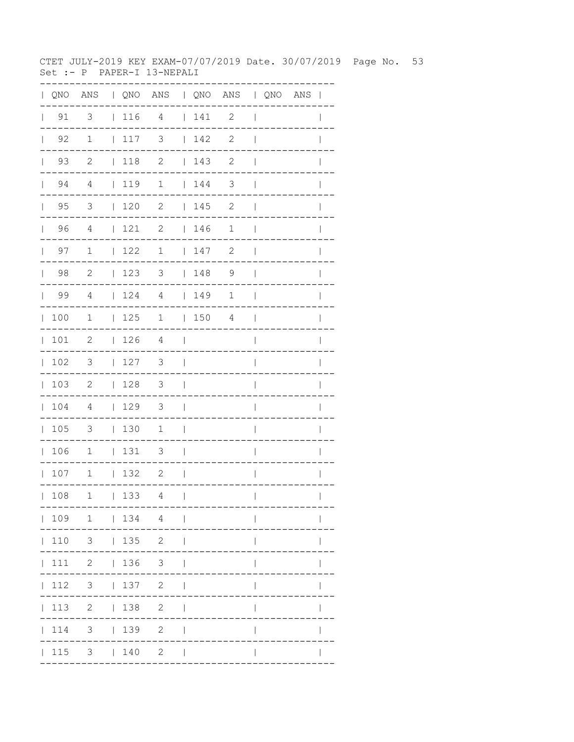CTET JULY-2019 KEY EXAM-07/07/2019 Date. 30/07/2019

Set :- P PAPER-I 13-NEPALI

| QNO | ANS | QNO | ANS | QNO | ANS | QNO | ANS |
|---|---|---|---|---|---|---|---|
| 91 | 3 | 116 | 4 | 141 | 2 | | |
| 92 | 1 | 117 | 3 | 142 | 2 | | |
| 93 | 2 | 118 | 2 | 143 | 2 | | |
| 94 | 4 | 119 | 1 | 144 | 3 | | |
| 95 | 3 | 120 | 2 | 145 | 2 | | |
| 96 | 4 | 121 | 2 | 146 | 1 | | |
| 97 | 1 | 122 | 1 | 147 | 2 | | |
| 98 | 2 | 123 | 3 | 148 | 9 | | |
| 99 | 4 | 124 | 4 | 149 | 1 | | |
| 100 | 1 | 125 | 1 | 150 | 4 | | |
| 101 | 2 | 126 | 4 | | | | |
| 102 | 3 | 127 | 3 | | | | |
| 103 | 2 | 128 | 3 | | | | |
| 104 | 4 | 129 | 3 | | | | |
| 105 | 3 | 130 | 1 | | | | |
| 106 | 1 | 131 | 3 | | | | |
| 107 | 1 | 132 | 2 | | | | |
| 108 | 1 | 133 | 4 | | | | |
| 109 | 1 | 134 | 4 | | | | |
| 110 | 3 | 135 | 2 | | | | |
| 111 | 2 | 136 | 3 | | | | |
| 112 | 3 | 137 | 2 | | | | |
| 113 | 2 | 138 | 2 | | | | |
| 114 | 3 | 139 | 2 | | | | |
| 115 | 3 | 140 | 2 | | | | |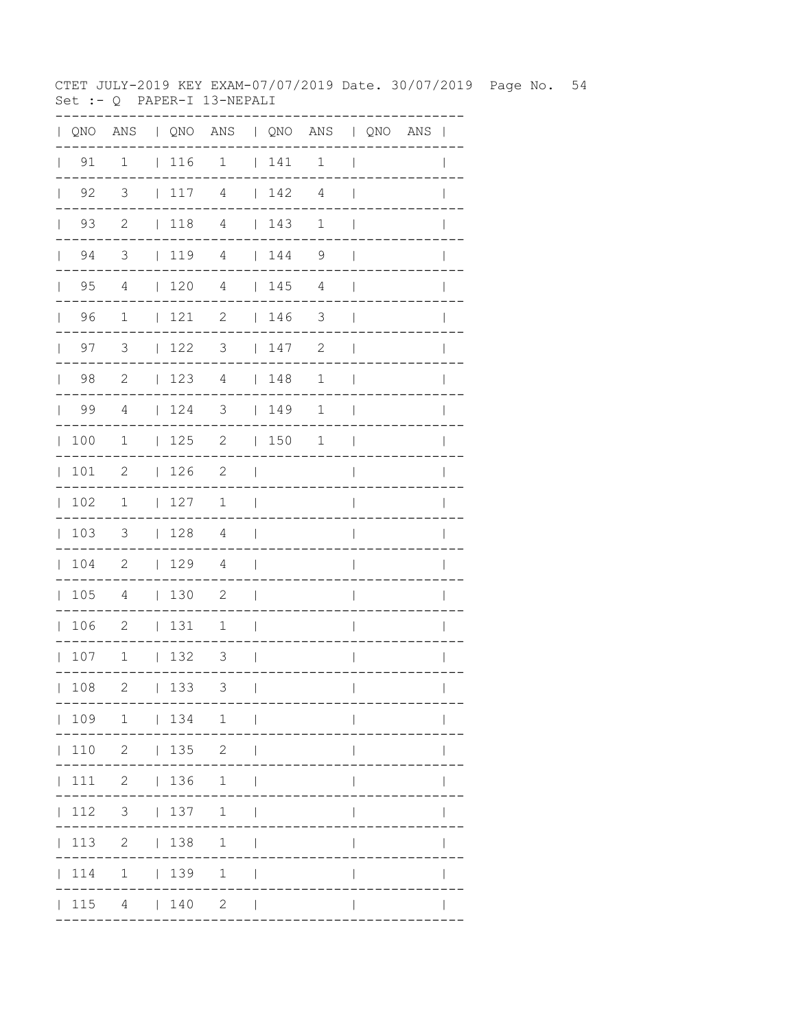CTET JULY-2019 KEY EXAM-07/07/2019 Date. 30/07/2019 Page No. 54
Set :- Q PAPER-I 13-NEPALI

| QNO | ANS | QNO | ANS | QNO | ANS | QNO | ANS |
|---|---|---|---|---|---|---|---|
| 91 | 1 | 116 | 1 | 141 | 1 | | |
| 92 | 3 | 117 | 4 | 142 | 4 | | |
| 93 | 2 | 118 | 4 | 143 | 1 | | |
| 94 | 3 | 119 | 4 | 144 | 9 | | |
| 95 | 4 | 120 | 4 | 145 | 4 | | |
| 96 | 1 | 121 | 2 | 146 | 3 | | |
| 97 | 3 | 122 | 3 | 147 | 2 | | |
| 98 | 2 | 123 | 4 | 148 | 1 | | |
| 99 | 4 | 124 | 3 | 149 | 1 | | |
| 100 | 1 | 125 | 2 | 150 | 1 | | |
| 101 | 2 | 126 | 2 | | | | |
| 102 | 1 | 127 | 1 | | | | |
| 103 | 3 | 128 | 4 | | | | |
| 104 | 2 | 129 | 4 | | | | |
| 105 | 4 | 130 | 2 | | | | |
| 106 | 2 | 131 | 1 | | | | |
| 107 | 1 | 132 | 3 | | | | |
| 108 | 2 | 133 | 3 | | | | |
| 109 | 1 | 134 | 1 | | | | |
| 110 | 2 | 135 | 2 | | | | |
| 111 | 2 | 136 | 1 | | | | |
| 112 | 3 | 137 | 1 | | | | |
| 113 | 2 | 138 | 1 | | | | |
| 114 | 1 | 139 | 1 | | | | |
| 115 | 4 | 140 | 2 | | | | |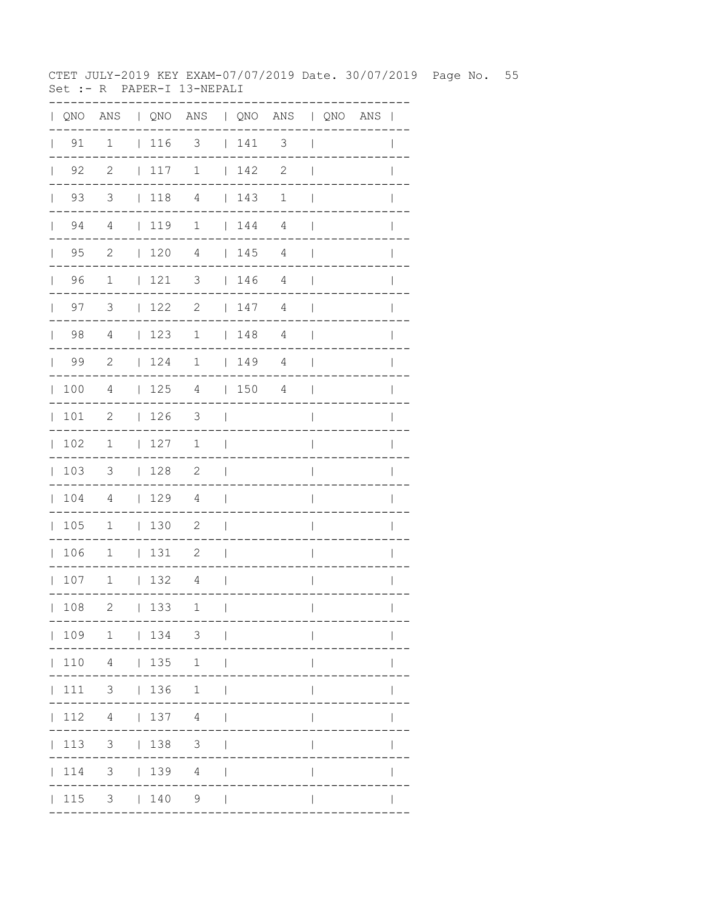CTET JULY-2019 KEY EXAM-07/07/2019 Date. 30/07/2019 Page No. 55
Set :- R PAPER-I 13-NEPALI

| QNO | ANS | QNO | ANS | QNO | ANS | QNO | ANS |
|---|---|---|---|---|---|---|---|
| 91 | 1 | 116 | 3 | 141 | 3 | | |
| 92 | 2 | 117 | 1 | 142 | 2 | | |
| 93 | 3 | 118 | 4 | 143 | 1 | | |
| 94 | 4 | 119 | 1 | 144 | 4 | | |
| 95 | 2 | 120 | 4 | 145 | 4 | | |
| 96 | 1 | 121 | 3 | 146 | 4 | | |
| 97 | 3 | 122 | 2 | 147 | 4 | | |
| 98 | 4 | 123 | 1 | 148 | 4 | | |
| 99 | 2 | 124 | 1 | 149 | 4 | | |
| 100 | 4 | 125 | 4 | 150 | 4 | | |
| 101 | 2 | 126 | 3 | | | | |
| 102 | 1 | 127 | 1 | | | | |
| 103 | 3 | 128 | 2 | | | | |
| 104 | 4 | 129 | 4 | | | | |
| 105 | 1 | 130 | 2 | | | | |
| 106 | 1 | 131 | 2 | | | | |
| 107 | 1 | 132 | 4 | | | | |
| 108 | 2 | 133 | 1 | | | | |
| 109 | 1 | 134 | 3 | | | | |
| 110 | 4 | 135 | 1 | | | | |
| 111 | 3 | 136 | 1 | | | | |
| 112 | 4 | 137 | 4 | | | | |
| 113 | 3 | 138 | 3 | | | | |
| 114 | 3 | 139 | 4 | | | | |
| 115 | 3 | 140 | 9 | | | | |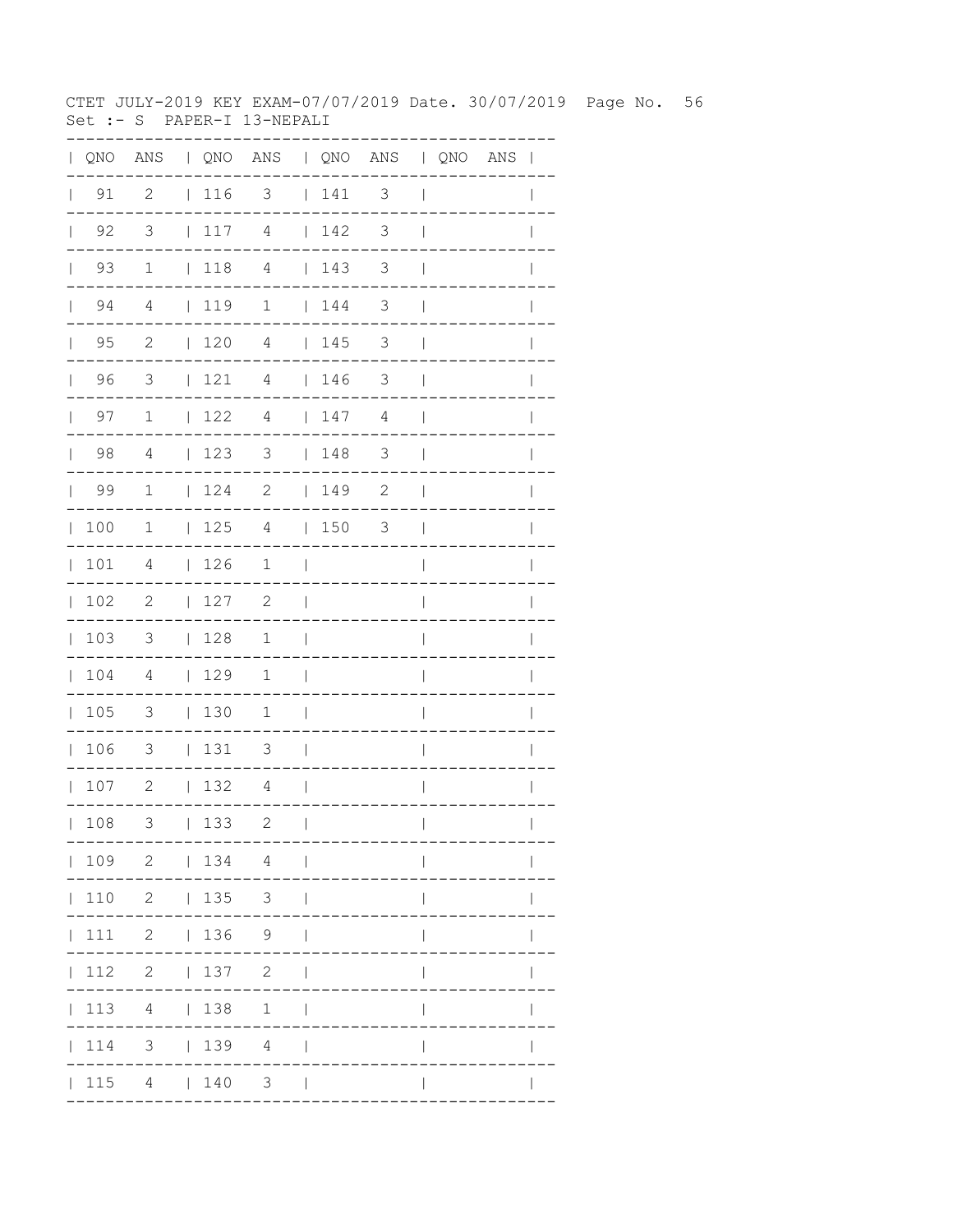CTET JULY-2019 KEY EXAM-07/07/2019 Date. 30/07/2019 Page No. 56

Set :- S PAPER-I 13-NEPALI

| QNO | ANS | QNO | ANS | QNO | ANS | QNO | ANS |
|---|---|---|---|---|---|---|---|
| 91 | 2 | 116 | 3 | 141 | 3 | | |
| 92 | 3 | 117 | 4 | 142 | 3 | | |
| 93 | 1 | 118 | 4 | 143 | 3 | | |
| 94 | 4 | 119 | 1 | 144 | 3 | | |
| 95 | 2 | 120 | 4 | 145 | 3 | | |
| 96 | 3 | 121 | 4 | 146 | 3 | | |
| 97 | 1 | 122 | 4 | 147 | 4 | | |
| 98 | 4 | 123 | 3 | 148 | 3 | | |
| 99 | 1 | 124 | 2 | 149 | 2 | | |
| 100 | 1 | 125 | 4 | 150 | 3 | | |
| 101 | 4 | 126 | 1 | | | | |
| 102 | 2 | 127 | 2 | | | | |
| 103 | 3 | 128 | 1 | | | | |
| 104 | 4 | 129 | 1 | | | | |
| 105 | 3 | 130 | 1 | | | | |
| 106 | 3 | 131 | 3 | | | | |
| 107 | 2 | 132 | 4 | | | | |
| 108 | 3 | 133 | 2 | | | | |
| 109 | 2 | 134 | 4 | | | | |
| 110 | 2 | 135 | 3 | | | | |
| 111 | 2 | 136 | 9 | | | | |
| 112 | 2 | 137 | 2 | | | | |
| 113 | 4 | 138 | 1 | | | | |
| 114 | 3 | 139 | 4 | | | | |
| 115 | 4 | 140 | 3 | | | | |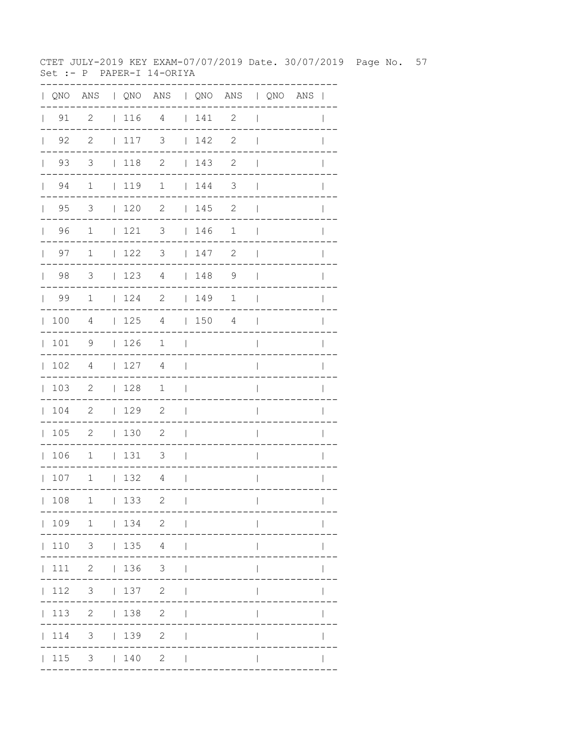CTET JULY-2019 KEY EXAM-07/07/2019 Date. 30/07/2019

Set :- P PAPER-I 14-ORIYA

| QNO | ANS | QNO | ANS | QNO | ANS | QNO | ANS |
|---|---|---|---|---|---|---|---|
| 91 | 2 | 116 | 4 | 141 | 2 | | |
| 92 | 2 | 117 | 3 | 142 | 2 | | |
| 93 | 3 | 118 | 2 | 143 | 2 | | |
| 94 | 1 | 119 | 1 | 144 | 3 | | |
| 95 | 3 | 120 | 2 | 145 | 2 | | |
| 96 | 1 | 121 | 3 | 146 | 1 | | |
| 97 | 1 | 122 | 3 | 147 | 2 | | |
| 98 | 3 | 123 | 4 | 148 | 9 | | |
| 99 | 1 | 124 | 2 | 149 | 1 | | |
| 100 | 4 | 125 | 4 | 150 | 4 | | |
| 101 | 9 | 126 | 1 | | | | |
| 102 | 4 | 127 | 4 | | | | |
| 103 | 2 | 128 | 1 | | | | |
| 104 | 2 | 129 | 2 | | | | |
| 105 | 2 | 130 | 2 | | | | |
| 106 | 1 | 131 | 3 | | | | |
| 107 | 1 | 132 | 4 | | | | |
| 108 | 1 | 133 | 2 | | | | |
| 109 | 1 | 134 | 2 | | | | |
| 110 | 3 | 135 | 4 | | | | |
| 111 | 2 | 136 | 3 | | | | |
| 112 | 3 | 137 | 2 | | | | |
| 113 | 2 | 138 | 2 | | | | |
| 114 | 3 | 139 | 2 | | | | |
| 115 | 3 | 140 | 2 | | | | |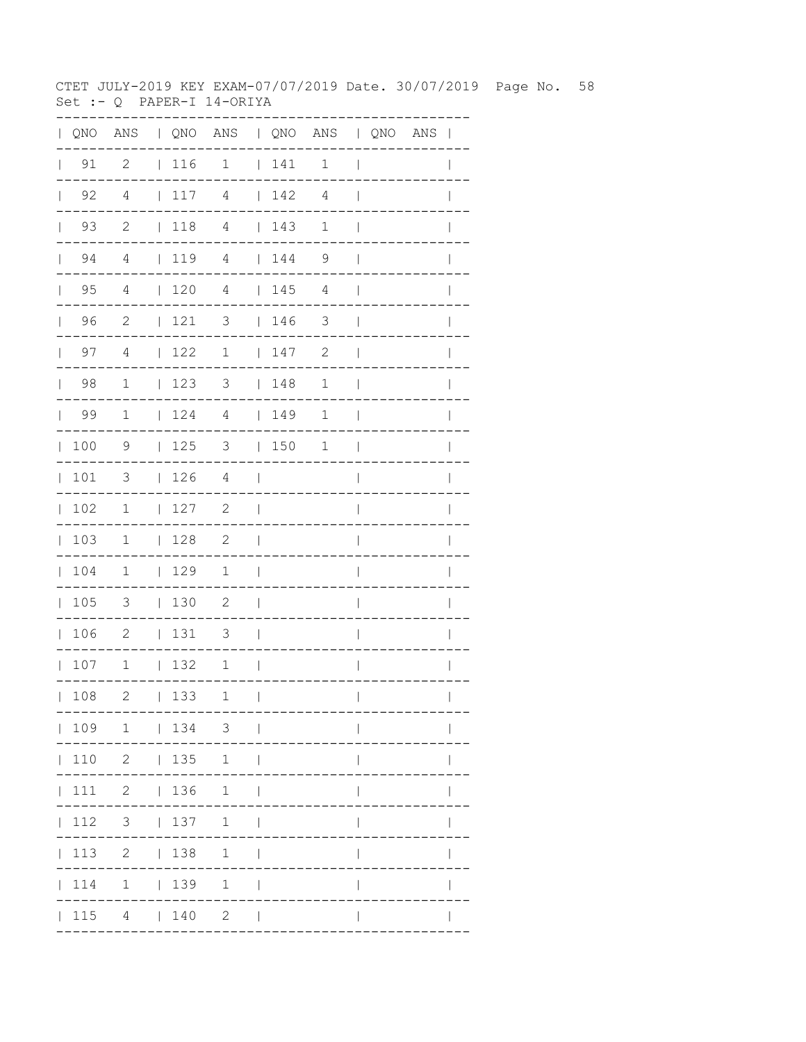CTET JULY-2019 KEY EXAM-07/07/2019 Date. 30/07/2019

Set :- Q PAPER-I 14-ORIYA

| QNO | ANS | QNO | ANS | QNO | ANS | QNO | ANS |
|---|---|---|---|---|---|---|---|
| 91 | 2 | 116 | 1 | 141 | 1 | | |
| 92 | 4 | 117 | 4 | 142 | 4 | | |
| 93 | 2 | 118 | 4 | 143 | 1 | | |
| 94 | 4 | 119 | 4 | 144 | 9 | | |
| 95 | 4 | 120 | 4 | 145 | 4 | | |
| 96 | 2 | 121 | 3 | 146 | 3 | | |
| 97 | 4 | 122 | 1 | 147 | 2 | | |
| 98 | 1 | 123 | 3 | 148 | 1 | | |
| 99 | 1 | 124 | 4 | 149 | 1 | | |
| 100 | 9 | 125 | 3 | 150 | 1 | | |
| 101 | 3 | 126 | 4 | | | | |
| 102 | 1 | 127 | 2 | | | | |
| 103 | 1 | 128 | 2 | | | | |
| 104 | 1 | 129 | 1 | | | | |
| 105 | 3 | 130 | 2 | | | | |
| 106 | 2 | 131 | 3 | | | | |
| 107 | 1 | 132 | 1 | | | | |
| 108 | 2 | 133 | 1 | | | | |
| 109 | 1 | 134 | 3 | | | | |
| 110 | 2 | 135 | 1 | | | | |
| 111 | 2 | 136 | 1 | | | | |
| 112 | 3 | 137 | 1 | | | | |
| 113 | 2 | 138 | 1 | | | | |
| 114 | 1 | 139 | 1 | | | | |
| 115 | 4 | 140 | 2 | | | | |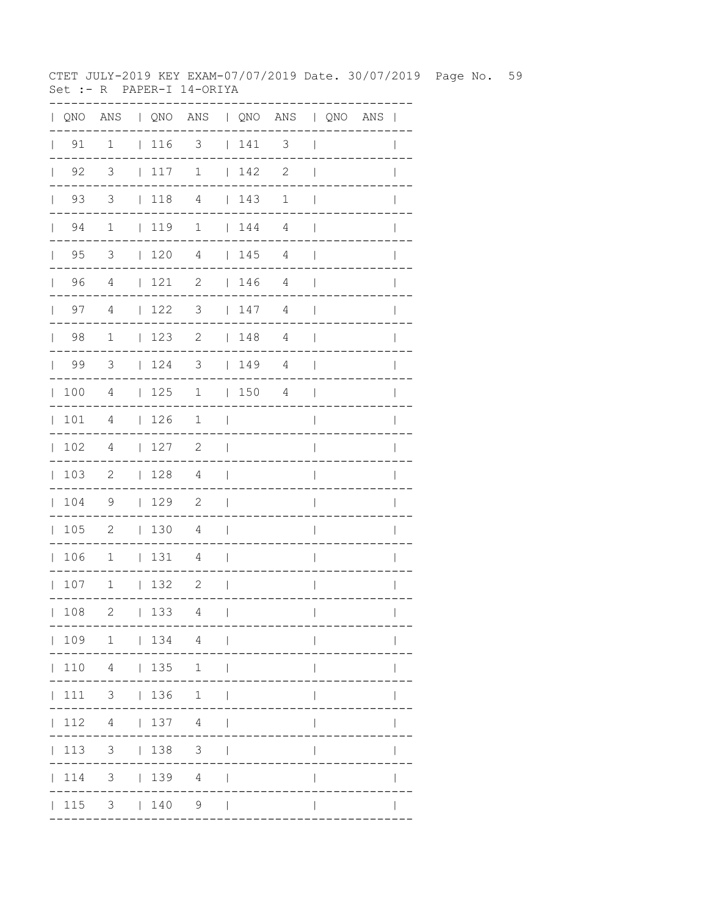CTET JULY-2019 KEY EXAM-07/07/2019 Date. 30/07/2019

Set :- R PAPER-I 14-ORIYA

| QNO | ANS | QNO | ANS | QNO | ANS | QNO | ANS |
|---|---|---|---|---|---|---|---|
| 91 | 1 | 116 | 3 | 141 | 3 | | |
| 92 | 3 | 117 | 1 | 142 | 2 | | |
| 93 | 3 | 118 | 4 | 143 | 1 | | |
| 94 | 1 | 119 | 1 | 144 | 4 | | |
| 95 | 3 | 120 | 4 | 145 | 4 | | |
| 96 | 4 | 121 | 2 | 146 | 4 | | |
| 97 | 4 | 122 | 3 | 147 | 4 | | |
| 98 | 1 | 123 | 2 | 148 | 4 | | |
| 99 | 3 | 124 | 3 | 149 | 4 | | |
| 100 | 4 | 125 | 1 | 150 | 4 | | |
| 101 | 4 | 126 | 1 | | | | |
| 102 | 4 | 127 | 2 | | | | |
| 103 | 2 | 128 | 4 | | | | |
| 104 | 9 | 129 | 2 | | | | |
| 105 | 2 | 130 | 4 | | | | |
| 106 | 1 | 131 | 4 | | | | |
| 107 | 1 | 132 | 2 | | | | |
| 108 | 2 | 133 | 4 | | | | |
| 109 | 1 | 134 | 4 | | | | |
| 110 | 4 | 135 | 1 | | | | |
| 111 | 3 | 136 | 1 | | | | |
| 112 | 4 | 137 | 4 | | | | |
| 113 | 3 | 138 | 3 | | | | |
| 114 | 3 | 139 | 4 | | | | |
| 115 | 3 | 140 | 9 | | | | |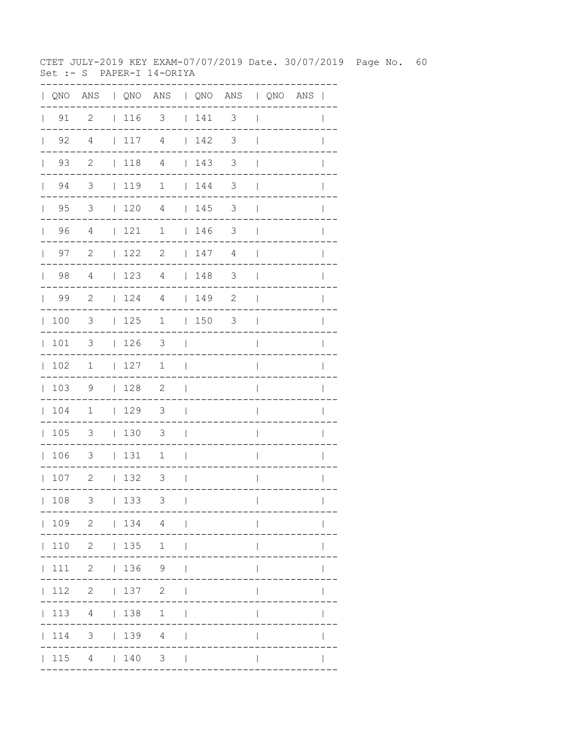CTET JULY-2019 KEY EXAM-07/07/2019 Date. 30/07/2019 Page No. 60
Set :- S PAPER-I 14-ORIYA

| QNO | ANS | QNO | ANS | QNO | ANS | QNO | ANS |
|---|---|---|---|---|---|---|---|
| 91 | 2 | 116 | 3 | 141 | 3 | | |
| 92 | 4 | 117 | 4 | 142 | 3 | | |
| 93 | 2 | 118 | 4 | 143 | 3 | | |
| 94 | 3 | 119 | 1 | 144 | 3 | | |
| 95 | 3 | 120 | 4 | 145 | 3 | | |
| 96 | 4 | 121 | 1 | 146 | 3 | | |
| 97 | 2 | 122 | 2 | 147 | 4 | | |
| 98 | 4 | 123 | 4 | 148 | 3 | | |
| 99 | 2 | 124 | 4 | 149 | 2 | | |
| 100 | 3 | 125 | 1 | 150 | 3 | | |
| 101 | 3 | 126 | 3 | | | | |
| 102 | 1 | 127 | 1 | | | | |
| 103 | 9 | 128 | 2 | | | | |
| 104 | 1 | 129 | 3 | | | | |
| 105 | 3 | 130 | 3 | | | | |
| 106 | 3 | 131 | 1 | | | | |
| 107 | 2 | 132 | 3 | | | | |
| 108 | 3 | 133 | 3 | | | | |
| 109 | 2 | 134 | 4 | | | | |
| 110 | 2 | 135 | 1 | | | | |
| 111 | 2 | 136 | 9 | | | | |
| 112 | 2 | 137 | 2 | | | | |
| 113 | 4 | 138 | 1 | | | | |
| 114 | 3 | 139 | 4 | | | | |
| 115 | 4 | 140 | 3 | | | | |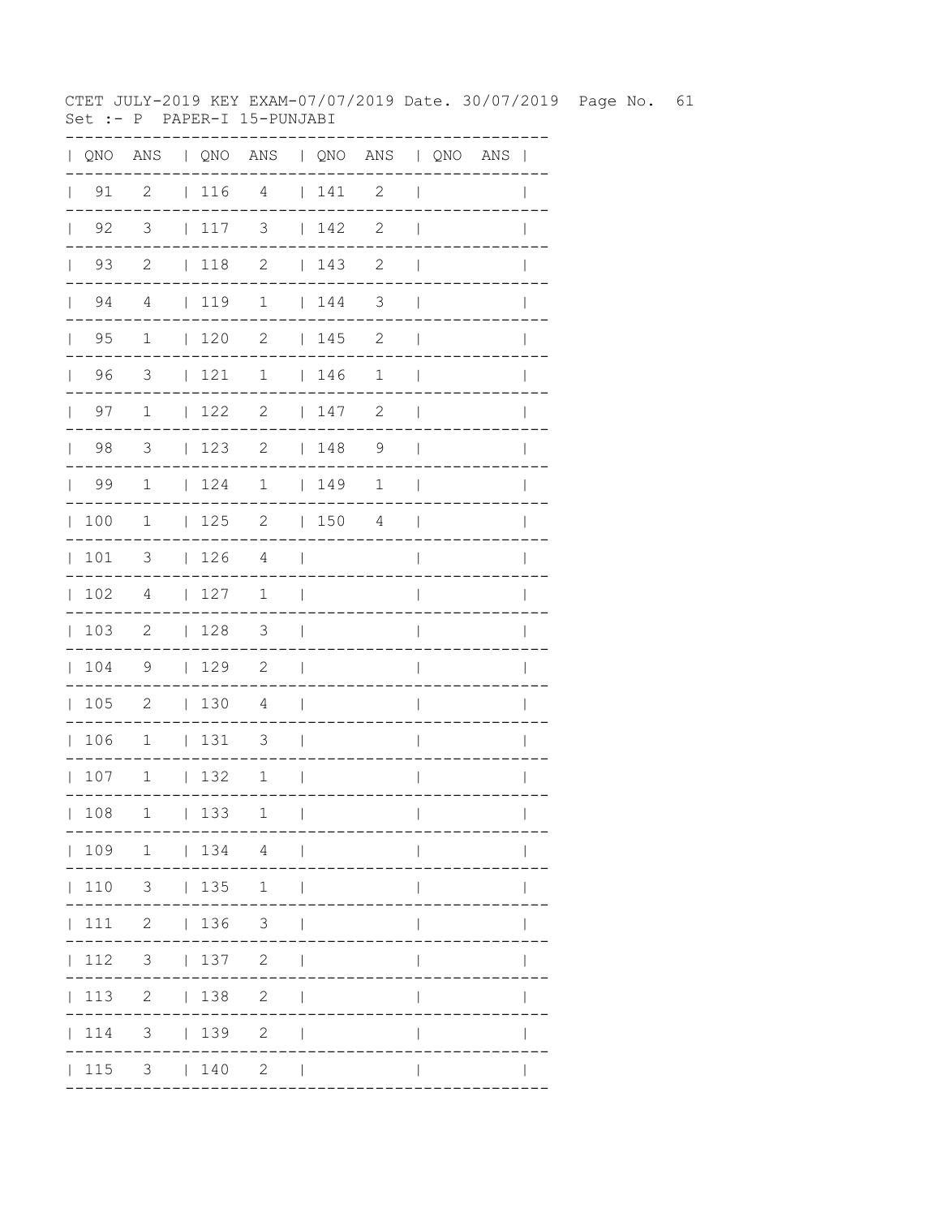CTET JULY-2019 KEY EXAM-07/07/2019 Date. 30/07/2019 Page No. 61
Set :- P PAPER-I 15-PUNJABI

| QNO | ANS | QNO | ANS | QNO | ANS | QNO | ANS |
|---|---|---|---|---|---|---|---|
| 91 | 2 | 116 | 4 | 141 | 2 | | |
| 92 | 3 | 117 | 3 | 142 | 2 | | |
| 93 | 2 | 118 | 2 | 143 | 2 | | |
| 94 | 4 | 119 | 1 | 144 | 3 | | |
| 95 | 1 | 120 | 2 | 145 | 2 | | |
| 96 | 3 | 121 | 1 | 146 | 1 | | |
| 97 | 1 | 122 | 2 | 147 | 2 | | |
| 98 | 3 | 123 | 2 | 148 | 9 | | |
| 99 | 1 | 124 | 1 | 149 | 1 | | |
| 100 | 1 | 125 | 2 | 150 | 4 | | |
| 101 | 3 | 126 | 4 | | | | |
| 102 | 4 | 127 | 1 | | | | |
| 103 | 2 | 128 | 3 | | | | |
| 104 | 9 | 129 | 2 | | | | |
| 105 | 2 | 130 | 4 | | | | |
| 106 | 1 | 131 | 3 | | | | |
| 107 | 1 | 132 | 1 | | | | |
| 108 | 1 | 133 | 1 | | | | |
| 109 | 1 | 134 | 4 | | | | |
| 110 | 3 | 135 | 1 | | | | |
| 111 | 2 | 136 | 3 | | | | |
| 112 | 3 | 137 | 2 | | | | |
| 113 | 2 | 138 | 2 | | | | |
| 114 | 3 | 139 | 2 | | | | |
| 115 | 3 | 140 | 2 | | | | |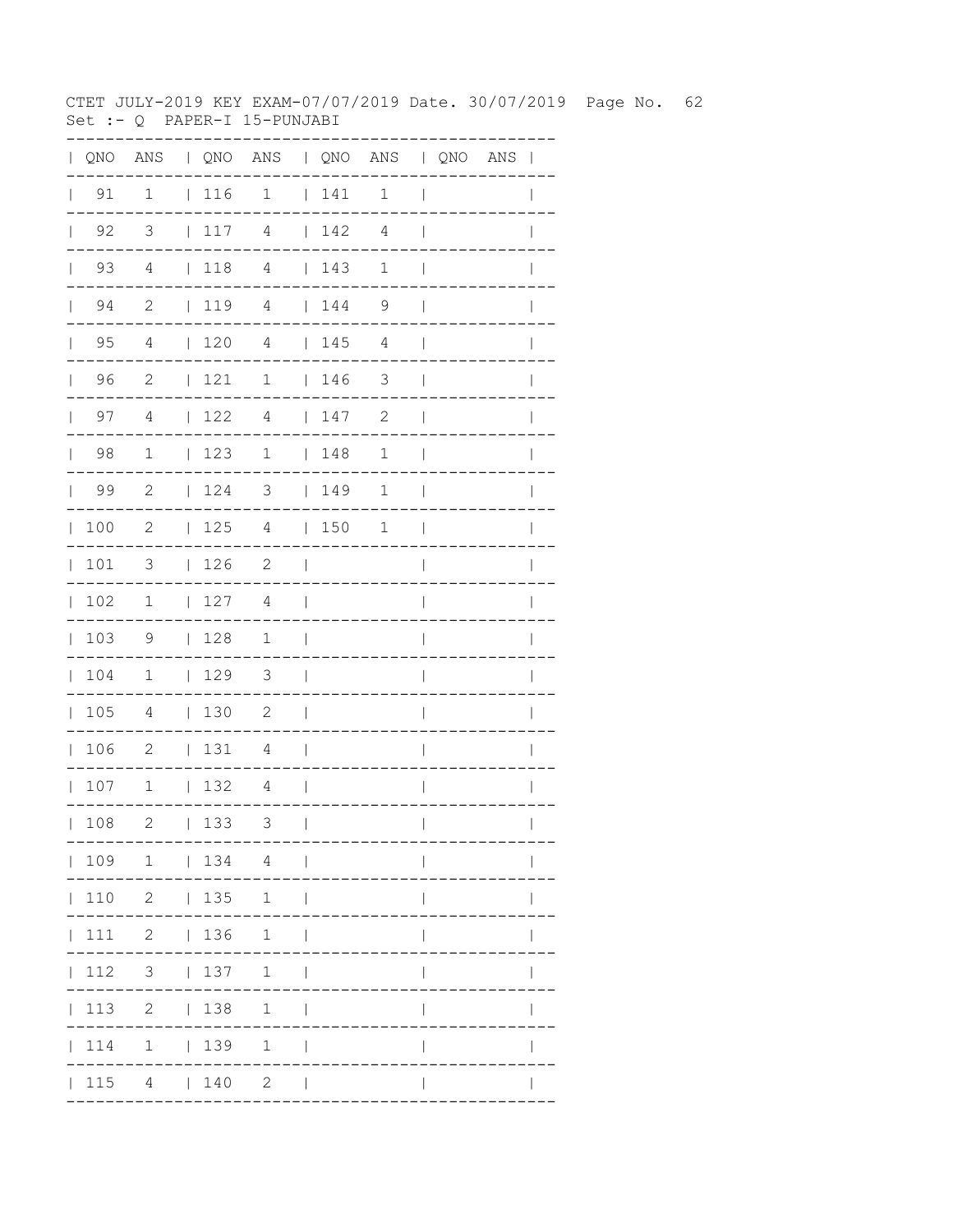CTET JULY-2019 KEY EXAM-07/07/2019 Date. 30/07/2019

Set :- Q PAPER-I 15-PUNJABI

| QNO | ANS | QNO | ANS | QNO | ANS | QNO | ANS |
|---|---|---|---|---|---|---|---|
| 91 | 1 | 116 | 1 | 141 | 1 | | |
| 92 | 3 | 117 | 4 | 142 | 4 | | |
| 93 | 4 | 118 | 4 | 143 | 1 | | |
| 94 | 2 | 119 | 4 | 144 | 9 | | |
| 95 | 4 | 120 | 4 | 145 | 4 | | |
| 96 | 2 | 121 | 1 | 146 | 3 | | |
| 97 | 4 | 122 | 4 | 147 | 2 | | |
| 98 | 1 | 123 | 1 | 148 | 1 | | |
| 99 | 2 | 124 | 3 | 149 | 1 | | |
| 100 | 2 | 125 | 4 | 150 | 1 | | |
| 101 | 3 | 126 | 2 | | | | |
| 102 | 1 | 127 | 4 | | | | |
| 103 | 9 | 128 | 1 | | | | |
| 104 | 1 | 129 | 3 | | | | |
| 105 | 4 | 130 | 2 | | | | |
| 106 | 2 | 131 | 4 | | | | |
| 107 | 1 | 132 | 4 | | | | |
| 108 | 2 | 133 | 3 | | | | |
| 109 | 1 | 134 | 4 | | | | |
| 110 | 2 | 135 | 1 | | | | |
| 111 | 2 | 136 | 1 | | | | |
| 112 | 3 | 137 | 1 | | | | |
| 113 | 2 | 138 | 1 | | | | |
| 114 | 1 | 139 | 1 | | | | |
| 115 | 4 | 140 | 2 | | | | |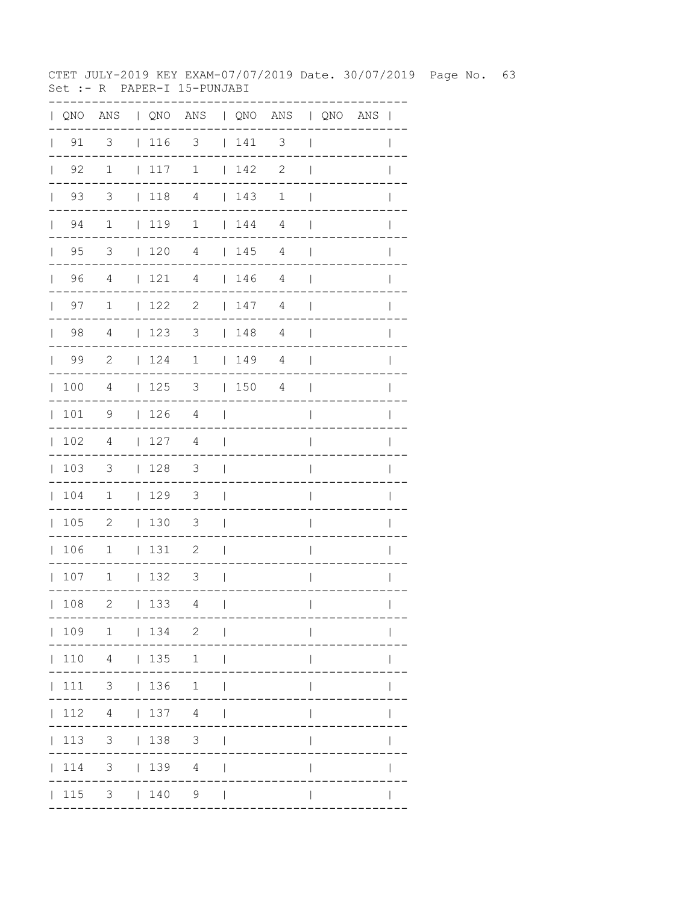CTET JULY-2019 KEY EXAM-07/07/2019 Date. 30/07/2019 Page No. 63
Set :- R PAPER-I 15-PUNJABI

| QNO | ANS | QNO | ANS | QNO | ANS | QNO | ANS |
|---|---|---|---|---|---|---|---|
| 91 | 3 | 116 | 3 | 141 | 3 | | |
| 92 | 1 | 117 | 1 | 142 | 2 | | |
| 93 | 3 | 118 | 4 | 143 | 1 | | |
| 94 | 1 | 119 | 1 | 144 | 4 | | |
| 95 | 3 | 120 | 4 | 145 | 4 | | |
| 96 | 4 | 121 | 4 | 146 | 4 | | |
| 97 | 1 | 122 | 2 | 147 | 4 | | |
| 98 | 4 | 123 | 3 | 148 | 4 | | |
| 99 | 2 | 124 | 1 | 149 | 4 | | |
| 100 | 4 | 125 | 3 | 150 | 4 | | |
| 101 | 9 | 126 | 4 | | | | |
| 102 | 4 | 127 | 4 | | | | |
| 103 | 3 | 128 | 3 | | | | |
| 104 | 1 | 129 | 3 | | | | |
| 105 | 2 | 130 | 3 | | | | |
| 106 | 1 | 131 | 2 | | | | |
| 107 | 1 | 132 | 3 | | | | |
| 108 | 2 | 133 | 4 | | | | |
| 109 | 1 | 134 | 2 | | | | |
| 110 | 4 | 135 | 1 | | | | |
| 111 | 3 | 136 | 1 | | | | |
| 112 | 4 | 137 | 4 | | | | |
| 113 | 3 | 138 | 3 | | | | |
| 114 | 3 | 139 | 4 | | | | |
| 115 | 3 | 140 | 9 | | | | |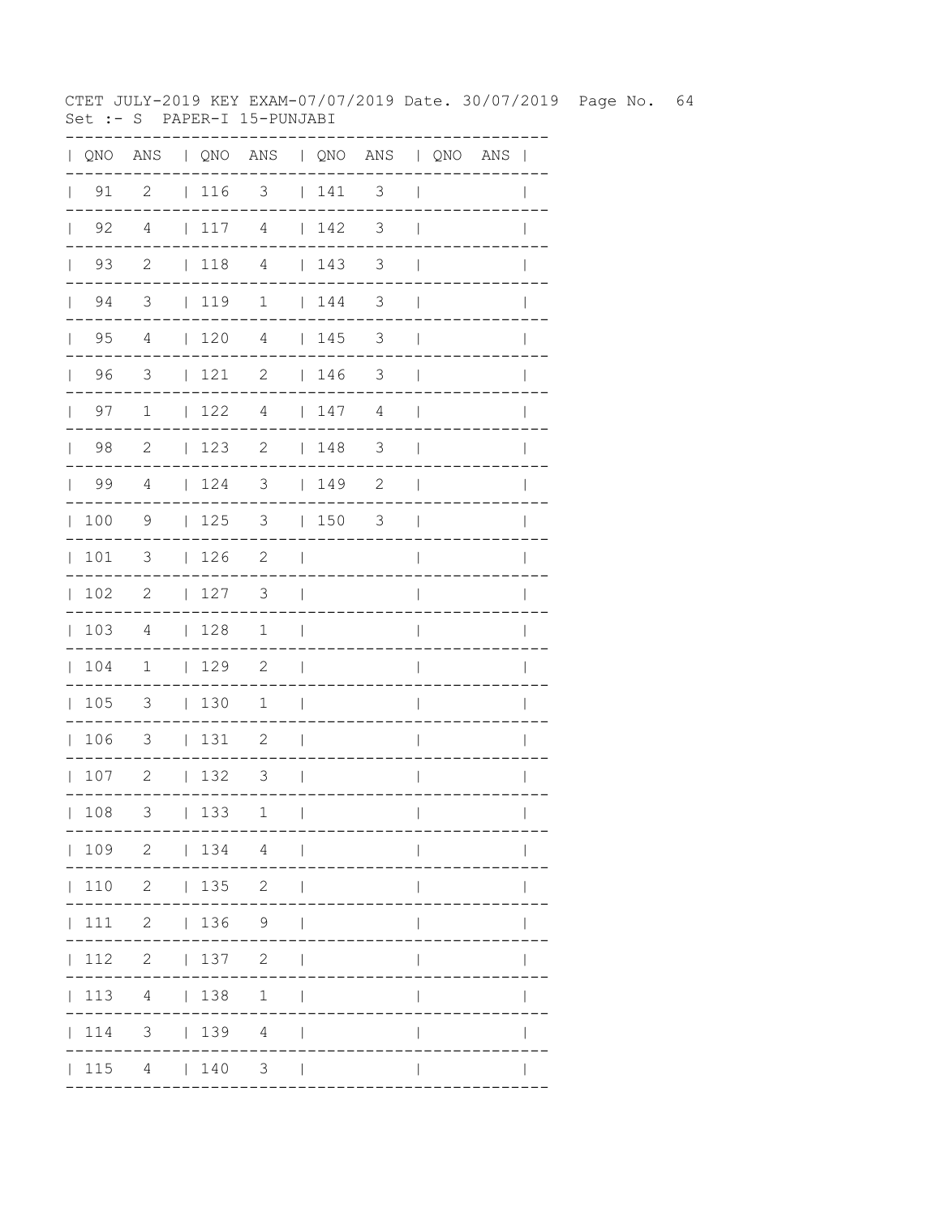CTET JULY-2019 KEY EXAM-07/07/2019 Date. 30/07/2019 Page No. 64
Set :- S PAPER-I 15-PUNJABI

| QNO | ANS | QNO | ANS | QNO | ANS | QNO | ANS |
|---|---|---|---|---|---|---|---|
| 91 | 2 | 116 | 3 | 141 | 3 | | |
| 92 | 4 | 117 | 4 | 142 | 3 | | |
| 93 | 2 | 118 | 4 | 143 | 3 | | |
| 94 | 3 | 119 | 1 | 144 | 3 | | |
| 95 | 4 | 120 | 4 | 145 | 3 | | |
| 96 | 3 | 121 | 2 | 146 | 3 | | |
| 97 | 1 | 122 | 4 | 147 | 4 | | |
| 98 | 2 | 123 | 2 | 148 | 3 | | |
| 99 | 4 | 124 | 3 | 149 | 2 | | |
| 100 | 9 | 125 | 3 | 150 | 3 | | |
| 101 | 3 | 126 | 2 | | | | |
| 102 | 2 | 127 | 3 | | | | |
| 103 | 4 | 128 | 1 | | | | |
| 104 | 1 | 129 | 2 | | | | |
| 105 | 3 | 130 | 1 | | | | |
| 106 | 3 | 131 | 2 | | | | |
| 107 | 2 | 132 | 3 | | | | |
| 108 | 3 | 133 | 1 | | | | |
| 109 | 2 | 134 | 4 | | | | |
| 110 | 2 | 135 | 2 | | | | |
| 111 | 2 | 136 | 9 | | | | |
| 112 | 2 | 137 | 2 | | | | |
| 113 | 4 | 138 | 1 | | | | |
| 114 | 3 | 139 | 4 | | | | |
| 115 | 4 | 140 | 3 | | | | |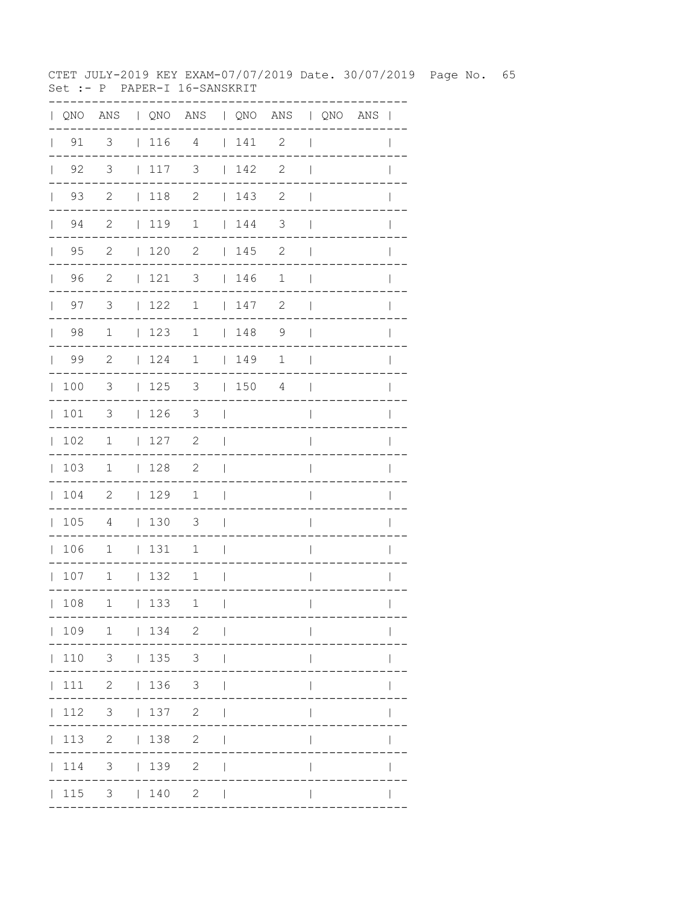CTET JULY-2019 KEY EXAM-07/07/2019 Date. 30/07/2019 Page No. 65
Set :- P PAPER-I 16-SANSKRIT

| QNO | ANS | QNO | ANS | QNO | ANS | QNO | ANS |
|---|---|---|---|---|---|---|---|
| 91 | 3 | 116 | 4 | 141 | 2 | | |
| 92 | 3 | 117 | 3 | 142 | 2 | | |
| 93 | 2 | 118 | 2 | 143 | 2 | | |
| 94 | 2 | 119 | 1 | 144 | 3 | | |
| 95 | 2 | 120 | 2 | 145 | 2 | | |
| 96 | 2 | 121 | 3 | 146 | 1 | | |
| 97 | 3 | 122 | 1 | 147 | 2 | | |
| 98 | 1 | 123 | 1 | 148 | 9 | | |
| 99 | 2 | 124 | 1 | 149 | 1 | | |
| 100 | 3 | 125 | 3 | 150 | 4 | | |
| 101 | 3 | 126 | 3 | | | | |
| 102 | 1 | 127 | 2 | | | | |
| 103 | 1 | 128 | 2 | | | | |
| 104 | 2 | 129 | 1 | | | | |
| 105 | 4 | 130 | 3 | | | | |
| 106 | 1 | 131 | 1 | | | | |
| 107 | 1 | 132 | 1 | | | | |
| 108 | 1 | 133 | 1 | | | | |
| 109 | 1 | 134 | 2 | | | | |
| 110 | 3 | 135 | 3 | | | | |
| 111 | 2 | 136 | 3 | | | | |
| 112 | 3 | 137 | 2 | | | | |
| 113 | 2 | 138 | 2 | | | | |
| 114 | 3 | 139 | 2 | | | | |
| 115 | 3 | 140 | 2 | | | | |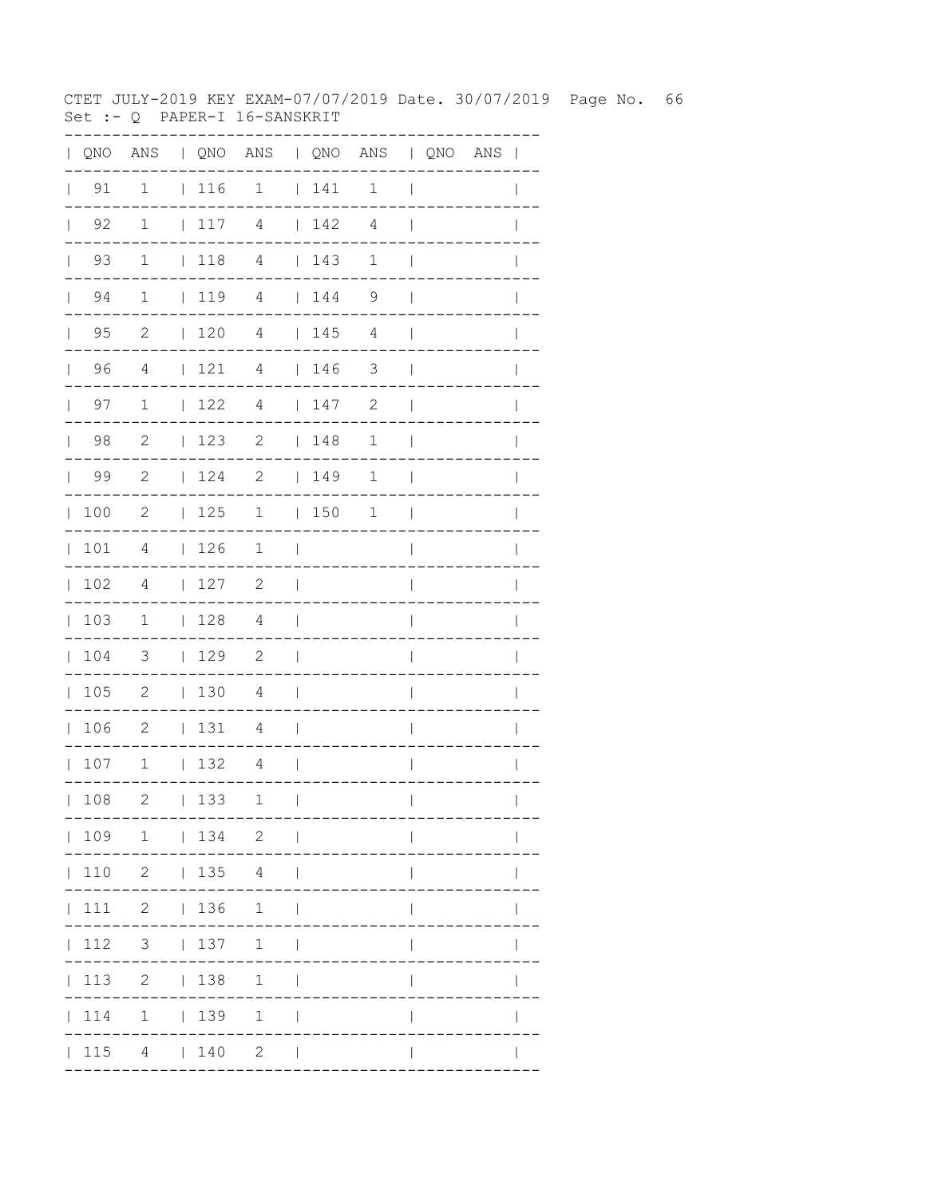CTET JULY-2019 KEY EXAM-07/07/2019 Date. 30/07/2019

Set :- Q PAPER-I 16-SANSKRIT

| QNO | ANS | QNO | ANS | QNO | ANS | QNO | ANS |
|---|---|---|---|---|---|---|---|
| 91 | 1 | 116 | 1 | 141 | 1 | | |
| 92 | 1 | 117 | 4 | 142 | 4 | | |
| 93 | 1 | 118 | 4 | 143 | 1 | | |
| 94 | 1 | 119 | 4 | 144 | 9 | | |
| 95 | 2 | 120 | 4 | 145 | 4 | | |
| 96 | 4 | 121 | 4 | 146 | 3 | | |
| 97 | 1 | 122 | 4 | 147 | 2 | | |
| 98 | 2 | 123 | 2 | 148 | 1 | | |
| 99 | 2 | 124 | 2 | 149 | 1 | | |
| 100 | 2 | 125 | 1 | 150 | 1 | | |
| 101 | 4 | 126 | 1 | | | | |
| 102 | 4 | 127 | 2 | | | | |
| 103 | 1 | 128 | 4 | | | | |
| 104 | 3 | 129 | 2 | | | | |
| 105 | 2 | 130 | 4 | | | | |
| 106 | 2 | 131 | 4 | | | | |
| 107 | 1 | 132 | 4 | | | | |
| 108 | 2 | 133 | 1 | | | | |
| 109 | 1 | 134 | 2 | | | | |
| 110 | 2 | 135 | 4 | | | | |
| 111 | 2 | 136 | 1 | | | | |
| 112 | 3 | 137 | 1 | | | | |
| 113 | 2 | 138 | 1 | | | | |
| 114 | 1 | 139 | 1 | | | | |
| 115 | 4 | 140 | 2 | | | | |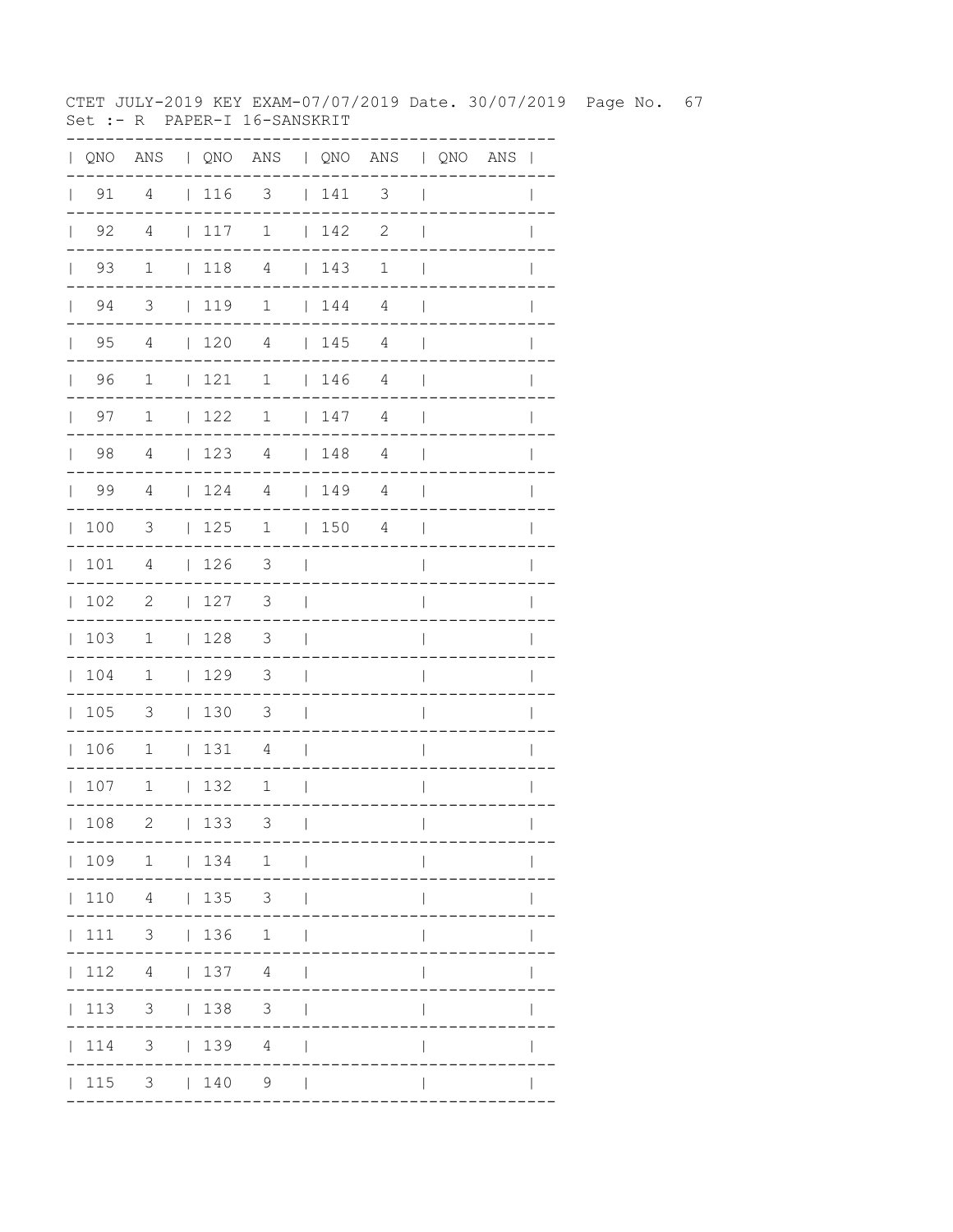CTET JULY-2019 KEY EXAM-07/07/2019 Date. 30/07/2019 Page No. 67
Set :- R PAPER-I 16-SANSKRIT

| QNO | ANS | QNO | ANS | QNO | ANS | QNO | ANS |
|---|---|---|---|---|---|---|---|
| 91 | 4 | 116 | 3 | 141 | 3 | | |
| 92 | 4 | 117 | 1 | 142 | 2 | | |
| 93 | 1 | 118 | 4 | 143 | 1 | | |
| 94 | 3 | 119 | 1 | 144 | 4 | | |
| 95 | 4 | 120 | 4 | 145 | 4 | | |
| 96 | 1 | 121 | 1 | 146 | 4 | | |
| 97 | 1 | 122 | 1 | 147 | 4 | | |
| 98 | 4 | 123 | 4 | 148 | 4 | | |
| 99 | 4 | 124 | 4 | 149 | 4 | | |
| 100 | 3 | 125 | 1 | 150 | 4 | | |
| 101 | 4 | 126 | 3 | | | | |
| 102 | 2 | 127 | 3 | | | | |
| 103 | 1 | 128 | 3 | | | | |
| 104 | 1 | 129 | 3 | | | | |
| 105 | 3 | 130 | 3 | | | | |
| 106 | 1 | 131 | 4 | | | | |
| 107 | 1 | 132 | 1 | | | | |
| 108 | 2 | 133 | 3 | | | | |
| 109 | 1 | 134 | 1 | | | | |
| 110 | 4 | 135 | 3 | | | | |
| 111 | 3 | 136 | 1 | | | | |
| 112 | 4 | 137 | 4 | | | | |
| 113 | 3 | 138 | 3 | | | | |
| 114 | 3 | 139 | 4 | | | | |
| 115 | 3 | 140 | 9 | | | | |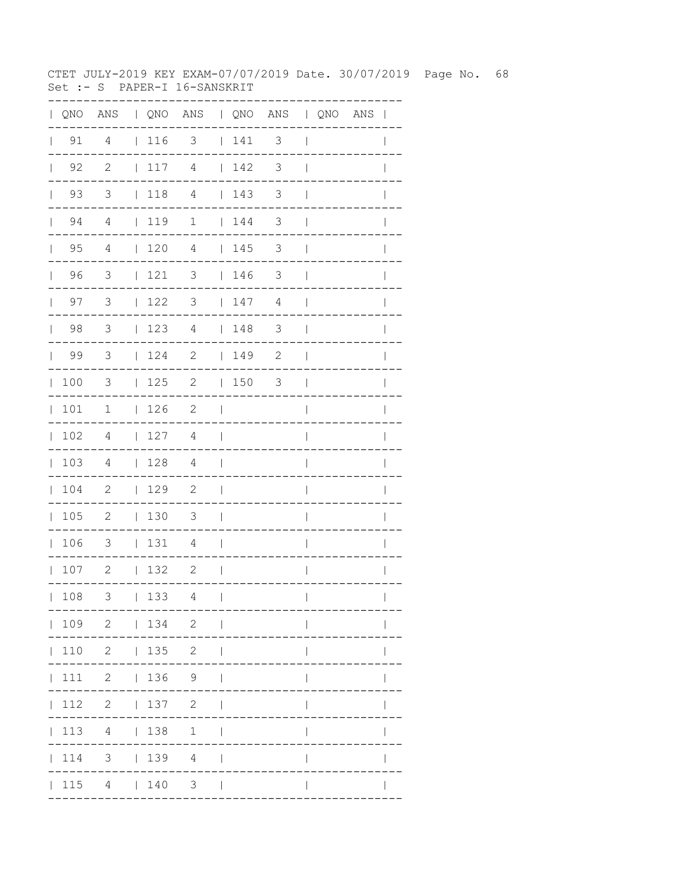CTET JULY-2019 KEY EXAM-07/07/2019 Date. 30/07/2019

Set :- S PAPER-I 16-SANSKRIT

| QNO | ANS | QNO | ANS | QNO | ANS | QNO | ANS |
|---|---|---|---|---|---|---|---|
| 91 | 4 | 116 | 3 | 141 | 3 | | |
| 92 | 2 | 117 | 4 | 142 | 3 | | |
| 93 | 3 | 118 | 4 | 143 | 3 | | |
| 94 | 4 | 119 | 1 | 144 | 3 | | |
| 95 | 4 | 120 | 4 | 145 | 3 | | |
| 96 | 3 | 121 | 3 | 146 | 3 | | |
| 97 | 3 | 122 | 3 | 147 | 4 | | |
| 98 | 3 | 123 | 4 | 148 | 3 | | |
| 99 | 3 | 124 | 2 | 149 | 2 | | |
| 100 | 3 | 125 | 2 | 150 | 3 | | |
| 101 | 1 | 126 | 2 | | | | |
| 102 | 4 | 127 | 4 | | | | |
| 103 | 4 | 128 | 4 | | | | |
| 104 | 2 | 129 | 2 | | | | |
| 105 | 2 | 130 | 3 | | | | |
| 106 | 3 | 131 | 4 | | | | |
| 107 | 2 | 132 | 2 | | | | |
| 108 | 3 | 133 | 4 | | | | |
| 109 | 2 | 134 | 2 | | | | |
| 110 | 2 | 135 | 2 | | | | |
| 111 | 2 | 136 | 9 | | | | |
| 112 | 2 | 137 | 2 | | | | |
| 113 | 4 | 138 | 1 | | | | |
| 114 | 3 | 139 | 4 | | | | |
| 115 | 4 | 140 | 3 | | | | |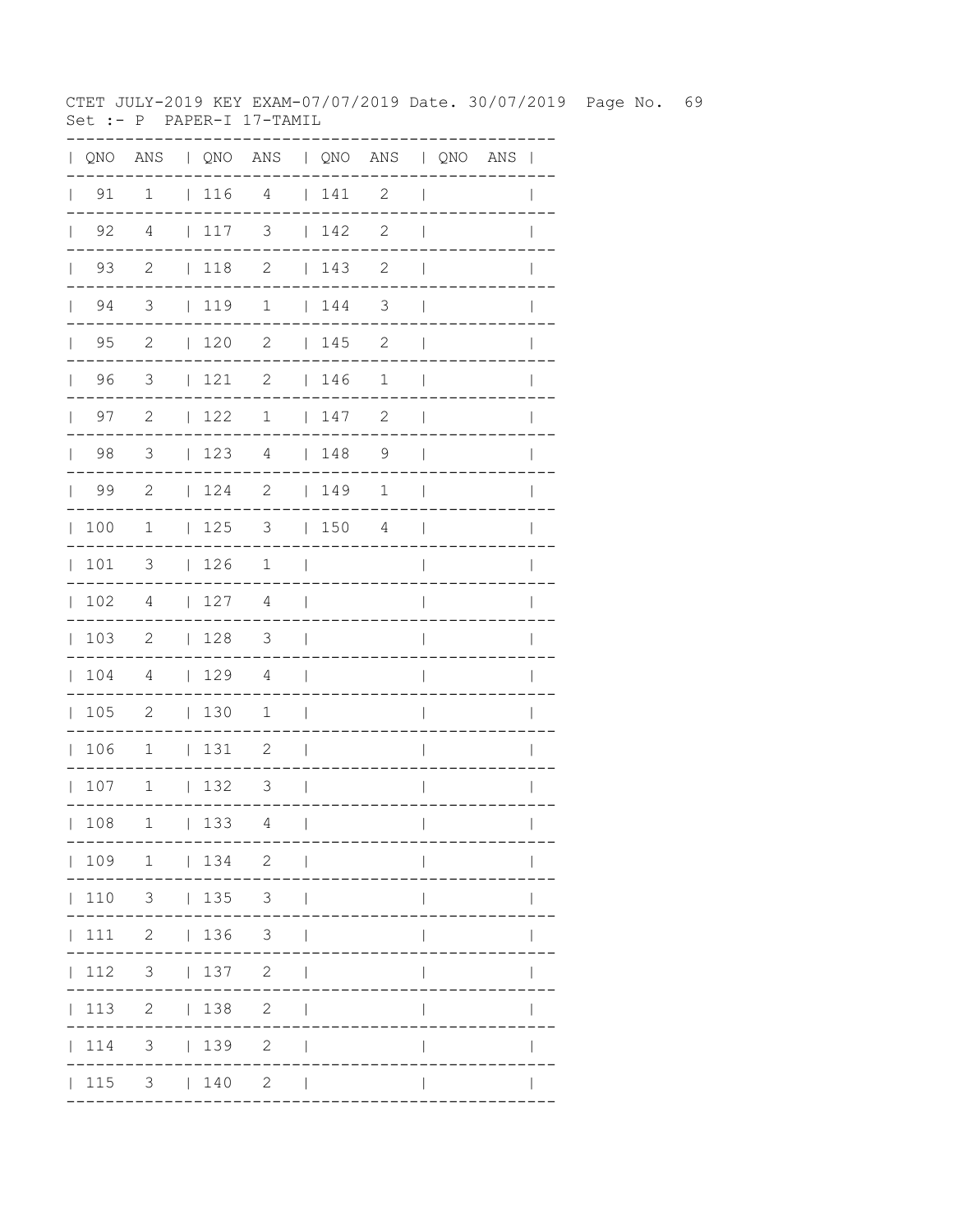CTET JULY-2019 KEY EXAM-07/07/2019 Date. 30/07/2019 Page No. 69
Set :- P PAPER-I 17-TAMIL

| QNO | ANS | QNO | ANS | QNO | ANS | QNO | ANS |
|---|---|---|---|---|---|---|---|
| 91 | 1 | 116 | 4 | 141 | 2 | | |
| 92 | 4 | 117 | 3 | 142 | 2 | | |
| 93 | 2 | 118 | 2 | 143 | 2 | | |
| 94 | 3 | 119 | 1 | 144 | 3 | | |
| 95 | 2 | 120 | 2 | 145 | 2 | | |
| 96 | 3 | 121 | 2 | 146 | 1 | | |
| 97 | 2 | 122 | 1 | 147 | 2 | | |
| 98 | 3 | 123 | 4 | 148 | 9 | | |
| 99 | 2 | 124 | 2 | 149 | 1 | | |
| 100 | 1 | 125 | 3 | 150 | 4 | | |
| 101 | 3 | 126 | 1 | | | | |
| 102 | 4 | 127 | 4 | | | | |
| 103 | 2 | 128 | 3 | | | | |
| 104 | 4 | 129 | 4 | | | | |
| 105 | 2 | 130 | 1 | | | | |
| 106 | 1 | 131 | 2 | | | | |
| 107 | 1 | 132 | 3 | | | | |
| 108 | 1 | 133 | 4 | | | | |
| 109 | 1 | 134 | 2 | | | | |
| 110 | 3 | 135 | 3 | | | | |
| 111 | 2 | 136 | 3 | | | | |
| 112 | 3 | 137 | 2 | | | | |
| 113 | 2 | 138 | 2 | | | | |
| 114 | 3 | 139 | 2 | | | | |
| 115 | 3 | 140 | 2 | | | | |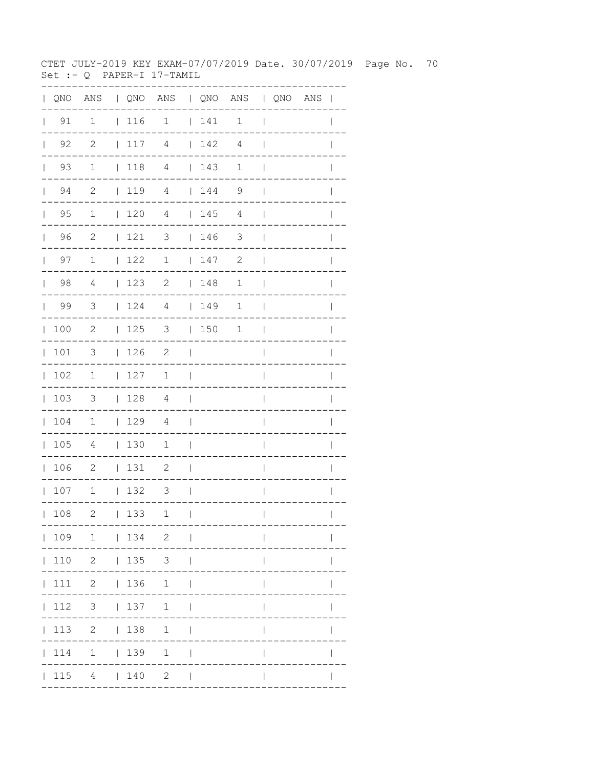CTET JULY-2019 KEY EXAM-07/07/2019 Date. 30/07/2019 Page No. 70
Set :- Q PAPER-I 17-TAMIL

| QNO | ANS | QNO | ANS | QNO | ANS | QNO | ANS |
|---|---|---|---|---|---|---|---|
| 91 | 1 | 116 | 1 | 141 | 1 | | |
| 92 | 2 | 117 | 4 | 142 | 4 | | |
| 93 | 1 | 118 | 4 | 143 | 1 | | |
| 94 | 2 | 119 | 4 | 144 | 9 | | |
| 95 | 1 | 120 | 4 | 145 | 4 | | |
| 96 | 2 | 121 | 3 | 146 | 3 | | |
| 97 | 1 | 122 | 1 | 147 | 2 | | |
| 98 | 4 | 123 | 2 | 148 | 1 | | |
| 99 | 3 | 124 | 4 | 149 | 1 | | |
| 100 | 2 | 125 | 3 | 150 | 1 | | |
| 101 | 3 | 126 | 2 | | | | |
| 102 | 1 | 127 | 1 | | | | |
| 103 | 3 | 128 | 4 | | | | |
| 104 | 1 | 129 | 4 | | | | |
| 105 | 4 | 130 | 1 | | | | |
| 106 | 2 | 131 | 2 | | | | |
| 107 | 1 | 132 | 3 | | | | |
| 108 | 2 | 133 | 1 | | | | |
| 109 | 1 | 134 | 2 | | | | |
| 110 | 2 | 135 | 3 | | | | |
| 111 | 2 | 136 | 1 | | | | |
| 112 | 3 | 137 | 1 | | | | |
| 113 | 2 | 138 | 1 | | | | |
| 114 | 1 | 139 | 1 | | | | |
| 115 | 4 | 140 | 2 | | | | |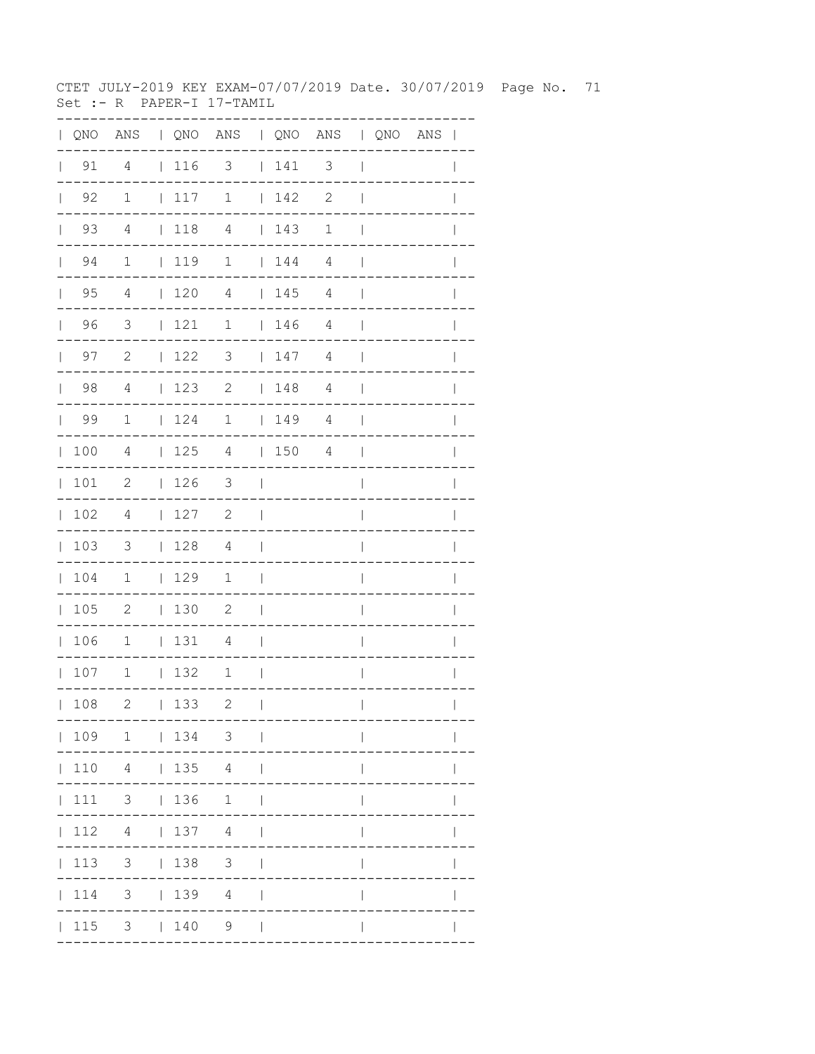CTET JULY-2019 KEY EXAM-07/07/2019 Date. 30/07/2019

Set :- R PAPER-I 17-TAMIL

| QNO | ANS | QNO | ANS | QNO | ANS | QNO | ANS |
|---|---|---|---|---|---|---|---|
| 91 | 4 | 116 | 3 | 141 | 3 | | |
| 92 | 1 | 117 | 1 | 142 | 2 | | |
| 93 | 4 | 118 | 4 | 143 | 1 | | |
| 94 | 1 | 119 | 1 | 144 | 4 | | |
| 95 | 4 | 120 | 4 | 145 | 4 | | |
| 96 | 3 | 121 | 1 | 146 | 4 | | |
| 97 | 2 | 122 | 3 | 147 | 4 | | |
| 98 | 4 | 123 | 2 | 148 | 4 | | |
| 99 | 1 | 124 | 1 | 149 | 4 | | |
| 100 | 4 | 125 | 4 | 150 | 4 | | |
| 101 | 2 | 126 | 3 | | | | |
| 102 | 4 | 127 | 2 | | | | |
| 103 | 3 | 128 | 4 | | | | |
| 104 | 1 | 129 | 1 | | | | |
| 105 | 2 | 130 | 2 | | | | |
| 106 | 1 | 131 | 4 | | | | |
| 107 | 1 | 132 | 1 | | | | |
| 108 | 2 | 133 | 2 | | | | |
| 109 | 1 | 134 | 3 | | | | |
| 110 | 4 | 135 | 4 | | | | |
| 111 | 3 | 136 | 1 | | | | |
| 112 | 4 | 137 | 4 | | | | |
| 113 | 3 | 138 | 3 | | | | |
| 114 | 3 | 139 | 4 | | | | |
| 115 | 3 | 140 | 9 | | | | |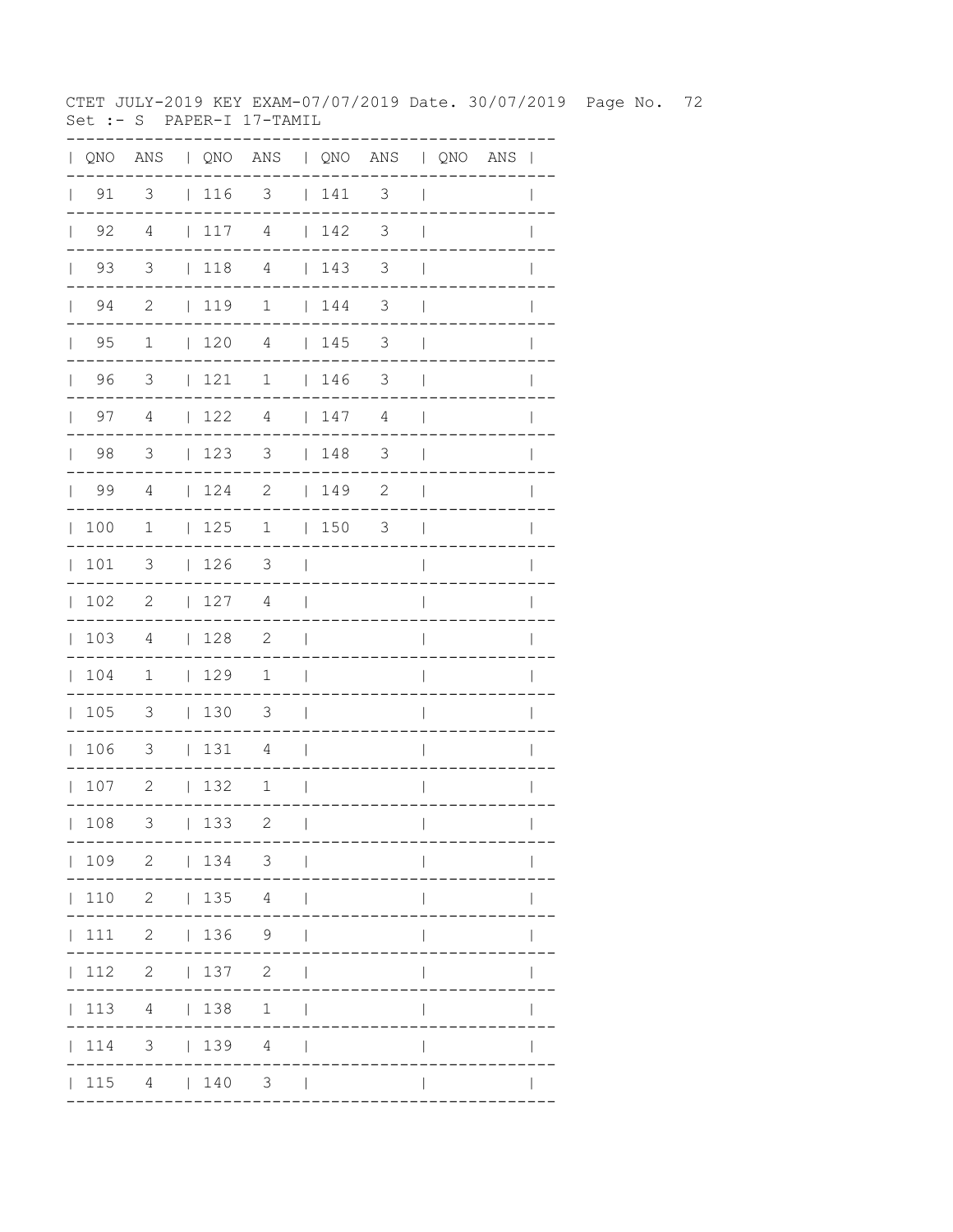CTET JULY-2019 KEY EXAM-07/07/2019 Date. 30/07/2019 Page No. 72
Set :- S PAPER-I 17-TAMIL

| QNO | ANS | QNO | ANS | QNO | ANS | QNO | ANS |
|---|---|---|---|---|---|---|---|
| 91 | 3 | 116 | 3 | 141 | 3 | | |
| 92 | 4 | 117 | 4 | 142 | 3 | | |
| 93 | 3 | 118 | 4 | 143 | 3 | | |
| 94 | 2 | 119 | 1 | 144 | 3 | | |
| 95 | 1 | 120 | 4 | 145 | 3 | | |
| 96 | 3 | 121 | 1 | 146 | 3 | | |
| 97 | 4 | 122 | 4 | 147 | 4 | | |
| 98 | 3 | 123 | 3 | 148 | 3 | | |
| 99 | 4 | 124 | 2 | 149 | 2 | | |
| 100 | 1 | 125 | 1 | 150 | 3 | | |
| 101 | 3 | 126 | 3 | | | | |
| 102 | 2 | 127 | 4 | | | | |
| 103 | 4 | 128 | 2 | | | | |
| 104 | 1 | 129 | 1 | | | | |
| 105 | 3 | 130 | 3 | | | | |
| 106 | 3 | 131 | 4 | | | | |
| 107 | 2 | 132 | 1 | | | | |
| 108 | 3 | 133 | 2 | | | | |
| 109 | 2 | 134 | 3 | | | | |
| 110 | 2 | 135 | 4 | | | | |
| 111 | 2 | 136 | 9 | | | | |
| 112 | 2 | 137 | 2 | | | | |
| 113 | 4 | 138 | 1 | | | | |
| 114 | 3 | 139 | 4 | | | | |
| 115 | 4 | 140 | 3 | | | | |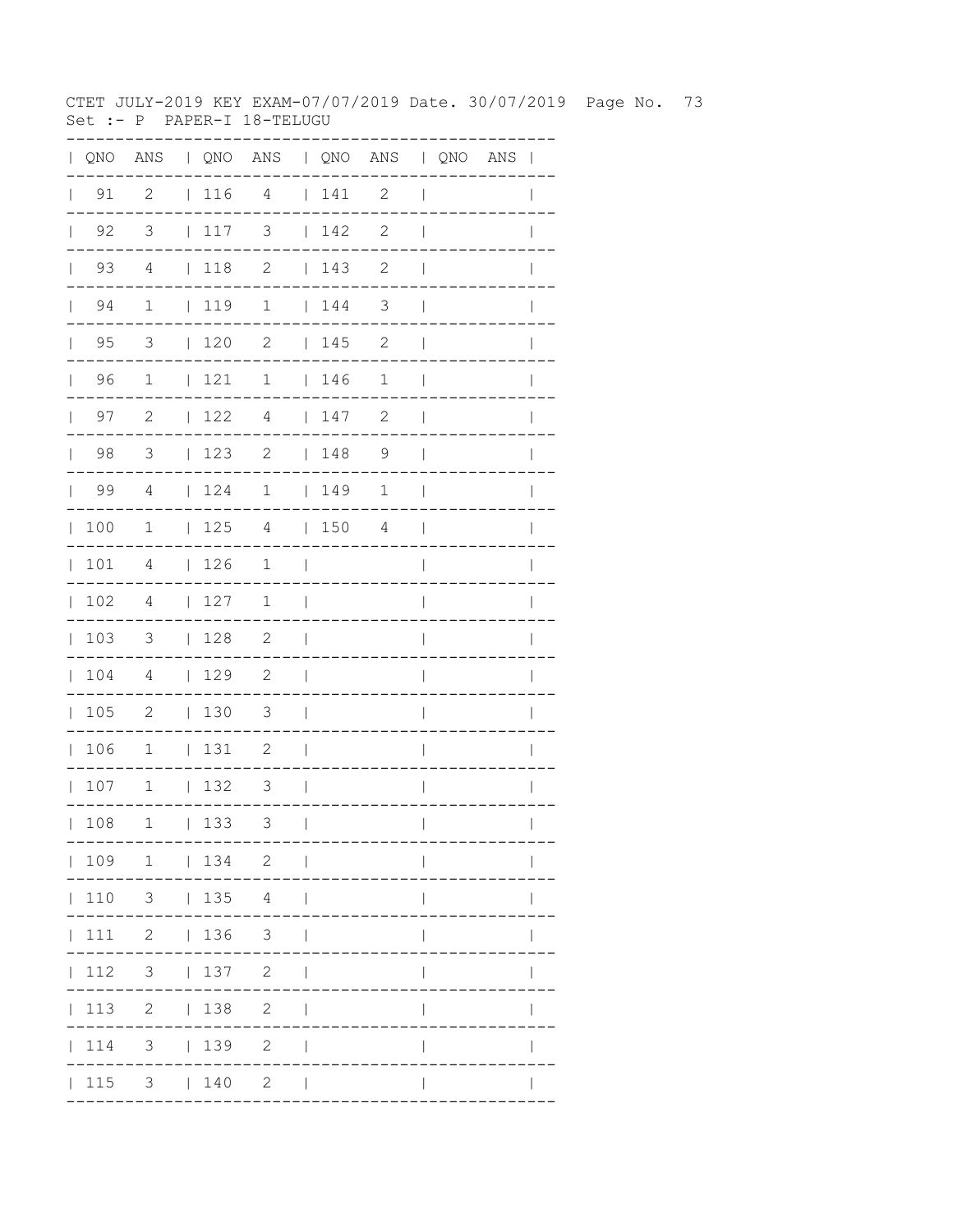CTET JULY-2019 KEY EXAM-07/07/2019 Date. 30/07/2019 Page No. 73
Set :- P PAPER-I 18-TELUGU

| QNO | ANS | QNO | ANS | QNO | ANS | QNO | ANS |
|---|---|---|---|---|---|---|---|
| 91 | 2 | 116 | 4 | 141 | 2 | | |
| 92 | 3 | 117 | 3 | 142 | 2 | | |
| 93 | 4 | 118 | 2 | 143 | 2 | | |
| 94 | 1 | 119 | 1 | 144 | 3 | | |
| 95 | 3 | 120 | 2 | 145 | 2 | | |
| 96 | 1 | 121 | 1 | 146 | 1 | | |
| 97 | 2 | 122 | 4 | 147 | 2 | | |
| 98 | 3 | 123 | 2 | 148 | 9 | | |
| 99 | 4 | 124 | 1 | 149 | 1 | | |
| 100 | 1 | 125 | 4 | 150 | 4 | | |
| 101 | 4 | 126 | 1 | | | | |
| 102 | 4 | 127 | 1 | | | | |
| 103 | 3 | 128 | 2 | | | | |
| 104 | 4 | 129 | 2 | | | | |
| 105 | 2 | 130 | 3 | | | | |
| 106 | 1 | 131 | 2 | | | | |
| 107 | 1 | 132 | 3 | | | | |
| 108 | 1 | 133 | 3 | | | | |
| 109 | 1 | 134 | 2 | | | | |
| 110 | 3 | 135 | 4 | | | | |
| 111 | 2 | 136 | 3 | | | | |
| 112 | 3 | 137 | 2 | | | | |
| 113 | 2 | 138 | 2 | | | | |
| 114 | 3 | 139 | 2 | | | | |
| 115 | 3 | 140 | 2 | | | | |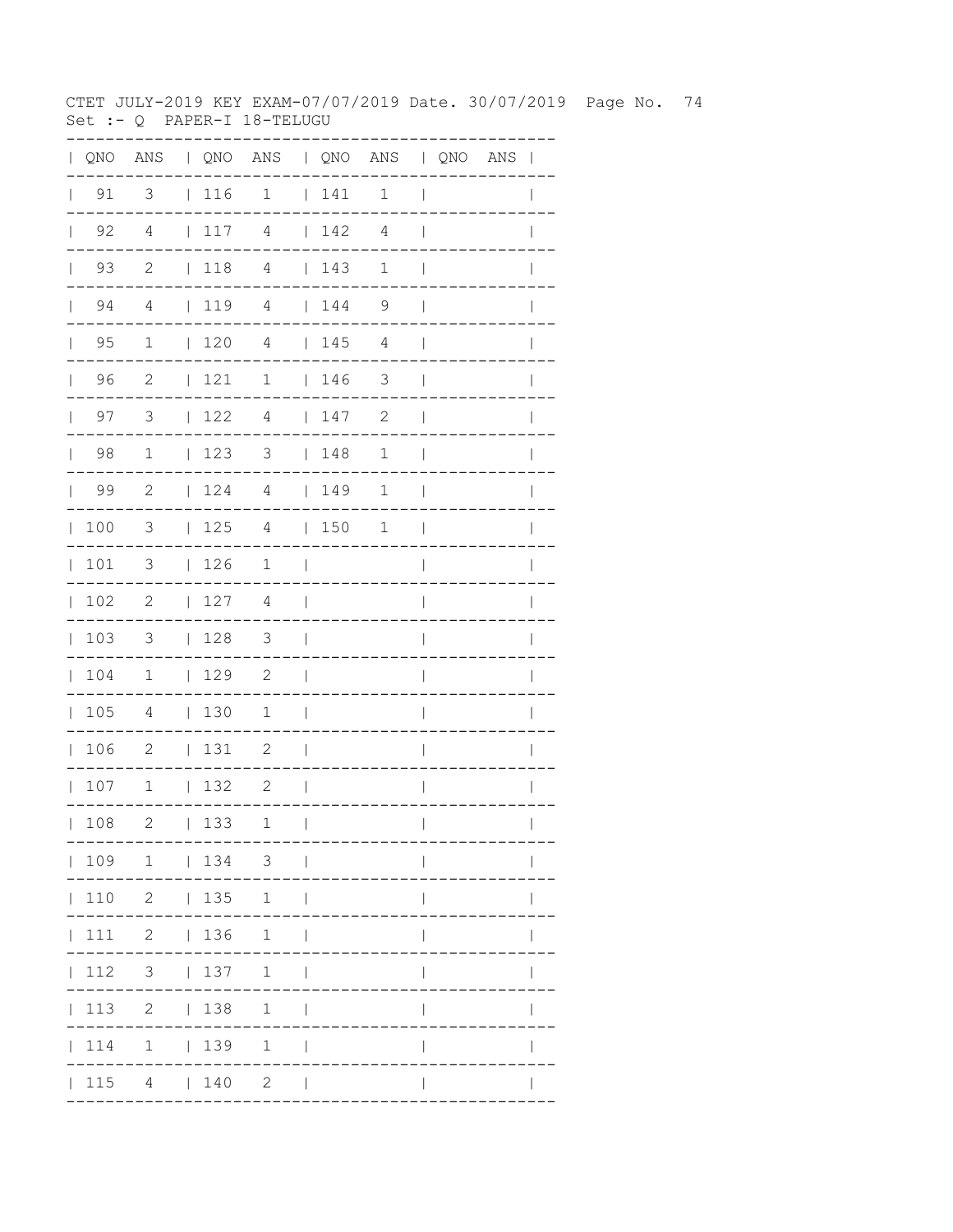CTET JULY-2019 KEY EXAM-07/07/2019 Date. 30/07/2019

Set :- Q PAPER-I 18-TELUGU

| QNO | ANS | QNO | ANS | QNO | ANS | QNO | ANS |
|---|---|---|---|---|---|---|---|
| 91 | 3 | 116 | 1 | 141 | 1 | | |
| 92 | 4 | 117 | 4 | 142 | 4 | | |
| 93 | 2 | 118 | 4 | 143 | 1 | | |
| 94 | 4 | 119 | 4 | 144 | 9 | | |
| 95 | 1 | 120 | 4 | 145 | 4 | | |
| 96 | 2 | 121 | 1 | 146 | 3 | | |
| 97 | 3 | 122 | 4 | 147 | 2 | | |
| 98 | 1 | 123 | 3 | 148 | 1 | | |
| 99 | 2 | 124 | 4 | 149 | 1 | | |
| 100 | 3 | 125 | 4 | 150 | 1 | | |
| 101 | 3 | 126 | 1 | | | | |
| 102 | 2 | 127 | 4 | | | | |
| 103 | 3 | 128 | 3 | | | | |
| 104 | 1 | 129 | 2 | | | | |
| 105 | 4 | 130 | 1 | | | | |
| 106 | 2 | 131 | 2 | | | | |
| 107 | 1 | 132 | 2 | | | | |
| 108 | 2 | 133 | 1 | | | | |
| 109 | 1 | 134 | 3 | | | | |
| 110 | 2 | 135 | 1 | | | | |
| 111 | 2 | 136 | 1 | | | | |
| 112 | 3 | 137 | 1 | | | | |
| 113 | 2 | 138 | 1 | | | | |
| 114 | 1 | 139 | 1 | | | | |
| 115 | 4 | 140 | 2 | | | | |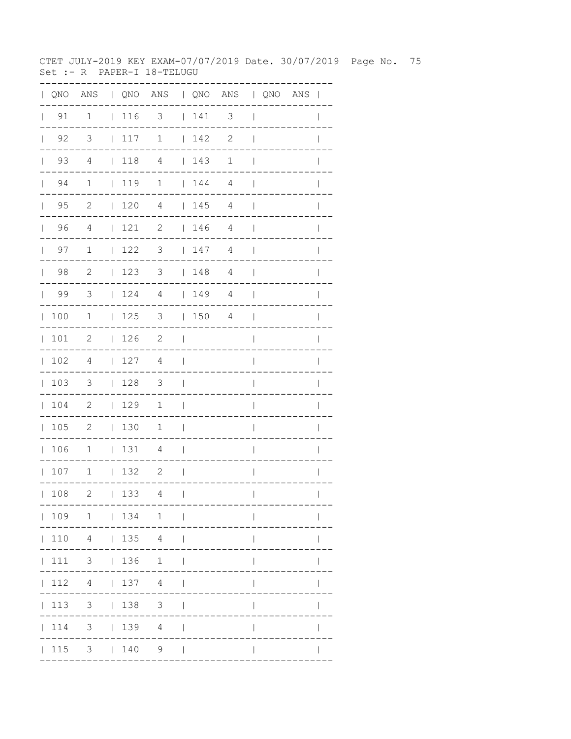CTET JULY-2019 KEY EXAM-07/07/2019 Date. 30/07/2019 Page No. 75
Set :- R PAPER-I 18-TELUGU

| QNO | ANS | QNO | ANS | QNO | ANS | QNO | ANS |
|---|---|---|---|---|---|---|---|
| 91 | 1 | 116 | 3 | 141 | 3 | | |
| 92 | 3 | 117 | 1 | 142 | 2 | | |
| 93 | 4 | 118 | 4 | 143 | 1 | | |
| 94 | 1 | 119 | 1 | 144 | 4 | | |
| 95 | 2 | 120 | 4 | 145 | 4 | | |
| 96 | 4 | 121 | 2 | 146 | 4 | | |
| 97 | 1 | 122 | 3 | 147 | 4 | | |
| 98 | 2 | 123 | 3 | 148 | 4 | | |
| 99 | 3 | 124 | 4 | 149 | 4 | | |
| 100 | 1 | 125 | 3 | 150 | 4 | | |
| 101 | 2 | 126 | 2 | | | | |
| 102 | 4 | 127 | 4 | | | | |
| 103 | 3 | 128 | 3 | | | | |
| 104 | 2 | 129 | 1 | | | | |
| 105 | 2 | 130 | 1 | | | | |
| 106 | 1 | 131 | 4 | | | | |
| 107 | 1 | 132 | 2 | | | | |
| 108 | 2 | 133 | 4 | | | | |
| 109 | 1 | 134 | 1 | | | | |
| 110 | 4 | 135 | 4 | | | | |
| 111 | 3 | 136 | 1 | | | | |
| 112 | 4 | 137 | 4 | | | | |
| 113 | 3 | 138 | 3 | | | | |
| 114 | 3 | 139 | 4 | | | | |
| 115 | 3 | 140 | 9 | | | | |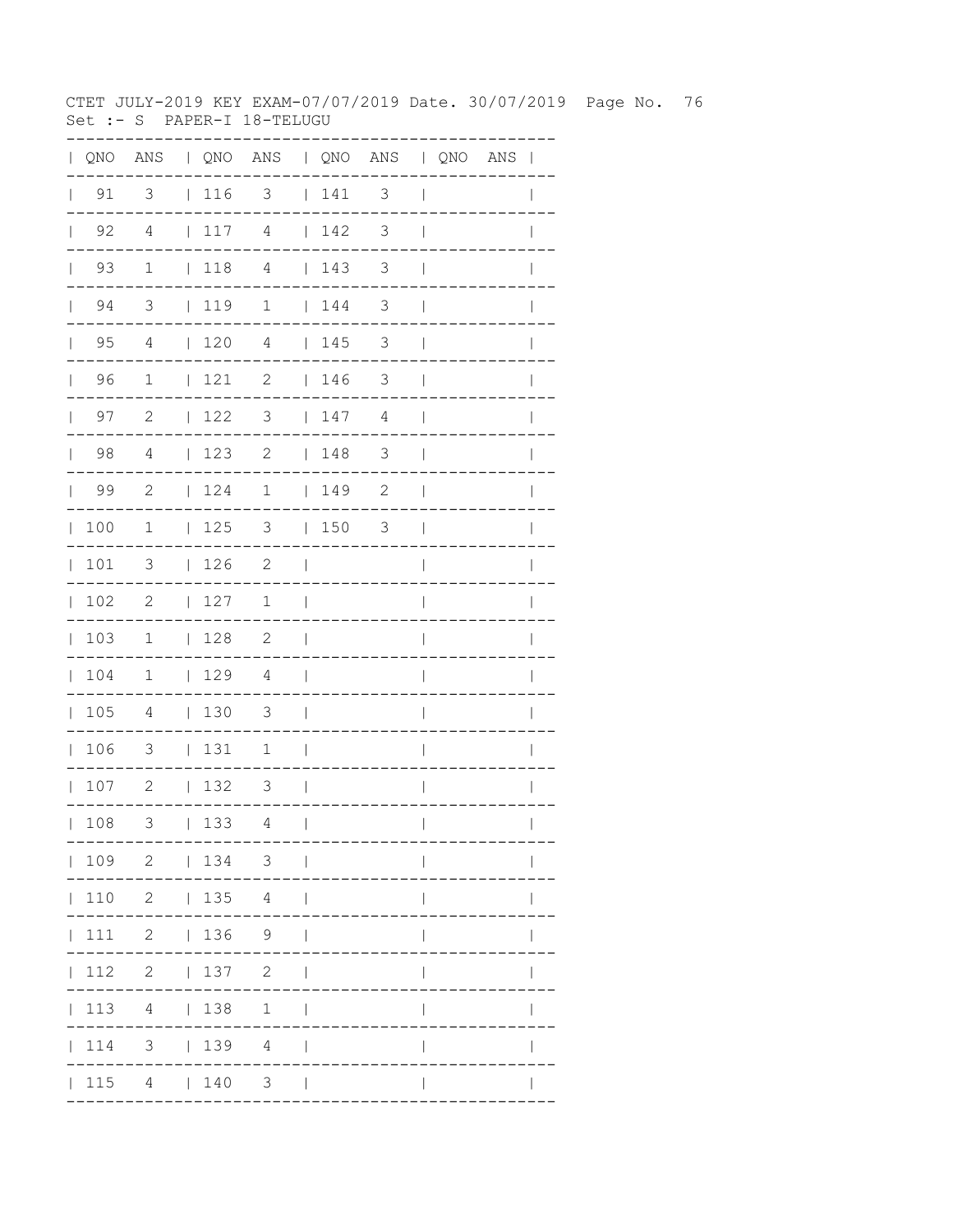CTET JULY-2019 KEY EXAM-07/07/2019 Date. 30/07/2019 Page No. 76
Set :- S PAPER-I 18-TELUGU

| QNO | ANS | QNO | ANS | QNO | ANS | QNO | ANS |
|---|---|---|---|---|---|---|---|
| 91 | 3 | 116 | 3 | 141 | 3 | | |
| 92 | 4 | 117 | 4 | 142 | 3 | | |
| 93 | 1 | 118 | 4 | 143 | 3 | | |
| 94 | 3 | 119 | 1 | 144 | 3 | | |
| 95 | 4 | 120 | 4 | 145 | 3 | | |
| 96 | 1 | 121 | 2 | 146 | 3 | | |
| 97 | 2 | 122 | 3 | 147 | 4 | | |
| 98 | 4 | 123 | 2 | 148 | 3 | | |
| 99 | 2 | 124 | 1 | 149 | 2 | | |
| 100 | 1 | 125 | 3 | 150 | 3 | | |
| 101 | 3 | 126 | 2 | | | | |
| 102 | 2 | 127 | 1 | | | | |
| 103 | 1 | 128 | 2 | | | | |
| 104 | 1 | 129 | 4 | | | | |
| 105 | 4 | 130 | 3 | | | | |
| 106 | 3 | 131 | 1 | | | | |
| 107 | 2 | 132 | 3 | | | | |
| 108 | 3 | 133 | 4 | | | | |
| 109 | 2 | 134 | 3 | | | | |
| 110 | 2 | 135 | 4 | | | | |
| 111 | 2 | 136 | 9 | | | | |
| 112 | 2 | 137 | 2 | | | | |
| 113 | 4 | 138 | 1 | | | | |
| 114 | 3 | 139 | 4 | | | | |
| 115 | 4 | 140 | 3 | | | | |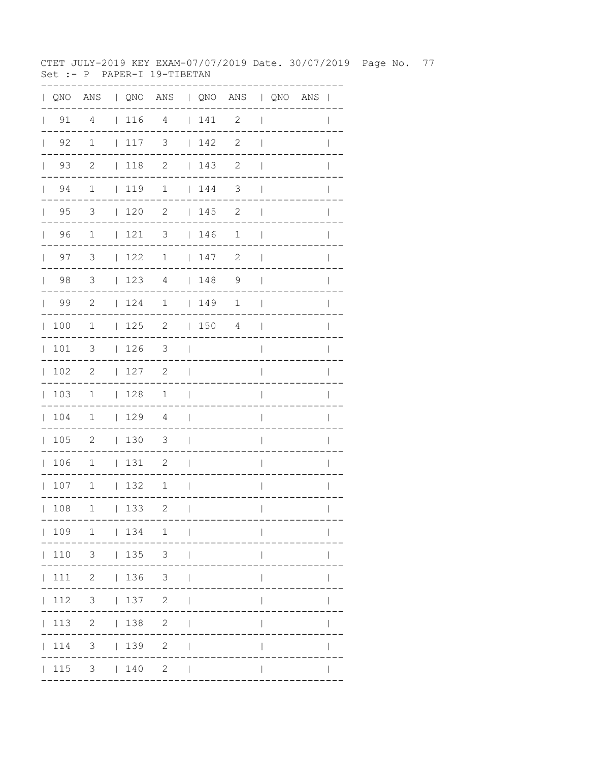CTET JULY-2019 KEY EXAM-07/07/2019 Date. 30/07/2019

Set :- P PAPER-I 19-TIBETAN

| QNO | ANS | QNO | ANS | QNO | ANS | QNO | ANS |
|---|---|---|---|---|---|---|---|
| 91 | 4 | 116 | 4 | 141 | 2 | | |
| 92 | 1 | 117 | 3 | 142 | 2 | | |
| 93 | 2 | 118 | 2 | 143 | 2 | | |
| 94 | 1 | 119 | 1 | 144 | 3 | | |
| 95 | 3 | 120 | 2 | 145 | 2 | | |
| 96 | 1 | 121 | 3 | 146 | 1 | | |
| 97 | 3 | 122 | 1 | 147 | 2 | | |
| 98 | 3 | 123 | 4 | 148 | 9 | | |
| 99 | 2 | 124 | 1 | 149 | 1 | | |
| 100 | 1 | 125 | 2 | 150 | 4 | | |
| 101 | 3 | 126 | 3 | | | | |
| 102 | 2 | 127 | 2 | | | | |
| 103 | 1 | 128 | 1 | | | | |
| 104 | 1 | 129 | 4 | | | | |
| 105 | 2 | 130 | 3 | | | | |
| 106 | 1 | 131 | 2 | | | | |
| 107 | 1 | 132 | 1 | | | | |
| 108 | 1 | 133 | 2 | | | | |
| 109 | 1 | 134 | 1 | | | | |
| 110 | 3 | 135 | 3 | | | | |
| 111 | 2 | 136 | 3 | | | | |
| 112 | 3 | 137 | 2 | | | | |
| 113 | 2 | 138 | 2 | | | | |
| 114 | 3 | 139 | 2 | | | | |
| 115 | 3 | 140 | 2 | | | | |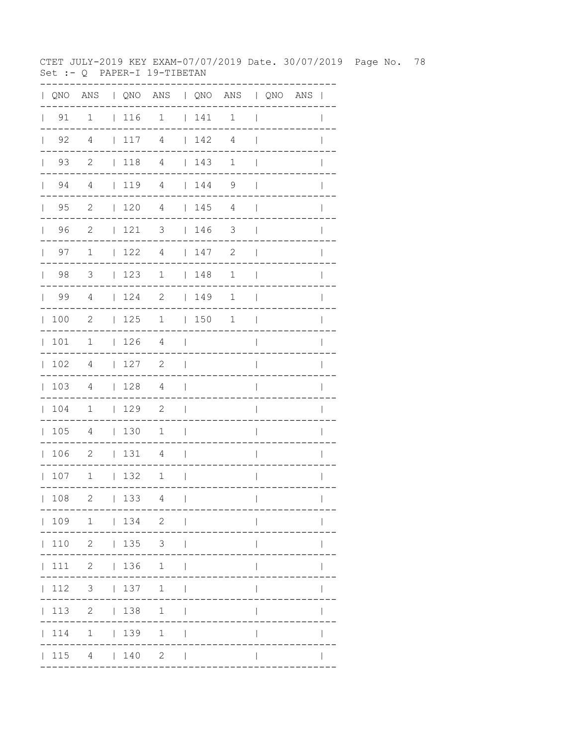CTET JULY-2019 KEY EXAM-07/07/2019 Date. 30/07/2019 Page No. 78
Set :- Q PAPER-I 19-TIBETAN

| QNO | ANS | QNO | ANS | QNO | ANS | QNO | ANS |
|---|---|---|---|---|---|---|---|
| 91 | 1 | 116 | 1 | 141 | 1 | | |
| 92 | 4 | 117 | 4 | 142 | 4 | | |
| 93 | 2 | 118 | 4 | 143 | 1 | | |
| 94 | 4 | 119 | 4 | 144 | 9 | | |
| 95 | 2 | 120 | 4 | 145 | 4 | | |
| 96 | 2 | 121 | 3 | 146 | 3 | | |
| 97 | 1 | 122 | 4 | 147 | 2 | | |
| 98 | 3 | 123 | 1 | 148 | 1 | | |
| 99 | 4 | 124 | 2 | 149 | 1 | | |
| 100 | 2 | 125 | 1 | 150 | 1 | | |
| 101 | 1 | 126 | 4 | | | | |
| 102 | 4 | 127 | 2 | | | | |
| 103 | 4 | 128 | 4 | | | | |
| 104 | 1 | 129 | 2 | | | | |
| 105 | 4 | 130 | 1 | | | | |
| 106 | 2 | 131 | 4 | | | | |
| 107 | 1 | 132 | 1 | | | | |
| 108 | 2 | 133 | 4 | | | | |
| 109 | 1 | 134 | 2 | | | | |
| 110 | 2 | 135 | 3 | | | | |
| 111 | 2 | 136 | 1 | | | | |
| 112 | 3 | 137 | 1 | | | | |
| 113 | 2 | 138 | 1 | | | | |
| 114 | 1 | 139 | 1 | | | | |
| 115 | 4 | 140 | 2 | | | | |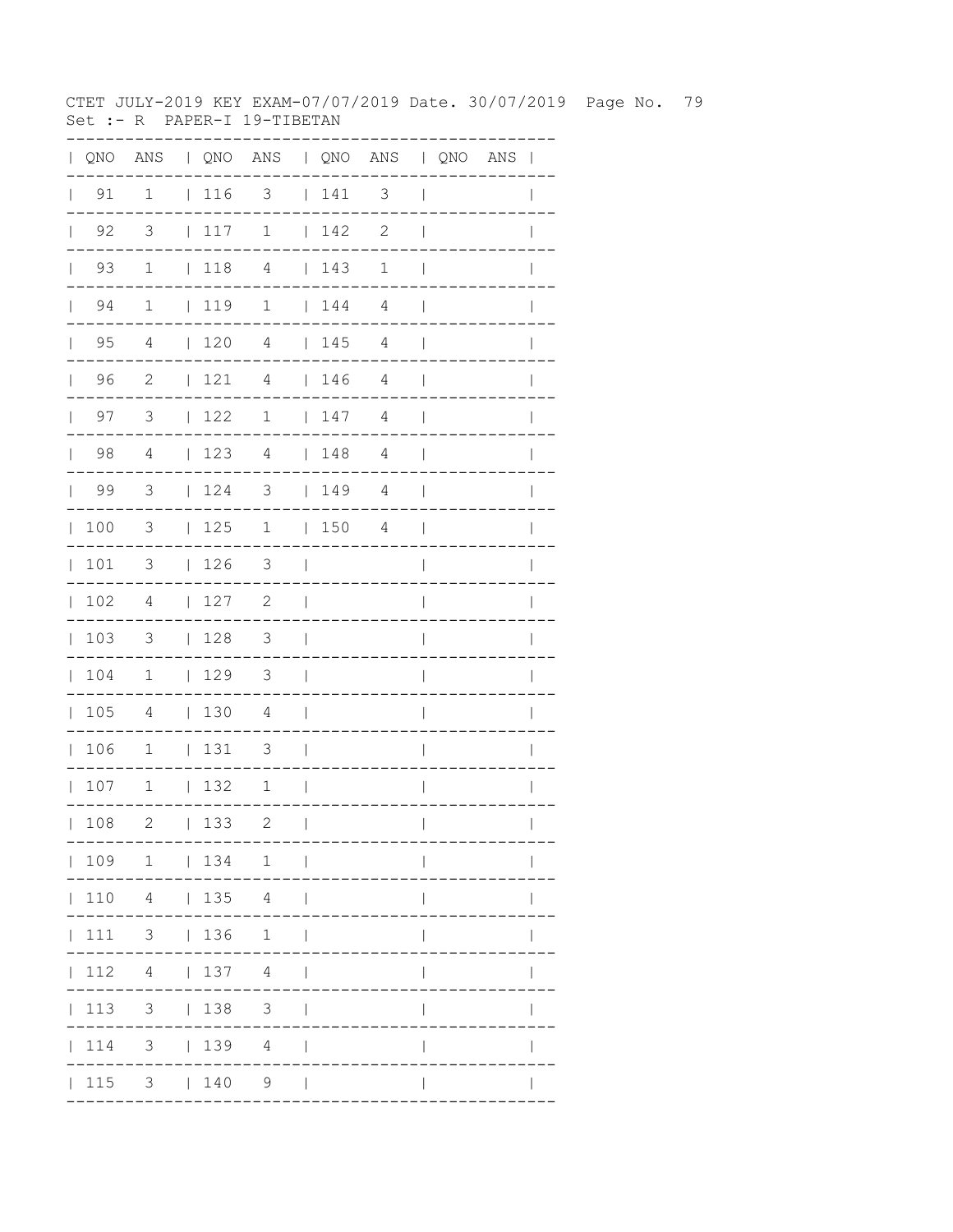CTET JULY-2019 KEY EXAM-07/07/2019 Date. 30/07/2019 Page No. 79
Set :- R PAPER-I 19-TIBETAN

| QNO | ANS | QNO | ANS | QNO | ANS | QNO | ANS |
|---|---|---|---|---|---|---|---|
| 91 | 1 | 116 | 3 | 141 | 3 | | |
| 92 | 3 | 117 | 1 | 142 | 2 | | |
| 93 | 1 | 118 | 4 | 143 | 1 | | |
| 94 | 1 | 119 | 1 | 144 | 4 | | |
| 95 | 4 | 120 | 4 | 145 | 4 | | |
| 96 | 2 | 121 | 4 | 146 | 4 | | |
| 97 | 3 | 122 | 1 | 147 | 4 | | |
| 98 | 4 | 123 | 4 | 148 | 4 | | |
| 99 | 3 | 124 | 3 | 149 | 4 | | |
| 100 | 3 | 125 | 1 | 150 | 4 | | |
| 101 | 3 | 126 | 3 | | | | |
| 102 | 4 | 127 | 2 | | | | |
| 103 | 3 | 128 | 3 | | | | |
| 104 | 1 | 129 | 3 | | | | |
| 105 | 4 | 130 | 4 | | | | |
| 106 | 1 | 131 | 3 | | | | |
| 107 | 1 | 132 | 1 | | | | |
| 108 | 2 | 133 | 2 | | | | |
| 109 | 1 | 134 | 1 | | | | |
| 110 | 4 | 135 | 4 | | | | |
| 111 | 3 | 136 | 1 | | | | |
| 112 | 4 | 137 | 4 | | | | |
| 113 | 3 | 138 | 3 | | | | |
| 114 | 3 | 139 | 4 | | | | |
| 115 | 3 | 140 | 9 | | | | |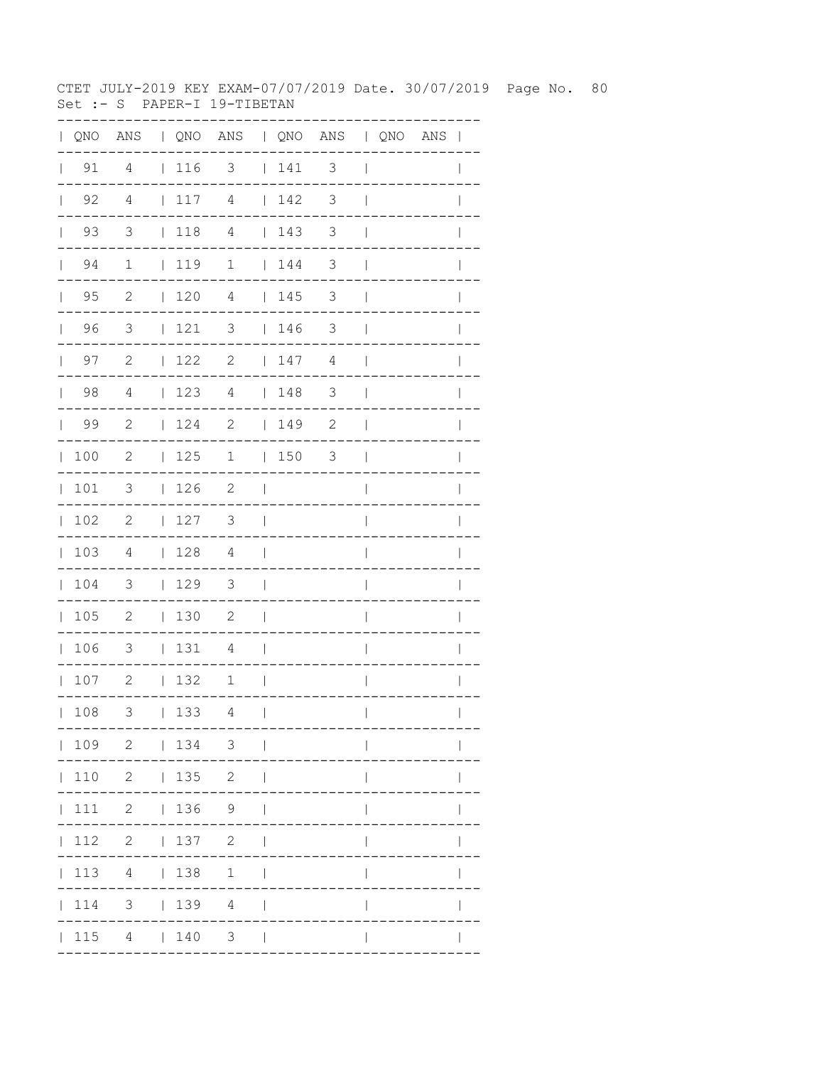CTET JULY-2019 KEY EXAM-07/07/2019 Date. 30/07/2019

Set :- S PAPER-I 19-TIBETAN

| QNO | ANS | QNO | ANS | QNO | ANS | QNO | ANS |
|---|---|---|---|---|---|---|---|
| 91 | 4 | 116 | 3 | 141 | 3 | | |
| 92 | 4 | 117 | 4 | 142 | 3 | | |
| 93 | 3 | 118 | 4 | 143 | 3 | | |
| 94 | 1 | 119 | 1 | 144 | 3 | | |
| 95 | 2 | 120 | 4 | 145 | 3 | | |
| 96 | 3 | 121 | 3 | 146 | 3 | | |
| 97 | 2 | 122 | 2 | 147 | 4 | | |
| 98 | 4 | 123 | 4 | 148 | 3 | | |
| 99 | 2 | 124 | 2 | 149 | 2 | | |
| 100 | 2 | 125 | 1 | 150 | 3 | | |
| 101 | 3 | 126 | 2 | | | | |
| 102 | 2 | 127 | 3 | | | | |
| 103 | 4 | 128 | 4 | | | | |
| 104 | 3 | 129 | 3 | | | | |
| 105 | 2 | 130 | 2 | | | | |
| 106 | 3 | 131 | 4 | | | | |
| 107 | 2 | 132 | 1 | | | | |
| 108 | 3 | 133 | 4 | | | | |
| 109 | 2 | 134 | 3 | | | | |
| 110 | 2 | 135 | 2 | | | | |
| 111 | 2 | 136 | 9 | | | | |
| 112 | 2 | 137 | 2 | | | | |
| 113 | 4 | 138 | 1 | | | | |
| 114 | 3 | 139 | 4 | | | | |
| 115 | 4 | 140 | 3 | | | | |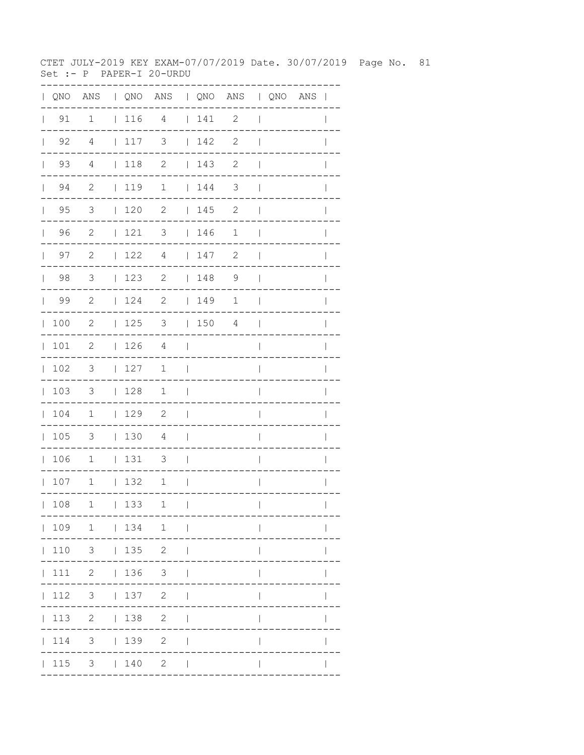CTET JULY-2019 KEY EXAM-07/07/2019 Date. 30/07/2019 Page No. 81
Set :- P PAPER-I 20-URDU

| QNO | ANS | QNO | ANS | QNO | ANS | QNO | ANS |
|---|---|---|---|---|---|---|---|
| 91 | 1 | 116 | 4 | 141 | 2 | | |
| 92 | 4 | 117 | 3 | 142 | 2 | | |
| 93 | 4 | 118 | 2 | 143 | 2 | | |
| 94 | 2 | 119 | 1 | 144 | 3 | | |
| 95 | 3 | 120 | 2 | 145 | 2 | | |
| 96 | 2 | 121 | 3 | 146 | 1 | | |
| 97 | 2 | 122 | 4 | 147 | 2 | | |
| 98 | 3 | 123 | 2 | 148 | 9 | | |
| 99 | 2 | 124 | 2 | 149 | 1 | | |
| 100 | 2 | 125 | 3 | 150 | 4 | | |
| 101 | 2 | 126 | 4 | | | | |
| 102 | 3 | 127 | 1 | | | | |
| 103 | 3 | 128 | 1 | | | | |
| 104 | 1 | 129 | 2 | | | | |
| 105 | 3 | 130 | 4 | | | | |
| 106 | 1 | 131 | 3 | | | | |
| 107 | 1 | 132 | 1 | | | | |
| 108 | 1 | 133 | 1 | | | | |
| 109 | 1 | 134 | 1 | | | | |
| 110 | 3 | 135 | 2 | | | | |
| 111 | 2 | 136 | 3 | | | | |
| 112 | 3 | 137 | 2 | | | | |
| 113 | 2 | 138 | 2 | | | | |
| 114 | 3 | 139 | 2 | | | | |
| 115 | 3 | 140 | 2 | | | | |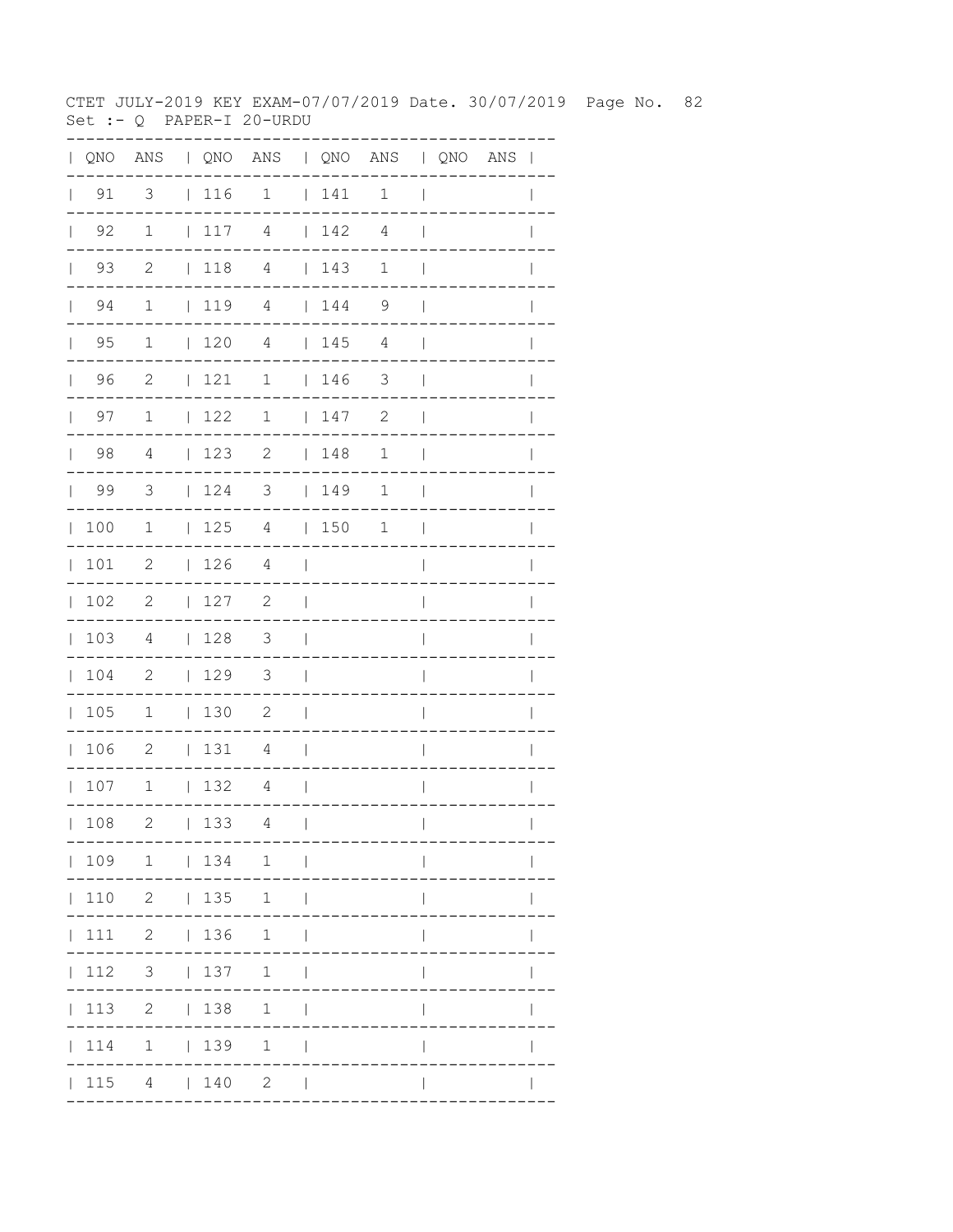CTET JULY-2019 KEY EXAM-07/07/2019 Date. 30/07/2019 Page No. 82
Set :- Q PAPER-I 20-URDU

| QNO | ANS | QNO | ANS | QNO | ANS | QNO | ANS |
|---|---|---|---|---|---|---|---|
| 91 | 3 | 116 | 1 | 141 | 1 | | |
| 92 | 1 | 117 | 4 | 142 | 4 | | |
| 93 | 2 | 118 | 4 | 143 | 1 | | |
| 94 | 1 | 119 | 4 | 144 | 9 | | |
| 95 | 1 | 120 | 4 | 145 | 4 | | |
| 96 | 2 | 121 | 1 | 146 | 3 | | |
| 97 | 1 | 122 | 1 | 147 | 2 | | |
| 98 | 4 | 123 | 2 | 148 | 1 | | |
| 99 | 3 | 124 | 3 | 149 | 1 | | |
| 100 | 1 | 125 | 4 | 150 | 1 | | |
| 101 | 2 | 126 | 4 | | | | |
| 102 | 2 | 127 | 2 | | | | |
| 103 | 4 | 128 | 3 | | | | |
| 104 | 2 | 129 | 3 | | | | |
| 105 | 1 | 130 | 2 | | | | |
| 106 | 2 | 131 | 4 | | | | |
| 107 | 1 | 132 | 4 | | | | |
| 108 | 2 | 133 | 4 | | | | |
| 109 | 1 | 134 | 1 | | | | |
| 110 | 2 | 135 | 1 | | | | |
| 111 | 2 | 136 | 1 | | | | |
| 112 | 3 | 137 | 1 | | | | |
| 113 | 2 | 138 | 1 | | | | |
| 114 | 1 | 139 | 1 | | | | |
| 115 | 4 | 140 | 2 | | | | |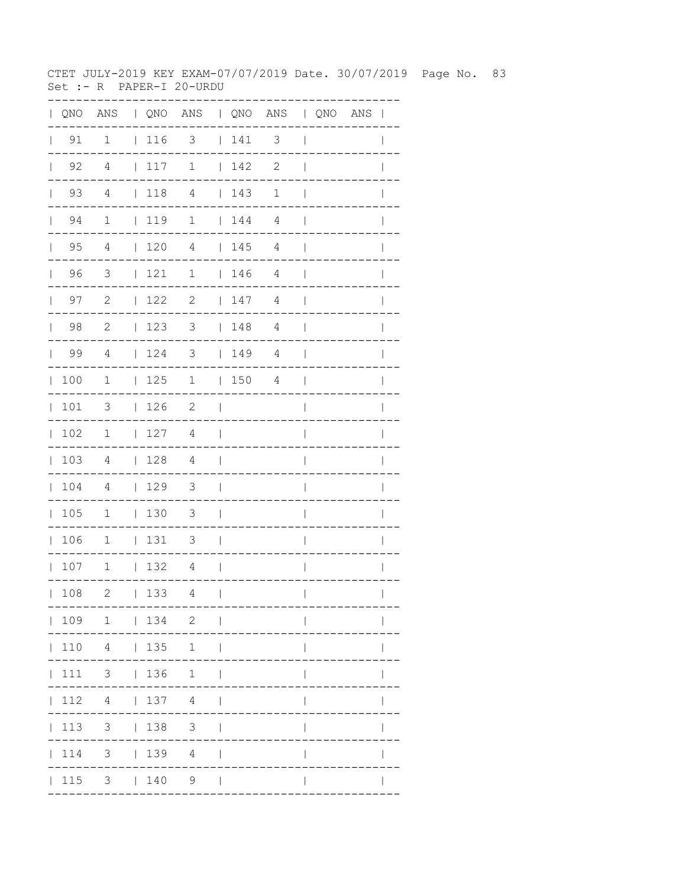CTET JULY-2019 KEY EXAM-07/07/2019 Date. 30/07/2019

Set :- R PAPER-I 20-URDU

| QNO | ANS | QNO | ANS | QNO | ANS | QNO | ANS |
|---|---|---|---|---|---|---|---|
| 91 | 1 | 116 | 3 | 141 | 3 | | |
| 92 | 4 | 117 | 1 | 142 | 2 | | |
| 93 | 4 | 118 | 4 | 143 | 1 | | |
| 94 | 1 | 119 | 1 | 144 | 4 | | |
| 95 | 4 | 120 | 4 | 145 | 4 | | |
| 96 | 3 | 121 | 1 | 146 | 4 | | |
| 97 | 2 | 122 | 2 | 147 | 4 | | |
| 98 | 2 | 123 | 3 | 148 | 4 | | |
| 99 | 4 | 124 | 3 | 149 | 4 | | |
| 100 | 1 | 125 | 1 | 150 | 4 | | |
| 101 | 3 | 126 | 2 | | | | |
| 102 | 1 | 127 | 4 | | | | |
| 103 | 4 | 128 | 4 | | | | |
| 104 | 4 | 129 | 3 | | | | |
| 105 | 1 | 130 | 3 | | | | |
| 106 | 1 | 131 | 3 | | | | |
| 107 | 1 | 132 | 4 | | | | |
| 108 | 2 | 133 | 4 | | | | |
| 109 | 1 | 134 | 2 | | | | |
| 110 | 4 | 135 | 1 | | | | |
| 111 | 3 | 136 | 1 | | | | |
| 112 | 4 | 137 | 4 | | | | |
| 113 | 3 | 138 | 3 | | | | |
| 114 | 3 | 139 | 4 | | | | |
| 115 | 3 | 140 | 9 | | | | |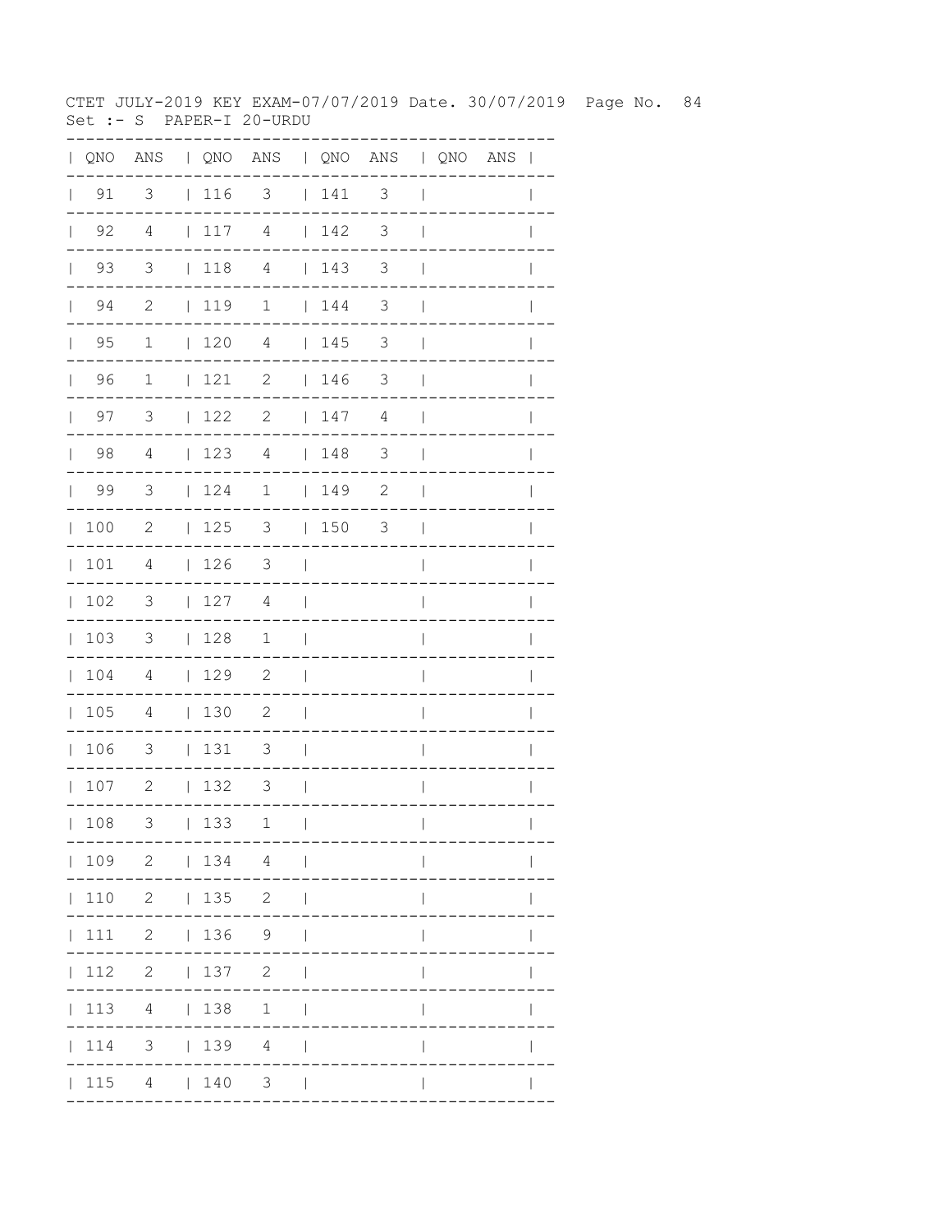CTET JULY-2019 KEY EXAM-07/07/2019 Date. 30/07/2019 Page No. 84
Set :- S PAPER-I 20-URDU

| QNO | ANS | QNO | ANS | QNO | ANS | QNO | ANS |
|---|---|---|---|---|---|---|---|
| 91 | 3 | 116 | 3 | 141 | 3 | | |
| 92 | 4 | 117 | 4 | 142 | 3 | | |
| 93 | 3 | 118 | 4 | 143 | 3 | | |
| 94 | 2 | 119 | 1 | 144 | 3 | | |
| 95 | 1 | 120 | 4 | 145 | 3 | | |
| 96 | 1 | 121 | 2 | 146 | 3 | | |
| 97 | 3 | 122 | 2 | 147 | 4 | | |
| 98 | 4 | 123 | 4 | 148 | 3 | | |
| 99 | 3 | 124 | 1 | 149 | 2 | | |
| 100 | 2 | 125 | 3 | 150 | 3 | | |
| 101 | 4 | 126 | 3 | | | | |
| 102 | 3 | 127 | 4 | | | | |
| 103 | 3 | 128 | 1 | | | | |
| 104 | 4 | 129 | 2 | | | | |
| 105 | 4 | 130 | 2 | | | | |
| 106 | 3 | 131 | 3 | | | | |
| 107 | 2 | 132 | 3 | | | | |
| 108 | 3 | 133 | 1 | | | | |
| 109 | 2 | 134 | 4 | | | | |
| 110 | 2 | 135 | 2 | | | | |
| 111 | 2 | 136 | 9 | | | | |
| 112 | 2 | 137 | 2 | | | | |
| 113 | 4 | 138 | 1 | | | | |
| 114 | 3 | 139 | 4 | | | | |
| 115 | 4 | 140 | 3 | | | | |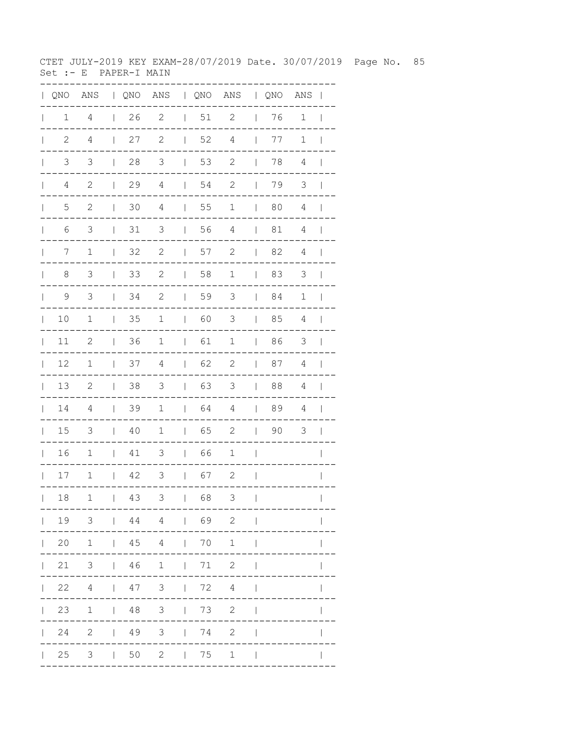CTET JULY-2019 KEY EXAM-28/07/2019 Date. 30/07/2019

Set :- E PAPER-I MAIN

| QNO | ANS | QNO | ANS | QNO | ANS | QNO | ANS |
|---|---|---|---|---|---|---|---|
| 1 | 4 | 26 | 2 | 51 | 2 | 76 | 1 |
| 2 | 4 | 27 | 2 | 52 | 4 | 77 | 1 |
| 3 | 3 | 28 | 3 | 53 | 2 | 78 | 4 |
| 4 | 2 | 29 | 4 | 54 | 2 | 79 | 3 |
| 5 | 2 | 30 | 4 | 55 | 1 | 80 | 4 |
| 6 | 3 | 31 | 3 | 56 | 4 | 81 | 4 |
| 7 | 1 | 32 | 2 | 57 | 2 | 82 | 4 |
| 8 | 3 | 33 | 2 | 58 | 1 | 83 | 3 |
| 9 | 3 | 34 | 2 | 59 | 3 | 84 | 1 |
| 10 | 1 | 35 | 1 | 60 | 3 | 85 | 4 |
| 11 | 2 | 36 | 1 | 61 | 1 | 86 | 3 |
| 12 | 1 | 37 | 4 | 62 | 2 | 87 | 4 |
| 13 | 2 | 38 | 3 | 63 | 3 | 88 | 4 |
| 14 | 4 | 39 | 1 | 64 | 4 | 89 | 4 |
| 15 | 3 | 40 | 1 | 65 | 2 | 90 | 3 |
| 16 | 1 | 41 | 3 | 66 | 1 | | |
| 17 | 1 | 42 | 3 | 67 | 2 | | |
| 18 | 1 | 43 | 3 | 68 | 3 | | |
| 19 | 3 | 44 | 4 | 69 | 2 | | |
| 20 | 1 | 45 | 4 | 70 | 1 | | |
| 21 | 3 | 46 | 1 | 71 | 2 | | |
| 22 | 4 | 47 | 3 | 72 | 4 | | |
| 23 | 1 | 48 | 3 | 73 | 2 | | |
| 24 | 2 | 49 | 3 | 74 | 2 | | |
| 25 | 3 | 50 | 2 | 75 | 1 | | |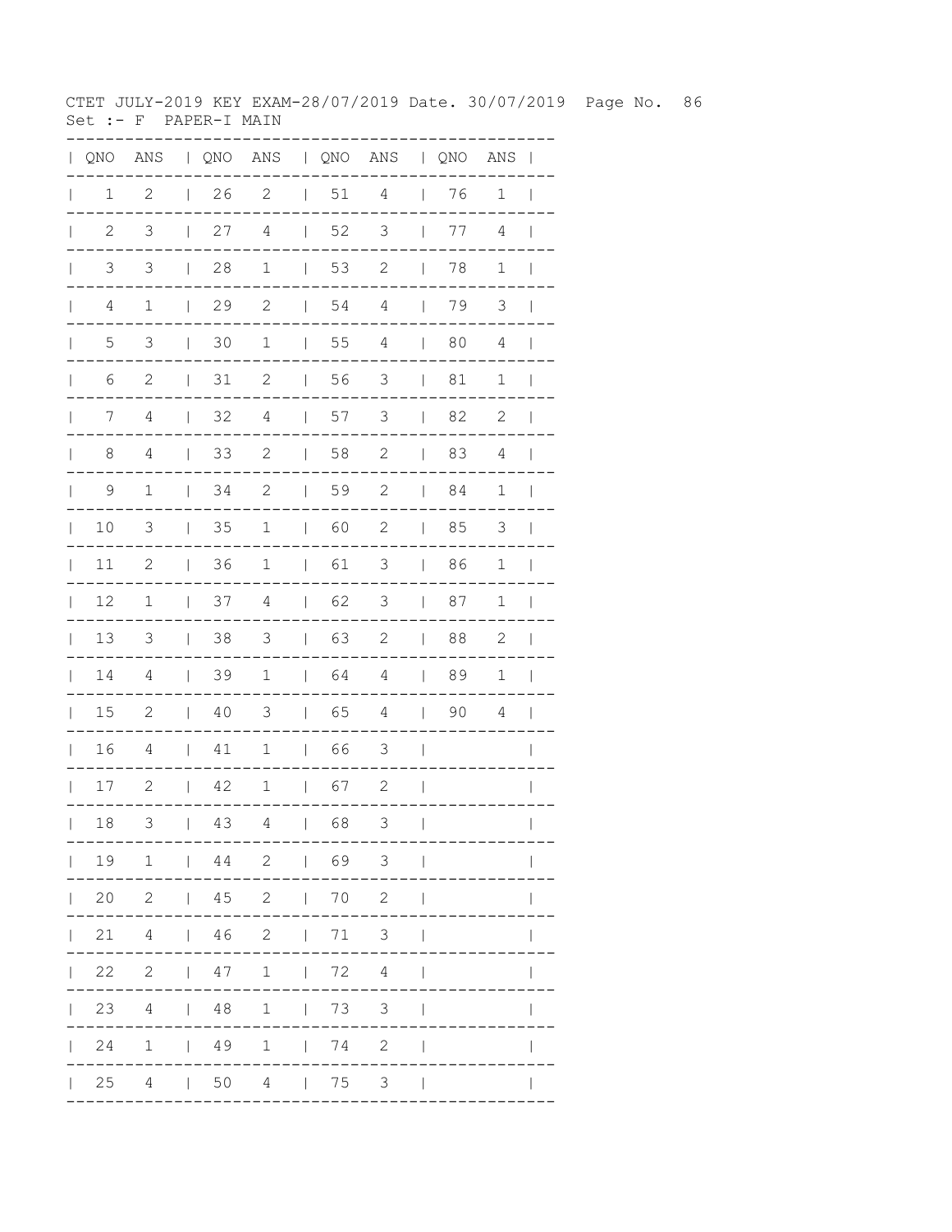CTET JULY-2019 KEY EXAM-28/07/2019 Date. 30/07/2019 Page No. 86
Set :- F PAPER-I MAIN

| QNO | ANS | QNO | ANS | QNO | ANS | QNO | ANS |
|---|---|---|---|---|---|---|---|
| 1 | 2 | 26 | 2 | 51 | 4 | 76 | 1 |
| 2 | 3 | 27 | 4 | 52 | 3 | 77 | 4 |
| 3 | 3 | 28 | 1 | 53 | 2 | 78 | 1 |
| 4 | 1 | 29 | 2 | 54 | 4 | 79 | 3 |
| 5 | 3 | 30 | 1 | 55 | 4 | 80 | 4 |
| 6 | 2 | 31 | 2 | 56 | 3 | 81 | 1 |
| 7 | 4 | 32 | 4 | 57 | 3 | 82 | 2 |
| 8 | 4 | 33 | 2 | 58 | 2 | 83 | 4 |
| 9 | 1 | 34 | 2 | 59 | 2 | 84 | 1 |
| 10 | 3 | 35 | 1 | 60 | 2 | 85 | 3 |
| 11 | 2 | 36 | 1 | 61 | 3 | 86 | 1 |
| 12 | 1 | 37 | 4 | 62 | 3 | 87 | 1 |
| 13 | 3 | 38 | 3 | 63 | 2 | 88 | 2 |
| 14 | 4 | 39 | 1 | 64 | 4 | 89 | 1 |
| 15 | 2 | 40 | 3 | 65 | 4 | 90 | 4 |
| 16 | 4 | 41 | 1 | 66 | 3 | | |
| 17 | 2 | 42 | 1 | 67 | 2 | | |
| 18 | 3 | 43 | 4 | 68 | 3 | | |
| 19 | 1 | 44 | 2 | 69 | 3 | | |
| 20 | 2 | 45 | 2 | 70 | 2 | | |
| 21 | 4 | 46 | 2 | 71 | 3 | | |
| 22 | 2 | 47 | 1 | 72 | 4 | | |
| 23 | 4 | 48 | 1 | 73 | 3 | | |
| 24 | 1 | 49 | 1 | 74 | 2 | | |
| 25 | 4 | 50 | 4 | 75 | 3 | | |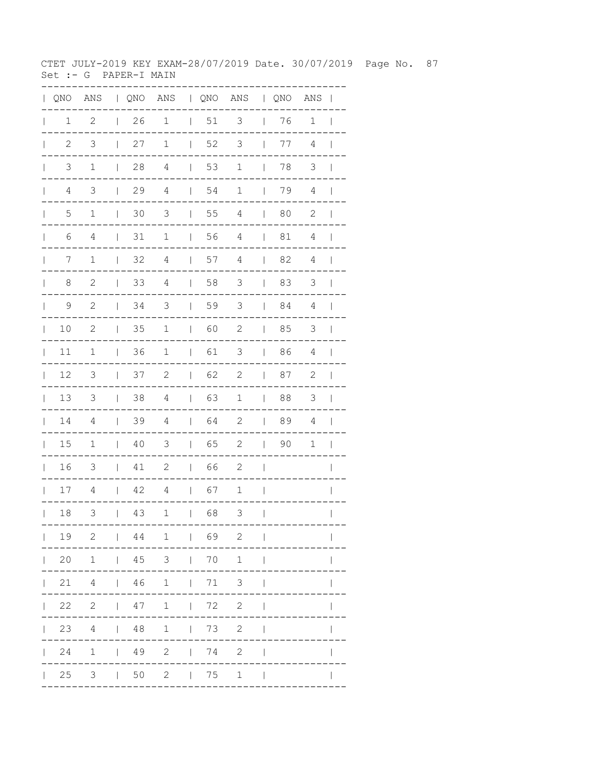CTET JULY-2019 KEY EXAM-28/07/2019 Date. 30/07/2019 Page No. 87
Set :- G PAPER-I MAIN

| QNO | ANS | QNO | ANS | QNO | ANS | QNO | ANS |
|---|---|---|---|---|---|---|---|
| 1 | 2 | 26 | 1 | 51 | 3 | 76 | 1 |
| 2 | 3 | 27 | 1 | 52 | 3 | 77 | 4 |
| 3 | 1 | 28 | 4 | 53 | 1 | 78 | 3 |
| 4 | 3 | 29 | 4 | 54 | 1 | 79 | 4 |
| 5 | 1 | 30 | 3 | 55 | 4 | 80 | 2 |
| 6 | 4 | 31 | 1 | 56 | 4 | 81 | 4 |
| 7 | 1 | 32 | 4 | 57 | 4 | 82 | 4 |
| 8 | 2 | 33 | 4 | 58 | 3 | 83 | 3 |
| 9 | 2 | 34 | 3 | 59 | 3 | 84 | 4 |
| 10 | 2 | 35 | 1 | 60 | 2 | 85 | 3 |
| 11 | 1 | 36 | 1 | 61 | 3 | 86 | 4 |
| 12 | 3 | 37 | 2 | 62 | 2 | 87 | 2 |
| 13 | 3 | 38 | 4 | 63 | 1 | 88 | 3 |
| 14 | 4 | 39 | 4 | 64 | 2 | 89 | 4 |
| 15 | 1 | 40 | 3 | 65 | 2 | 90 | 1 |
| 16 | 3 | 41 | 2 | 66 | 2 | | |
| 17 | 4 | 42 | 4 | 67 | 1 | | |
| 18 | 3 | 43 | 1 | 68 | 3 | | |
| 19 | 2 | 44 | 1 | 69 | 2 | | |
| 20 | 1 | 45 | 3 | 70 | 1 | | |
| 21 | 4 | 46 | 1 | 71 | 3 | | |
| 22 | 2 | 47 | 1 | 72 | 2 | | |
| 23 | 4 | 48 | 1 | 73 | 2 | | |
| 24 | 1 | 49 | 2 | 74 | 2 | | |
| 25 | 3 | 50 | 2 | 75 | 1 | | |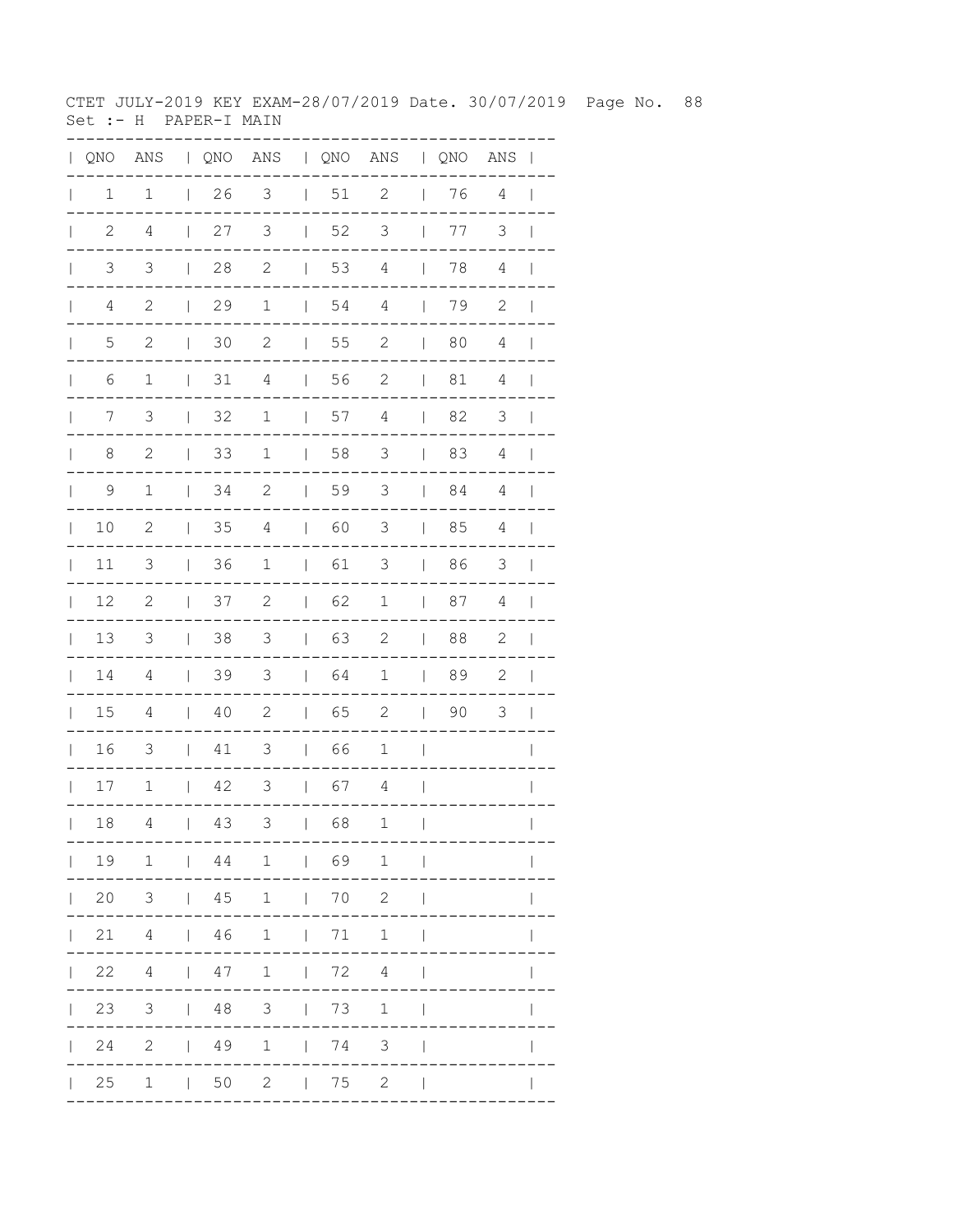CTET JULY-2019 KEY EXAM-28/07/2019 Date. 30/07/2019 Page No. 88
Set :- H PAPER-I MAIN

| QNO | ANS | QNO | ANS | QNO | ANS | QNO | ANS |
|---|---|---|---|---|---|---|---|
| 1 | 1 | 26 | 3 | 51 | 2 | 76 | 4 |
| 2 | 4 | 27 | 3 | 52 | 3 | 77 | 3 |
| 3 | 3 | 28 | 2 | 53 | 4 | 78 | 4 |
| 4 | 2 | 29 | 1 | 54 | 4 | 79 | 2 |
| 5 | 2 | 30 | 2 | 55 | 2 | 80 | 4 |
| 6 | 1 | 31 | 4 | 56 | 2 | 81 | 4 |
| 7 | 3 | 32 | 1 | 57 | 4 | 82 | 3 |
| 8 | 2 | 33 | 1 | 58 | 3 | 83 | 4 |
| 9 | 1 | 34 | 2 | 59 | 3 | 84 | 4 |
| 10 | 2 | 35 | 4 | 60 | 3 | 85 | 4 |
| 11 | 3 | 36 | 1 | 61 | 3 | 86 | 3 |
| 12 | 2 | 37 | 2 | 62 | 1 | 87 | 4 |
| 13 | 3 | 38 | 3 | 63 | 2 | 88 | 2 |
| 14 | 4 | 39 | 3 | 64 | 1 | 89 | 2 |
| 15 | 4 | 40 | 2 | 65 | 2 | 90 | 3 |
| 16 | 3 | 41 | 3 | 66 | 1 | | |
| 17 | 1 | 42 | 3 | 67 | 4 | | |
| 18 | 4 | 43 | 3 | 68 | 1 | | |
| 19 | 1 | 44 | 1 | 69 | 1 | | |
| 20 | 3 | 45 | 1 | 70 | 2 | | |
| 21 | 4 | 46 | 1 | 71 | 1 | | |
| 22 | 4 | 47 | 1 | 72 | 4 | | |
| 23 | 3 | 48 | 3 | 73 | 1 | | |
| 24 | 2 | 49 | 1 | 74 | 3 | | |
| 25 | 1 | 50 | 2 | 75 | 2 | | |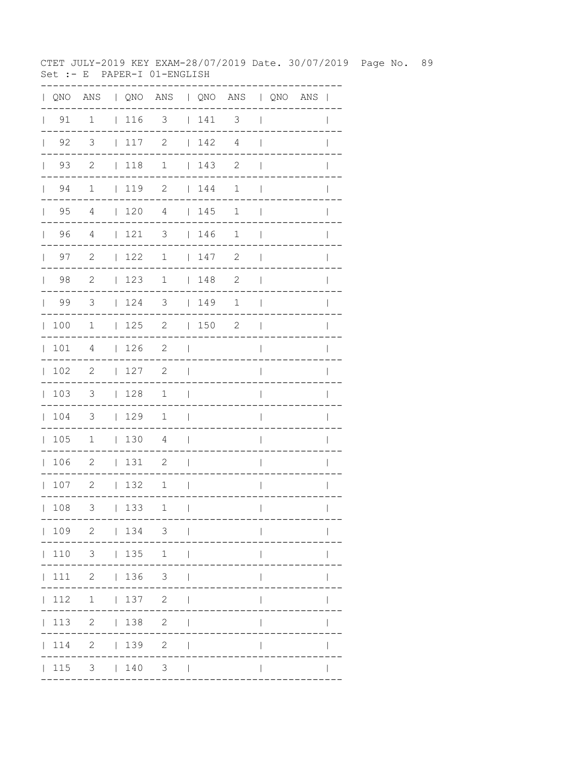CTET JULY-2019 KEY EXAM-28/07/2019 Date. 30/07/2019

Set :- E PAPER-I 01-ENGLISH

| QNO | ANS | QNO | ANS | QNO | ANS | QNO | ANS |
|---|---|---|---|---|---|---|---|
| 91 | 1 | 116 | 3 | 141 | 3 | | |
| 92 | 3 | 117 | 2 | 142 | 4 | | |
| 93 | 2 | 118 | 1 | 143 | 2 | | |
| 94 | 1 | 119 | 2 | 144 | 1 | | |
| 95 | 4 | 120 | 4 | 145 | 1 | | |
| 96 | 4 | 121 | 3 | 146 | 1 | | |
| 97 | 2 | 122 | 1 | 147 | 2 | | |
| 98 | 2 | 123 | 1 | 148 | 2 | | |
| 99 | 3 | 124 | 3 | 149 | 1 | | |
| 100 | 1 | 125 | 2 | 150 | 2 | | |
| 101 | 4 | 126 | 2 | | | | |
| 102 | 2 | 127 | 2 | | | | |
| 103 | 3 | 128 | 1 | | | | |
| 104 | 3 | 129 | 1 | | | | |
| 105 | 1 | 130 | 4 | | | | |
| 106 | 2 | 131 | 2 | | | | |
| 107 | 2 | 132 | 1 | | | | |
| 108 | 3 | 133 | 1 | | | | |
| 109 | 2 | 134 | 3 | | | | |
| 110 | 3 | 135 | 1 | | | | |
| 111 | 2 | 136 | 3 | | | | |
| 112 | 1 | 137 | 2 | | | | |
| 113 | 2 | 138 | 2 | | | | |
| 114 | 2 | 139 | 2 | | | | |
| 115 | 3 | 140 | 3 | | | | |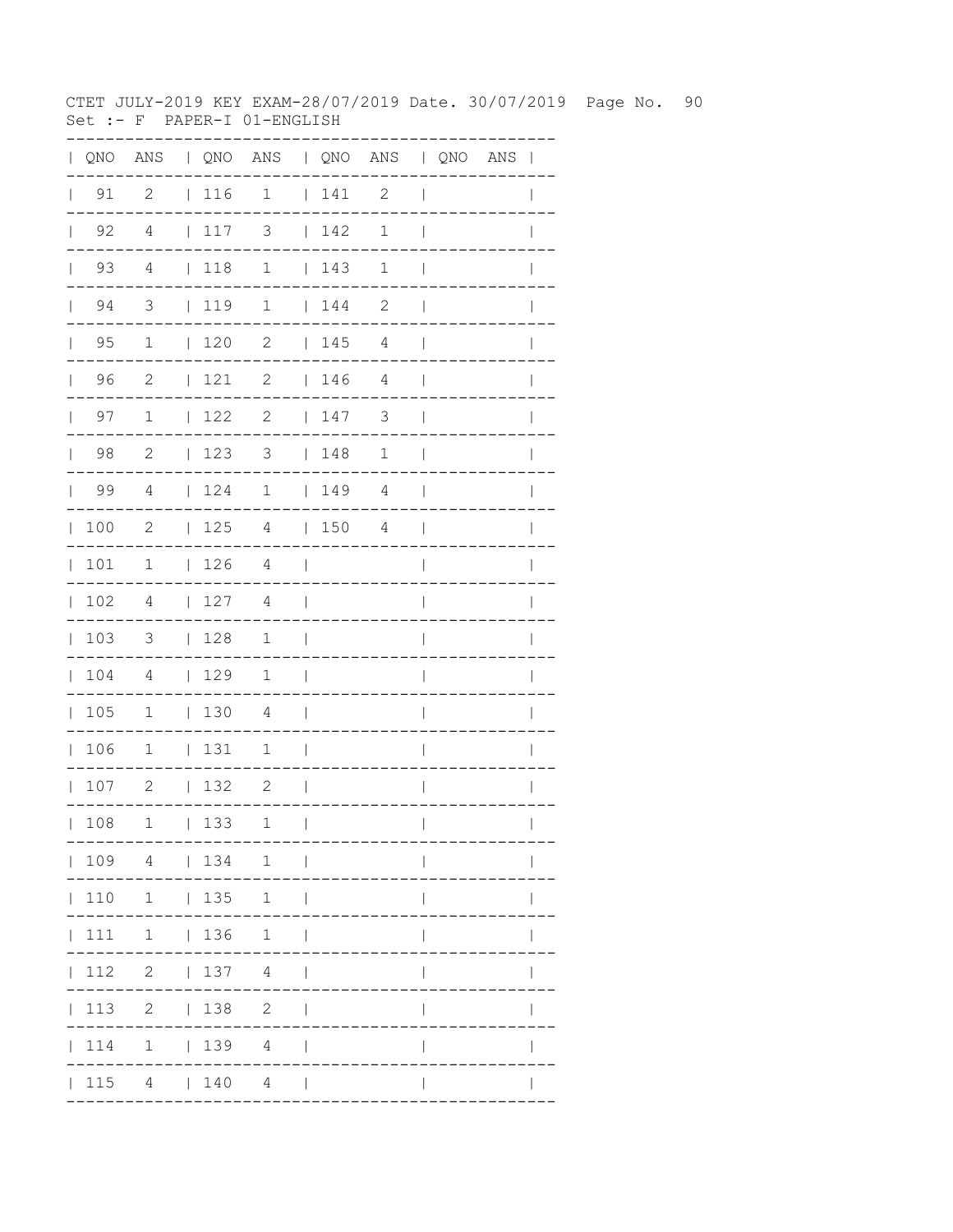CTET JULY-2019 KEY EXAM-28/07/2019 Date. 30/07/2019 Page No. 90
Set :- F PAPER-I 01-ENGLISH

| QNO | ANS | QNO | ANS | QNO | ANS | QNO | ANS |
|---|---|---|---|---|---|---|---|
| 91 | 2 | 116 | 1 | 141 | 2 | | |
| 92 | 4 | 117 | 3 | 142 | 1 | | |
| 93 | 4 | 118 | 1 | 143 | 1 | | |
| 94 | 3 | 119 | 1 | 144 | 2 | | |
| 95 | 1 | 120 | 2 | 145 | 4 | | |
| 96 | 2 | 121 | 2 | 146 | 4 | | |
| 97 | 1 | 122 | 2 | 147 | 3 | | |
| 98 | 2 | 123 | 3 | 148 | 1 | | |
| 99 | 4 | 124 | 1 | 149 | 4 | | |
| 100 | 2 | 125 | 4 | 150 | 4 | | |
| 101 | 1 | 126 | 4 | | | | |
| 102 | 4 | 127 | 4 | | | | |
| 103 | 3 | 128 | 1 | | | | |
| 104 | 4 | 129 | 1 | | | | |
| 105 | 1 | 130 | 4 | | | | |
| 106 | 1 | 131 | 1 | | | | |
| 107 | 2 | 132 | 2 | | | | |
| 108 | 1 | 133 | 1 | | | | |
| 109 | 4 | 134 | 1 | | | | |
| 110 | 1 | 135 | 1 | | | | |
| 111 | 1 | 136 | 1 | | | | |
| 112 | 2 | 137 | 4 | | | | |
| 113 | 2 | 138 | 2 | | | | |
| 114 | 1 | 139 | 4 | | | | |
| 115 | 4 | 140 | 4 | | | | |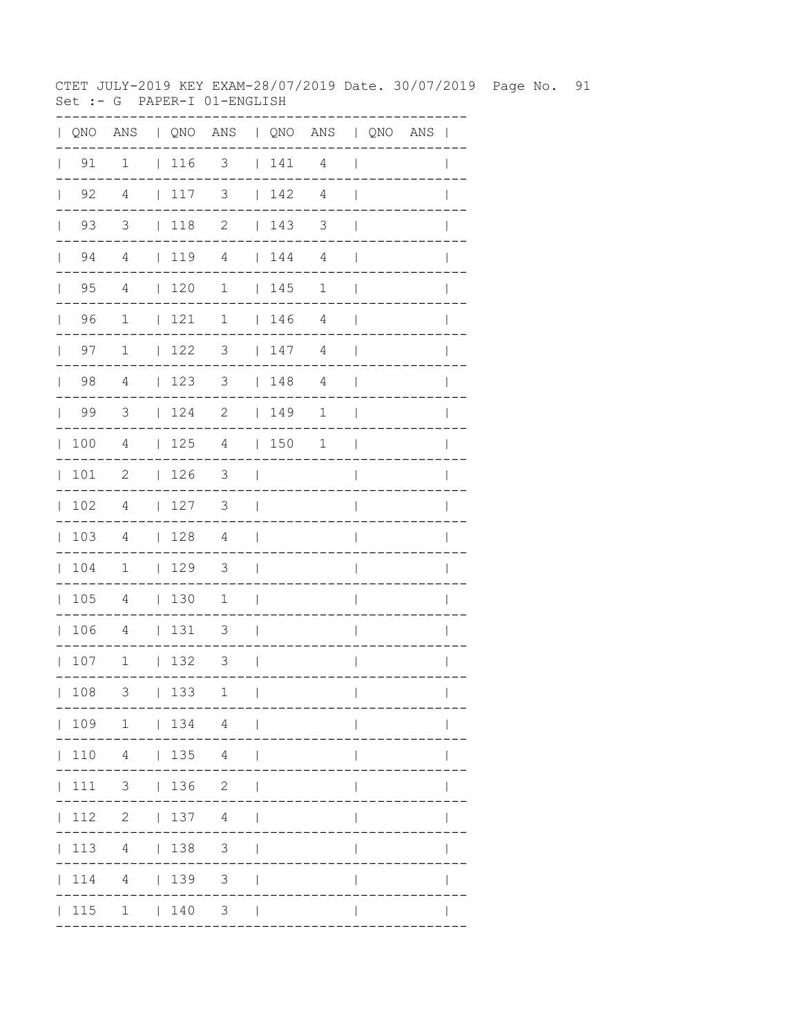CTET JULY-2019 KEY EXAM-28/07/2019 Date. 30/07/2019 Page No. 91
Set :- G PAPER-I 01-ENGLISH

| QNO | ANS | QNO | ANS | QNO | ANS | QNO | ANS |
|---|---|---|---|---|---|---|---|
| 91 | 1 | 116 | 3 | 141 | 4 | | |
| 92 | 4 | 117 | 3 | 142 | 4 | | |
| 93 | 3 | 118 | 2 | 143 | 3 | | |
| 94 | 4 | 119 | 4 | 144 | 4 | | |
| 95 | 4 | 120 | 1 | 145 | 1 | | |
| 96 | 1 | 121 | 1 | 146 | 4 | | |
| 97 | 1 | 122 | 3 | 147 | 4 | | |
| 98 | 4 | 123 | 3 | 148 | 4 | | |
| 99 | 3 | 124 | 2 | 149 | 1 | | |
| 100 | 4 | 125 | 4 | 150 | 1 | | |
| 101 | 2 | 126 | 3 | | | | |
| 102 | 4 | 127 | 3 | | | | |
| 103 | 4 | 128 | 4 | | | | |
| 104 | 1 | 129 | 3 | | | | |
| 105 | 4 | 130 | 1 | | | | |
| 106 | 4 | 131 | 3 | | | | |
| 107 | 1 | 132 | 3 | | | | |
| 108 | 3 | 133 | 1 | | | | |
| 109 | 1 | 134 | 4 | | | | |
| 110 | 4 | 135 | 4 | | | | |
| 111 | 3 | 136 | 2 | | | | |
| 112 | 2 | 137 | 4 | | | | |
| 113 | 4 | 138 | 3 | | | | |
| 114 | 4 | 139 | 3 | | | | |
| 115 | 1 | 140 | 3 | | | | |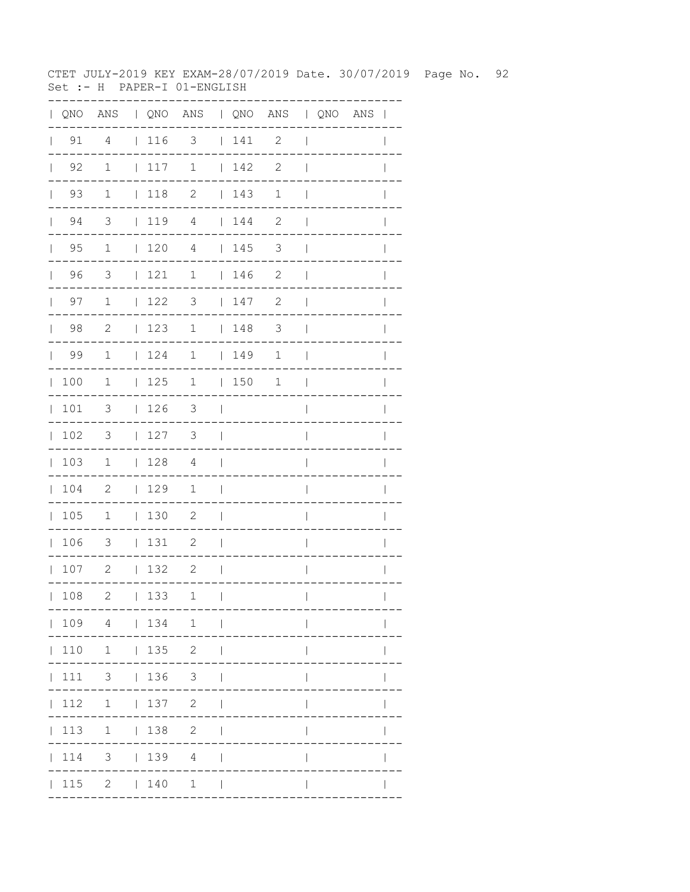CTET JULY-2019 KEY EXAM-28/07/2019 Date. 30/07/2019

Set :- H PAPER-I 01-ENGLISH

| QNO | ANS | QNO | ANS | QNO | ANS | QNO | ANS |
|---|---|---|---|---|---|---|---|
| 91 | 4 | 116 | 3 | 141 | 2 | | |
| 92 | 1 | 117 | 1 | 142 | 2 | | |
| 93 | 1 | 118 | 2 | 143 | 1 | | |
| 94 | 3 | 119 | 4 | 144 | 2 | | |
| 95 | 1 | 120 | 4 | 145 | 3 | | |
| 96 | 3 | 121 | 1 | 146 | 2 | | |
| 97 | 1 | 122 | 3 | 147 | 2 | | |
| 98 | 2 | 123 | 1 | 148 | 3 | | |
| 99 | 1 | 124 | 1 | 149 | 1 | | |
| 100 | 1 | 125 | 1 | 150 | 1 | | |
| 101 | 3 | 126 | 3 | | | | |
| 102 | 3 | 127 | 3 | | | | |
| 103 | 1 | 128 | 4 | | | | |
| 104 | 2 | 129 | 1 | | | | |
| 105 | 1 | 130 | 2 | | | | |
| 106 | 3 | 131 | 2 | | | | |
| 107 | 2 | 132 | 2 | | | | |
| 108 | 2 | 133 | 1 | | | | |
| 109 | 4 | 134 | 1 | | | | |
| 110 | 1 | 135 | 2 | | | | |
| 111 | 3 | 136 | 3 | | | | |
| 112 | 1 | 137 | 2 | | | | |
| 113 | 1 | 138 | 2 | | | | |
| 114 | 3 | 139 | 4 | | | | |
| 115 | 2 | 140 | 1 | | | | |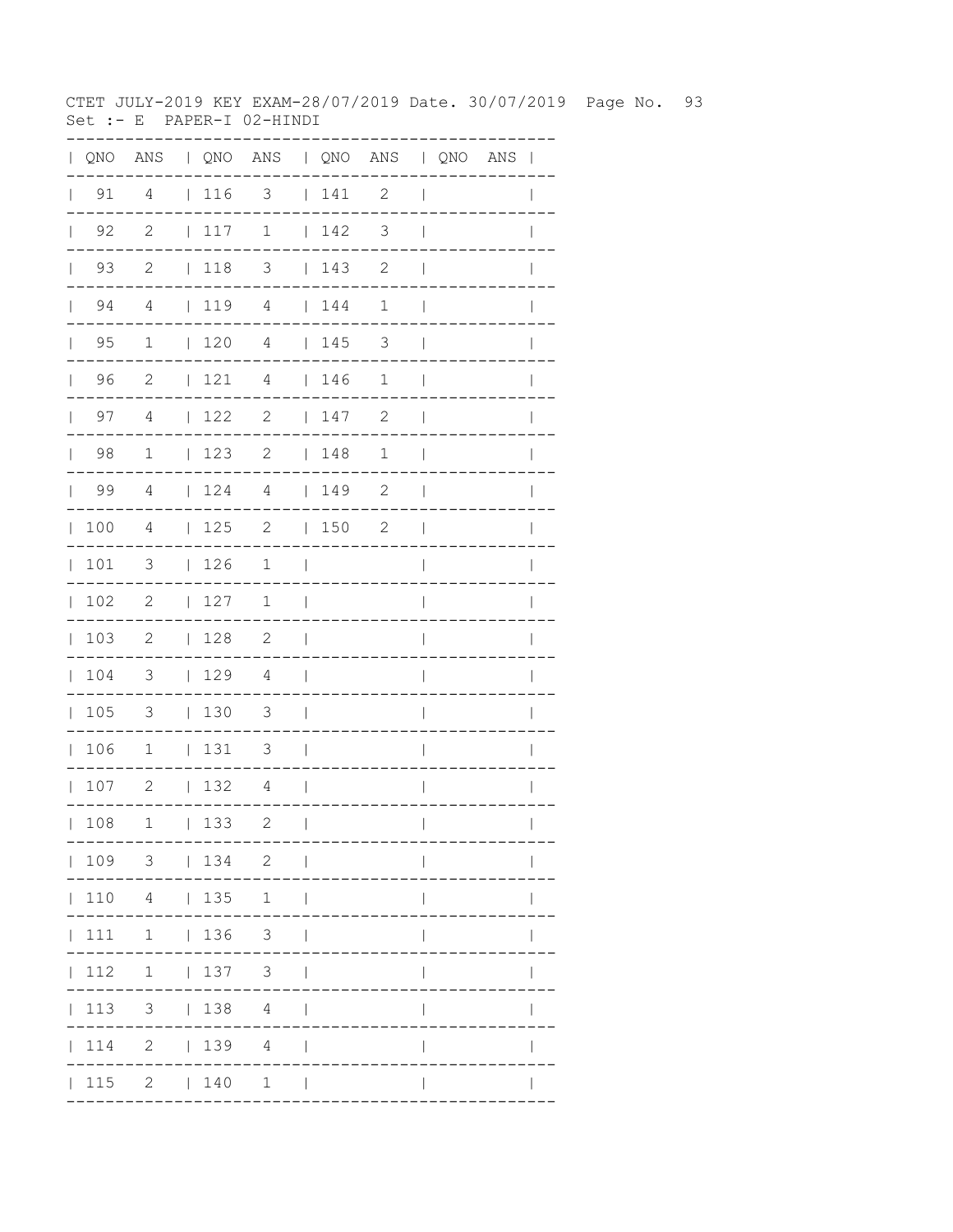CTET JULY-2019 KEY EXAM-28/07/2019 Date. 30/07/2019 Page No. 93
Set :- E PAPER-I 02-HINDI

| QNO | ANS | QNO | ANS | QNO | ANS | QNO | ANS |
|---|---|---|---|---|---|---|---|
| 91 | 4 | 116 | 3 | 141 | 2 | | |
| 92 | 2 | 117 | 1 | 142 | 3 | | |
| 93 | 2 | 118 | 3 | 143 | 2 | | |
| 94 | 4 | 119 | 4 | 144 | 1 | | |
| 95 | 1 | 120 | 4 | 145 | 3 | | |
| 96 | 2 | 121 | 4 | 146 | 1 | | |
| 97 | 4 | 122 | 2 | 147 | 2 | | |
| 98 | 1 | 123 | 2 | 148 | 1 | | |
| 99 | 4 | 124 | 4 | 149 | 2 | | |
| 100 | 4 | 125 | 2 | 150 | 2 | | |
| 101 | 3 | 126 | 1 | | | | |
| 102 | 2 | 127 | 1 | | | | |
| 103 | 2 | 128 | 2 | | | | |
| 104 | 3 | 129 | 4 | | | | |
| 105 | 3 | 130 | 3 | | | | |
| 106 | 1 | 131 | 3 | | | | |
| 107 | 2 | 132 | 4 | | | | |
| 108 | 1 | 133 | 2 | | | | |
| 109 | 3 | 134 | 2 | | | | |
| 110 | 4 | 135 | 1 | | | | |
| 111 | 1 | 136 | 3 | | | | |
| 112 | 1 | 137 | 3 | | | | |
| 113 | 3 | 138 | 4 | | | | |
| 114 | 2 | 139 | 4 | | | | |
| 115 | 2 | 140 | 1 | | | | |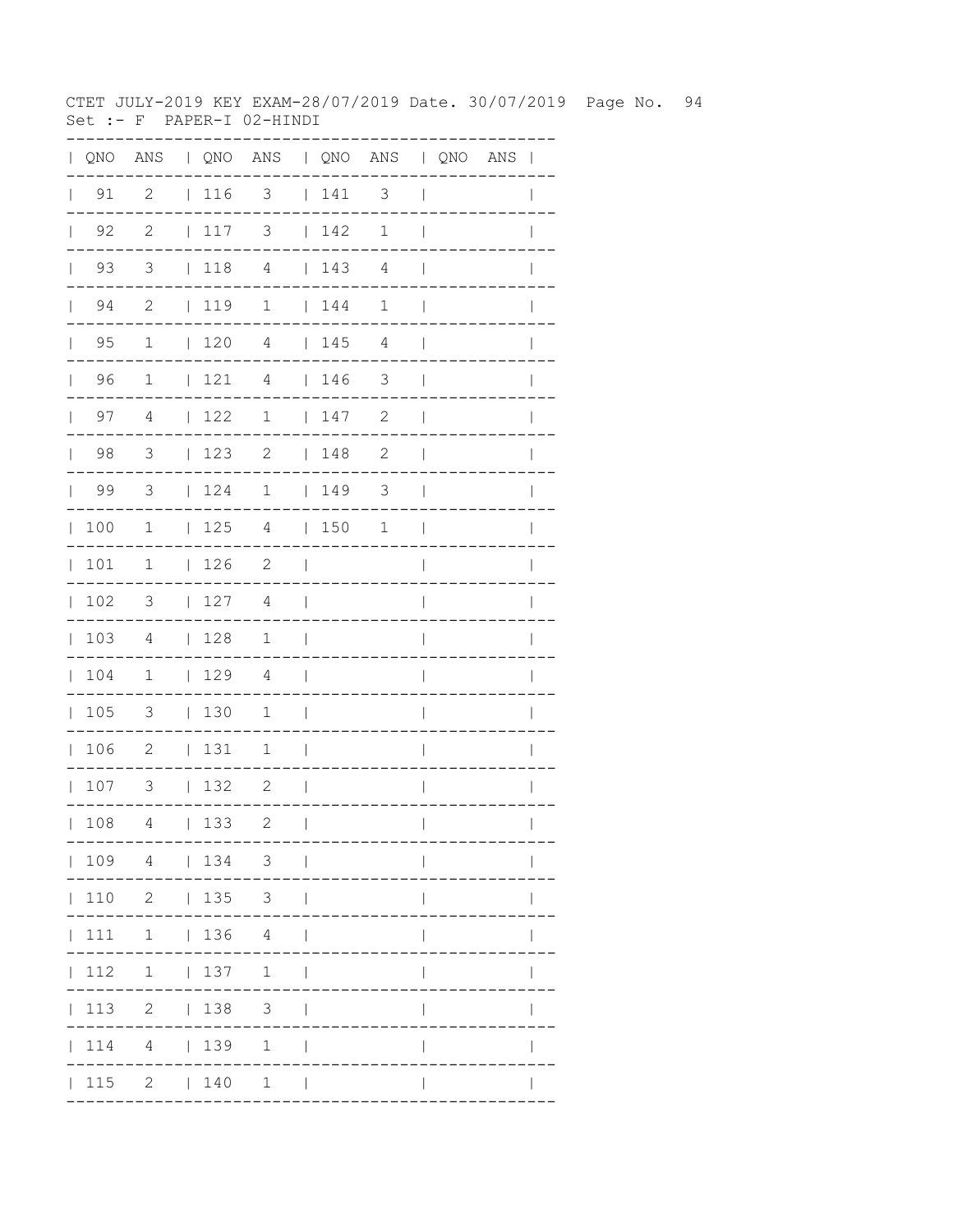CTET JULY-2019 KEY EXAM-28/07/2019 Date. 30/07/2019 Page No. 94
Set :- F PAPER-I 02-HINDI

| QNO | ANS | QNO | ANS | QNO | ANS | QNO | ANS |
|---|---|---|---|---|---|---|---|
| 91 | 2 | 116 | 3 | 141 | 3 | | |
| 92 | 2 | 117 | 3 | 142 | 1 | | |
| 93 | 3 | 118 | 4 | 143 | 4 | | |
| 94 | 2 | 119 | 1 | 144 | 1 | | |
| 95 | 1 | 120 | 4 | 145 | 4 | | |
| 96 | 1 | 121 | 4 | 146 | 3 | | |
| 97 | 4 | 122 | 1 | 147 | 2 | | |
| 98 | 3 | 123 | 2 | 148 | 2 | | |
| 99 | 3 | 124 | 1 | 149 | 3 | | |
| 100 | 1 | 125 | 4 | 150 | 1 | | |
| 101 | 1 | 126 | 2 | | | | |
| 102 | 3 | 127 | 4 | | | | |
| 103 | 4 | 128 | 1 | | | | |
| 104 | 1 | 129 | 4 | | | | |
| 105 | 3 | 130 | 1 | | | | |
| 106 | 2 | 131 | 1 | | | | |
| 107 | 3 | 132 | 2 | | | | |
| 108 | 4 | 133 | 2 | | | | |
| 109 | 4 | 134 | 3 | | | | |
| 110 | 2 | 135 | 3 | | | | |
| 111 | 1 | 136 | 4 | | | | |
| 112 | 1 | 137 | 1 | | | | |
| 113 | 2 | 138 | 3 | | | | |
| 114 | 4 | 139 | 1 | | | | |
| 115 | 2 | 140 | 1 | | | | |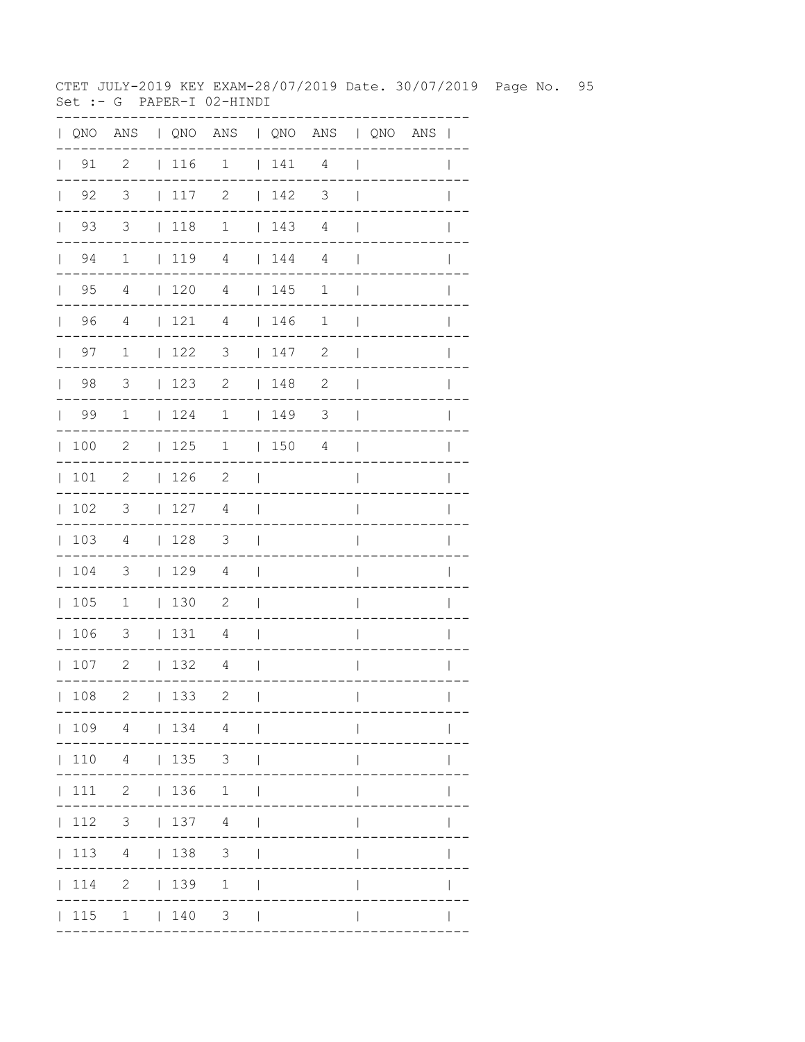CTET JULY-2019 KEY EXAM-28/07/2019 Date. 30/07/2019

Set :- G PAPER-I 02-HINDI

| QNO | ANS | QNO | ANS | QNO | ANS | QNO | ANS |
|---|---|---|---|---|---|---|---|
| 91 | 2 | 116 | 1 | 141 | 4 | | |
| 92 | 3 | 117 | 2 | 142 | 3 | | |
| 93 | 3 | 118 | 1 | 143 | 4 | | |
| 94 | 1 | 119 | 4 | 144 | 4 | | |
| 95 | 4 | 120 | 4 | 145 | 1 | | |
| 96 | 4 | 121 | 4 | 146 | 1 | | |
| 97 | 1 | 122 | 3 | 147 | 2 | | |
| 98 | 3 | 123 | 2 | 148 | 2 | | |
| 99 | 1 | 124 | 1 | 149 | 3 | | |
| 100 | 2 | 125 | 1 | 150 | 4 | | |
| 101 | 2 | 126 | 2 | | | | |
| 102 | 3 | 127 | 4 | | | | |
| 103 | 4 | 128 | 3 | | | | |
| 104 | 3 | 129 | 4 | | | | |
| 105 | 1 | 130 | 2 | | | | |
| 106 | 3 | 131 | 4 | | | | |
| 107 | 2 | 132 | 4 | | | | |
| 108 | 2 | 133 | 2 | | | | |
| 109 | 4 | 134 | 4 | | | | |
| 110 | 4 | 135 | 3 | | | | |
| 111 | 2 | 136 | 1 | | | | |
| 112 | 3 | 137 | 4 | | | | |
| 113 | 4 | 138 | 3 | | | | |
| 114 | 2 | 139 | 1 | | | | |
| 115 | 1 | 140 | 3 | | | | |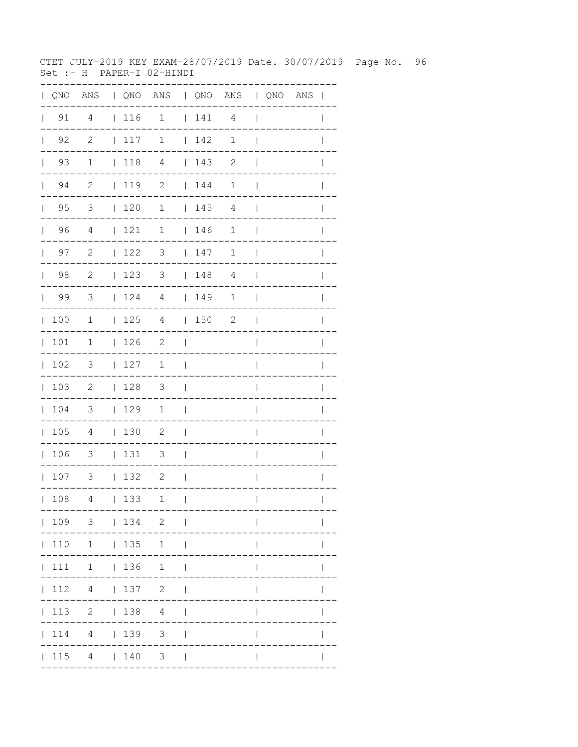CTET JULY-2019 KEY EXAM-28/07/2019 Date. 30/07/2019
Set :- H PAPER-I 02-HINDI

| QNO | ANS | QNO | ANS | QNO | ANS | QNO | ANS |
|---|---|---|---|---|---|---|---|
| 91 | 4 | 116 | 1 | 141 | 4 | | |
| 92 | 2 | 117 | 1 | 142 | 1 | | |
| 93 | 1 | 118 | 4 | 143 | 2 | | |
| 94 | 2 | 119 | 2 | 144 | 1 | | |
| 95 | 3 | 120 | 1 | 145 | 4 | | |
| 96 | 4 | 121 | 1 | 146 | 1 | | |
| 97 | 2 | 122 | 3 | 147 | 1 | | |
| 98 | 2 | 123 | 3 | 148 | 4 | | |
| 99 | 3 | 124 | 4 | 149 | 1 | | |
| 100 | 1 | 125 | 4 | 150 | 2 | | |
| 101 | 1 | 126 | 2 | | | | |
| 102 | 3 | 127 | 1 | | | | |
| 103 | 2 | 128 | 3 | | | | |
| 104 | 3 | 129 | 1 | | | | |
| 105 | 4 | 130 | 2 | | | | |
| 106 | 3 | 131 | 3 | | | | |
| 107 | 3 | 132 | 2 | | | | |
| 108 | 4 | 133 | 1 | | | | |
| 109 | 3 | 134 | 2 | | | | |
| 110 | 1 | 135 | 1 | | | | |
| 111 | 1 | 136 | 1 | | | | |
| 112 | 4 | 137 | 2 | | | | |
| 113 | 2 | 138 | 4 | | | | |
| 114 | 4 | 139 | 3 | | | | |
| 115 | 4 | 140 | 3 | | | | |